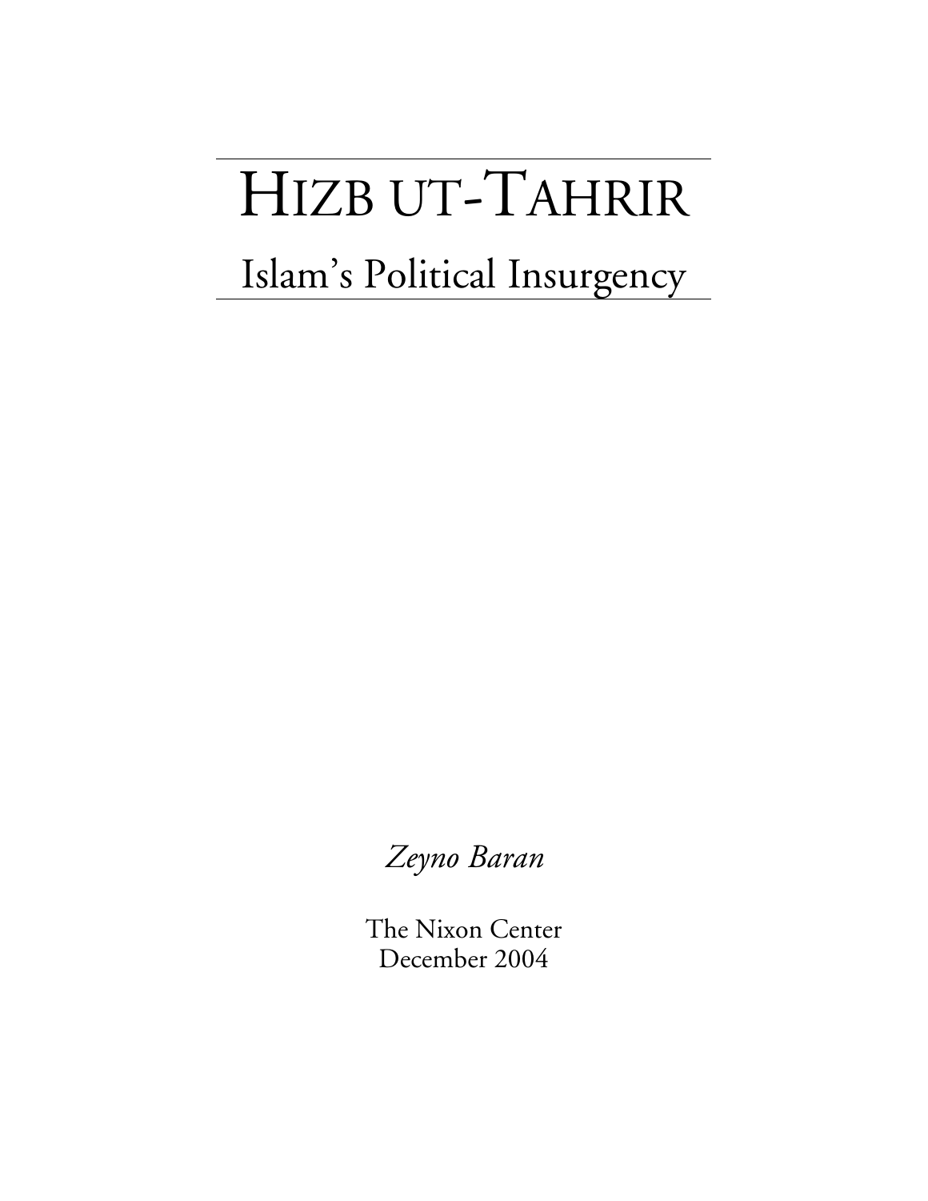# HIZB UT-TAHRIR

## Islam's Political Insurgency

*Zeyno Baran*

The Nixon Center
December 2004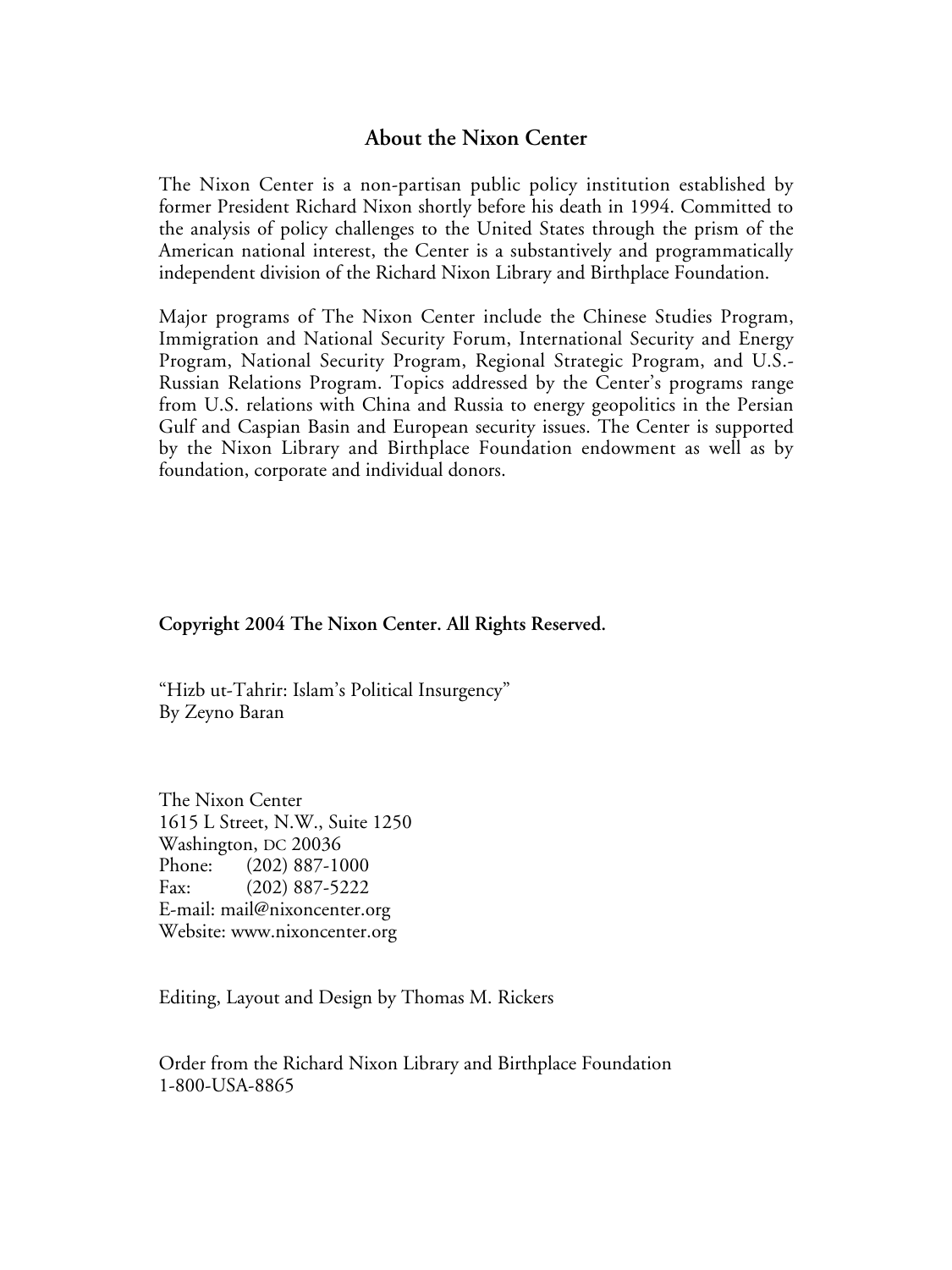## About the Nixon Center

The Nixon Center is a non-partisan public policy institution established by former President Richard Nixon shortly before his death in 1994. Committed to the analysis of policy challenges to the United States through the prism of the American national interest, the Center is a substantively and programmatically independent division of the Richard Nixon Library and Birthplace Foundation.

Major programs of The Nixon Center include the Chinese Studies Program, Immigration and National Security Forum, International Security and Energy Program, National Security Program, Regional Strategic Program, and U.S.-Russian Relations Program. Topics addressed by the Center's programs range from U.S. relations with China and Russia to energy geopolitics in the Persian Gulf and Caspian Basin and European security issues. The Center is supported by the Nixon Library and Birthplace Foundation endowment as well as by foundation, corporate and individual donors.

**Copyright 2004 The Nixon Center. All Rights Reserved.**

"Hizb ut-Tahrir: Islam's Political Insurgency"
By Zeyno Baran

The Nixon Center
1615 L Street, N.W., Suite 1250
Washington, DC 20036
Phone: (202) 887-1000
Fax: (202) 887-5222
E-mail: mail@nixoncenter.org
Website: www.nixoncenter.org

Editing, Layout and Design by Thomas M. Rickers

Order from the Richard Nixon Library and Birthplace Foundation
1-800-USA-8865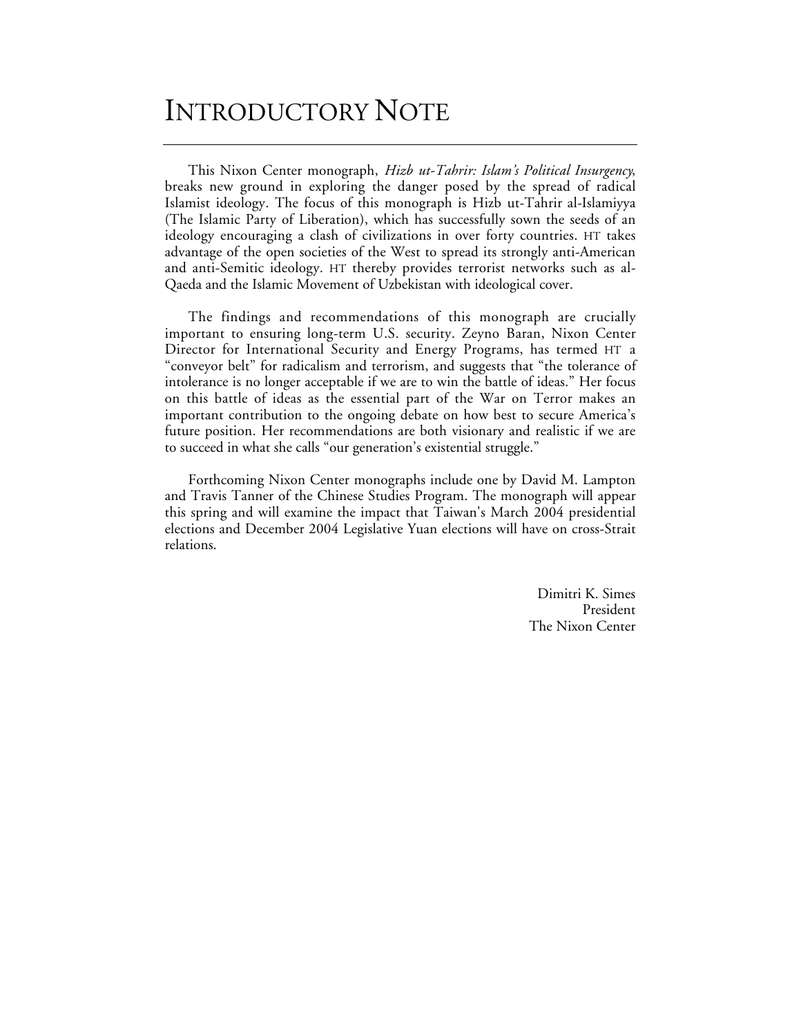# INTRODUCTORY NOTE

This Nixon Center monograph, *Hizb ut-Tahrir: Islam's Political Insurgency*, breaks new ground in exploring the danger posed by the spread of radical Islamist ideology. The focus of this monograph is Hizb ut-Tahrir al-Islamiyya (The Islamic Party of Liberation), which has successfully sown the seeds of an ideology encouraging a clash of civilizations in over forty countries. HT takes advantage of the open societies of the West to spread its strongly anti-American and anti-Semitic ideology. HT thereby provides terrorist networks such as al-Qaeda and the Islamic Movement of Uzbekistan with ideological cover.

The findings and recommendations of this monograph are crucially important to ensuring long-term U.S. security. Zeyno Baran, Nixon Center Director for International Security and Energy Programs, has termed HT a "conveyor belt" for radicalism and terrorism, and suggests that "the tolerance of intolerance is no longer acceptable if we are to win the battle of ideas." Her focus on this battle of ideas as the essential part of the War on Terror makes an important contribution to the ongoing debate on how best to secure America's future position. Her recommendations are both visionary and realistic if we are to succeed in what she calls "our generation's existential struggle."

Forthcoming Nixon Center monographs include one by David M. Lampton and Travis Tanner of the Chinese Studies Program. The monograph will appear this spring and will examine the impact that Taiwan's March 2004 presidential elections and December 2004 Legislative Yuan elections will have on cross-Strait relations.

Dimitri K. Simes
President
The Nixon Center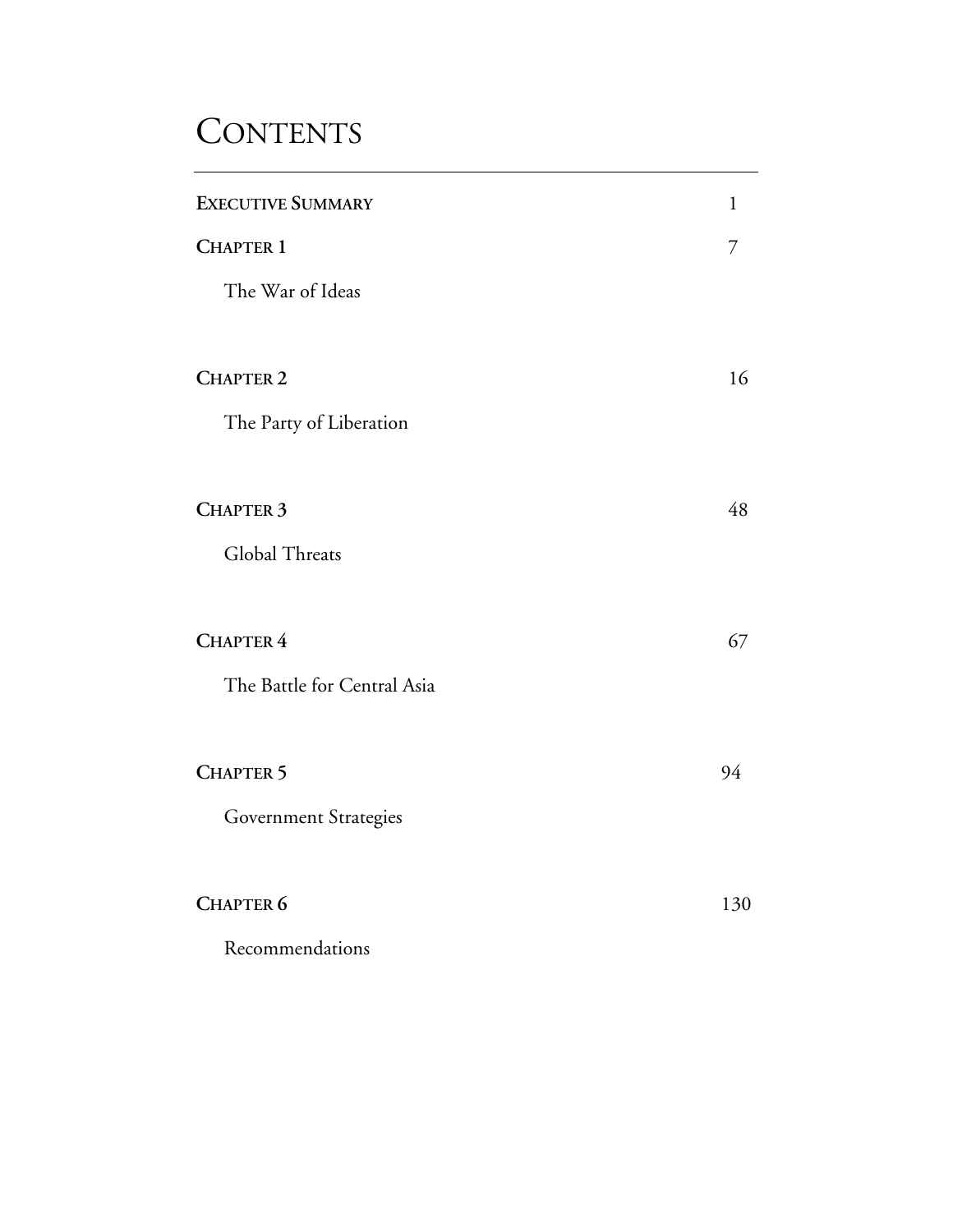# Contents

| | |
|---|---|
| **Executive Summary** | 1 |
| **Chapter 1** | 7 |
| The War of Ideas | |
| **Chapter 2** | 16 |
| The Party of Liberation | |
| **Chapter 3** | 48 |
| Global Threats | |
| **Chapter 4** | 67 |
| The Battle for Central Asia | |
| **Chapter 5** | 94 |
| Government Strategies | |
| **Chapter 6** | 130 |
| Recommendations | |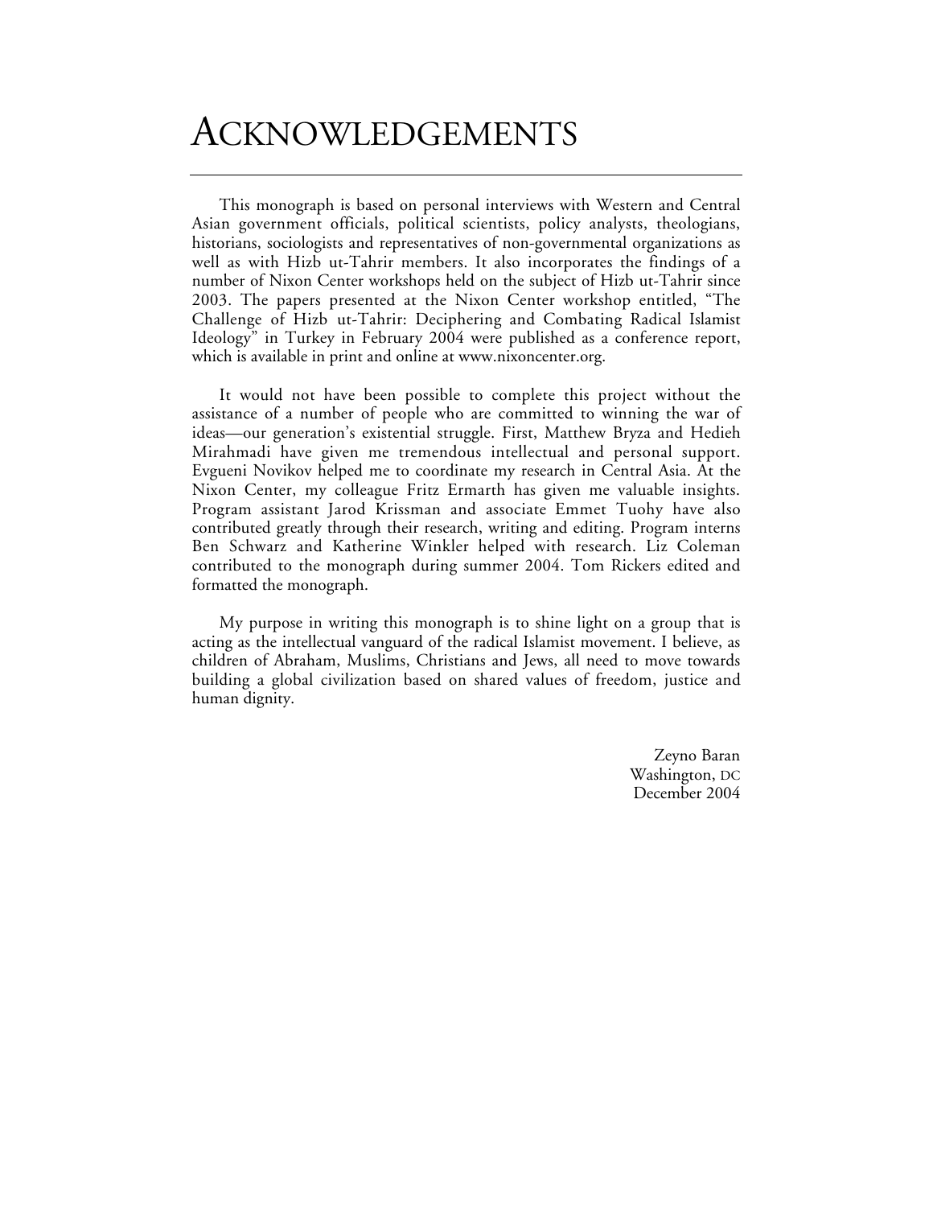# ACKNOWLEDGEMENTS

This monograph is based on personal interviews with Western and Central Asian government officials, political scientists, policy analysts, theologians, historians, sociologists and representatives of non-governmental organizations as well as with Hizb ut-Tahrir members. It also incorporates the findings of a number of Nixon Center workshops held on the subject of Hizb ut-Tahrir since 2003. The papers presented at the Nixon Center workshop entitled, "The Challenge of Hizb ut-Tahrir: Deciphering and Combating Radical Islamist Ideology" in Turkey in February 2004 were published as a conference report, which is available in print and online at www.nixoncenter.org.

It would not have been possible to complete this project without the assistance of a number of people who are committed to winning the war of ideas—our generation's existential struggle. First, Matthew Bryza and Hedieh Mirahmadi have given me tremendous intellectual and personal support. Evgueni Novikov helped me to coordinate my research in Central Asia. At the Nixon Center, my colleague Fritz Ermarth has given me valuable insights. Program assistant Jarod Krissman and associate Emmet Tuohy have also contributed greatly through their research, writing and editing. Program interns Ben Schwarz and Katherine Winkler helped with research. Liz Coleman contributed to the monograph during summer 2004. Tom Rickers edited and formatted the monograph.

My purpose in writing this monograph is to shine light on a group that is acting as the intellectual vanguard of the radical Islamist movement. I believe, as children of Abraham, Muslims, Christians and Jews, all need to move towards building a global civilization based on shared values of freedom, justice and human dignity.

Zeyno Baran
Washington, DC
December 2004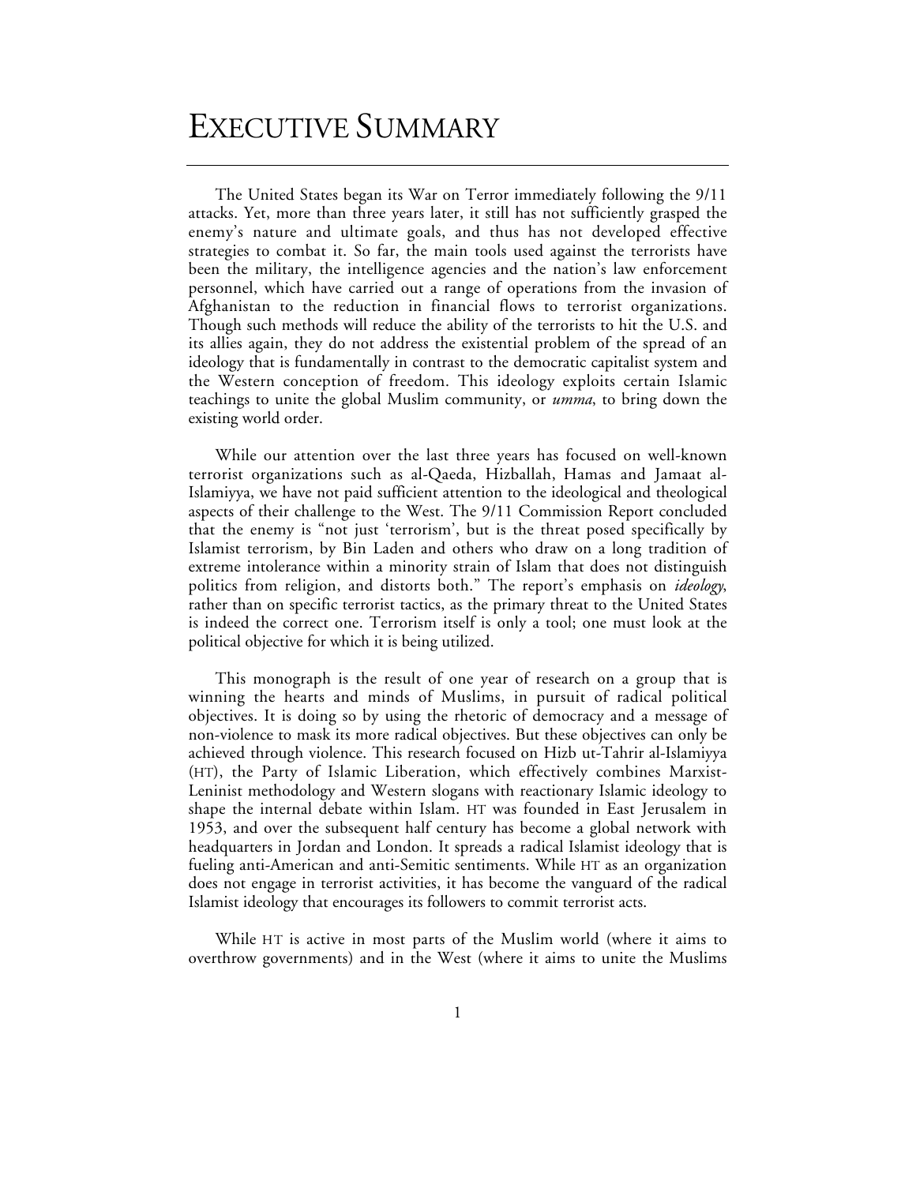# EXECUTIVE SUMMARY

The United States began its War on Terror immediately following the 9/11 attacks. Yet, more than three years later, it still has not sufficiently grasped the enemy's nature and ultimate goals, and thus has not developed effective strategies to combat it. So far, the main tools used against the terrorists have been the military, the intelligence agencies and the nation's law enforcement personnel, which have carried out a range of operations from the invasion of Afghanistan to the reduction in financial flows to terrorist organizations. Though such methods will reduce the ability of the terrorists to hit the U.S. and its allies again, they do not address the existential problem of the spread of an ideology that is fundamentally in contrast to the democratic capitalist system and the Western conception of freedom. This ideology exploits certain Islamic teachings to unite the global Muslim community, or *umma*, to bring down the existing world order.

While our attention over the last three years has focused on well-known terrorist organizations such as al-Qaeda, Hizballah, Hamas and Jamaat al-Islamiyya, we have not paid sufficient attention to the ideological and theological aspects of their challenge to the West. The 9/11 Commission Report concluded that the enemy is "not just 'terrorism', but is the threat posed specifically by Islamist terrorism, by Bin Laden and others who draw on a long tradition of extreme intolerance within a minority strain of Islam that does not distinguish politics from religion, and distorts both." The report's emphasis on *ideology*, rather than on specific terrorist tactics, as the primary threat to the United States is indeed the correct one. Terrorism itself is only a tool; one must look at the political objective for which it is being utilized.

This monograph is the result of one year of research on a group that is winning the hearts and minds of Muslims, in pursuit of radical political objectives. It is doing so by using the rhetoric of democracy and a message of non-violence to mask its more radical objectives. But these objectives can only be achieved through violence. This research focused on Hizb ut-Tahrir al-Islamiyya (HT), the Party of Islamic Liberation, which effectively combines Marxist-Leninist methodology and Western slogans with reactionary Islamic ideology to shape the internal debate within Islam. HT was founded in East Jerusalem in 1953, and over the subsequent half century has become a global network with headquarters in Jordan and London. It spreads a radical Islamist ideology that is fueling anti-American and anti-Semitic sentiments. While HT as an organization does not engage in terrorist activities, it has become the vanguard of the radical Islamist ideology that encourages its followers to commit terrorist acts.

While HT is active in most parts of the Muslim world (where it aims to overthrow governments) and in the West (where it aims to unite the Muslims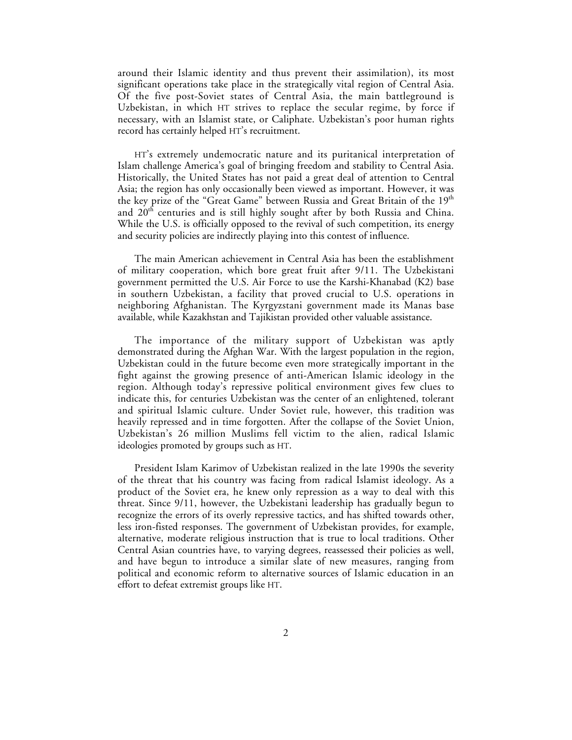around their Islamic identity and thus prevent their assimilation), its most significant operations take place in the strategically vital region of Central Asia. Of the five post-Soviet states of Central Asia, the main battleground is Uzbekistan, in which HT strives to replace the secular regime, by force if necessary, with an Islamist state, or Caliphate. Uzbekistan's poor human rights record has certainly helped HT's recruitment.

HT's extremely undemocratic nature and its puritanical interpretation of Islam challenge America's goal of bringing freedom and stability to Central Asia. Historically, the United States has not paid a great deal of attention to Central Asia; the region has only occasionally been viewed as important. However, it was the key prize of the "Great Game" between Russia and Great Britain of the 19th and 20th centuries and is still highly sought after by both Russia and China. While the U.S. is officially opposed to the revival of such competition, its energy and security policies are indirectly playing into this contest of influence.

The main American achievement in Central Asia has been the establishment of military cooperation, which bore great fruit after 9/11. The Uzbekistani government permitted the U.S. Air Force to use the Karshi-Khanabad (K2) base in southern Uzbekistan, a facility that proved crucial to U.S. operations in neighboring Afghanistan. The Kyrgyzstani government made its Manas base available, while Kazakhstan and Tajikistan provided other valuable assistance.

The importance of the military support of Uzbekistan was aptly demonstrated during the Afghan War. With the largest population in the region, Uzbekistan could in the future become even more strategically important in the fight against the growing presence of anti-American Islamic ideology in the region. Although today's repressive political environment gives few clues to indicate this, for centuries Uzbekistan was the center of an enlightened, tolerant and spiritual Islamic culture. Under Soviet rule, however, this tradition was heavily repressed and in time forgotten. After the collapse of the Soviet Union, Uzbekistan's 26 million Muslims fell victim to the alien, radical Islamic ideologies promoted by groups such as HT.

President Islam Karimov of Uzbekistan realized in the late 1990s the severity of the threat that his country was facing from radical Islamist ideology. As a product of the Soviet era, he knew only repression as a way to deal with this threat. Since 9/11, however, the Uzbekistani leadership has gradually begun to recognize the errors of its overly repressive tactics, and has shifted towards other, less iron-fisted responses. The government of Uzbekistan provides, for example, alternative, moderate religious instruction that is true to local traditions. Other Central Asian countries have, to varying degrees, reassessed their policies as well, and have begun to introduce a similar slate of new measures, ranging from political and economic reform to alternative sources of Islamic education in an effort to defeat extremist groups like HT.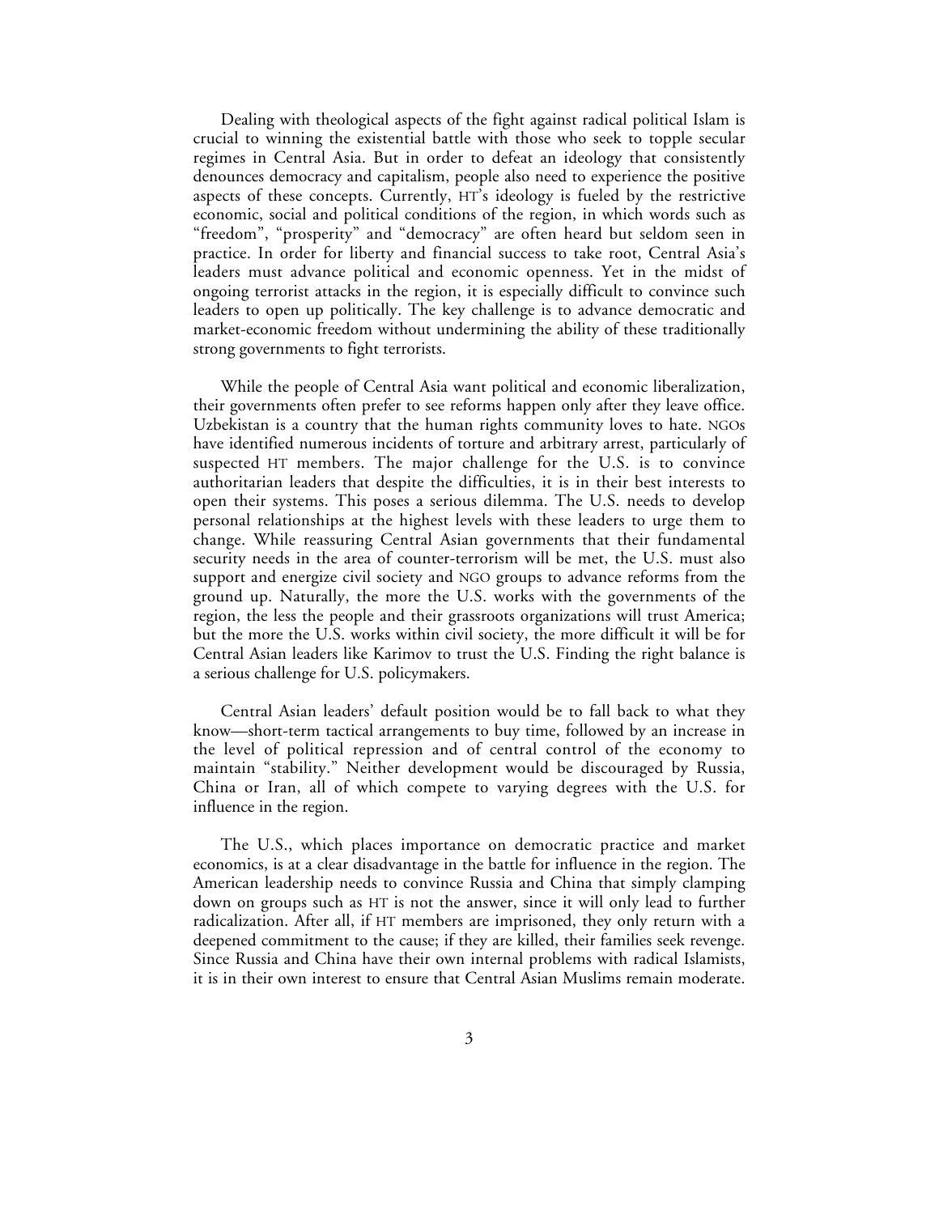Dealing with theological aspects of the fight against radical political Islam is crucial to winning the existential battle with those who seek to topple secular regimes in Central Asia. But in order to defeat an ideology that consistently denounces democracy and capitalism, people also need to experience the positive aspects of these concepts. Currently, HT's ideology is fueled by the restrictive economic, social and political conditions of the region, in which words such as "freedom", "prosperity" and "democracy" are often heard but seldom seen in practice. In order for liberty and financial success to take root, Central Asia's leaders must advance political and economic openness. Yet in the midst of ongoing terrorist attacks in the region, it is especially difficult to convince such leaders to open up politically. The key challenge is to advance democratic and market-economic freedom without undermining the ability of these traditionally strong governments to fight terrorists.

While the people of Central Asia want political and economic liberalization, their governments often prefer to see reforms happen only after they leave office. Uzbekistan is a country that the human rights community loves to hate. NGOs have identified numerous incidents of torture and arbitrary arrest, particularly of suspected HT members. The major challenge for the U.S. is to convince authoritarian leaders that despite the difficulties, it is in their best interests to open their systems. This poses a serious dilemma. The U.S. needs to develop personal relationships at the highest levels with these leaders to urge them to change. While reassuring Central Asian governments that their fundamental security needs in the area of counter-terrorism will be met, the U.S. must also support and energize civil society and NGO groups to advance reforms from the ground up. Naturally, the more the U.S. works with the governments of the region, the less the people and their grassroots organizations will trust America; but the more the U.S. works within civil society, the more difficult it will be for Central Asian leaders like Karimov to trust the U.S. Finding the right balance is a serious challenge for U.S. policymakers.

Central Asian leaders' default position would be to fall back to what they know—short-term tactical arrangements to buy time, followed by an increase in the level of political repression and of central control of the economy to maintain "stability." Neither development would be discouraged by Russia, China or Iran, all of which compete to varying degrees with the U.S. for influence in the region.

The U.S., which places importance on democratic practice and market economics, is at a clear disadvantage in the battle for influence in the region. The American leadership needs to convince Russia and China that simply clamping down on groups such as HT is not the answer, since it will only lead to further radicalization. After all, if HT members are imprisoned, they only return with a deepened commitment to the cause; if they are killed, their families seek revenge. Since Russia and China have their own internal problems with radical Islamists, it is in their own interest to ensure that Central Asian Muslims remain moderate.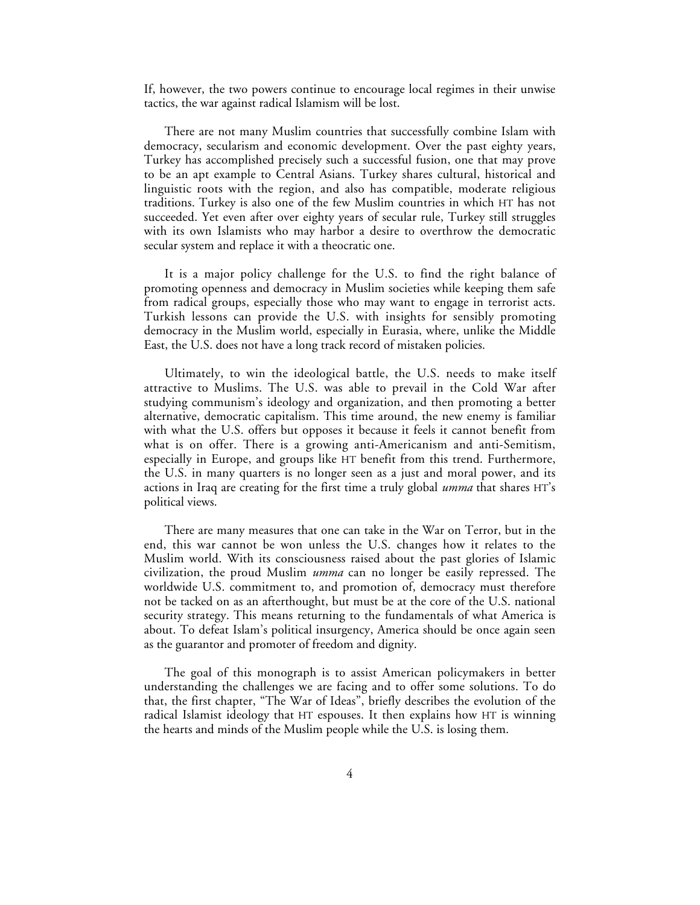If, however, the two powers continue to encourage local regimes in their unwise tactics, the war against radical Islamism will be lost.

There are not many Muslim countries that successfully combine Islam with democracy, secularism and economic development. Over the past eighty years, Turkey has accomplished precisely such a successful fusion, one that may prove to be an apt example to Central Asians. Turkey shares cultural, historical and linguistic roots with the region, and also has compatible, moderate religious traditions. Turkey is also one of the few Muslim countries in which HT has not succeeded. Yet even after over eighty years of secular rule, Turkey still struggles with its own Islamists who may harbor a desire to overthrow the democratic secular system and replace it with a theocratic one.

It is a major policy challenge for the U.S. to find the right balance of promoting openness and democracy in Muslim societies while keeping them safe from radical groups, especially those who may want to engage in terrorist acts. Turkish lessons can provide the U.S. with insights for sensibly promoting democracy in the Muslim world, especially in Eurasia, where, unlike the Middle East, the U.S. does not have a long track record of mistaken policies.

Ultimately, to win the ideological battle, the U.S. needs to make itself attractive to Muslims. The U.S. was able to prevail in the Cold War after studying communism's ideology and organization, and then promoting a better alternative, democratic capitalism. This time around, the new enemy is familiar with what the U.S. offers but opposes it because it feels it cannot benefit from what is on offer. There is a growing anti-Americanism and anti-Semitism, especially in Europe, and groups like HT benefit from this trend. Furthermore, the U.S. in many quarters is no longer seen as a just and moral power, and its actions in Iraq are creating for the first time a truly global *umma* that shares HT's political views.

There are many measures that one can take in the War on Terror, but in the end, this war cannot be won unless the U.S. changes how it relates to the Muslim world. With its consciousness raised about the past glories of Islamic civilization, the proud Muslim *umma* can no longer be easily repressed. The worldwide U.S. commitment to, and promotion of, democracy must therefore not be tacked on as an afterthought, but must be at the core of the U.S. national security strategy. This means returning to the fundamentals of what America is about. To defeat Islam's political insurgency, America should be once again seen as the guarantor and promoter of freedom and dignity.

The goal of this monograph is to assist American policymakers in better understanding the challenges we are facing and to offer some solutions. To do that, the first chapter, "The War of Ideas", briefly describes the evolution of the radical Islamist ideology that HT espouses. It then explains how HT is winning the hearts and minds of the Muslim people while the U.S. is losing them.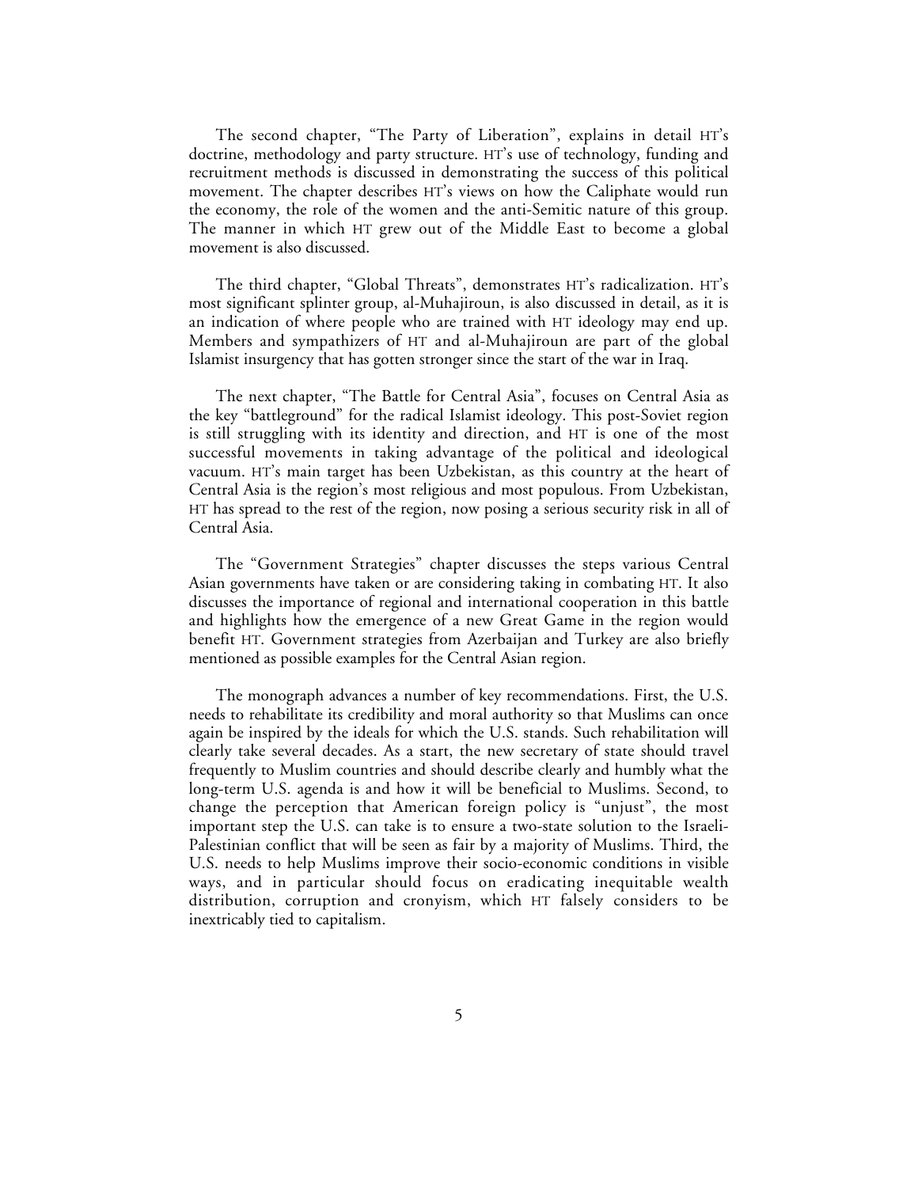The second chapter, "The Party of Liberation", explains in detail HT's doctrine, methodology and party structure. HT's use of technology, funding and recruitment methods is discussed in demonstrating the success of this political movement. The chapter describes HT's views on how the Caliphate would run the economy, the role of the women and the anti-Semitic nature of this group. The manner in which HT grew out of the Middle East to become a global movement is also discussed.

The third chapter, "Global Threats", demonstrates HT's radicalization. HT's most significant splinter group, al-Muhajiroun, is also discussed in detail, as it is an indication of where people who are trained with HT ideology may end up. Members and sympathizers of HT and al-Muhajiroun are part of the global Islamist insurgency that has gotten stronger since the start of the war in Iraq.

The next chapter, "The Battle for Central Asia", focuses on Central Asia as the key "battleground" for the radical Islamist ideology. This post-Soviet region is still struggling with its identity and direction, and HT is one of the most successful movements in taking advantage of the political and ideological vacuum. HT's main target has been Uzbekistan, as this country at the heart of Central Asia is the region's most religious and most populous. From Uzbekistan, HT has spread to the rest of the region, now posing a serious security risk in all of Central Asia.

The "Government Strategies" chapter discusses the steps various Central Asian governments have taken or are considering taking in combating HT. It also discusses the importance of regional and international cooperation in this battle and highlights how the emergence of a new Great Game in the region would benefit HT. Government strategies from Azerbaijan and Turkey are also briefly mentioned as possible examples for the Central Asian region.

The monograph advances a number of key recommendations. First, the U.S. needs to rehabilitate its credibility and moral authority so that Muslims can once again be inspired by the ideals for which the U.S. stands. Such rehabilitation will clearly take several decades. As a start, the new secretary of state should travel frequently to Muslim countries and should describe clearly and humbly what the long-term U.S. agenda is and how it will be beneficial to Muslims. Second, to change the perception that American foreign policy is "unjust", the most important step the U.S. can take is to ensure a two-state solution to the Israeli-Palestinian conflict that will be seen as fair by a majority of Muslims. Third, the U.S. needs to help Muslims improve their socio-economic conditions in visible ways, and in particular should focus on eradicating inequitable wealth distribution, corruption and cronyism, which HT falsely considers to be inextricably tied to capitalism.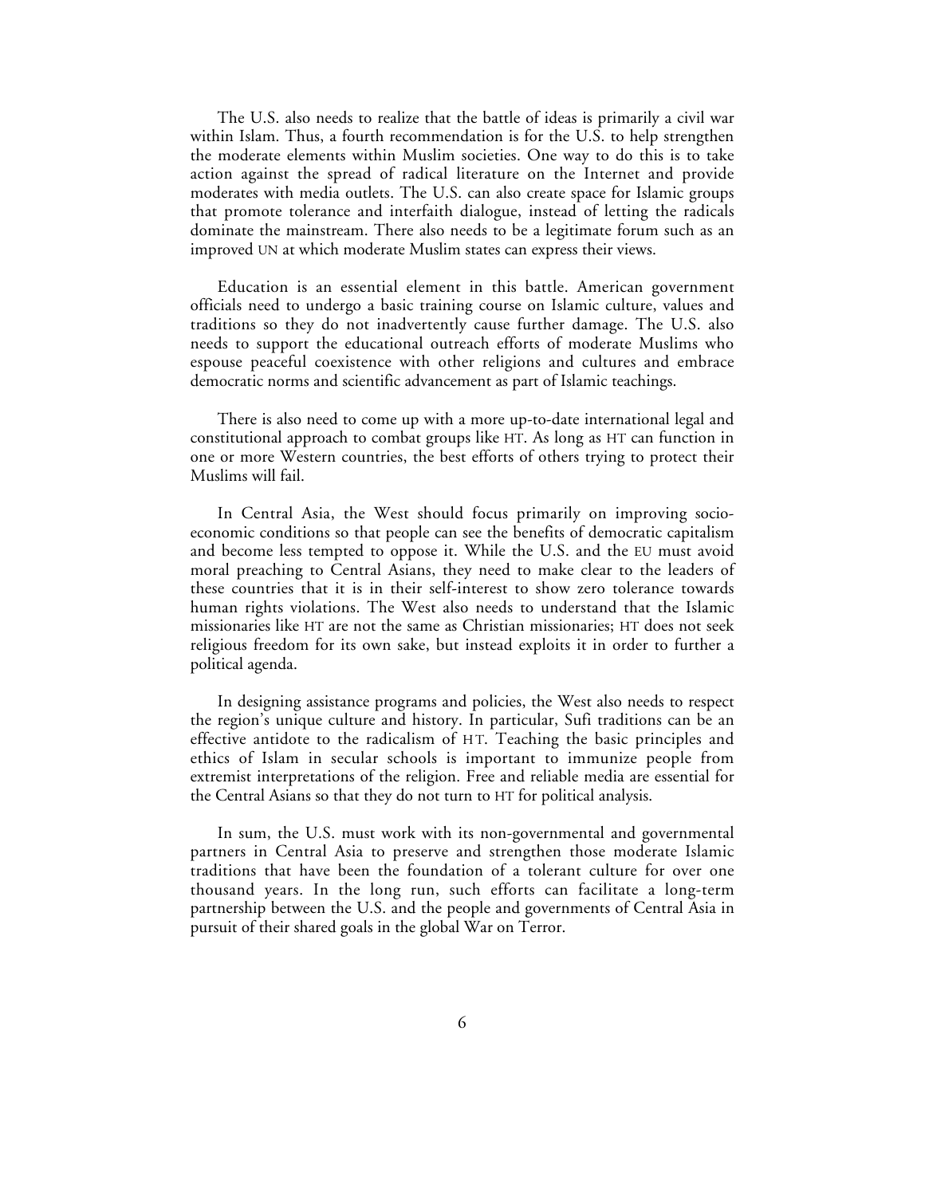The U.S. also needs to realize that the battle of ideas is primarily a civil war within Islam. Thus, a fourth recommendation is for the U.S. to help strengthen the moderate elements within Muslim societies. One way to do this is to take action against the spread of radical literature on the Internet and provide moderates with media outlets. The U.S. can also create space for Islamic groups that promote tolerance and interfaith dialogue, instead of letting the radicals dominate the mainstream. There also needs to be a legitimate forum such as an improved UN at which moderate Muslim states can express their views.

Education is an essential element in this battle. American government officials need to undergo a basic training course on Islamic culture, values and traditions so they do not inadvertently cause further damage. The U.S. also needs to support the educational outreach efforts of moderate Muslims who espouse peaceful coexistence with other religions and cultures and embrace democratic norms and scientific advancement as part of Islamic teachings.

There is also need to come up with a more up-to-date international legal and constitutional approach to combat groups like HT. As long as HT can function in one or more Western countries, the best efforts of others trying to protect their Muslims will fail.

In Central Asia, the West should focus primarily on improving socio-economic conditions so that people can see the benefits of democratic capitalism and become less tempted to oppose it. While the U.S. and the EU must avoid moral preaching to Central Asians, they need to make clear to the leaders of these countries that it is in their self-interest to show zero tolerance towards human rights violations. The West also needs to understand that the Islamic missionaries like HT are not the same as Christian missionaries; HT does not seek religious freedom for its own sake, but instead exploits it in order to further a political agenda.

In designing assistance programs and policies, the West also needs to respect the region's unique culture and history. In particular, Sufi traditions can be an effective antidote to the radicalism of HT. Teaching the basic principles and ethics of Islam in secular schools is important to immunize people from extremist interpretations of the religion. Free and reliable media are essential for the Central Asians so that they do not turn to HT for political analysis.

In sum, the U.S. must work with its non-governmental and governmental partners in Central Asia to preserve and strengthen those moderate Islamic traditions that have been the foundation of a tolerant culture for over one thousand years. In the long run, such efforts can facilitate a long-term partnership between the U.S. and the people and governments of Central Asia in pursuit of their shared goals in the global War on Terror.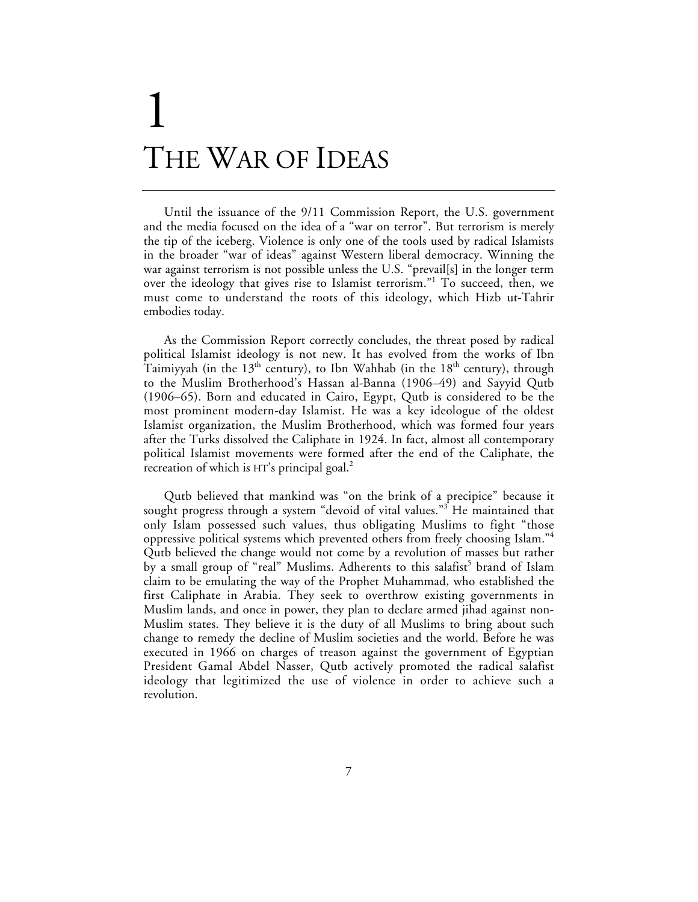# 1 THE WAR OF IDEAS

Until the issuance of the 9/11 Commission Report, the U.S. government and the media focused on the idea of a "war on terror". But terrorism is merely the tip of the iceberg. Violence is only one of the tools used by radical Islamists in the broader "war of ideas" against Western liberal democracy. Winning the war against terrorism is not possible unless the U.S. "prevail[s] in the longer term over the ideology that gives rise to Islamist terrorism."[1] To succeed, then, we must come to understand the roots of this ideology, which Hizb ut-Tahrir embodies today.

As the Commission Report correctly concludes, the threat posed by radical political Islamist ideology is not new. It has evolved from the works of Ibn Taimiyyah (in the 13th century), to Ibn Wahhab (in the 18th century), through to the Muslim Brotherhood's Hassan al-Banna (1906–49) and Sayyid Qutb (1906–65). Born and educated in Cairo, Egypt, Qutb is considered to be the most prominent modern-day Islamist. He was a key ideologue of the oldest Islamist organization, the Muslim Brotherhood, which was formed four years after the Turks dissolved the Caliphate in 1924. In fact, almost all contemporary political Islamist movements were formed after the end of the Caliphate, the recreation of which is HT's principal goal.[2]

Qutb believed that mankind was "on the brink of a precipice" because it sought progress through a system "devoid of vital values."[3] He maintained that only Islam possessed such values, thus obligating Muslims to fight "those oppressive political systems which prevented others from freely choosing Islam."[4] Qutb believed the change would not come by a revolution of masses but rather by a small group of "real" Muslims. Adherents to this salafist[5] brand of Islam claim to be emulating the way of the Prophet Muhammad, who established the first Caliphate in Arabia. They seek to overthrow existing governments in Muslim lands, and once in power, they plan to declare armed jihad against non-Muslim states. They believe it is the duty of all Muslims to bring about such change to remedy the decline of Muslim societies and the world. Before he was executed in 1966 on charges of treason against the government of Egyptian President Gamal Abdel Nasser, Qutb actively promoted the radical salafist ideology that legitimized the use of violence in order to achieve such a revolution.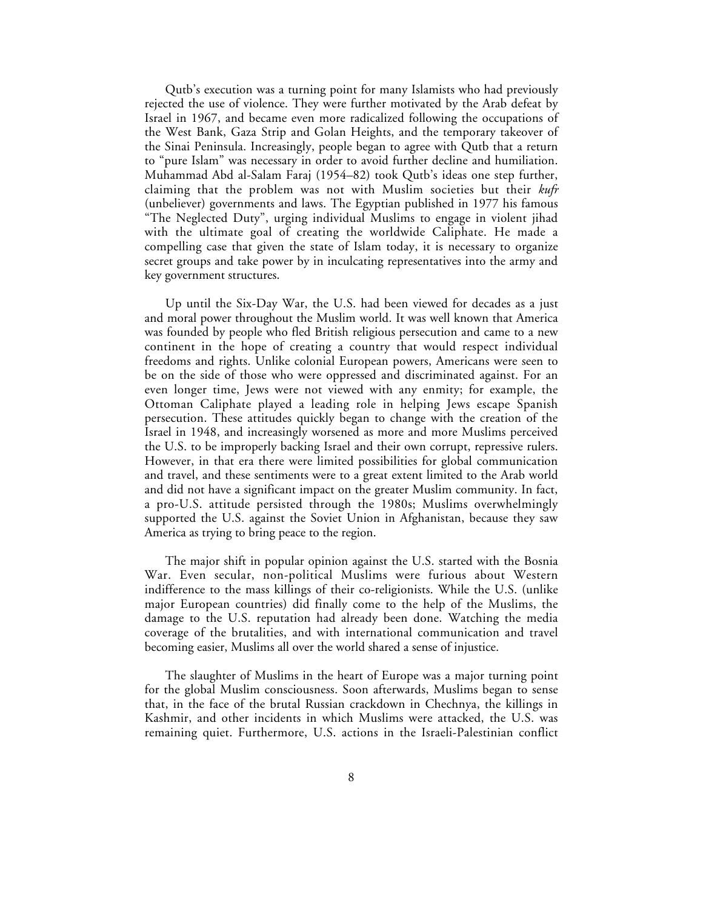Qutb's execution was a turning point for many Islamists who had previously rejected the use of violence. They were further motivated by the Arab defeat by Israel in 1967, and became even more radicalized following the occupations of the West Bank, Gaza Strip and Golan Heights, and the temporary takeover of the Sinai Peninsula. Increasingly, people began to agree with Qutb that a return to "pure Islam" was necessary in order to avoid further decline and humiliation. Muhammad Abd al-Salam Faraj (1954–82) took Qutb's ideas one step further, claiming that the problem was not with Muslim societies but their *kufr* (unbeliever) governments and laws. The Egyptian published in 1977 his famous "The Neglected Duty", urging individual Muslims to engage in violent jihad with the ultimate goal of creating the worldwide Caliphate. He made a compelling case that given the state of Islam today, it is necessary to organize secret groups and take power by in inculcating representatives into the army and key government structures.

Up until the Six-Day War, the U.S. had been viewed for decades as a just and moral power throughout the Muslim world. It was well known that America was founded by people who fled British religious persecution and came to a new continent in the hope of creating a country that would respect individual freedoms and rights. Unlike colonial European powers, Americans were seen to be on the side of those who were oppressed and discriminated against. For an even longer time, Jews were not viewed with any enmity; for example, the Ottoman Caliphate played a leading role in helping Jews escape Spanish persecution. These attitudes quickly began to change with the creation of the Israel in 1948, and increasingly worsened as more and more Muslims perceived the U.S. to be improperly backing Israel and their own corrupt, repressive rulers. However, in that era there were limited possibilities for global communication and travel, and these sentiments were to a great extent limited to the Arab world and did not have a significant impact on the greater Muslim community. In fact, a pro-U.S. attitude persisted through the 1980s; Muslims overwhelmingly supported the U.S. against the Soviet Union in Afghanistan, because they saw America as trying to bring peace to the region.

The major shift in popular opinion against the U.S. started with the Bosnia War. Even secular, non-political Muslims were furious about Western indifference to the mass killings of their co-religionists. While the U.S. (unlike major European countries) did finally come to the help of the Muslims, the damage to the U.S. reputation had already been done. Watching the media coverage of the brutalities, and with international communication and travel becoming easier, Muslims all over the world shared a sense of injustice.

The slaughter of Muslims in the heart of Europe was a major turning point for the global Muslim consciousness. Soon afterwards, Muslims began to sense that, in the face of the brutal Russian crackdown in Chechnya, the killings in Kashmir, and other incidents in which Muslims were attacked, the U.S. was remaining quiet. Furthermore, U.S. actions in the Israeli-Palestinian conflict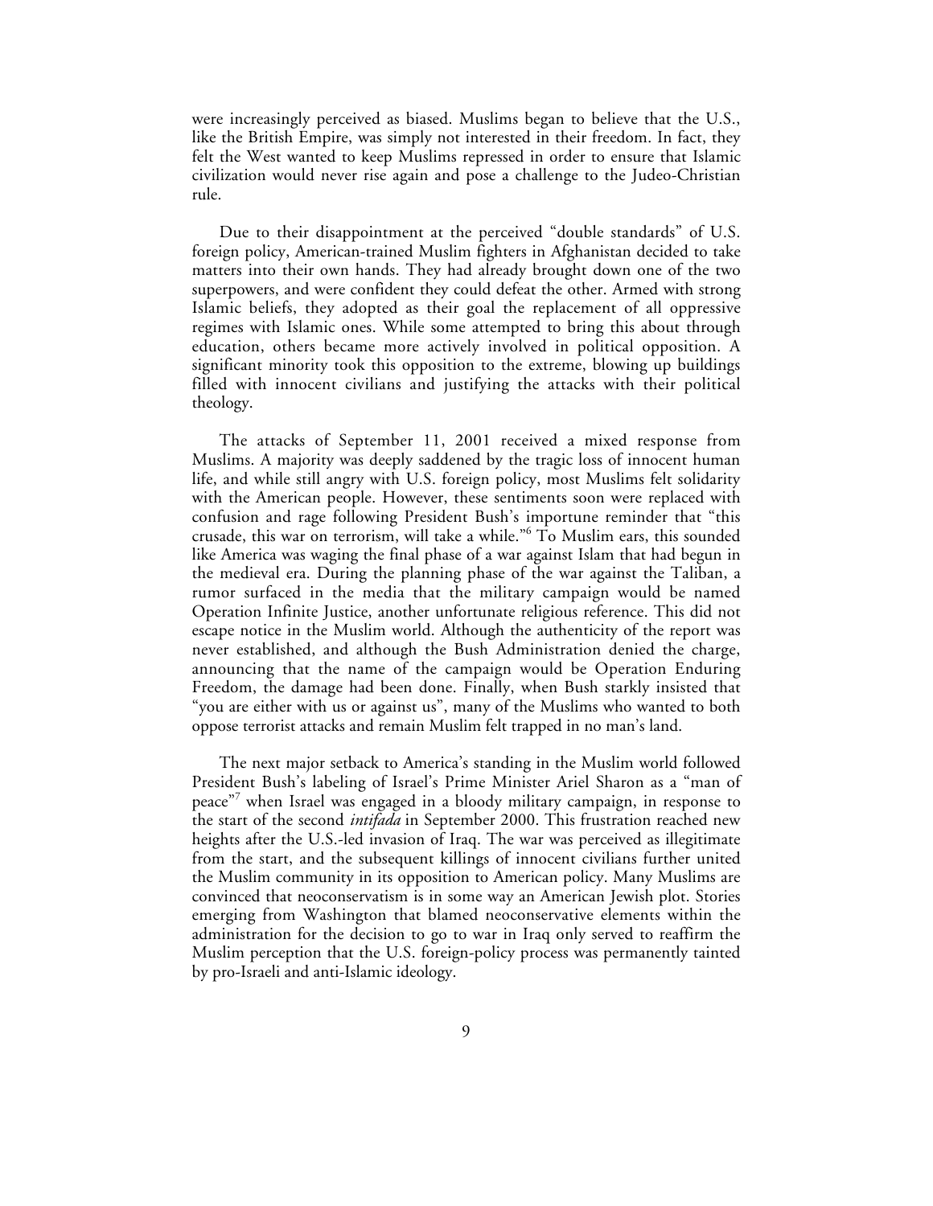were increasingly perceived as biased. Muslims began to believe that the U.S., like the British Empire, was simply not interested in their freedom. In fact, they felt the West wanted to keep Muslims repressed in order to ensure that Islamic civilization would never rise again and pose a challenge to the Judeo-Christian rule.

Due to their disappointment at the perceived "double standards" of U.S. foreign policy, American-trained Muslim fighters in Afghanistan decided to take matters into their own hands. They had already brought down one of the two superpowers, and were confident they could defeat the other. Armed with strong Islamic beliefs, they adopted as their goal the replacement of all oppressive regimes with Islamic ones. While some attempted to bring this about through education, others became more actively involved in political opposition. A significant minority took this opposition to the extreme, blowing up buildings filled with innocent civilians and justifying the attacks with their political theology.

The attacks of September 11, 2001 received a mixed response from Muslims. A majority was deeply saddened by the tragic loss of innocent human life, and while still angry with U.S. foreign policy, most Muslims felt solidarity with the American people. However, these sentiments soon were replaced with confusion and rage following President Bush's importune reminder that "this crusade, this war on terrorism, will take a while."[6] To Muslim ears, this sounded like America was waging the final phase of a war against Islam that had begun in the medieval era. During the planning phase of the war against the Taliban, a rumor surfaced in the media that the military campaign would be named Operation Infinite Justice, another unfortunate religious reference. This did not escape notice in the Muslim world. Although the authenticity of the report was never established, and although the Bush Administration denied the charge, announcing that the name of the campaign would be Operation Enduring Freedom, the damage had been done. Finally, when Bush starkly insisted that "you are either with us or against us", many of the Muslims who wanted to both oppose terrorist attacks and remain Muslim felt trapped in no man's land.

The next major setback to America's standing in the Muslim world followed President Bush's labeling of Israel's Prime Minister Ariel Sharon as a "man of peace"[7] when Israel was engaged in a bloody military campaign, in response to the start of the second *intifada* in September 2000. This frustration reached new heights after the U.S.-led invasion of Iraq. The war was perceived as illegitimate from the start, and the subsequent killings of innocent civilians further united the Muslim community in its opposition to American policy. Many Muslims are convinced that neoconservatism is in some way an American Jewish plot. Stories emerging from Washington that blamed neoconservative elements within the administration for the decision to go to war in Iraq only served to reaffirm the Muslim perception that the U.S. foreign-policy process was permanently tainted by pro-Israeli and anti-Islamic ideology.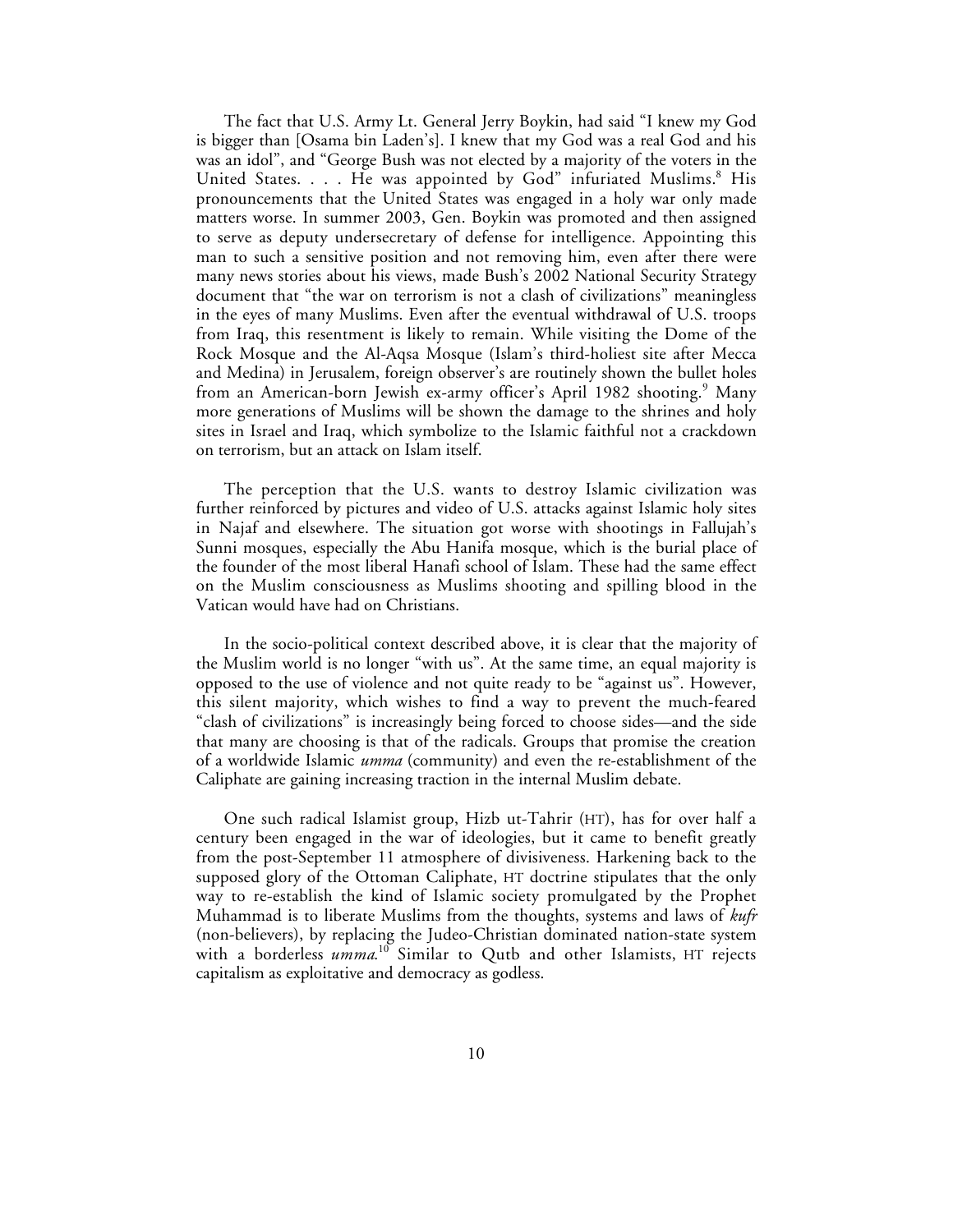The fact that U.S. Army Lt. General Jerry Boykin, had said "I knew my God is bigger than [Osama bin Laden's]. I knew that my God was a real God and his was an idol", and "George Bush was not elected by a majority of the voters in the United States. . . . He was appointed by God" infuriated Muslims.[8] His pronouncements that the United States was engaged in a holy war only made matters worse. In summer 2003, Gen. Boykin was promoted and then assigned to serve as deputy undersecretary of defense for intelligence. Appointing this man to such a sensitive position and not removing him, even after there were many news stories about his views, made Bush's 2002 National Security Strategy document that "the war on terrorism is not a clash of civilizations" meaningless in the eyes of many Muslims. Even after the eventual withdrawal of U.S. troops from Iraq, this resentment is likely to remain. While visiting the Dome of the Rock Mosque and the Al-Aqsa Mosque (Islam's third-holiest site after Mecca and Medina) in Jerusalem, foreign observer's are routinely shown the bullet holes from an American-born Jewish ex-army officer's April 1982 shooting.[9] Many more generations of Muslims will be shown the damage to the shrines and holy sites in Israel and Iraq, which symbolize to the Islamic faithful not a crackdown on terrorism, but an attack on Islam itself.

The perception that the U.S. wants to destroy Islamic civilization was further reinforced by pictures and video of U.S. attacks against Islamic holy sites in Najaf and elsewhere. The situation got worse with shootings in Fallujah's Sunni mosques, especially the Abu Hanifa mosque, which is the burial place of the founder of the most liberal Hanafi school of Islam. These had the same effect on the Muslim consciousness as Muslims shooting and spilling blood in the Vatican would have had on Christians.

In the socio-political context described above, it is clear that the majority of the Muslim world is no longer "with us". At the same time, an equal majority is opposed to the use of violence and not quite ready to be "against us". However, this silent majority, which wishes to find a way to prevent the much-feared "clash of civilizations" is increasingly being forced to choose sides—and the side that many are choosing is that of the radicals. Groups that promise the creation of a worldwide Islamic *umma* (community) and even the re-establishment of the Caliphate are gaining increasing traction in the internal Muslim debate.

One such radical Islamist group, Hizb ut-Tahrir (HT), has for over half a century been engaged in the war of ideologies, but it came to benefit greatly from the post-September 11 atmosphere of divisiveness. Harkening back to the supposed glory of the Ottoman Caliphate, HT doctrine stipulates that the only way to re-establish the kind of Islamic society promulgated by the Prophet Muhammad is to liberate Muslims from the thoughts, systems and laws of *kufr* (non-believers), by replacing the Judeo-Christian dominated nation-state system with a borderless *umma*.[10] Similar to Qutb and other Islamists, HT rejects capitalism as exploitative and democracy as godless.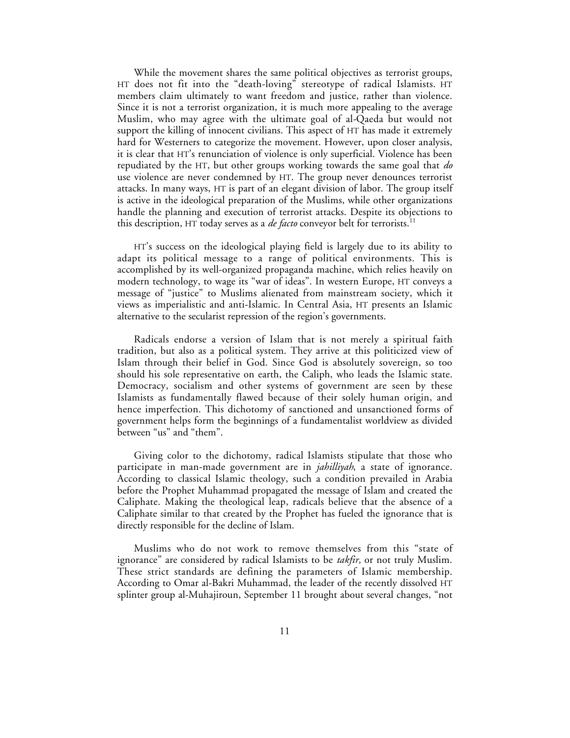While the movement shares the same political objectives as terrorist groups, HT does not fit into the "death-loving" stereotype of radical Islamists. HT members claim ultimately to want freedom and justice, rather than violence. Since it is not a terrorist organization, it is much more appealing to the average Muslim, who may agree with the ultimate goal of al-Qaeda but would not support the killing of innocent civilians. This aspect of HT has made it extremely hard for Westerners to categorize the movement. However, upon closer analysis, it is clear that HT's renunciation of violence is only superficial. Violence has been repudiated by the HT, but other groups working towards the same goal that *do* use violence are never condemned by HT. The group never denounces terrorist attacks. In many ways, HT is part of an elegant division of labor. The group itself is active in the ideological preparation of the Muslims, while other organizations handle the planning and execution of terrorist attacks. Despite its objections to this description, HT today serves as a *de facto* conveyor belt for terrorists.[11]

HT's success on the ideological playing field is largely due to its ability to adapt its political message to a range of political environments. This is accomplished by its well-organized propaganda machine, which relies heavily on modern technology, to wage its "war of ideas". In western Europe, HT conveys a message of "justice" to Muslims alienated from mainstream society, which it views as imperialistic and anti-Islamic. In Central Asia, HT presents an Islamic alternative to the secularist repression of the region's governments.

Radicals endorse a version of Islam that is not merely a spiritual faith tradition, but also as a political system. They arrive at this politicized view of Islam through their belief in God. Since God is absolutely sovereign, so too should his sole representative on earth, the Caliph, who leads the Islamic state. Democracy, socialism and other systems of government are seen by these Islamists as fundamentally flawed because of their solely human origin, and hence imperfection. This dichotomy of sanctioned and unsanctioned forms of government helps form the beginnings of a fundamentalist worldview as divided between "us" and "them".

Giving color to the dichotomy, radical Islamists stipulate that those who participate in man-made government are in *jahilliyah*, a state of ignorance. According to classical Islamic theology, such a condition prevailed in Arabia before the Prophet Muhammad propagated the message of Islam and created the Caliphate. Making the theological leap, radicals believe that the absence of a Caliphate similar to that created by the Prophet has fueled the ignorance that is directly responsible for the decline of Islam.

Muslims who do not work to remove themselves from this "state of ignorance" are considered by radical Islamists to be *takfir,* or not truly Muslim. These strict standards are defining the parameters of Islamic membership. According to Omar al-Bakri Muhammad, the leader of the recently dissolved HT splinter group al-Muhajiroun, September 11 brought about several changes, "not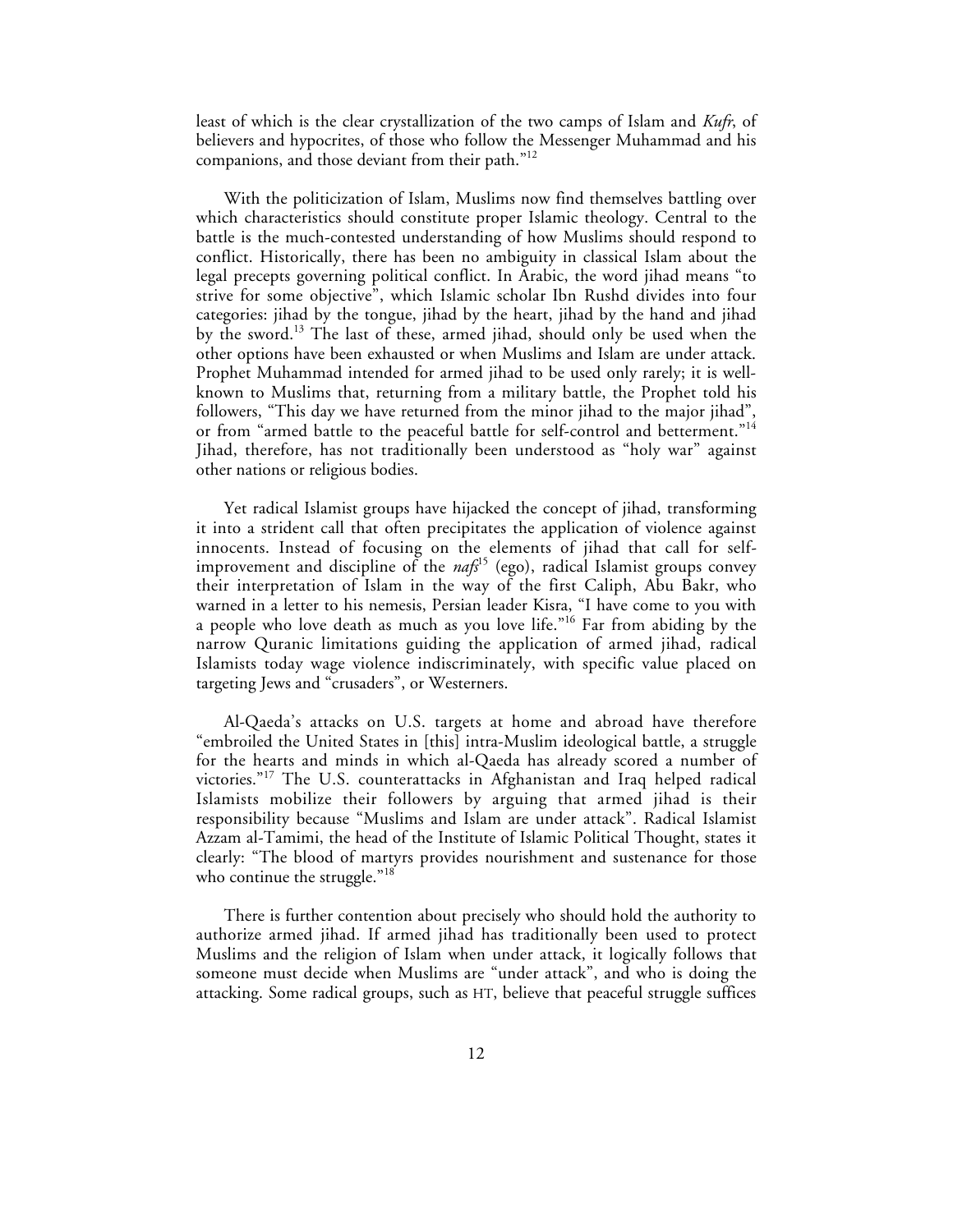least of which is the clear crystallization of the two camps of Islam and *Kufr*, of believers and hypocrites, of those who follow the Messenger Muhammad and his companions, and those deviant from their path."[12]

With the politicization of Islam, Muslims now find themselves battling over which characteristics should constitute proper Islamic theology. Central to the battle is the much-contested understanding of how Muslims should respond to conflict. Historically, there has been no ambiguity in classical Islam about the legal precepts governing political conflict. In Arabic, the word jihad means "to strive for some objective", which Islamic scholar Ibn Rushd divides into four categories: jihad by the tongue, jihad by the heart, jihad by the hand and jihad by the sword.[13] The last of these, armed jihad, should only be used when the other options have been exhausted or when Muslims and Islam are under attack. Prophet Muhammad intended for armed jihad to be used only rarely; it is well-known to Muslims that, returning from a military battle, the Prophet told his followers, "This day we have returned from the minor jihad to the major jihad", or from "armed battle to the peaceful battle for self-control and betterment."[14] Jihad, therefore, has not traditionally been understood as "holy war" against other nations or religious bodies.

Yet radical Islamist groups have hijacked the concept of jihad, transforming it into a strident call that often precipitates the application of violence against innocents. Instead of focusing on the elements of jihad that call for self-improvement and discipline of the *nafs*[15] (ego), radical Islamist groups convey their interpretation of Islam in the way of the first Caliph, Abu Bakr, who warned in a letter to his nemesis, Persian leader Kisra, "I have come to you with a people who love death as much as you love life."[16] Far from abiding by the narrow Quranic limitations guiding the application of armed jihad, radical Islamists today wage violence indiscriminately, with specific value placed on targeting Jews and "crusaders", or Westerners.

Al-Qaeda's attacks on U.S. targets at home and abroad have therefore "embroiled the United States in [this] intra-Muslim ideological battle, a struggle for the hearts and minds in which al-Qaeda has already scored a number of victories."[17] The U.S. counterattacks in Afghanistan and Iraq helped radical Islamists mobilize their followers by arguing that armed jihad is their responsibility because "Muslims and Islam are under attack". Radical Islamist Azzam al-Tamimi, the head of the Institute of Islamic Political Thought, states it clearly: "The blood of martyrs provides nourishment and sustenance for those who continue the struggle."[18]

There is further contention about precisely who should hold the authority to authorize armed jihad. If armed jihad has traditionally been used to protect Muslims and the religion of Islam when under attack, it logically follows that someone must decide when Muslims are "under attack", and who is doing the attacking. Some radical groups, such as HT, believe that peaceful struggle suffices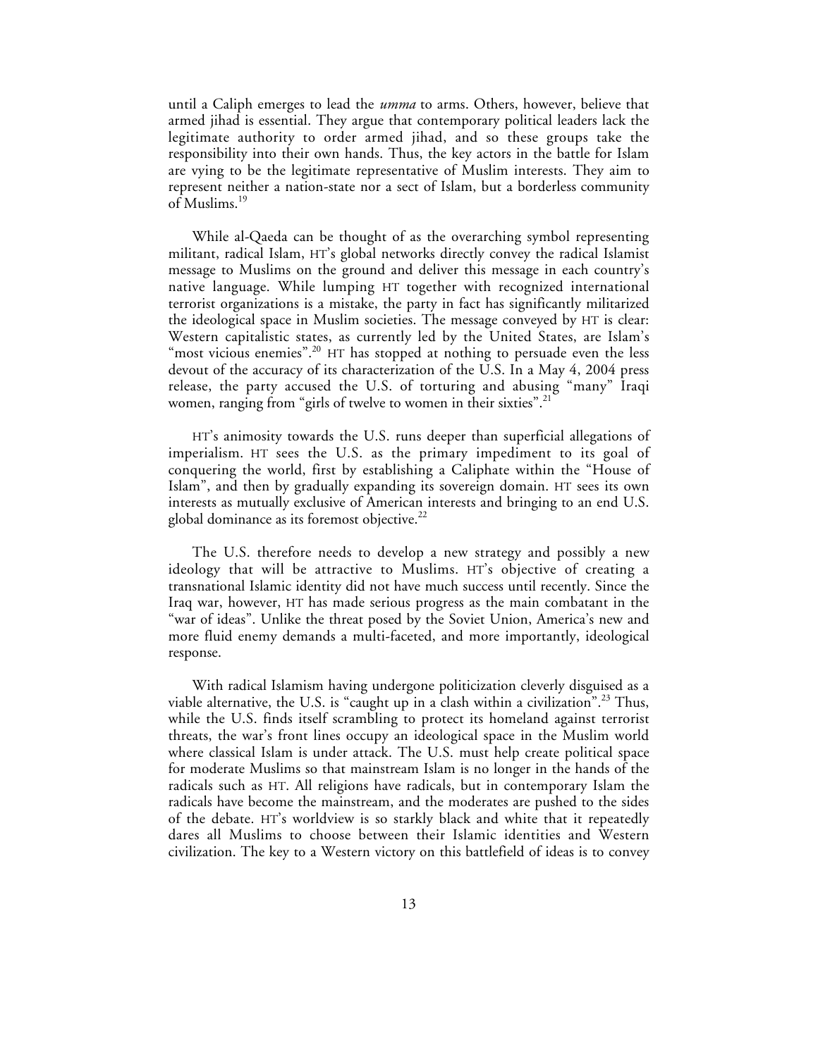until a Caliph emerges to lead the *umma* to arms. Others, however, believe that armed jihad is essential. They argue that contemporary political leaders lack the legitimate authority to order armed jihad, and so these groups take the responsibility into their own hands. Thus, the key actors in the battle for Islam are vying to be the legitimate representative of Muslim interests. They aim to represent neither a nation-state nor a sect of Islam, but a borderless community of Muslims.[19]

While al-Qaeda can be thought of as the overarching symbol representing militant, radical Islam, HT's global networks directly convey the radical Islamist message to Muslims on the ground and deliver this message in each country's native language. While lumping HT together with recognized international terrorist organizations is a mistake, the party in fact has significantly militarized the ideological space in Muslim societies. The message conveyed by HT is clear: Western capitalistic states, as currently led by the United States, are Islam's "most vicious enemies".[20] HT has stopped at nothing to persuade even the less devout of the accuracy of its characterization of the U.S. In a May 4, 2004 press release, the party accused the U.S. of torturing and abusing "many" Iraqi women, ranging from "girls of twelve to women in their sixties".[21]

HT's animosity towards the U.S. runs deeper than superficial allegations of imperialism. HT sees the U.S. as the primary impediment to its goal of conquering the world, first by establishing a Caliphate within the "House of Islam", and then by gradually expanding its sovereign domain. HT sees its own interests as mutually exclusive of American interests and bringing to an end U.S. global dominance as its foremost objective.[22]

The U.S. therefore needs to develop a new strategy and possibly a new ideology that will be attractive to Muslims. HT's objective of creating a transnational Islamic identity did not have much success until recently. Since the Iraq war, however, HT has made serious progress as the main combatant in the "war of ideas". Unlike the threat posed by the Soviet Union, America's new and more fluid enemy demands a multi-faceted, and more importantly, ideological response.

With radical Islamism having undergone politicization cleverly disguised as a viable alternative, the U.S. is "caught up in a clash within a civilization".[23] Thus, while the U.S. finds itself scrambling to protect its homeland against terrorist threats, the war's front lines occupy an ideological space in the Muslim world where classical Islam is under attack. The U.S. must help create political space for moderate Muslims so that mainstream Islam is no longer in the hands of the radicals such as HT. All religions have radicals, but in contemporary Islam the radicals have become the mainstream, and the moderates are pushed to the sides of the debate. HT's worldview is so starkly black and white that it repeatedly dares all Muslims to choose between their Islamic identities and Western civilization. The key to a Western victory on this battlefield of ideas is to convey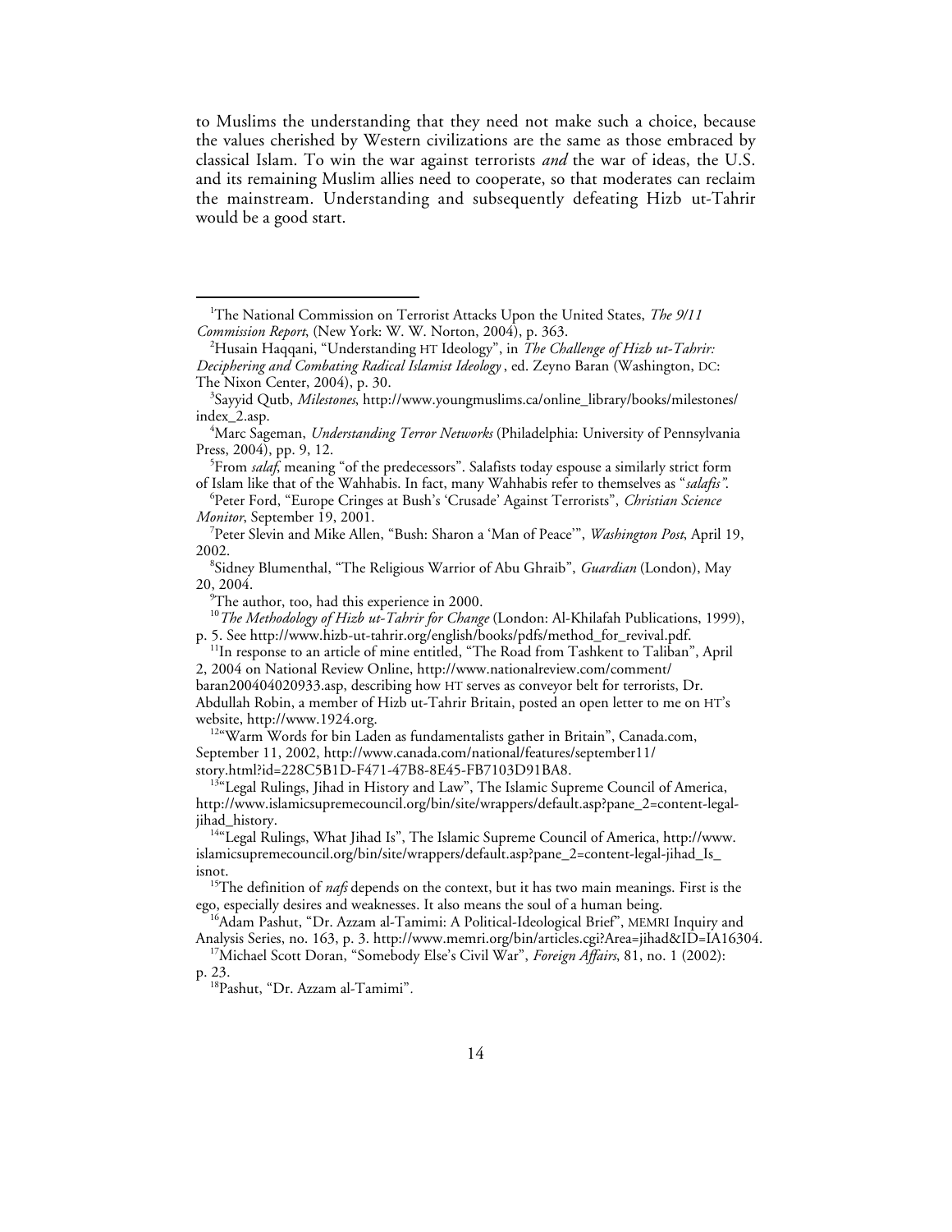to Muslims the understanding that they need not make such a choice, because the values cherished by Western civilizations are the same as those embraced by classical Islam. To win the war against terrorists *and* the war of ideas, the U.S. and its remaining Muslim allies need to cooperate, so that moderates can reclaim the mainstream. Understanding and subsequently defeating Hizb ut-Tahrir would be a good start.

---

[1] The National Commission on Terrorist Attacks Upon the United States, *The 9/11 Commission Report*, (New York: W. W. Norton, 2004), p. 363.

[2] Husain Haqqani, "Understanding HT Ideology", in *The Challenge of Hizb ut-Tahrir: Deciphering and Combating Radical Islamist Ideology* , ed. Zeyno Baran (Washington, DC: The Nixon Center, 2004), p. 30.

[3] Sayyid Qutb, *Milestones*, http://www.youngmuslims.ca/online_library/books/milestones/index_2.asp.

[4] Marc Sageman, *Understanding Terror Networks* (Philadelphia: University of Pennsylvania Press, 2004), pp. 9, 12.

[5] From *salaf*, meaning "of the predecessors". Salafists today espouse a similarly strict form of Islam like that of the Wahhabis. In fact, many Wahhabis refer to themselves as "*salafis"*.

[6] Peter Ford, "Europe Cringes at Bush's 'Crusade' Against Terrorists", *Christian Science Monitor*, September 19, 2001.

[7] Peter Slevin and Mike Allen, "Bush: Sharon a 'Man of Peace'", *Washington Post*, April 19, 2002.

[8] Sidney Blumenthal, "The Religious Warrior of Abu Ghraib", *Guardian* (London), May 20, 2004.

[9] The author, too, had this experience in 2000.

[10] *The Methodology of Hizb ut-Tahrir for Change* (London: Al-Khilafah Publications, 1999), p. 5. See http://www.hizb-ut-tahrir.org/english/books/pdfs/method_for_revival.pdf.

[11] In response to an article of mine entitled, "The Road from Tashkent to Taliban", April 2, 2004 on National Review Online, http://www.nationalreview.com/comment/baran200404020933.asp, describing how HT serves as conveyor belt for terrorists, Dr. Abdullah Robin, a member of Hizb ut-Tahrir Britain, posted an open letter to me on HT's website, http://www.1924.org.

[12] "Warm Words for bin Laden as fundamentalists gather in Britain", Canada.com, September 11, 2002, http://www.canada.com/national/features/september11/story.html?id=228C5B1D-F471-47B8-8E45-FB7103D91BA8.

[13] "Legal Rulings, Jihad in History and Law", The Islamic Supreme Council of America, http://www.islamicsupremecouncil.org/bin/site/wrappers/default.asp?pane_2=content-legal-jihad_history.

[14] "Legal Rulings, What Jihad Is", The Islamic Supreme Council of America, http://www.islamicsupremecouncil.org/bin/site/wrappers/default.asp?pane_2=content-legal-jihad_Is_isnot.

[15] The definition of *nafs* depends on the context, but it has two main meanings. First is the ego, especially desires and weaknesses. It also means the soul of a human being.

[16] Adam Pashut, "Dr. Azzam al-Tamimi: A Political-Ideological Brief", MEMRI Inquiry and Analysis Series, no. 163, p. 3. http://www.memri.org/bin/articles.cgi?Area=jihad&ID=IA16304.

[17] Michael Scott Doran, "Somebody Else's Civil War", *Foreign Affairs*, 81, no. 1 (2002): p. 23.

[18] Pashut, "Dr. Azzam al-Tamimi".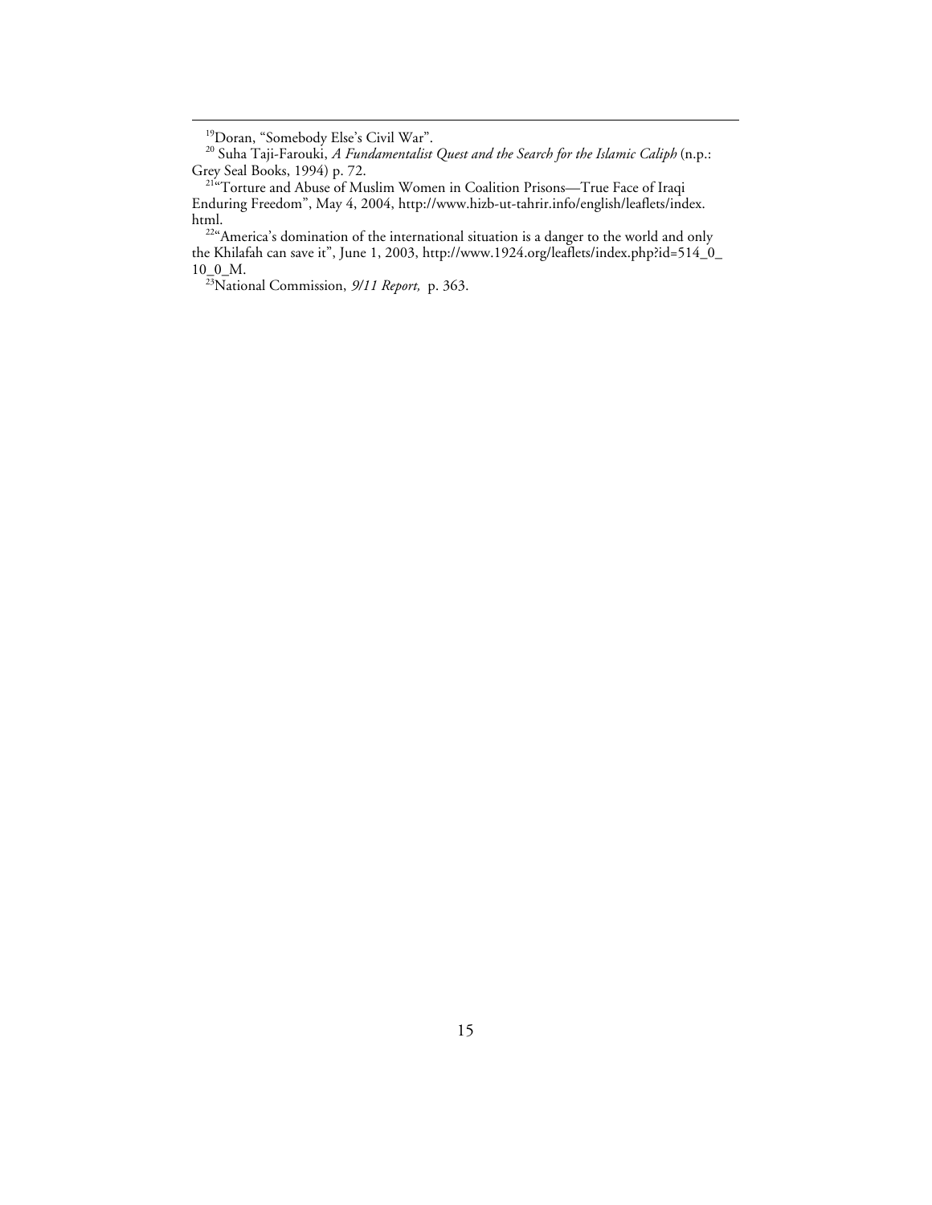[19]Doran, "Somebody Else's Civil War".

[20] Suha Taji-Farouki, *A Fundamentalist Quest and the Search for the Islamic Caliph* (n.p.: Grey Seal Books, 1994) p. 72.

[21]"Torture and Abuse of Muslim Women in Coalition Prisons—True Face of Iraqi Enduring Freedom", May 4, 2004, http://www.hizb-ut-tahrir.info/english/leaflets/index.html.

[22]"America's domination of the international situation is a danger to the world and only the Khilafah can save it", June 1, 2003, http://www.1924.org/leaflets/index.php?id=514_0_10_0_M.

[23]National Commission, *9/11 Report,* p. 363.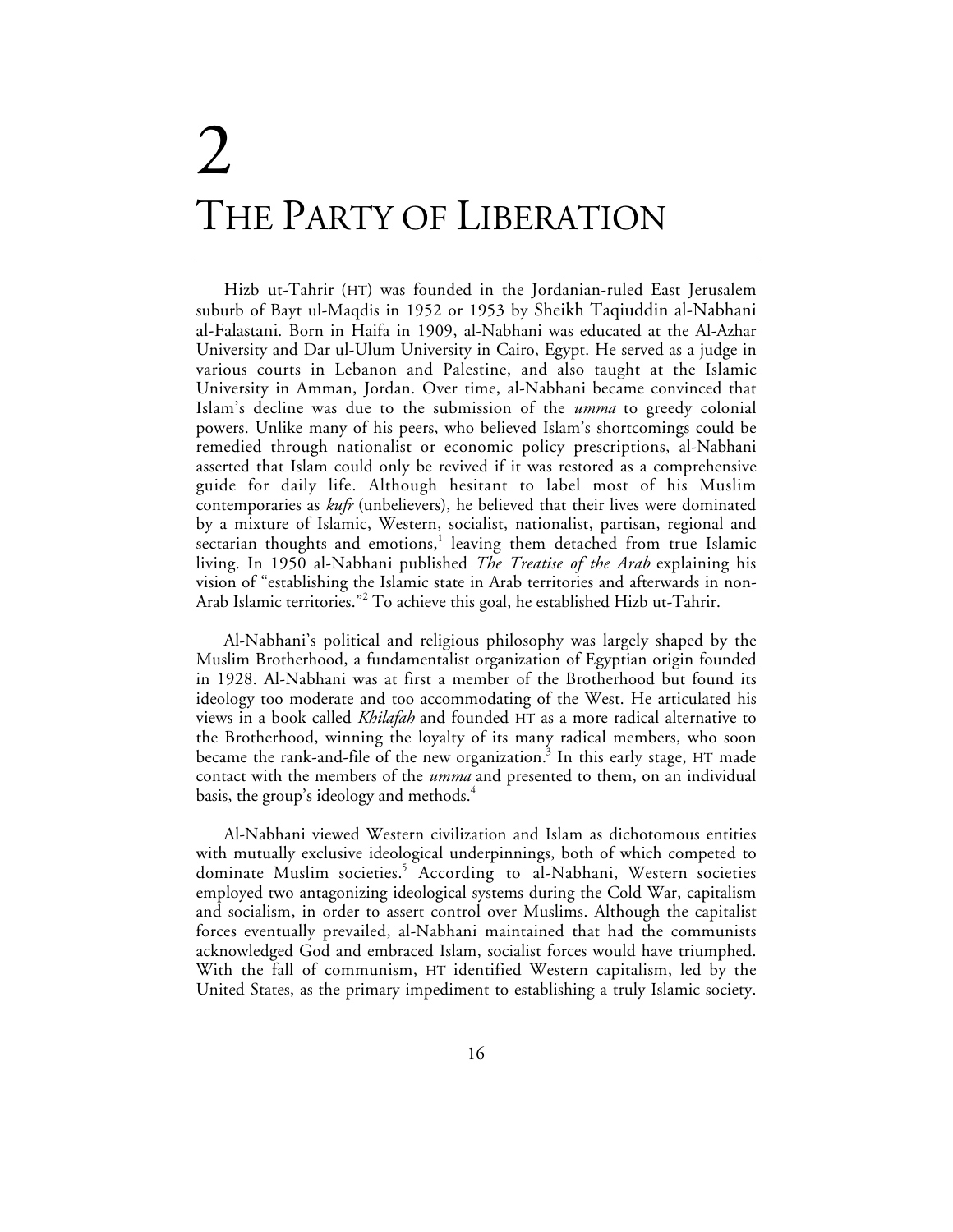# 2 THE PARTY OF LIBERATION

Hizb ut-Tahrir (HT) was founded in the Jordanian-ruled East Jerusalem suburb of Bayt ul-Maqdis in 1952 or 1953 by Sheikh Taqiuddin al-Nabhani al-Falastani. Born in Haifa in 1909, al-Nabhani was educated at the Al-Azhar University and Dar ul-Ulum University in Cairo, Egypt. He served as a judge in various courts in Lebanon and Palestine, and also taught at the Islamic University in Amman, Jordan. Over time, al-Nabhani became convinced that Islam's decline was due to the submission of the *umma* to greedy colonial powers. Unlike many of his peers, who believed Islam's shortcomings could be remedied through nationalist or economic policy prescriptions, al-Nabhani asserted that Islam could only be revived if it was restored as a comprehensive guide for daily life. Although hesitant to label most of his Muslim contemporaries as *kufr* (unbelievers), he believed that their lives were dominated by a mixture of Islamic, Western, socialist, nationalist, partisan, regional and sectarian thoughts and emotions,[1] leaving them detached from true Islamic living. In 1950 al-Nabhani published *The Treatise of the Arab* explaining his vision of "establishing the Islamic state in Arab territories and afterwards in non-Arab Islamic territories."[2] To achieve this goal, he established Hizb ut-Tahrir.

Al-Nabhani's political and religious philosophy was largely shaped by the Muslim Brotherhood, a fundamentalist organization of Egyptian origin founded in 1928. Al-Nabhani was at first a member of the Brotherhood but found its ideology too moderate and too accommodating of the West. He articulated his views in a book called *Khilafah* and founded HT as a more radical alternative to the Brotherhood, winning the loyalty of its many radical members, who soon became the rank-and-file of the new organization.[3] In this early stage, HT made contact with the members of the *umma* and presented to them, on an individual basis, the group's ideology and methods.[4]

Al-Nabhani viewed Western civilization and Islam as dichotomous entities with mutually exclusive ideological underpinnings, both of which competed to dominate Muslim societies.[5] According to al-Nabhani, Western societies employed two antagonizing ideological systems during the Cold War, capitalism and socialism, in order to assert control over Muslims. Although the capitalist forces eventually prevailed, al-Nabhani maintained that had the communists acknowledged God and embraced Islam, socialist forces would have triumphed. With the fall of communism, HT identified Western capitalism, led by the United States, as the primary impediment to establishing a truly Islamic society.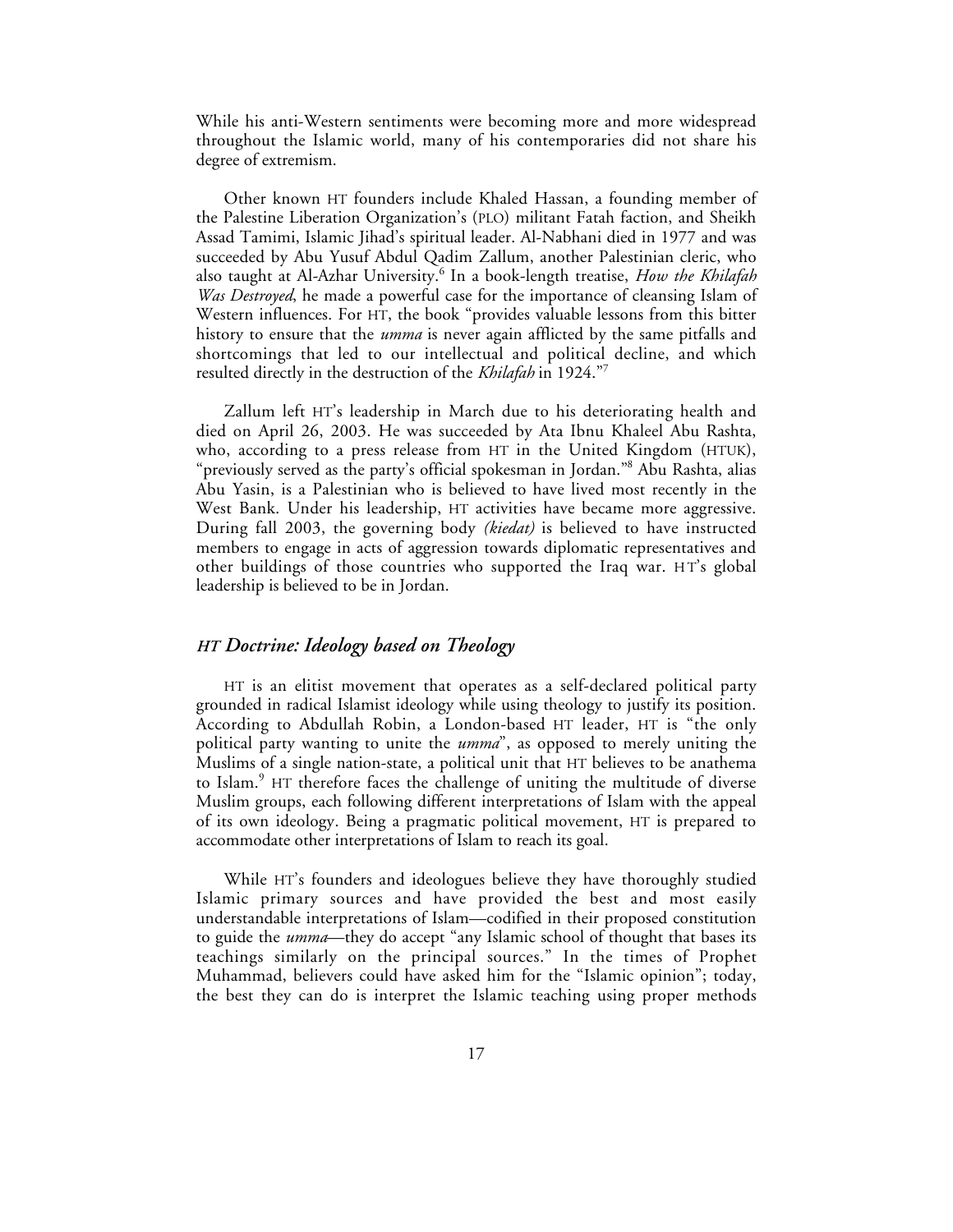While his anti-Western sentiments were becoming more and more widespread throughout the Islamic world, many of his contemporaries did not share his degree of extremism.

Other known HT founders include Khaled Hassan, a founding member of the Palestine Liberation Organization's (PLO) militant Fatah faction, and Sheikh Assad Tamimi, Islamic Jihad's spiritual leader. Al-Nabhani died in 1977 and was succeeded by Abu Yusuf Abdul Qadim Zallum, another Palestinian cleric, who also taught at Al-Azhar University.[6] In a book-length treatise, *How the Khilafah Was Destroyed*, he made a powerful case for the importance of cleansing Islam of Western influences. For HT, the book "provides valuable lessons from this bitter history to ensure that the *umma* is never again afflicted by the same pitfalls and shortcomings that led to our intellectual and political decline, and which resulted directly in the destruction of the *Khilafah* in 1924."[7]

Zallum left HT's leadership in March due to his deteriorating health and died on April 26, 2003. He was succeeded by Ata Ibnu Khaleel Abu Rashta, who, according to a press release from HT in the United Kingdom (HTUK), "previously served as the party's official spokesman in Jordan."[8] Abu Rashta, alias Abu Yasin, is a Palestinian who is believed to have lived most recently in the West Bank. Under his leadership, HT activities have became more aggressive. During fall 2003, the governing body *(kiedat)* is believed to have instructed members to engage in acts of aggression towards diplomatic representatives and other buildings of those countries who supported the Iraq war. HT's global leadership is believed to be in Jordan.

## *HT Doctrine: Ideology based on Theology*

HT is an elitist movement that operates as a self-declared political party grounded in radical Islamist ideology while using theology to justify its position. According to Abdullah Robin, a London-based HT leader, HT is "the only political party wanting to unite the *umma*", as opposed to merely uniting the Muslims of a single nation-state, a political unit that HT believes to be anathema to Islam.[9] HT therefore faces the challenge of uniting the multitude of diverse Muslim groups, each following different interpretations of Islam with the appeal of its own ideology. Being a pragmatic political movement, HT is prepared to accommodate other interpretations of Islam to reach its goal.

While HT's founders and ideologues believe they have thoroughly studied Islamic primary sources and have provided the best and most easily understandable interpretations of Islam—codified in their proposed constitution to guide the *umma*—they do accept "any Islamic school of thought that bases its teachings similarly on the principal sources." In the times of Prophet Muhammad, believers could have asked him for the "Islamic opinion"; today, the best they can do is interpret the Islamic teaching using proper methods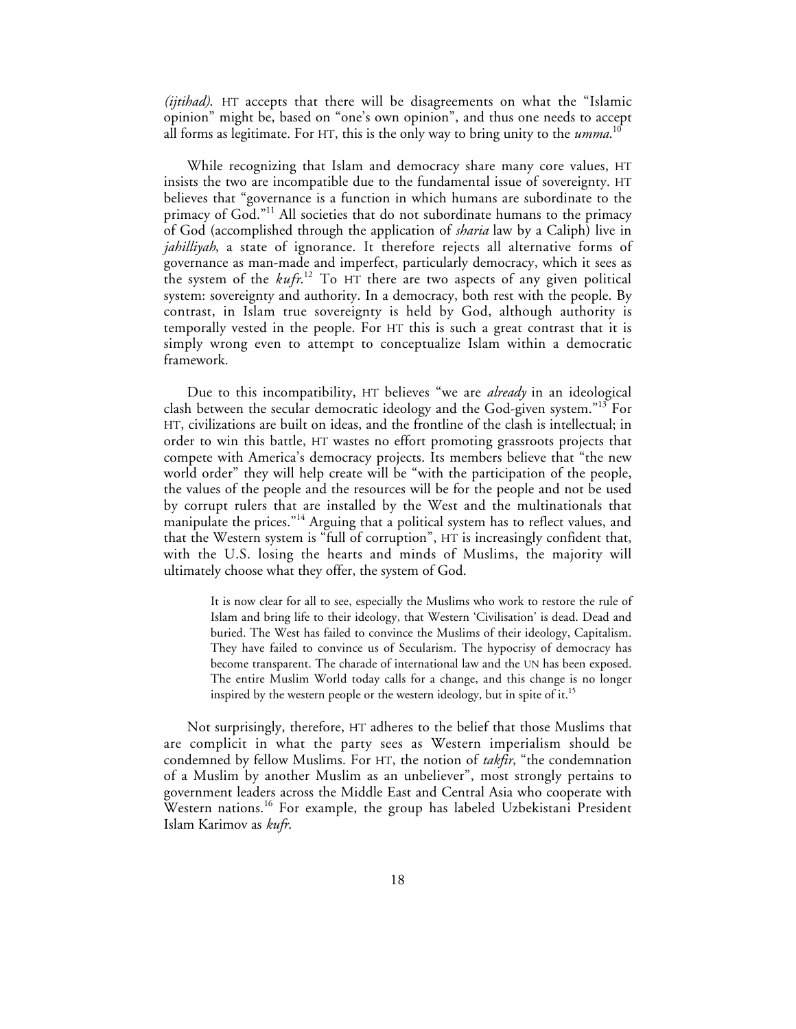*(ijtihad)*. HT accepts that there will be disagreements on what the "Islamic opinion" might be, based on "one's own opinion", and thus one needs to accept all forms as legitimate. For HT, this is the only way to bring unity to the *umma*.[10]

While recognizing that Islam and democracy share many core values, HT insists the two are incompatible due to the fundamental issue of sovereignty. HT believes that "governance is a function in which humans are subordinate to the primacy of God."[11] All societies that do not subordinate humans to the primacy of God (accomplished through the application of *sharia* law by a Caliph) live in *jahilliyah*, a state of ignorance. It therefore rejects all alternative forms of governance as man-made and imperfect, particularly democracy, which it sees as the system of the *kufr*.[12] To HT there are two aspects of any given political system: sovereignty and authority. In a democracy, both rest with the people. By contrast, in Islam true sovereignty is held by God, although authority is temporally vested in the people. For HT this is such a great contrast that it is simply wrong even to attempt to conceptualize Islam within a democratic framework.

Due to this incompatibility, HT believes "we are *already* in an ideological clash between the secular democratic ideology and the God-given system."[13] For HT, civilizations are built on ideas, and the frontline of the clash is intellectual; in order to win this battle, HT wastes no effort promoting grassroots projects that compete with America's democracy projects. Its members believe that "the new world order" they will help create will be "with the participation of the people, the values of the people and the resources will be for the people and not be used by corrupt rulers that are installed by the West and the multinationals that manipulate the prices."[14] Arguing that a political system has to reflect values, and that the Western system is "full of corruption", HT is increasingly confident that, with the U.S. losing the hearts and minds of Muslims, the majority will ultimately choose what they offer, the system of God.

> It is now clear for all to see, especially the Muslims who work to restore the rule of Islam and bring life to their ideology, that Western 'Civilisation' is dead. Dead and buried. The West has failed to convince the Muslims of their ideology, Capitalism. They have failed to convince us of Secularism. The hypocrisy of democracy has become transparent. The charade of international law and the UN has been exposed. The entire Muslim World today calls for a change, and this change is no longer inspired by the western people or the western ideology, but in spite of it.[15]

Not surprisingly, therefore, HT adheres to the belief that those Muslims that are complicit in what the party sees as Western imperialism should be condemned by fellow Muslims. For HT, the notion of *takfir*, "the condemnation of a Muslim by another Muslim as an unbeliever", most strongly pertains to government leaders across the Middle East and Central Asia who cooperate with Western nations.[16] For example, the group has labeled Uzbekistani President Islam Karimov as *kufr*.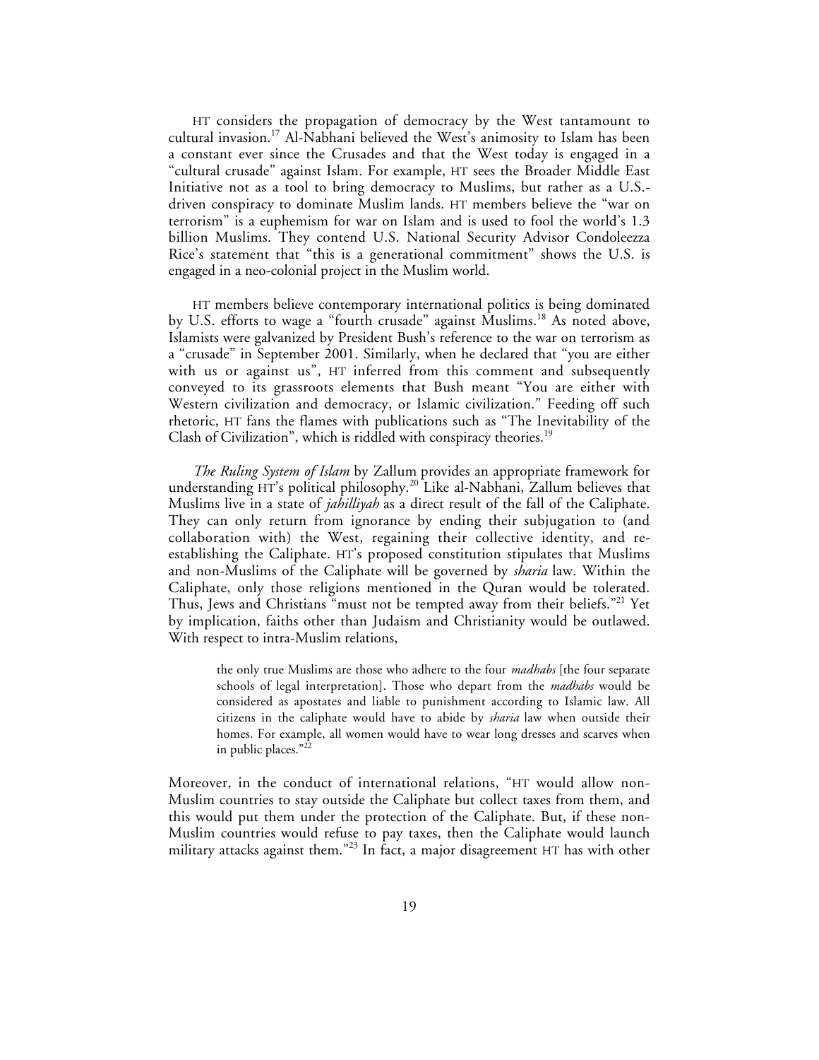HT considers the propagation of democracy by the West tantamount to cultural invasion.[17] Al-Nabhani believed the West's animosity to Islam has been a constant ever since the Crusades and that the West today is engaged in a "cultural crusade" against Islam. For example, HT sees the Broader Middle East Initiative not as a tool to bring democracy to Muslims, but rather as a U.S.-driven conspiracy to dominate Muslim lands. HT members believe the "war on terrorism" is a euphemism for war on Islam and is used to fool the world's 1.3 billion Muslims. They contend U.S. National Security Advisor Condoleezza Rice's statement that "this is a generational commitment" shows the U.S. is engaged in a neo-colonial project in the Muslim world.

HT members believe contemporary international politics is being dominated by U.S. efforts to wage a "fourth crusade" against Muslims.[18] As noted above, Islamists were galvanized by President Bush's reference to the war on terrorism as a "crusade" in September 2001. Similarly, when he declared that "you are either with us or against us", HT inferred from this comment and subsequently conveyed to its grassroots elements that Bush meant "You are either with Western civilization and democracy, or Islamic civilization." Feeding off such rhetoric, HT fans the flames with publications such as "The Inevitability of the Clash of Civilization", which is riddled with conspiracy theories.[19]

*The Ruling System of Islam* by Zallum provides an appropriate framework for understanding HT's political philosophy.[20] Like al-Nabhani, Zallum believes that Muslims live in a state of *jahilliyah* as a direct result of the fall of the Caliphate. They can only return from ignorance by ending their subjugation to (and collaboration with) the West, regaining their collective identity, and re-establishing the Caliphate. HT's proposed constitution stipulates that Muslims and non-Muslims of the Caliphate will be governed by *sharia* law. Within the Caliphate, only those religions mentioned in the Quran would be tolerated. Thus, Jews and Christians "must not be tempted away from their beliefs."[21] Yet by implication, faiths other than Judaism and Christianity would be outlawed. With respect to intra-Muslim relations,

> the only true Muslims are those who adhere to the four *madhabs* [the four separate schools of legal interpretation]. Those who depart from the *madhabs* would be considered as apostates and liable to punishment according to Islamic law. All citizens in the caliphate would have to abide by *sharia* law when outside their homes. For example, all women would have to wear long dresses and scarves when in public places."[22]

Moreover, in the conduct of international relations, "HT would allow non-Muslim countries to stay outside the Caliphate but collect taxes from them, and this would put them under the protection of the Caliphate. But, if these non-Muslim countries would refuse to pay taxes, then the Caliphate would launch military attacks against them."[23] In fact, a major disagreement HT has with other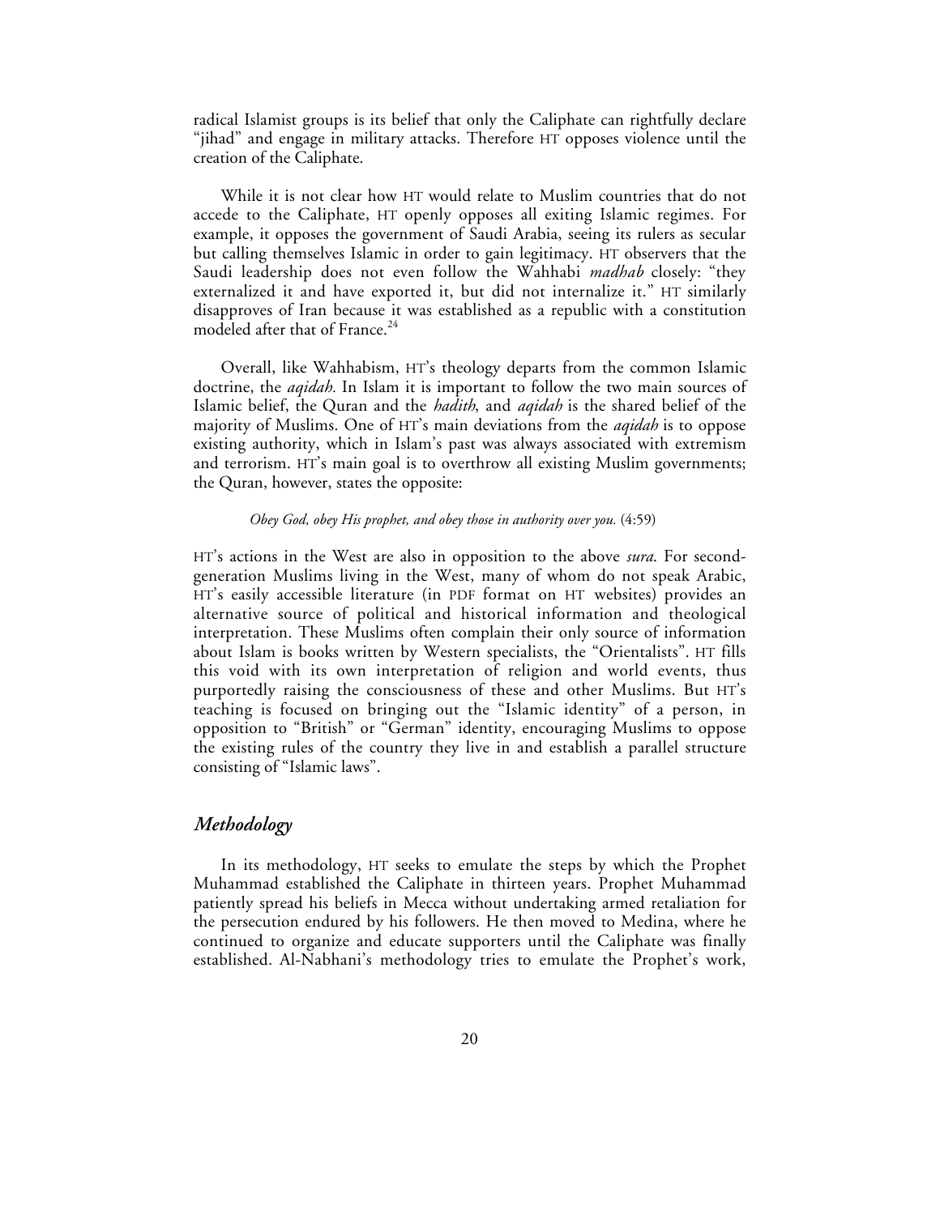radical Islamist groups is its belief that only the Caliphate can rightfully declare "jihad" and engage in military attacks. Therefore HT opposes violence until the creation of the Caliphate.

While it is not clear how HT would relate to Muslim countries that do not accede to the Caliphate, HT openly opposes all exiting Islamic regimes. For example, it opposes the government of Saudi Arabia, seeing its rulers as secular but calling themselves Islamic in order to gain legitimacy. HT observers that the Saudi leadership does not even follow the Wahhabi *madhab* closely: "they externalized it and have exported it, but did not internalize it." HT similarly disapproves of Iran because it was established as a republic with a constitution modeled after that of France.[24]

Overall, like Wahhabism, HT's theology departs from the common Islamic doctrine, the *aqidah.* In Islam it is important to follow the two main sources of Islamic belief, the Quran and the *hadith*, and *aqidah* is the shared belief of the majority of Muslims. One of HT's main deviations from the *aqidah* is to oppose existing authority, which in Islam's past was always associated with extremism and terrorism. HT's main goal is to overthrow all existing Muslim governments; the Quran, however, states the opposite:

> *Obey God, obey His prophet, and obey those in authority over you.* (4:59)

HT's actions in the West are also in opposition to the above *sura*. For second-generation Muslims living in the West, many of whom do not speak Arabic, HT's easily accessible literature (in PDF format on HT websites) provides an alternative source of political and historical information and theological interpretation. These Muslims often complain their only source of information about Islam is books written by Western specialists, the "Orientalists". HT fills this void with its own interpretation of religion and world events, thus purportedly raising the consciousness of these and other Muslims. But HT's teaching is focused on bringing out the "Islamic identity" of a person, in opposition to "British" or "German" identity, encouraging Muslims to oppose the existing rules of the country they live in and establish a parallel structure consisting of "Islamic laws".

## *Methodology*

In its methodology, HT seeks to emulate the steps by which the Prophet Muhammad established the Caliphate in thirteen years. Prophet Muhammad patiently spread his beliefs in Mecca without undertaking armed retaliation for the persecution endured by his followers. He then moved to Medina, where he continued to organize and educate supporters until the Caliphate was finally established. Al-Nabhani's methodology tries to emulate the Prophet's work,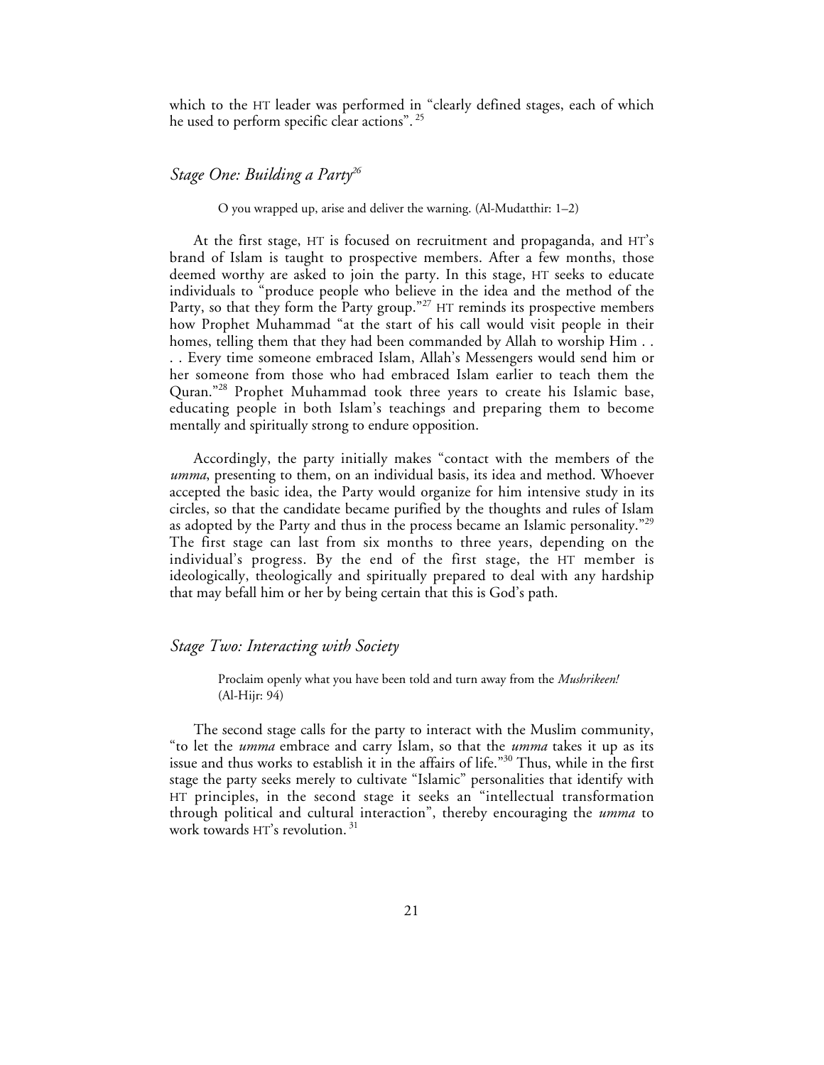which to the HT leader was performed in "clearly defined stages, each of which he used to perform specific clear actions". [25]

## *Stage One: Building a Party*[26]

> O you wrapped up, arise and deliver the warning. (Al-Mudatthir: 1–2)

At the first stage, HT is focused on recruitment and propaganda, and HT's brand of Islam is taught to prospective members. After a few months, those deemed worthy are asked to join the party. In this stage, HT seeks to educate individuals to "produce people who believe in the idea and the method of the Party, so that they form the Party group."[27] HT reminds its prospective members how Prophet Muhammad "at the start of his call would visit people in their homes, telling them that they had been commanded by Allah to worship Him . . . . Every time someone embraced Islam, Allah's Messengers would send him or her someone from those who had embraced Islam earlier to teach them the Quran."[28] Prophet Muhammad took three years to create his Islamic base, educating people in both Islam's teachings and preparing them to become mentally and spiritually strong to endure opposition.

Accordingly, the party initially makes "contact with the members of the *umma*, presenting to them, on an individual basis, its idea and method. Whoever accepted the basic idea, the Party would organize for him intensive study in its circles, so that the candidate became purified by the thoughts and rules of Islam as adopted by the Party and thus in the process became an Islamic personality."[29] The first stage can last from six months to three years, depending on the individual's progress. By the end of the first stage, the HT member is ideologically, theologically and spiritually prepared to deal with any hardship that may befall him or her by being certain that this is God's path.

## *Stage Two: Interacting with Society*

> Proclaim openly what you have been told and turn away from the *Mushrikeen!* (Al-Hijr: 94)

The second stage calls for the party to interact with the Muslim community, "to let the *umma* embrace and carry Islam, so that the *umma* takes it up as its issue and thus works to establish it in the affairs of life."[30] Thus, while in the first stage the party seeks merely to cultivate "Islamic" personalities that identify with HT principles, in the second stage it seeks an "intellectual transformation through political and cultural interaction", thereby encouraging the *umma* to work towards HT's revolution. [31]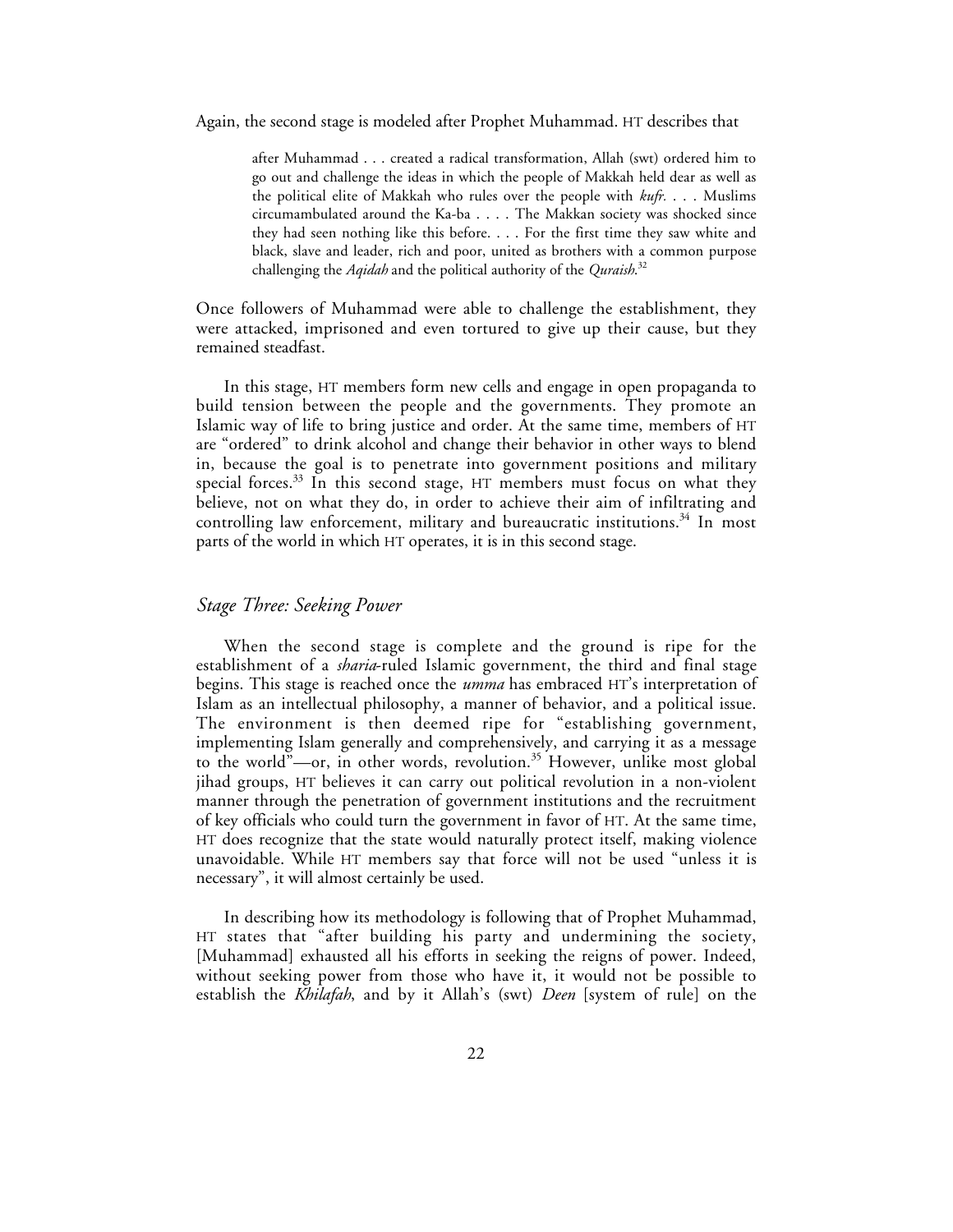Again, the second stage is modeled after Prophet Muhammad. HT describes that

> after Muhammad . . . created a radical transformation, Allah (swt) ordered him to go out and challenge the ideas in which the people of Makkah held dear as well as the political elite of Makkah who rules over the people with *kufr*. . . . Muslims circumambulated around the Ka-ba . . . . The Makkan society was shocked since they had seen nothing like this before. . . . For the first time they saw white and black, slave and leader, rich and poor, united as brothers with a common purpose challenging the *Aqidah* and the political authority of the *Quraish*.[32]

Once followers of Muhammad were able to challenge the establishment, they were attacked, imprisoned and even tortured to give up their cause, but they remained steadfast.

In this stage, HT members form new cells and engage in open propaganda to build tension between the people and the governments. They promote an Islamic way of life to bring justice and order. At the same time, members of HT are "ordered" to drink alcohol and change their behavior in other ways to blend in, because the goal is to penetrate into government positions and military special forces.[33] In this second stage, HT members must focus on what they believe, not on what they do, in order to achieve their aim of infiltrating and controlling law enforcement, military and bureaucratic institutions.[34] In most parts of the world in which HT operates, it is in this second stage.

## *Stage Three: Seeking Power*

When the second stage is complete and the ground is ripe for the establishment of a *sharia*-ruled Islamic government, the third and final stage begins. This stage is reached once the *umma* has embraced HT's interpretation of Islam as an intellectual philosophy, a manner of behavior, and a political issue. The environment is then deemed ripe for "establishing government, implementing Islam generally and comprehensively, and carrying it as a message to the world"—or, in other words, revolution.[35] However, unlike most global jihad groups, HT believes it can carry out political revolution in a non-violent manner through the penetration of government institutions and the recruitment of key officials who could turn the government in favor of HT. At the same time, HT does recognize that the state would naturally protect itself, making violence unavoidable. While HT members say that force will not be used "unless it is necessary", it will almost certainly be used.

In describing how its methodology is following that of Prophet Muhammad, HT states that "after building his party and undermining the society, [Muhammad] exhausted all his efforts in seeking the reigns of power. Indeed, without seeking power from those who have it, it would not be possible to establish the *Khilafah*, and by it Allah's (swt) *Deen* [system of rule] on the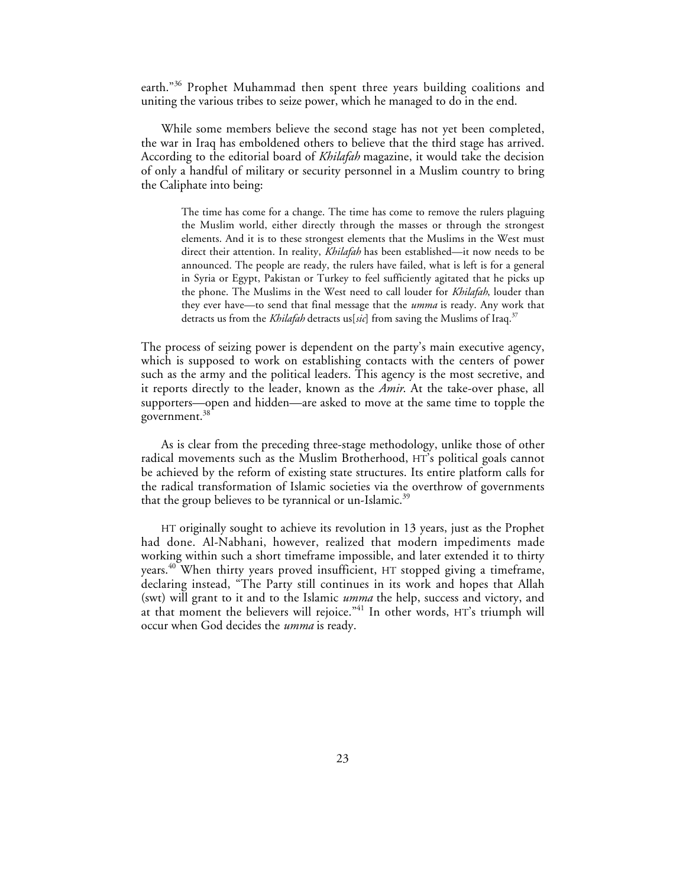earth."[36] Prophet Muhammad then spent three years building coalitions and uniting the various tribes to seize power, which he managed to do in the end.

While some members believe the second stage has not yet been completed, the war in Iraq has emboldened others to believe that the third stage has arrived. According to the editorial board of *Khilafah* magazine, it would take the decision of only a handful of military or security personnel in a Muslim country to bring the Caliphate into being:

> The time has come for a change. The time has come to remove the rulers plaguing the Muslim world, either directly through the masses or through the strongest elements. And it is to these strongest elements that the Muslims in the West must direct their attention. In reality, *Khilafah* has been established—it now needs to be announced. The people are ready, the rulers have failed, what is left is for a general in Syria or Egypt, Pakistan or Turkey to feel sufficiently agitated that he picks up the phone. The Muslims in the West need to call louder for *Khilafah*, louder than they ever have—to send that final message that the *umma* is ready. Any work that detracts us from the *Khilafah* detracts us[*sic*] from saving the Muslims of Iraq.[37]

The process of seizing power is dependent on the party's main executive agency, which is supposed to work on establishing contacts with the centers of power such as the army and the political leaders. This agency is the most secretive, and it reports directly to the leader, known as the *Amir*. At the take-over phase, all supporters—open and hidden—are asked to move at the same time to topple the government.[38]

As is clear from the preceding three-stage methodology, unlike those of other radical movements such as the Muslim Brotherhood, HT's political goals cannot be achieved by the reform of existing state structures. Its entire platform calls for the radical transformation of Islamic societies via the overthrow of governments that the group believes to be tyrannical or un-Islamic.[39]

HT originally sought to achieve its revolution in 13 years, just as the Prophet had done. Al-Nabhani, however, realized that modern impediments made working within such a short timeframe impossible, and later extended it to thirty years.[40] When thirty years proved insufficient, HT stopped giving a timeframe, declaring instead, "The Party still continues in its work and hopes that Allah (swt) will grant to it and to the Islamic *umma* the help, success and victory, and at that moment the believers will rejoice."[41] In other words, HT's triumph will occur when God decides the *umma* is ready.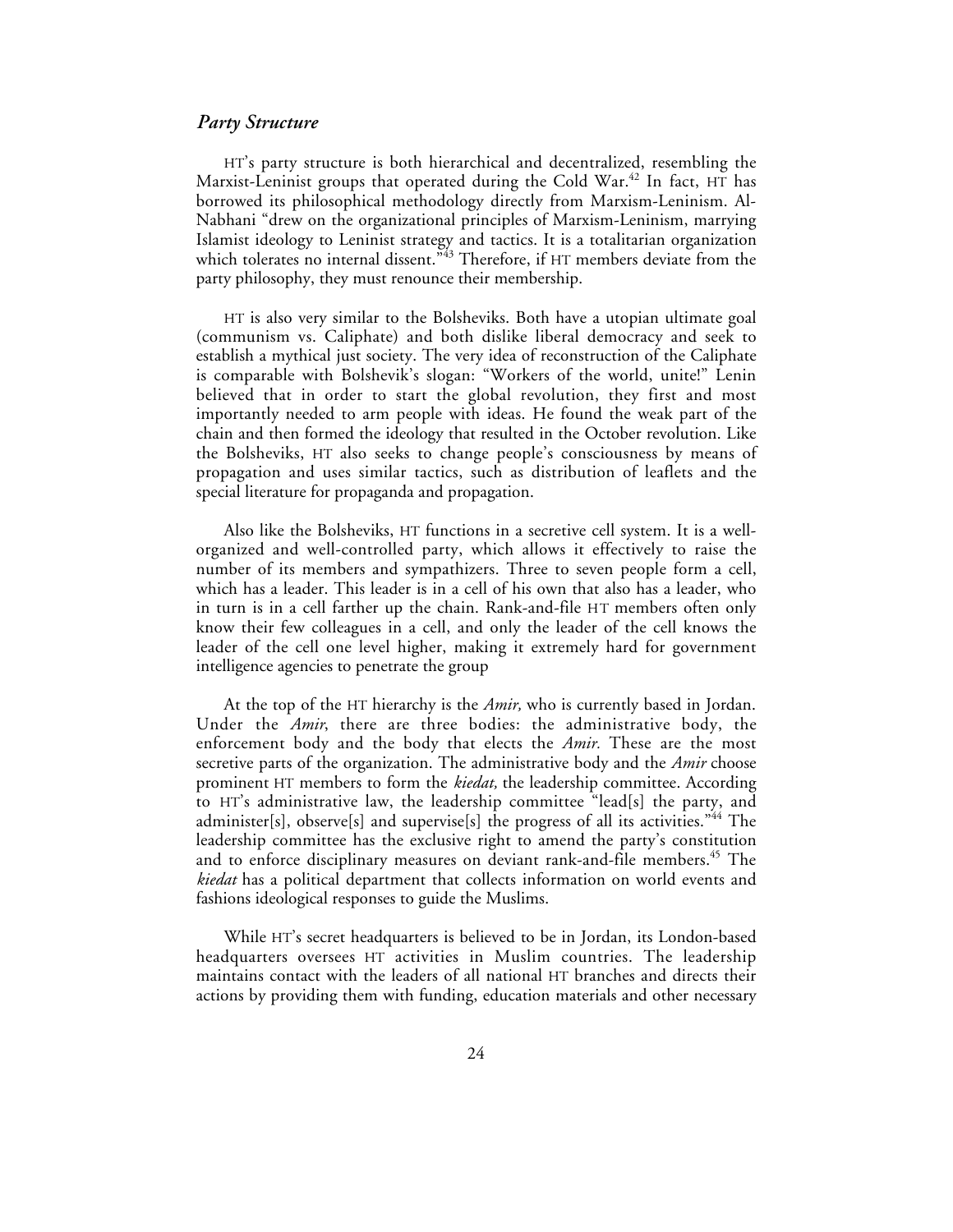### *Party Structure*

HT's party structure is both hierarchical and decentralized, resembling the Marxist-Leninist groups that operated during the Cold War.[42] In fact, HT has borrowed its philosophical methodology directly from Marxism-Leninism. Al-Nabhani "drew on the organizational principles of Marxism-Leninism, marrying Islamist ideology to Leninist strategy and tactics. It is a totalitarian organization which tolerates no internal dissent."[43] Therefore, if HT members deviate from the party philosophy, they must renounce their membership.

HT is also very similar to the Bolsheviks. Both have a utopian ultimate goal (communism vs. Caliphate) and both dislike liberal democracy and seek to establish a mythical just society. The very idea of reconstruction of the Caliphate is comparable with Bolshevik's slogan: "Workers of the world, unite!" Lenin believed that in order to start the global revolution, they first and most importantly needed to arm people with ideas. He found the weak part of the chain and then formed the ideology that resulted in the October revolution. Like the Bolsheviks, HT also seeks to change people's consciousness by means of propagation and uses similar tactics, such as distribution of leaflets and the special literature for propaganda and propagation.

Also like the Bolsheviks, HT functions in a secretive cell system. It is a well-organized and well-controlled party, which allows it effectively to raise the number of its members and sympathizers. Three to seven people form a cell, which has a leader. This leader is in a cell of his own that also has a leader, who in turn is in a cell farther up the chain. Rank-and-file HT members often only know their few colleagues in a cell, and only the leader of the cell knows the leader of the cell one level higher, making it extremely hard for government intelligence agencies to penetrate the group

At the top of the HT hierarchy is the *Amir,* who is currently based in Jordan. Under the *Amir*, there are three bodies: the administrative body, the enforcement body and the body that elects the *Amir.* These are the most secretive parts of the organization. The administrative body and the *Amir* choose prominent HT members to form the *kiedat,* the leadership committee. According to HT's administrative law, the leadership committee "lead[s] the party, and administer[s], observe[s] and supervise[s] the progress of all its activities."[44] The leadership committee has the exclusive right to amend the party's constitution and to enforce disciplinary measures on deviant rank-and-file members.[45] The *kiedat* has a political department that collects information on world events and fashions ideological responses to guide the Muslims.

While HT's secret headquarters is believed to be in Jordan, its London-based headquarters oversees HT activities in Muslim countries. The leadership maintains contact with the leaders of all national HT branches and directs their actions by providing them with funding, education materials and other necessary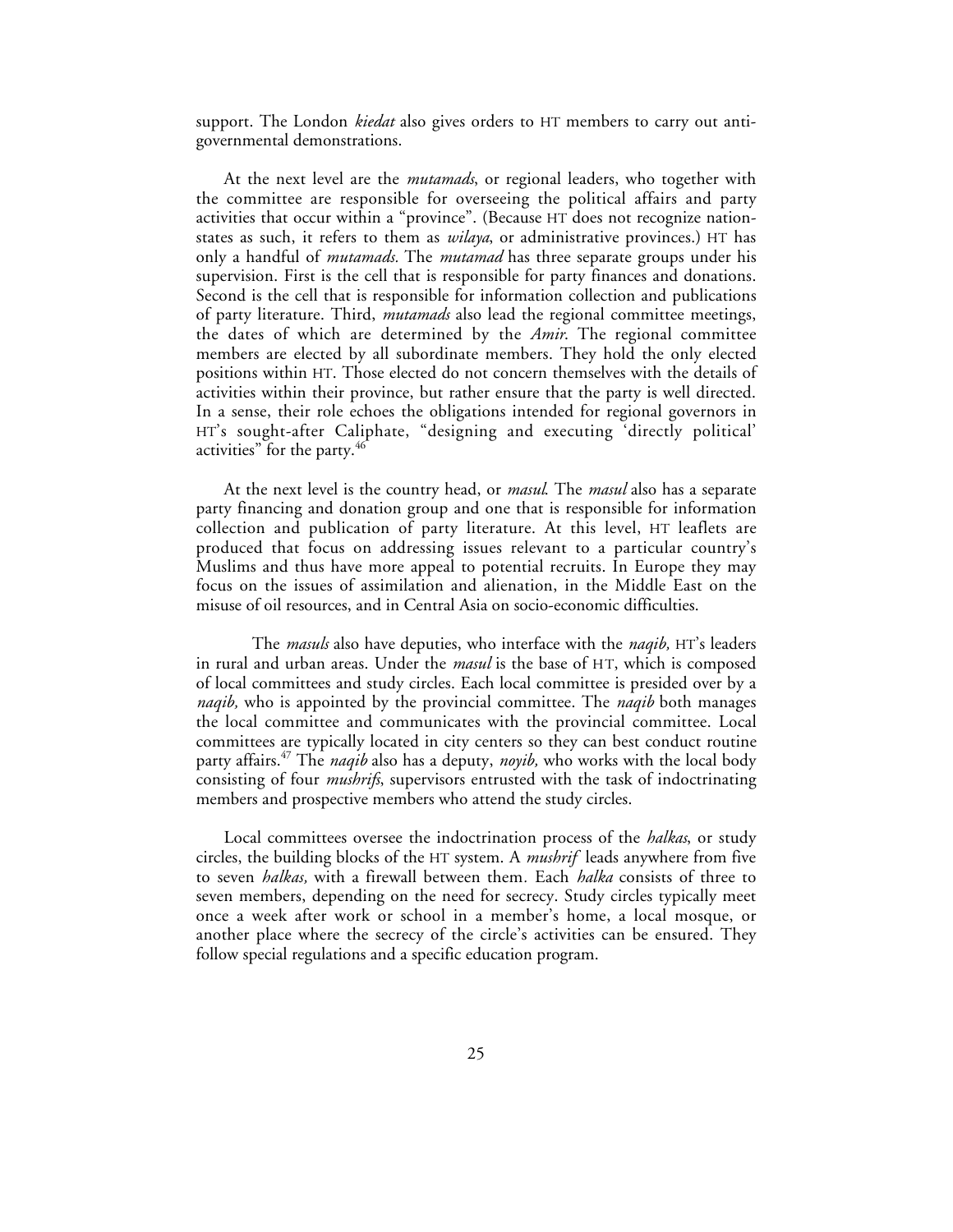support. The London *kiedat* also gives orders to HT members to carry out anti-governmental demonstrations.

At the next level are the *mutamads*, or regional leaders, who together with the committee are responsible for overseeing the political affairs and party activities that occur within a "province". (Because HT does not recognize nation-states as such, it refers to them as *wilaya*, or administrative provinces.) HT has only a handful of *mutamads.* The *mutamad* has three separate groups under his supervision. First is the cell that is responsible for party finances and donations. Second is the cell that is responsible for information collection and publications of party literature. Third, *mutamads* also lead the regional committee meetings, the dates of which are determined by the *Amir*. The regional committee members are elected by all subordinate members. They hold the only elected positions within HT. Those elected do not concern themselves with the details of activities within their province, but rather ensure that the party is well directed. In a sense, their role echoes the obligations intended for regional governors in HT's sought-after Caliphate, "designing and executing 'directly political' activities" for the party.[46]

At the next level is the country head, or *masul*. The *masul* also has a separate party financing and donation group and one that is responsible for information collection and publication of party literature. At this level, HT leaflets are produced that focus on addressing issues relevant to a particular country's Muslims and thus have more appeal to potential recruits. In Europe they may focus on the issues of assimilation and alienation, in the Middle East on the misuse of oil resources, and in Central Asia on socio-economic difficulties.

The *masuls* also have deputies, who interface with the *naqib,* HT's leaders in rural and urban areas. Under the *masul* is the base of HT, which is composed of local committees and study circles. Each local committee is presided over by a *naqib,* who is appointed by the provincial committee. The *naqib* both manages the local committee and communicates with the provincial committee. Local committees are typically located in city centers so they can best conduct routine party affairs.[47] The *naqib* also has a deputy, *noyib,* who works with the local body consisting of four *mushrifs*, supervisors entrusted with the task of indoctrinating members and prospective members who attend the study circles.

Local committees oversee the indoctrination process of the *halkas*, or study circles, the building blocks of the HT system. A *mushrif* leads anywhere from five to seven *halkas,* with a firewall between them. Each *halka* consists of three to seven members, depending on the need for secrecy. Study circles typically meet once a week after work or school in a member's home, a local mosque, or another place where the secrecy of the circle's activities can be ensured. They follow special regulations and a specific education program.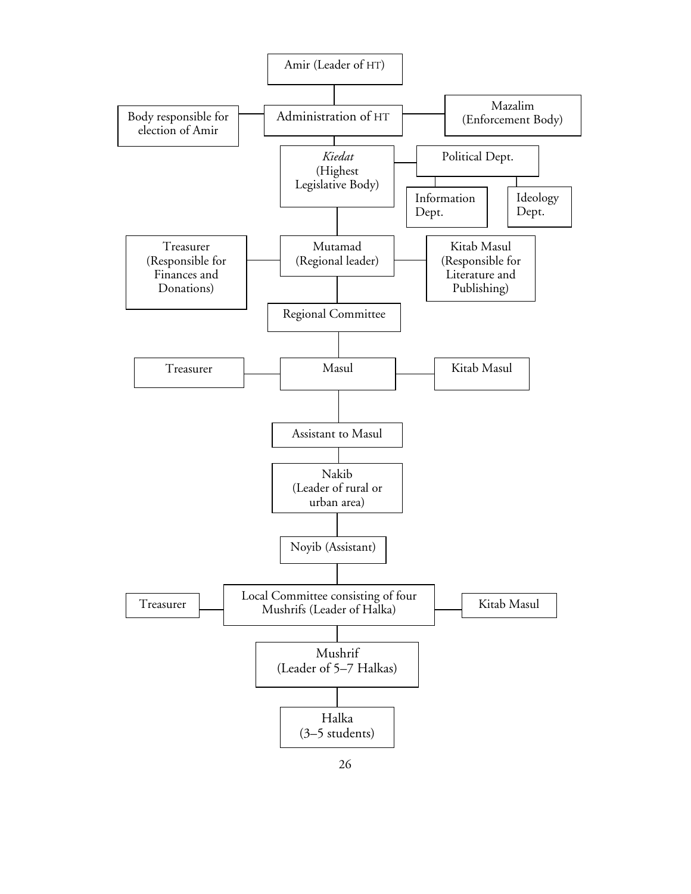Amir (Leader of HT)

Body responsible for election of Amir — Administration of HT — Mazalim (Enforcement Body)

*Kiedat* (Highest Legislative Body) — Political Dept.

- Information Dept.
- Ideology Dept.

Treasurer (Responsible for Finances and Donations) — Mutamad (Regional leader) — Kitab Masul (Responsible for Literature and Publishing)

Regional Committee

Treasurer — Masul — Kitab Masul

Assistant to Masul

Nakib (Leader of rural or urban area)

Noyib (Assistant)

Treasurer — Local Committee consisting of four Mushrifs (Leader of Halka) — Kitab Masul

Mushrif (Leader of 5–7 Halkas)

Halka (3–5 students)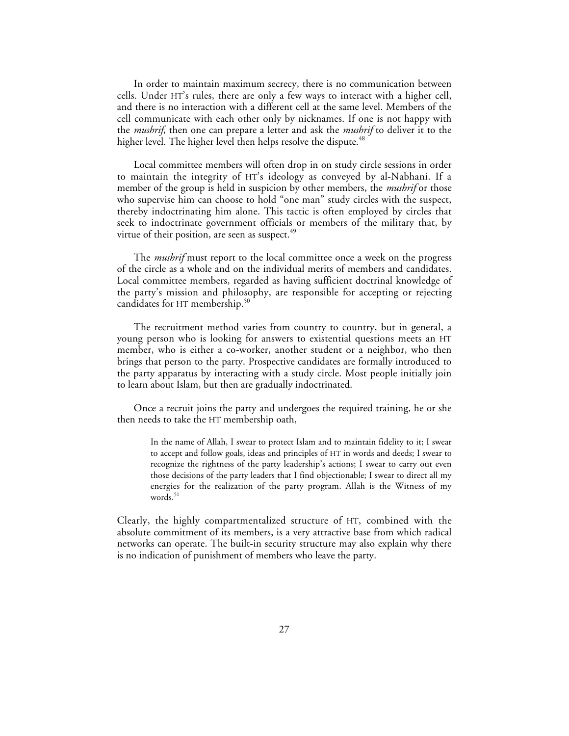In order to maintain maximum secrecy, there is no communication between cells. Under HT's rules, there are only a few ways to interact with a higher cell, and there is no interaction with a different cell at the same level. Members of the cell communicate with each other only by nicknames. If one is not happy with the *mushrif*, then one can prepare a letter and ask the *mushrif* to deliver it to the higher level. The higher level then helps resolve the dispute.[48]

Local committee members will often drop in on study circle sessions in order to maintain the integrity of HT's ideology as conveyed by al-Nabhani. If a member of the group is held in suspicion by other members, the *mushrif* or those who supervise him can choose to hold "one man" study circles with the suspect, thereby indoctrinating him alone. This tactic is often employed by circles that seek to indoctrinate government officials or members of the military that, by virtue of their position, are seen as suspect.[49]

The *mushrif* must report to the local committee once a week on the progress of the circle as a whole and on the individual merits of members and candidates. Local committee members, regarded as having sufficient doctrinal knowledge of the party's mission and philosophy, are responsible for accepting or rejecting candidates for HT membership.[50]

The recruitment method varies from country to country, but in general, a young person who is looking for answers to existential questions meets an HT member, who is either a co-worker, another student or a neighbor, who then brings that person to the party. Prospective candidates are formally introduced to the party apparatus by interacting with a study circle. Most people initially join to learn about Islam, but then are gradually indoctrinated.

Once a recruit joins the party and undergoes the required training, he or she then needs to take the HT membership oath,

> In the name of Allah, I swear to protect Islam and to maintain fidelity to it; I swear to accept and follow goals, ideas and principles of HT in words and deeds; I swear to recognize the rightness of the party leadership's actions; I swear to carry out even those decisions of the party leaders that I find objectionable; I swear to direct all my energies for the realization of the party program. Allah is the Witness of my words.[51]

Clearly, the highly compartmentalized structure of HT, combined with the absolute commitment of its members, is a very attractive base from which radical networks can operate. The built-in security structure may also explain why there is no indication of punishment of members who leave the party.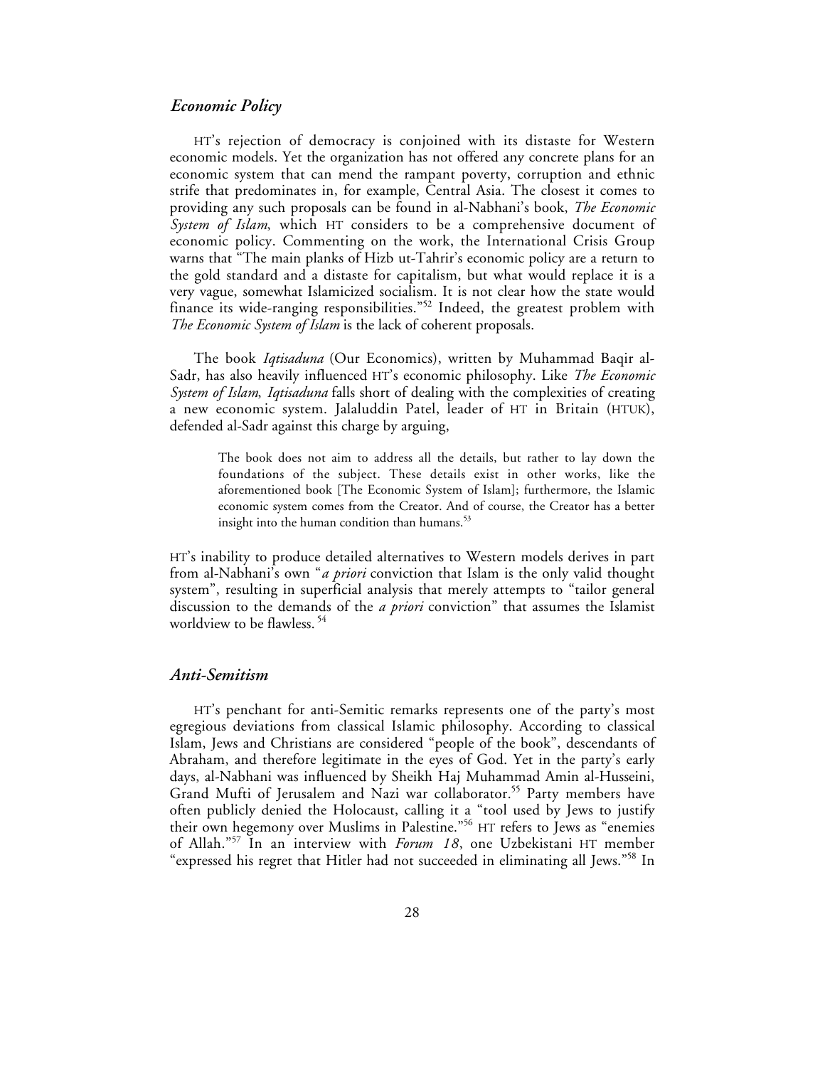### *Economic Policy*

HT's rejection of democracy is conjoined with its distaste for Western economic models. Yet the organization has not offered any concrete plans for an economic system that can mend the rampant poverty, corruption and ethnic strife that predominates in, for example, Central Asia. The closest it comes to providing any such proposals can be found in al-Nabhani's book, *The Economic System of Islam*, which HT considers to be a comprehensive document of economic policy. Commenting on the work, the International Crisis Group warns that "The main planks of Hizb ut-Tahrir's economic policy are a return to the gold standard and a distaste for capitalism, but what would replace it is a very vague, somewhat Islamicized socialism. It is not clear how the state would finance its wide-ranging responsibilities."[52] Indeed, the greatest problem with *The Economic System of Islam* is the lack of coherent proposals.

The book *Iqtisaduna* (Our Economics), written by Muhammad Baqir al-Sadr, has also heavily influenced HT's economic philosophy. Like *The Economic System of Islam*, *Iqtisaduna* falls short of dealing with the complexities of creating a new economic system. Jalaluddin Patel, leader of HT in Britain (HTUK), defended al-Sadr against this charge by arguing,

> The book does not aim to address all the details, but rather to lay down the foundations of the subject. These details exist in other works, like the aforementioned book [The Economic System of Islam]; furthermore, the Islamic economic system comes from the Creator. And of course, the Creator has a better insight into the human condition than humans.[53]

HT's inability to produce detailed alternatives to Western models derives in part from al-Nabhani's own "*a priori* conviction that Islam is the only valid thought system", resulting in superficial analysis that merely attempts to "tailor general discussion to the demands of the *a priori* conviction" that assumes the Islamist worldview to be flawless.[54]

### *Anti-Semitism*

HT's penchant for anti-Semitic remarks represents one of the party's most egregious deviations from classical Islamic philosophy. According to classical Islam, Jews and Christians are considered "people of the book", descendants of Abraham, and therefore legitimate in the eyes of God. Yet in the party's early days, al-Nabhani was influenced by Sheikh Haj Muhammad Amin al-Husseini, Grand Mufti of Jerusalem and Nazi war collaborator.[55] Party members have often publicly denied the Holocaust, calling it a "tool used by Jews to justify their own hegemony over Muslims in Palestine."[56] HT refers to Jews as "enemies of Allah."[57] In an interview with *Forum 18*, one Uzbekistani HT member "expressed his regret that Hitler had not succeeded in eliminating all Jews."[58] In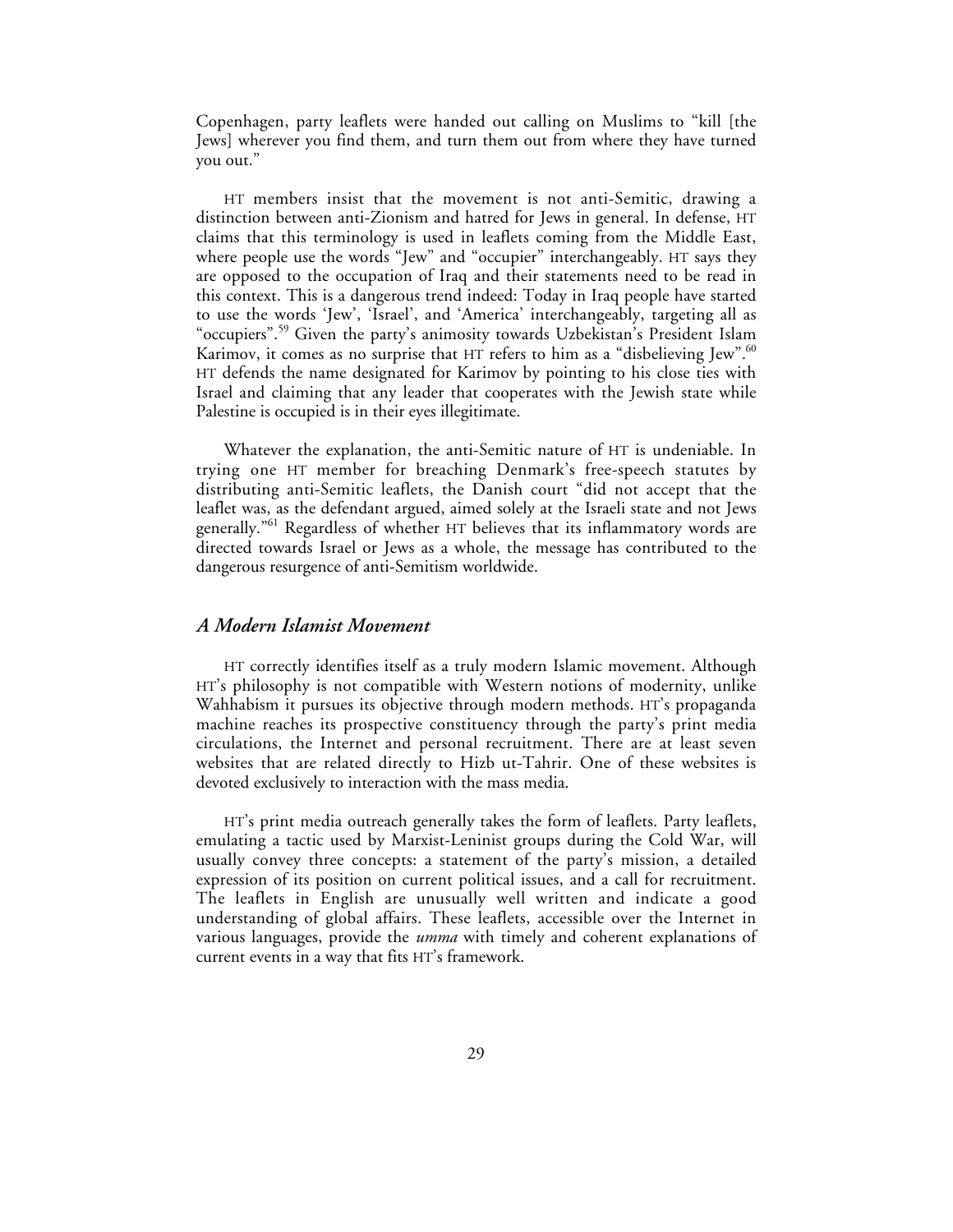Copenhagen, party leaflets were handed out calling on Muslims to "kill [the Jews] wherever you find them, and turn them out from where they have turned you out."

HT members insist that the movement is not anti-Semitic, drawing a distinction between anti-Zionism and hatred for Jews in general. In defense, HT claims that this terminology is used in leaflets coming from the Middle East, where people use the words "Jew" and "occupier" interchangeably. HT says they are opposed to the occupation of Iraq and their statements need to be read in this context. This is a dangerous trend indeed: Today in Iraq people have started to use the words 'Jew', 'Israel', and 'America' interchangeably, targeting all as "occupiers".[59] Given the party's animosity towards Uzbekistan's President Islam Karimov, it comes as no surprise that HT refers to him as a "disbelieving Jew".[60] HT defends the name designated for Karimov by pointing to his close ties with Israel and claiming that any leader that cooperates with the Jewish state while Palestine is occupied is in their eyes illegitimate.

Whatever the explanation, the anti-Semitic nature of HT is undeniable. In trying one HT member for breaching Denmark's free-speech statutes by distributing anti-Semitic leaflets, the Danish court "did not accept that the leaflet was, as the defendant argued, aimed solely at the Israeli state and not Jews generally."[61] Regardless of whether HT believes that its inflammatory words are directed towards Israel or Jews as a whole, the message has contributed to the dangerous resurgence of anti-Semitism worldwide.

### *A Modern Islamist Movement*

HT correctly identifies itself as a truly modern Islamic movement. Although HT's philosophy is not compatible with Western notions of modernity, unlike Wahhabism it pursues its objective through modern methods. HT's propaganda machine reaches its prospective constituency through the party's print media circulations, the Internet and personal recruitment. There are at least seven websites that are related directly to Hizb ut-Tahrir. One of these websites is devoted exclusively to interaction with the mass media.

HT's print media outreach generally takes the form of leaflets. Party leaflets, emulating a tactic used by Marxist-Leninist groups during the Cold War, will usually convey three concepts: a statement of the party's mission, a detailed expression of its position on current political issues, and a call for recruitment. The leaflets in English are unusually well written and indicate a good understanding of global affairs. These leaflets, accessible over the Internet in various languages, provide the *umma* with timely and coherent explanations of current events in a way that fits HT's framework.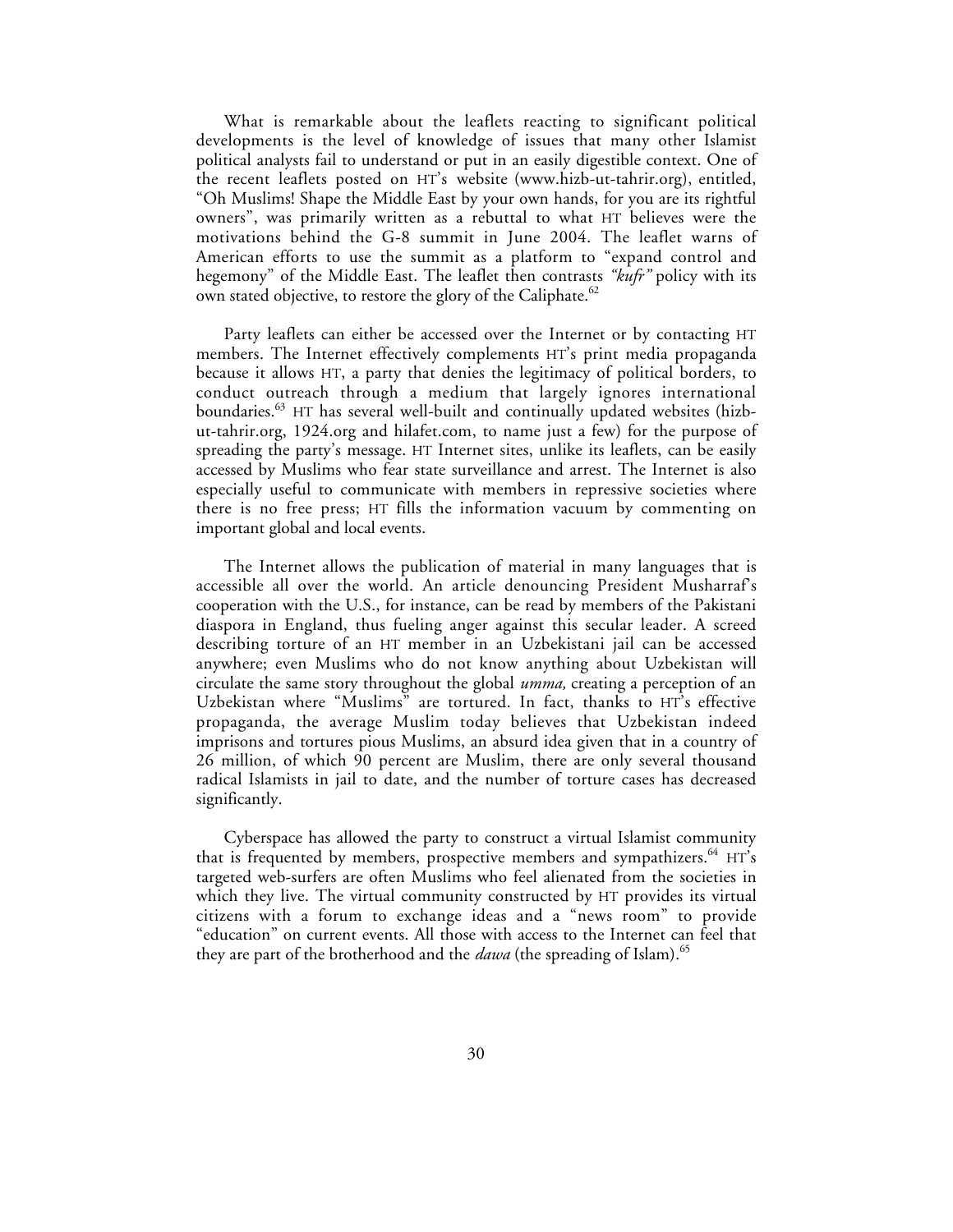What is remarkable about the leaflets reacting to significant political developments is the level of knowledge of issues that many other Islamist political analysts fail to understand or put in an easily digestible context. One of the recent leaflets posted on HT's website (www.hizb-ut-tahrir.org), entitled, "Oh Muslims! Shape the Middle East by your own hands, for you are its rightful owners", was primarily written as a rebuttal to what HT believes were the motivations behind the G-8 summit in June 2004. The leaflet warns of American efforts to use the summit as a platform to "expand control and hegemony" of the Middle East. The leaflet then contrasts *"kufr"* policy with its own stated objective, to restore the glory of the Caliphate.[62]

Party leaflets can either be accessed over the Internet or by contacting HT members. The Internet effectively complements HT's print media propaganda because it allows HT, a party that denies the legitimacy of political borders, to conduct outreach through a medium that largely ignores international boundaries.[63] HT has several well-built and continually updated websites (hizb-ut-tahrir.org, 1924.org and hilafet.com, to name just a few) for the purpose of spreading the party's message. HT Internet sites, unlike its leaflets, can be easily accessed by Muslims who fear state surveillance and arrest. The Internet is also especially useful to communicate with members in repressive societies where there is no free press; HT fills the information vacuum by commenting on important global and local events.

The Internet allows the publication of material in many languages that is accessible all over the world. An article denouncing President Musharraf's cooperation with the U.S., for instance, can be read by members of the Pakistani diaspora in England, thus fueling anger against this secular leader. A screed describing torture of an HT member in an Uzbekistani jail can be accessed anywhere; even Muslims who do not know anything about Uzbekistan will circulate the same story throughout the global *umma,* creating a perception of an Uzbekistan where "Muslims" are tortured. In fact, thanks to HT's effective propaganda, the average Muslim today believes that Uzbekistan indeed imprisons and tortures pious Muslims, an absurd idea given that in a country of 26 million, of which 90 percent are Muslim, there are only several thousand radical Islamists in jail to date, and the number of torture cases has decreased significantly.

Cyberspace has allowed the party to construct a virtual Islamist community that is frequented by members, prospective members and sympathizers.[64] HT's targeted web-surfers are often Muslims who feel alienated from the societies in which they live. The virtual community constructed by HT provides its virtual citizens with a forum to exchange ideas and a "news room" to provide "education" on current events. All those with access to the Internet can feel that they are part of the brotherhood and the *dawa* (the spreading of Islam).[65]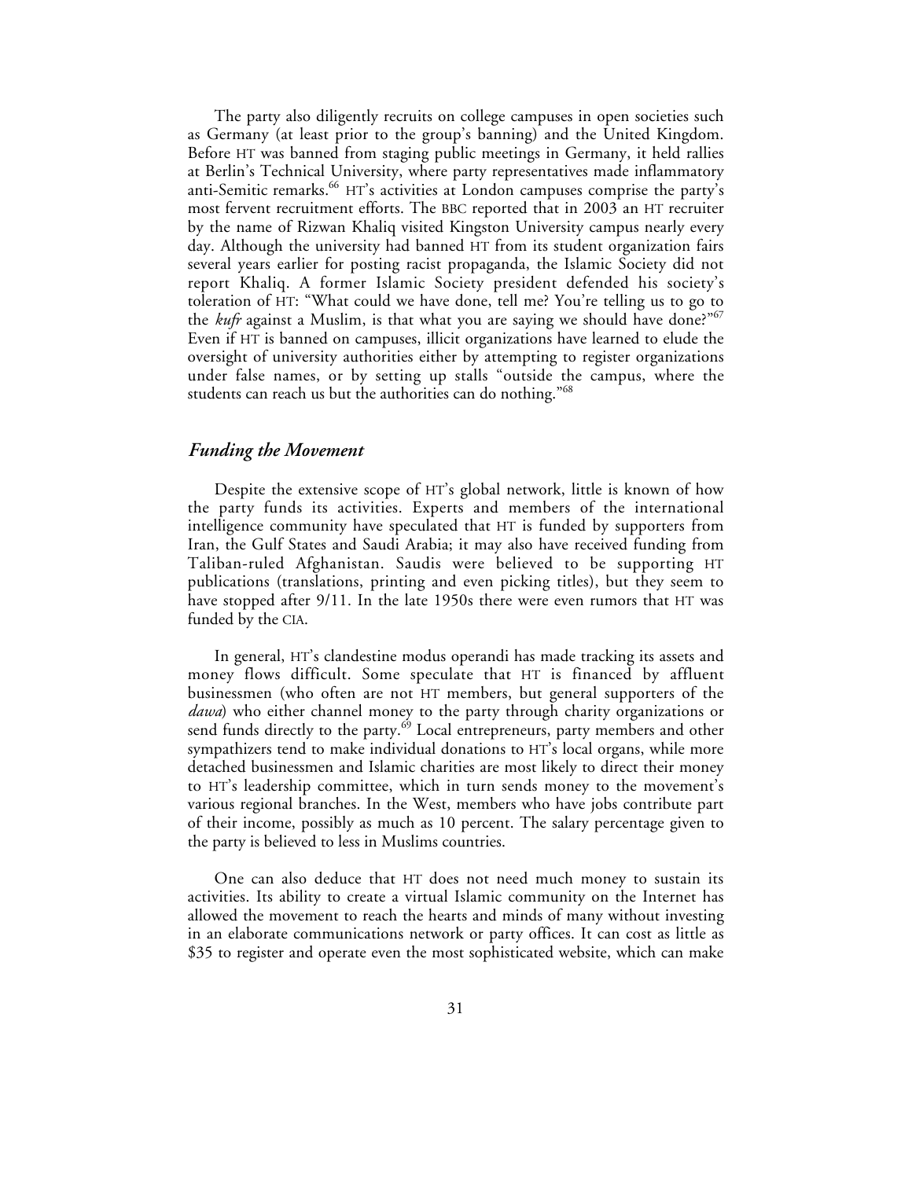The party also diligently recruits on college campuses in open societies such as Germany (at least prior to the group's banning) and the United Kingdom. Before HT was banned from staging public meetings in Germany, it held rallies at Berlin's Technical University, where party representatives made inflammatory anti-Semitic remarks.[66] HT's activities at London campuses comprise the party's most fervent recruitment efforts. The BBC reported that in 2003 an HT recruiter by the name of Rizwan Khaliq visited Kingston University campus nearly every day. Although the university had banned HT from its student organization fairs several years earlier for posting racist propaganda, the Islamic Society did not report Khaliq. A former Islamic Society president defended his society's toleration of HT: "What could we have done, tell me? You're telling us to go to the *kufr* against a Muslim, is that what you are saying we should have done?"[67] Even if HT is banned on campuses, illicit organizations have learned to elude the oversight of university authorities either by attempting to register organizations under false names, or by setting up stalls "outside the campus, where the students can reach us but the authorities can do nothing."[68]

## *Funding the Movement*

Despite the extensive scope of HT's global network, little is known of how the party funds its activities. Experts and members of the international intelligence community have speculated that HT is funded by supporters from Iran, the Gulf States and Saudi Arabia; it may also have received funding from Taliban-ruled Afghanistan. Saudis were believed to be supporting HT publications (translations, printing and even picking titles), but they seem to have stopped after 9/11. In the late 1950s there were even rumors that HT was funded by the CIA.

In general, HT's clandestine modus operandi has made tracking its assets and money flows difficult. Some speculate that HT is financed by affluent businessmen (who often are not HT members, but general supporters of the *dawa*) who either channel money to the party through charity organizations or send funds directly to the party.[69] Local entrepreneurs, party members and other sympathizers tend to make individual donations to HT's local organs, while more detached businessmen and Islamic charities are most likely to direct their money to HT's leadership committee, which in turn sends money to the movement's various regional branches. In the West, members who have jobs contribute part of their income, possibly as much as 10 percent. The salary percentage given to the party is believed to less in Muslims countries.

One can also deduce that HT does not need much money to sustain its activities. Its ability to create a virtual Islamic community on the Internet has allowed the movement to reach the hearts and minds of many without investing in an elaborate communications network or party offices. It can cost as little as $35 to register and operate even the most sophisticated website, which can make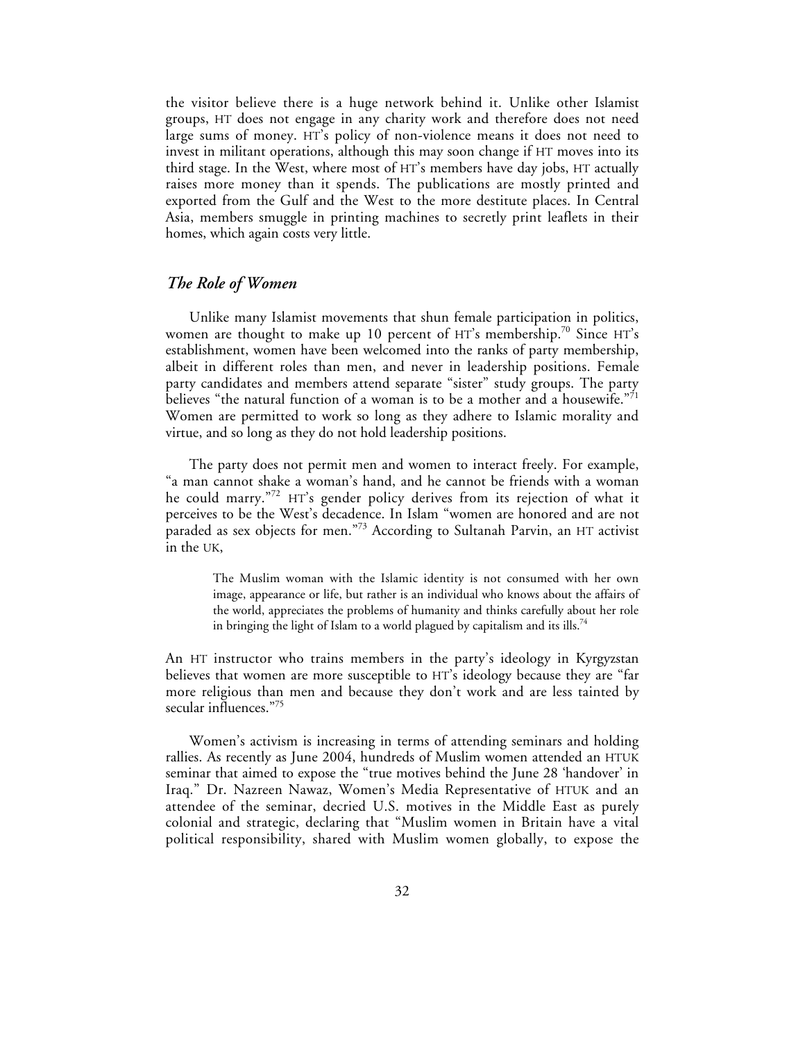the visitor believe there is a huge network behind it. Unlike other Islamist groups, HT does not engage in any charity work and therefore does not need large sums of money. HT's policy of non-violence means it does not need to invest in militant operations, although this may soon change if HT moves into its third stage. In the West, where most of HT's members have day jobs, HT actually raises more money than it spends. The publications are mostly printed and exported from the Gulf and the West to the more destitute places. In Central Asia, members smuggle in printing machines to secretly print leaflets in their homes, which again costs very little.

## *The Role of Women*

Unlike many Islamist movements that shun female participation in politics, women are thought to make up 10 percent of HT's membership.[70] Since HT's establishment, women have been welcomed into the ranks of party membership, albeit in different roles than men, and never in leadership positions. Female party candidates and members attend separate "sister" study groups. The party believes "the natural function of a woman is to be a mother and a housewife."[71] Women are permitted to work so long as they adhere to Islamic morality and virtue, and so long as they do not hold leadership positions.

The party does not permit men and women to interact freely. For example, "a man cannot shake a woman's hand, and he cannot be friends with a woman he could marry."[72] HT's gender policy derives from its rejection of what it perceives to be the West's decadence. In Islam "women are honored and are not paraded as sex objects for men."[73] According to Sultanah Parvin, an HT activist in the UK,

> The Muslim woman with the Islamic identity is not consumed with her own image, appearance or life, but rather is an individual who knows about the affairs of the world, appreciates the problems of humanity and thinks carefully about her role in bringing the light of Islam to a world plagued by capitalism and its ills.[74]

An HT instructor who trains members in the party's ideology in Kyrgyzstan believes that women are more susceptible to HT's ideology because they are "far more religious than men and because they don't work and are less tainted by secular influences."[75]

Women's activism is increasing in terms of attending seminars and holding rallies. As recently as June 2004, hundreds of Muslim women attended an HTUK seminar that aimed to expose the "true motives behind the June 28 'handover' in Iraq." Dr. Nazreen Nawaz, Women's Media Representative of HTUK and an attendee of the seminar, decried U.S. motives in the Middle East as purely colonial and strategic, declaring that "Muslim women in Britain have a vital political responsibility, shared with Muslim women globally, to expose the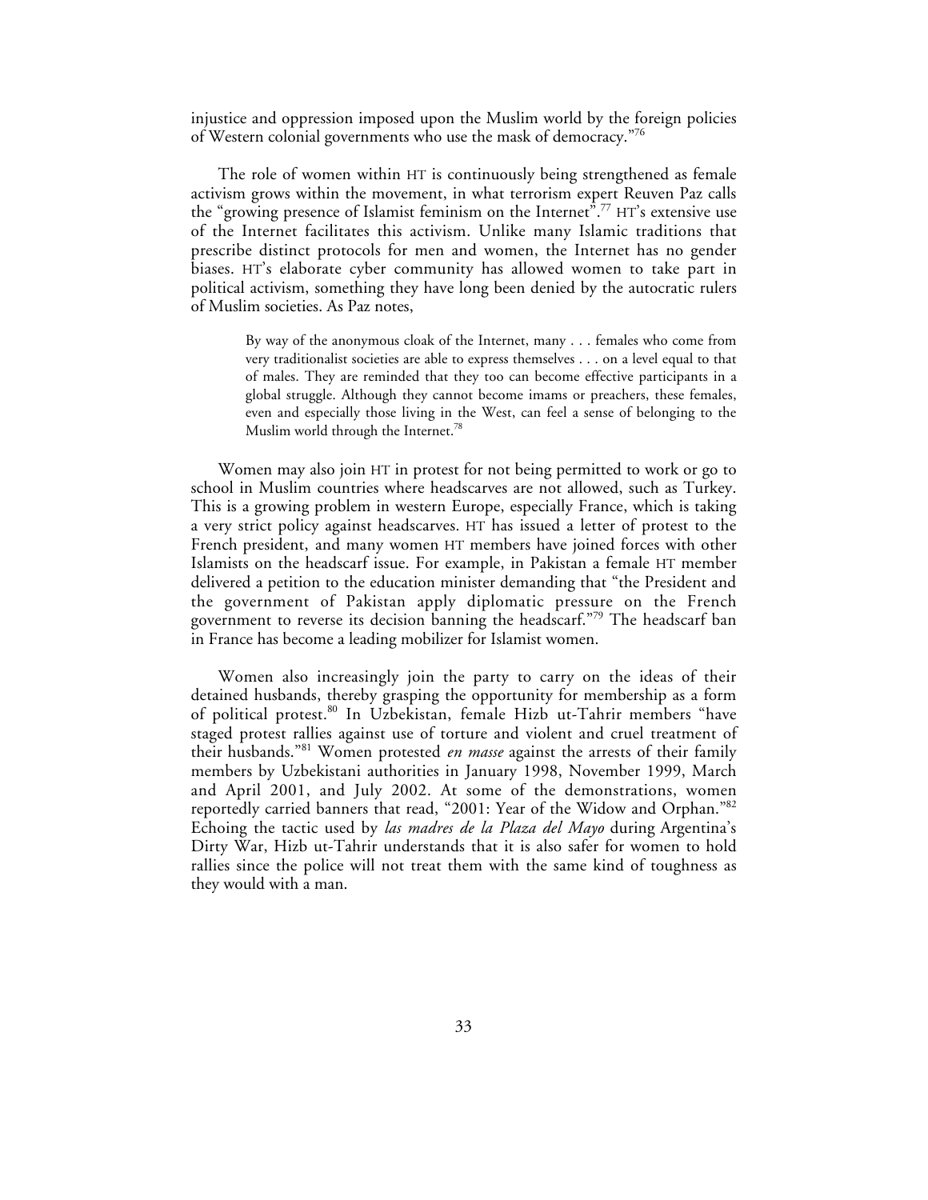injustice and oppression imposed upon the Muslim world by the foreign policies of Western colonial governments who use the mask of democracy."[76]

The role of women within HT is continuously being strengthened as female activism grows within the movement, in what terrorism expert Reuven Paz calls the "growing presence of Islamist feminism on the Internet".[77] HT's extensive use of the Internet facilitates this activism. Unlike many Islamic traditions that prescribe distinct protocols for men and women, the Internet has no gender biases. HT's elaborate cyber community has allowed women to take part in political activism, something they have long been denied by the autocratic rulers of Muslim societies. As Paz notes,

> By way of the anonymous cloak of the Internet, many . . . females who come from very traditionalist societies are able to express themselves . . . on a level equal to that of males. They are reminded that they too can become effective participants in a global struggle. Although they cannot become imams or preachers, these females, even and especially those living in the West, can feel a sense of belonging to the Muslim world through the Internet.[78]

Women may also join HT in protest for not being permitted to work or go to school in Muslim countries where headscarves are not allowed, such as Turkey. This is a growing problem in western Europe, especially France, which is taking a very strict policy against headscarves. HT has issued a letter of protest to the French president, and many women HT members have joined forces with other Islamists on the headscarf issue. For example, in Pakistan a female HT member delivered a petition to the education minister demanding that "the President and the government of Pakistan apply diplomatic pressure on the French government to reverse its decision banning the headscarf."[79] The headscarf ban in France has become a leading mobilizer for Islamist women.

Women also increasingly join the party to carry on the ideas of their detained husbands, thereby grasping the opportunity for membership as a form of political protest.[80] In Uzbekistan, female Hizb ut-Tahrir members "have staged protest rallies against use of torture and violent and cruel treatment of their husbands."[81] Women protested *en masse* against the arrests of their family members by Uzbekistani authorities in January 1998, November 1999, March and April 2001, and July 2002. At some of the demonstrations, women reportedly carried banners that read, "2001: Year of the Widow and Orphan."[82] Echoing the tactic used by *las madres de la Plaza del Mayo* during Argentina's Dirty War, Hizb ut-Tahrir understands that it is also safer for women to hold rallies since the police will not treat them with the same kind of toughness as they would with a man.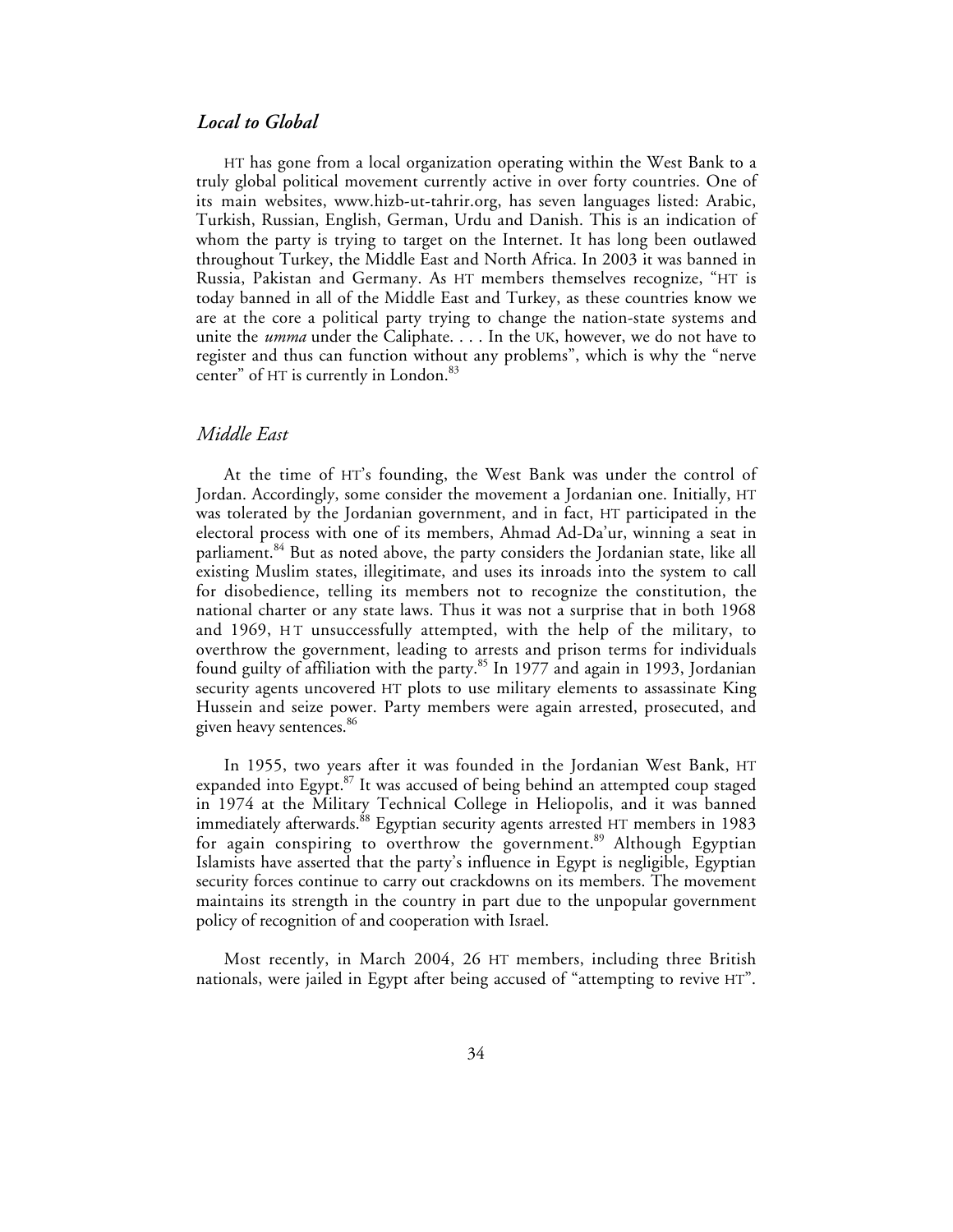## *Local to Global*

HT has gone from a local organization operating within the West Bank to a truly global political movement currently active in over forty countries. One of its main websites, www.hizb-ut-tahrir.org, has seven languages listed: Arabic, Turkish, Russian, English, German, Urdu and Danish. This is an indication of whom the party is trying to target on the Internet. It has long been outlawed throughout Turkey, the Middle East and North Africa. In 2003 it was banned in Russia, Pakistan and Germany. As HT members themselves recognize, "HT is today banned in all of the Middle East and Turkey, as these countries know we are at the core a political party trying to change the nation-state systems and unite the *umma* under the Caliphate. . . . In the UK, however, we do not have to register and thus can function without any problems", which is why the "nerve center" of HT is currently in London.[83]

### *Middle East*

At the time of HT's founding, the West Bank was under the control of Jordan. Accordingly, some consider the movement a Jordanian one. Initially, HT was tolerated by the Jordanian government, and in fact, HT participated in the electoral process with one of its members, Ahmad Ad-Da'ur, winning a seat in parliament.[84] But as noted above, the party considers the Jordanian state, like all existing Muslim states, illegitimate, and uses its inroads into the system to call for disobedience, telling its members not to recognize the constitution, the national charter or any state laws. Thus it was not a surprise that in both 1968 and 1969, HT unsuccessfully attempted, with the help of the military, to overthrow the government, leading to arrests and prison terms for individuals found guilty of affiliation with the party.[85] In 1977 and again in 1993, Jordanian security agents uncovered HT plots to use military elements to assassinate King Hussein and seize power. Party members were again arrested, prosecuted, and given heavy sentences.[86]

In 1955, two years after it was founded in the Jordanian West Bank, HT expanded into Egypt.[87] It was accused of being behind an attempted coup staged in 1974 at the Military Technical College in Heliopolis, and it was banned immediately afterwards.[88] Egyptian security agents arrested HT members in 1983 for again conspiring to overthrow the government.[89] Although Egyptian Islamists have asserted that the party's influence in Egypt is negligible, Egyptian security forces continue to carry out crackdowns on its members. The movement maintains its strength in the country in part due to the unpopular government policy of recognition of and cooperation with Israel.

Most recently, in March 2004, 26 HT members, including three British nationals, were jailed in Egypt after being accused of "attempting to revive HT".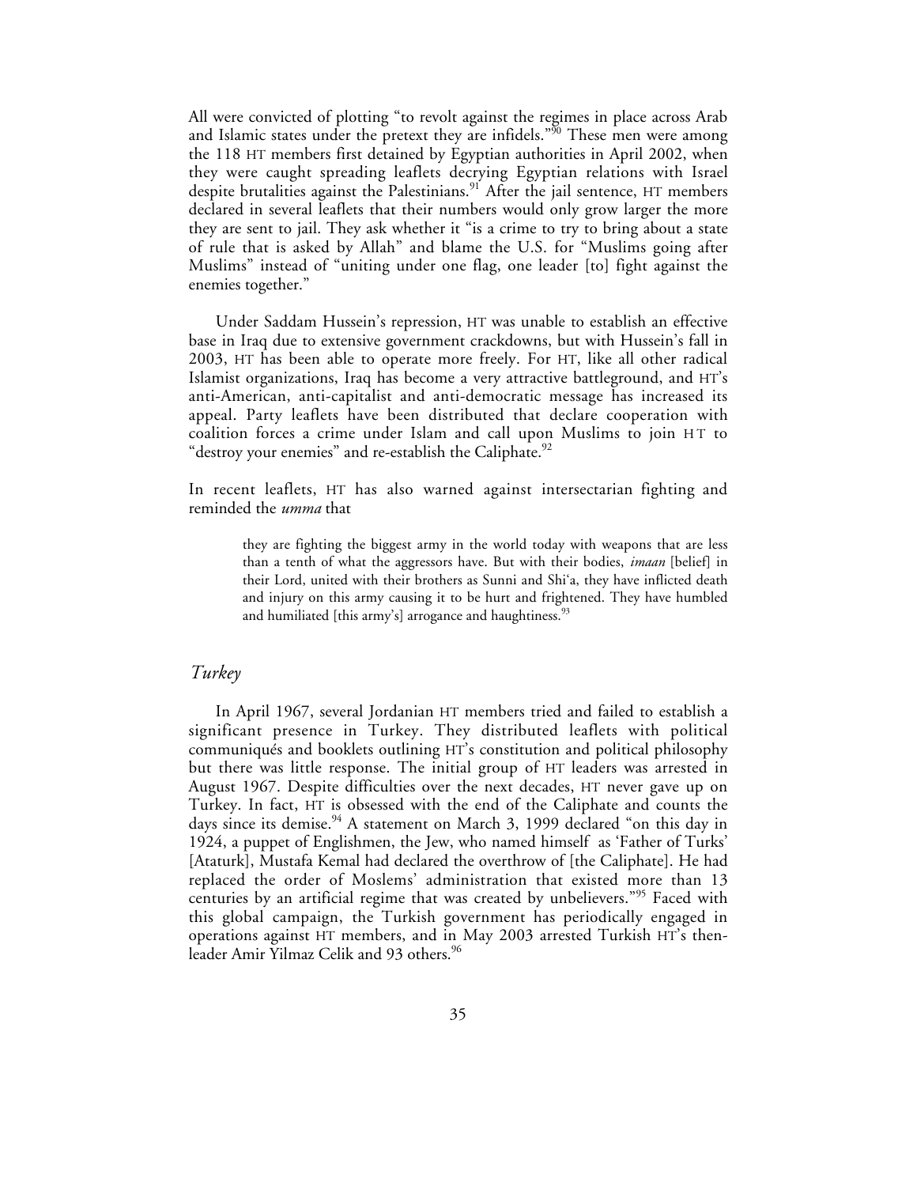All were convicted of plotting "to revolt against the regimes in place across Arab and Islamic states under the pretext they are infidels."[90] These men were among the 118 HT members first detained by Egyptian authorities in April 2002, when they were caught spreading leaflets decrying Egyptian relations with Israel despite brutalities against the Palestinians.[91] After the jail sentence, HT members declared in several leaflets that their numbers would only grow larger the more they are sent to jail. They ask whether it "is a crime to try to bring about a state of rule that is asked by Allah" and blame the U.S. for "Muslims going after Muslims" instead of "uniting under one flag, one leader [to] fight against the enemies together."

Under Saddam Hussein's repression, HT was unable to establish an effective base in Iraq due to extensive government crackdowns, but with Hussein's fall in 2003, HT has been able to operate more freely. For HT, like all other radical Islamist organizations, Iraq has become a very attractive battleground, and HT's anti-American, anti-capitalist and anti-democratic message has increased its appeal. Party leaflets have been distributed that declare cooperation with coalition forces a crime under Islam and call upon Muslims to join HT to "destroy your enemies" and re-establish the Caliphate.[92]

In recent leaflets, HT has also warned against intersectarian fighting and reminded the *umma* that

> they are fighting the biggest army in the world today with weapons that are less than a tenth of what the aggressors have. But with their bodies, *imaan* [belief] in their Lord, united with their brothers as Sunni and Shi'a, they have inflicted death and injury on this army causing it to be hurt and frightened. They have humbled and humiliated [this army's] arrogance and haughtiness.[93]

## *Turkey*

In April 1967, several Jordanian HT members tried and failed to establish a significant presence in Turkey. They distributed leaflets with political communiqués and booklets outlining HT's constitution and political philosophy but there was little response. The initial group of HT leaders was arrested in August 1967. Despite difficulties over the next decades, HT never gave up on Turkey. In fact, HT is obsessed with the end of the Caliphate and counts the days since its demise.[94] A statement on March 3, 1999 declared "on this day in 1924, a puppet of Englishmen, the Jew, who named himself as 'Father of Turks' [Ataturk], Mustafa Kemal had declared the overthrow of [the Caliphate]. He had replaced the order of Moslems' administration that existed more than 13 centuries by an artificial regime that was created by unbelievers."[95] Faced with this global campaign, the Turkish government has periodically engaged in operations against HT members, and in May 2003 arrested Turkish HT's then-leader Amir Yilmaz Celik and 93 others.[96]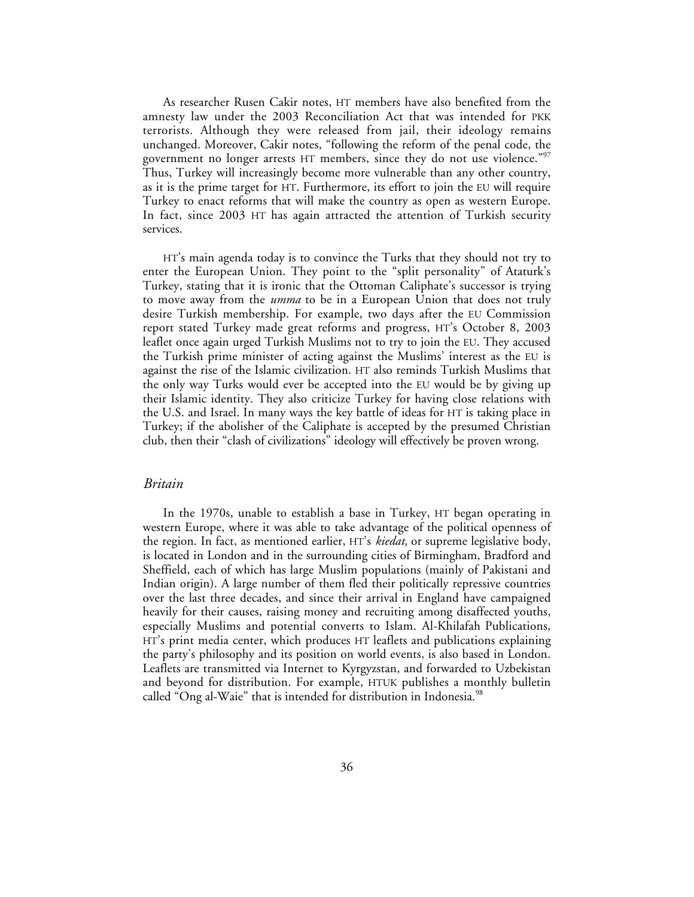As researcher Rusen Cakir notes, HT members have also benefited from the amnesty law under the 2003 Reconciliation Act that was intended for PKK terrorists. Although they were released from jail, their ideology remains unchanged. Moreover, Cakir notes, "following the reform of the penal code, the government no longer arrests HT members, since they do not use violence."[97] Thus, Turkey will increasingly become more vulnerable than any other country, as it is the prime target for HT. Furthermore, its effort to join the EU will require Turkey to enact reforms that will make the country as open as western Europe. In fact, since 2003 HT has again attracted the attention of Turkish security services.

HT's main agenda today is to convince the Turks that they should not try to enter the European Union. They point to the "split personality" of Ataturk's Turkey, stating that it is ironic that the Ottoman Caliphate's successor is trying to move away from the *umma* to be in a European Union that does not truly desire Turkish membership. For example, two days after the EU Commission report stated Turkey made great reforms and progress, HT's October 8, 2003 leaflet once again urged Turkish Muslims not to try to join the EU. They accused the Turkish prime minister of acting against the Muslims' interest as the EU is against the rise of the Islamic civilization. HT also reminds Turkish Muslims that the only way Turks would ever be accepted into the EU would be by giving up their Islamic identity. They also criticize Turkey for having close relations with the U.S. and Israel. In many ways the key battle of ideas for HT is taking place in Turkey; if the abolisher of the Caliphate is accepted by the presumed Christian club, then their "clash of civilizations" ideology will effectively be proven wrong.

## *Britain*

In the 1970s, unable to establish a base in Turkey, HT began operating in western Europe, where it was able to take advantage of the political openness of the region. In fact, as mentioned earlier, HT's *kiedat,* or supreme legislative body, is located in London and in the surrounding cities of Birmingham, Bradford and Sheffield, each of which has large Muslim populations (mainly of Pakistani and Indian origin). A large number of them fled their politically repressive countries over the last three decades, and since their arrival in England have campaigned heavily for their causes, raising money and recruiting among disaffected youths, especially Muslims and potential converts to Islam. Al-Khilafah Publications, HT's print media center, which produces HT leaflets and publications explaining the party's philosophy and its position on world events, is also based in London. Leaflets are transmitted via Internet to Kyrgyzstan, and forwarded to Uzbekistan and beyond for distribution. For example, HTUK publishes a monthly bulletin called "Ong al-Waie" that is intended for distribution in Indonesia.[98]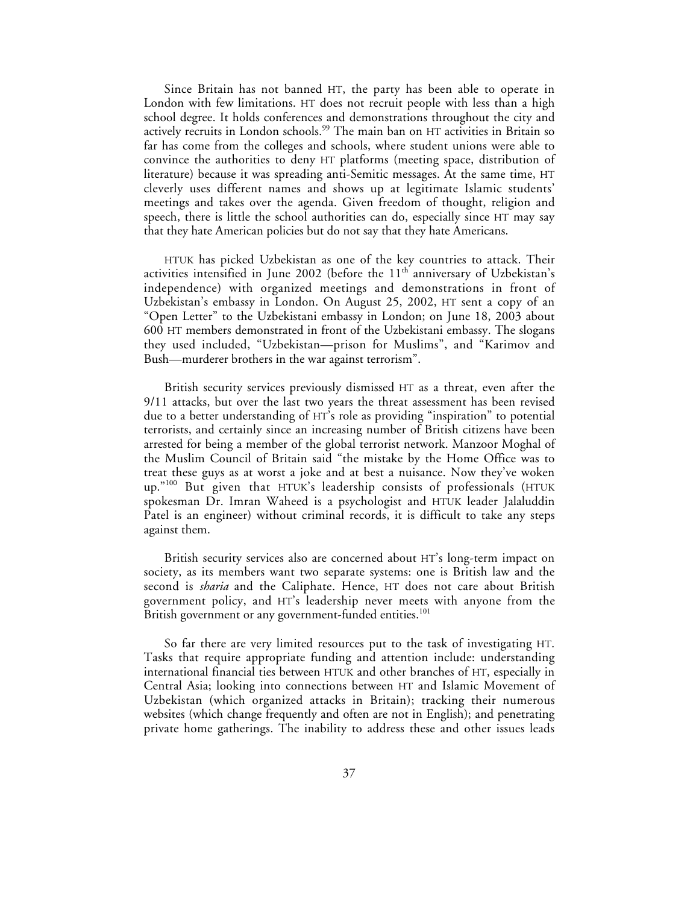Since Britain has not banned HT, the party has been able to operate in London with few limitations. HT does not recruit people with less than a high school degree. It holds conferences and demonstrations throughout the city and actively recruits in London schools.[99] The main ban on HT activities in Britain so far has come from the colleges and schools, where student unions were able to convince the authorities to deny HT platforms (meeting space, distribution of literature) because it was spreading anti-Semitic messages. At the same time, HT cleverly uses different names and shows up at legitimate Islamic students' meetings and takes over the agenda. Given freedom of thought, religion and speech, there is little the school authorities can do, especially since HT may say that they hate American policies but do not say that they hate Americans.

HTUK has picked Uzbekistan as one of the key countries to attack. Their activities intensified in June 2002 (before the 11th anniversary of Uzbekistan's independence) with organized meetings and demonstrations in front of Uzbekistan's embassy in London. On August 25, 2002, HT sent a copy of an "Open Letter" to the Uzbekistani embassy in London; on June 18, 2003 about 600 HT members demonstrated in front of the Uzbekistani embassy. The slogans they used included, "Uzbekistan—prison for Muslims", and "Karimov and Bush—murderer brothers in the war against terrorism".

British security services previously dismissed HT as a threat, even after the 9/11 attacks, but over the last two years the threat assessment has been revised due to a better understanding of HT's role as providing "inspiration" to potential terrorists, and certainly since an increasing number of British citizens have been arrested for being a member of the global terrorist network. Manzoor Moghal of the Muslim Council of Britain said "the mistake by the Home Office was to treat these guys as at worst a joke and at best a nuisance. Now they've woken up."[100] But given that HTUK's leadership consists of professionals (HTUK spokesman Dr. Imran Waheed is a psychologist and HTUK leader Jalaluddin Patel is an engineer) without criminal records, it is difficult to take any steps against them.

British security services also are concerned about HT's long-term impact on society, as its members want two separate systems: one is British law and the second is *sharia* and the Caliphate. Hence, HT does not care about British government policy, and HT's leadership never meets with anyone from the British government or any government-funded entities.[101]

So far there are very limited resources put to the task of investigating HT. Tasks that require appropriate funding and attention include: understanding international financial ties between HTUK and other branches of HT, especially in Central Asia; looking into connections between HT and Islamic Movement of Uzbekistan (which organized attacks in Britain); tracking their numerous websites (which change frequently and often are not in English); and penetrating private home gatherings. The inability to address these and other issues leads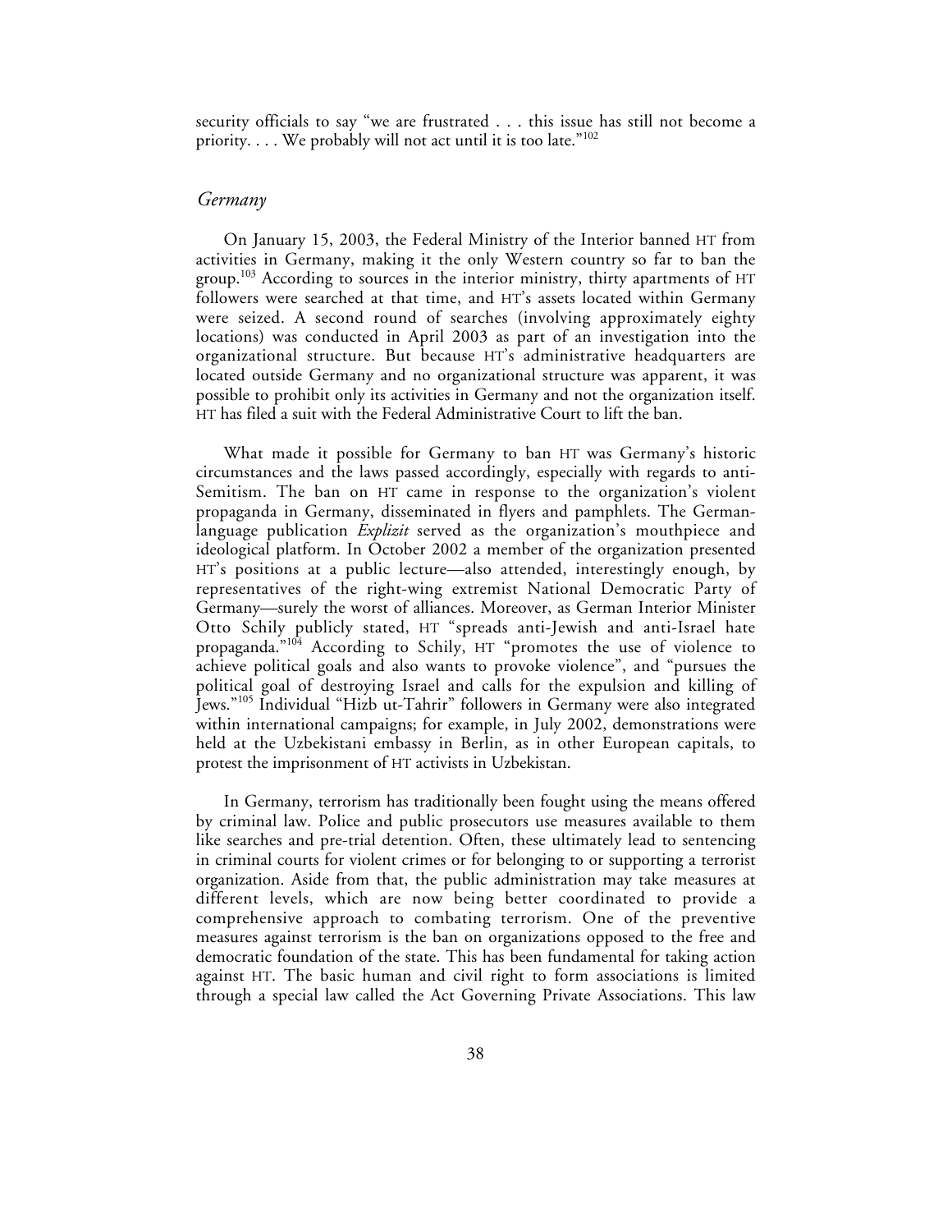security officials to say "we are frustrated . . . this issue has still not become a priority. . . . We probably will not act until it is too late."[102]

## *Germany*

On January 15, 2003, the Federal Ministry of the Interior banned HT from activities in Germany, making it the only Western country so far to ban the group.[103] According to sources in the interior ministry, thirty apartments of HT followers were searched at that time, and HT's assets located within Germany were seized. A second round of searches (involving approximately eighty locations) was conducted in April 2003 as part of an investigation into the organizational structure. But because HT's administrative headquarters are located outside Germany and no organizational structure was apparent, it was possible to prohibit only its activities in Germany and not the organization itself. HT has filed a suit with the Federal Administrative Court to lift the ban.

What made it possible for Germany to ban HT was Germany's historic circumstances and the laws passed accordingly, especially with regards to anti-Semitism. The ban on HT came in response to the organization's violent propaganda in Germany, disseminated in flyers and pamphlets. The German-language publication *Explizit* served as the organization's mouthpiece and ideological platform. In October 2002 a member of the organization presented HT's positions at a public lecture—also attended, interestingly enough, by representatives of the right-wing extremist National Democratic Party of Germany—surely the worst of alliances. Moreover, as German Interior Minister Otto Schily publicly stated, HT "spreads anti-Jewish and anti-Israel hate propaganda."[104] According to Schily, HT "promotes the use of violence to achieve political goals and also wants to provoke violence", and "pursues the political goal of destroying Israel and calls for the expulsion and killing of Jews."[105] Individual "Hizb ut-Tahrir" followers in Germany were also integrated within international campaigns; for example, in July 2002, demonstrations were held at the Uzbekistani embassy in Berlin, as in other European capitals, to protest the imprisonment of HT activists in Uzbekistan.

In Germany, terrorism has traditionally been fought using the means offered by criminal law. Police and public prosecutors use measures available to them like searches and pre-trial detention. Often, these ultimately lead to sentencing in criminal courts for violent crimes or for belonging to or supporting a terrorist organization. Aside from that, the public administration may take measures at different levels, which are now being better coordinated to provide a comprehensive approach to combating terrorism. One of the preventive measures against terrorism is the ban on organizations opposed to the free and democratic foundation of the state. This has been fundamental for taking action against HT. The basic human and civil right to form associations is limited through a special law called the Act Governing Private Associations. This law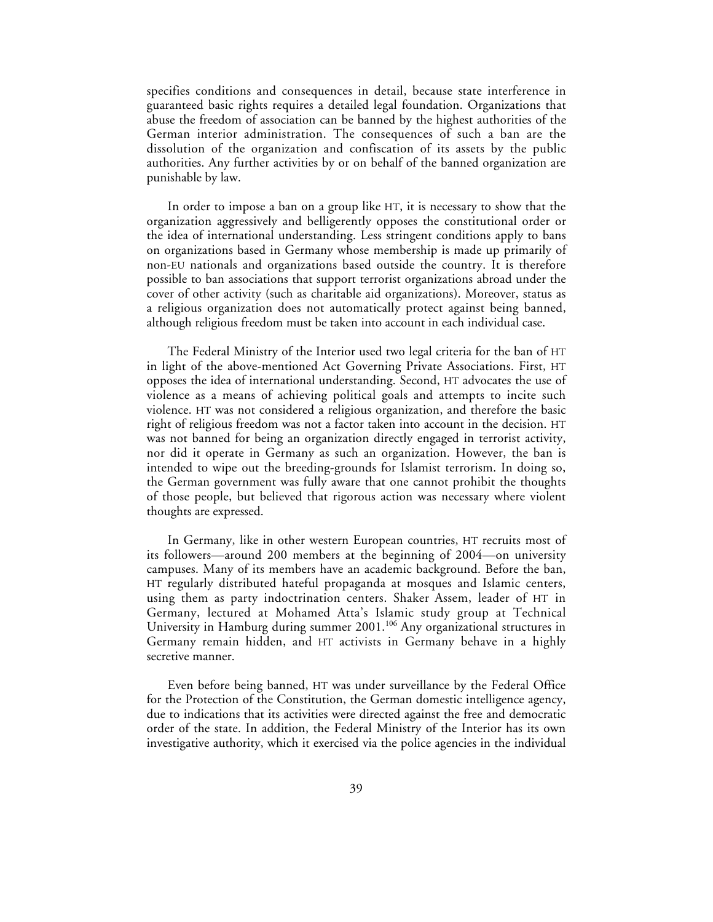specifies conditions and consequences in detail, because state interference in guaranteed basic rights requires a detailed legal foundation. Organizations that abuse the freedom of association can be banned by the highest authorities of the German interior administration. The consequences of such a ban are the dissolution of the organization and confiscation of its assets by the public authorities. Any further activities by or on behalf of the banned organization are punishable by law.

In order to impose a ban on a group like HT, it is necessary to show that the organization aggressively and belligerently opposes the constitutional order or the idea of international understanding. Less stringent conditions apply to bans on organizations based in Germany whose membership is made up primarily of non-EU nationals and organizations based outside the country. It is therefore possible to ban associations that support terrorist organizations abroad under the cover of other activity (such as charitable aid organizations). Moreover, status as a religious organization does not automatically protect against being banned, although religious freedom must be taken into account in each individual case.

The Federal Ministry of the Interior used two legal criteria for the ban of HT in light of the above-mentioned Act Governing Private Associations. First, HT opposes the idea of international understanding. Second, HT advocates the use of violence as a means of achieving political goals and attempts to incite such violence. HT was not considered a religious organization, and therefore the basic right of religious freedom was not a factor taken into account in the decision. HT was not banned for being an organization directly engaged in terrorist activity, nor did it operate in Germany as such an organization. However, the ban is intended to wipe out the breeding-grounds for Islamist terrorism. In doing so, the German government was fully aware that one cannot prohibit the thoughts of those people, but believed that rigorous action was necessary where violent thoughts are expressed.

In Germany, like in other western European countries, HT recruits most of its followers—around 200 members at the beginning of 2004—on university campuses. Many of its members have an academic background. Before the ban, HT regularly distributed hateful propaganda at mosques and Islamic centers, using them as party indoctrination centers. Shaker Assem, leader of HT in Germany, lectured at Mohamed Atta's Islamic study group at Technical University in Hamburg during summer 2001.[106] Any organizational structures in Germany remain hidden, and HT activists in Germany behave in a highly secretive manner.

Even before being banned, HT was under surveillance by the Federal Office for the Protection of the Constitution, the German domestic intelligence agency, due to indications that its activities were directed against the free and democratic order of the state. In addition, the Federal Ministry of the Interior has its own investigative authority, which it exercised via the police agencies in the individual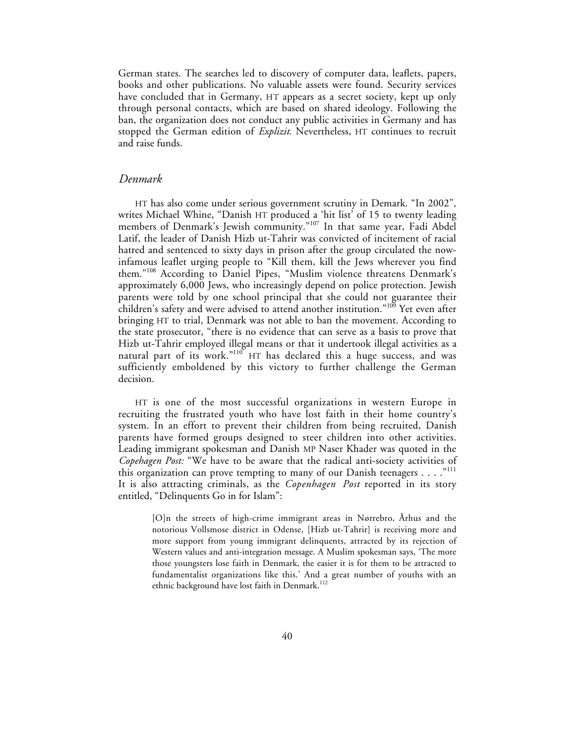German states. The searches led to discovery of computer data, leaflets, papers, books and other publications. No valuable assets were found. Security services have concluded that in Germany, HT appears as a secret society, kept up only through personal contacts, which are based on shared ideology. Following the ban, the organization does not conduct any public activities in Germany and has stopped the German edition of *Explizit.* Nevertheless, HT continues to recruit and raise funds.

## *Denmark*

HT has also come under serious government scrutiny in Demark. "In 2002", writes Michael Whine, "Danish HT produced a 'hit list' of 15 to twenty leading members of Denmark's Jewish community."[107] In that same year, Fadi Abdel Latif, the leader of Danish Hizb ut-Tahrir was convicted of incitement of racial hatred and sentenced to sixty days in prison after the group circulated the now-infamous leaflet urging people to "Kill them, kill the Jews wherever you find them."[108] According to Daniel Pipes, "Muslim violence threatens Denmark's approximately 6,000 Jews, who increasingly depend on police protection. Jewish parents were told by one school principal that she could not guarantee their children's safety and were advised to attend another institution."[109] Yet even after bringing HT to trial, Denmark was not able to ban the movement. According to the state prosecutor, "there is no evidence that can serve as a basis to prove that Hizb ut-Tahrir employed illegal means or that it undertook illegal activities as a natural part of its work."[110] HT has declared this a huge success, and was sufficiently emboldened by this victory to further challenge the German decision.

HT is one of the most successful organizations in western Europe in recruiting the frustrated youth who have lost faith in their home country's system. In an effort to prevent their children from being recruited, Danish parents have formed groups designed to steer children into other activities. Leading immigrant spokesman and Danish MP Naser Khader was quoted in the *Copehagen Post:* "We have to be aware that the radical anti-society activities of this organization can prove tempting to many of our Danish teenagers . . . ."[111] It is also attracting criminals, as the *Copenhagen Post* reported in its story entitled, "Delinquents Go in for Islam":

> [O]n the streets of high-crime immigrant areas in Nørrebro, Århus and the notorious Vollsmose district in Odense, [Hizb ut-Tahrir] is receiving more and more support from young immigrant delinquents, attracted by its rejection of Western values and anti-integration message. A Muslim spokesman says, 'The more those youngsters lose faith in Denmark, the easier it is for them to be attracted to fundamentalist organizations like this.' And a great number of youths with an ethnic background have lost faith in Denmark.[112]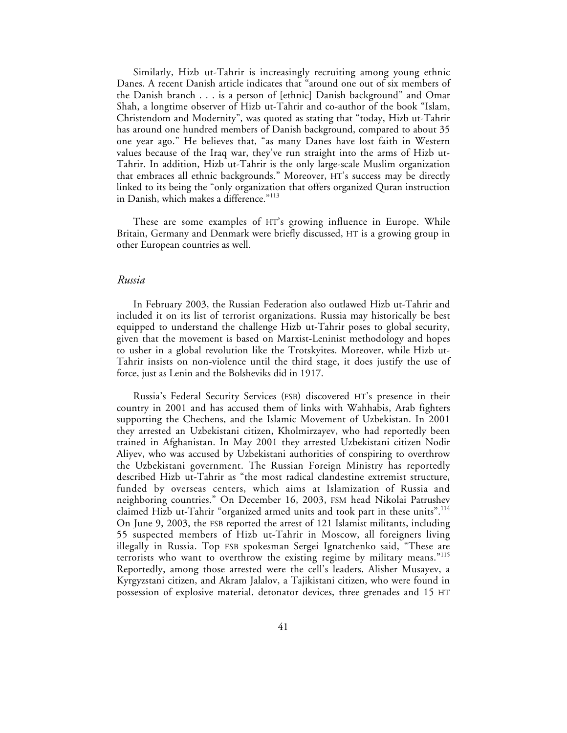Similarly, Hizb ut-Tahrir is increasingly recruiting among young ethnic Danes. A recent Danish article indicates that "around one out of six members of the Danish branch . . . is a person of [ethnic] Danish background" and Omar Shah, a longtime observer of Hizb ut-Tahrir and co-author of the book "Islam, Christendom and Modernity", was quoted as stating that "today, Hizb ut-Tahrir has around one hundred members of Danish background, compared to about 35 one year ago." He believes that, "as many Danes have lost faith in Western values because of the Iraq war, they've run straight into the arms of Hizb ut-Tahrir. In addition, Hizb ut-Tahrir is the only large-scale Muslim organization that embraces all ethnic backgrounds." Moreover, HT's success may be directly linked to its being the "only organization that offers organized Quran instruction in Danish, which makes a difference."[113]

These are some examples of HT's growing influence in Europe. While Britain, Germany and Denmark were briefly discussed, HT is a growing group in other European countries as well.

## *Russia*

In February 2003, the Russian Federation also outlawed Hizb ut-Tahrir and included it on its list of terrorist organizations. Russia may historically be best equipped to understand the challenge Hizb ut-Tahrir poses to global security, given that the movement is based on Marxist-Leninist methodology and hopes to usher in a global revolution like the Trotskyites. Moreover, while Hizb ut-Tahrir insists on non-violence until the third stage, it does justify the use of force, just as Lenin and the Bolsheviks did in 1917.

Russia's Federal Security Services (FSB) discovered HT's presence in their country in 2001 and has accused them of links with Wahhabis, Arab fighters supporting the Chechens, and the Islamic Movement of Uzbekistan. In 2001 they arrested an Uzbekistani citizen, Kholmirzayev, who had reportedly been trained in Afghanistan. In May 2001 they arrested Uzbekistani citizen Nodir Aliyev, who was accused by Uzbekistani authorities of conspiring to overthrow the Uzbekistani government. The Russian Foreign Ministry has reportedly described Hizb ut-Tahrir as "the most radical clandestine extremist structure, funded by overseas centers, which aims at Islamization of Russia and neighboring countries." On December 16, 2003, FSM head Nikolai Patrushev claimed Hizb ut-Tahrir "organized armed units and took part in these units".[114] On June 9, 2003, the FSB reported the arrest of 121 Islamist militants, including 55 suspected members of Hizb ut-Tahrir in Moscow, all foreigners living illegally in Russia. Top FSB spokesman Sergei Ignatchenko said, "These are terrorists who want to overthrow the existing regime by military means."[115] Reportedly, among those arrested were the cell's leaders, Alisher Musayev, a Kyrgyzstani citizen, and Akram Jalalov, a Tajikistani citizen, who were found in possession of explosive material, detonator devices, three grenades and 15 HT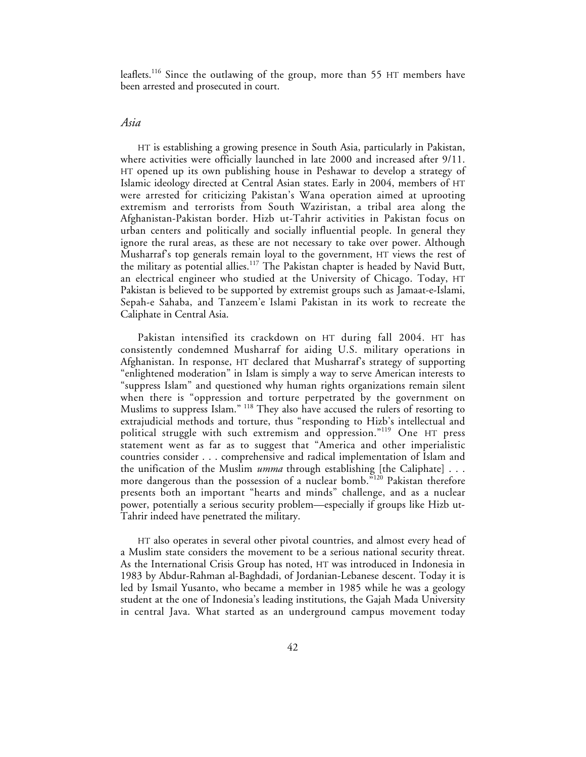leaflets.[116] Since the outlawing of the group, more than 55 HT members have been arrested and prosecuted in court.

## *Asia*

HT is establishing a growing presence in South Asia, particularly in Pakistan, where activities were officially launched in late 2000 and increased after 9/11. HT opened up its own publishing house in Peshawar to develop a strategy of Islamic ideology directed at Central Asian states. Early in 2004, members of HT were arrested for criticizing Pakistan's Wana operation aimed at uprooting extremism and terrorists from South Waziristan, a tribal area along the Afghanistan-Pakistan border. Hizb ut-Tahrir activities in Pakistan focus on urban centers and politically and socially influential people. In general they ignore the rural areas, as these are not necessary to take over power. Although Musharraf's top generals remain loyal to the government, HT views the rest of the military as potential allies.[117] The Pakistan chapter is headed by Navid Butt, an electrical engineer who studied at the University of Chicago. Today, HT Pakistan is believed to be supported by extremist groups such as Jamaat-e-Islami, Sepah-e Sahaba, and Tanzeem'e Islami Pakistan in its work to recreate the Caliphate in Central Asia.

Pakistan intensified its crackdown on HT during fall 2004. HT has consistently condemned Musharraf for aiding U.S. military operations in Afghanistan. In response, HT declared that Musharraf's strategy of supporting "enlightened moderation" in Islam is simply a way to serve American interests to "suppress Islam" and questioned why human rights organizations remain silent when there is "oppression and torture perpetrated by the government on Muslims to suppress Islam." [118] They also have accused the rulers of resorting to extrajudicial methods and torture, thus "responding to Hizb's intellectual and political struggle with such extremism and oppression."[119] One HT press statement went as far as to suggest that "America and other imperialistic countries consider . . . comprehensive and radical implementation of Islam and the unification of the Muslim *umma* through establishing [the Caliphate] . . . more dangerous than the possession of a nuclear bomb."[120] Pakistan therefore presents both an important "hearts and minds" challenge, and as a nuclear power, potentially a serious security problem—especially if groups like Hizb ut-Tahrir indeed have penetrated the military.

HT also operates in several other pivotal countries, and almost every head of a Muslim state considers the movement to be a serious national security threat. As the International Crisis Group has noted, HT was introduced in Indonesia in 1983 by Abdur-Rahman al-Baghdadi, of Jordanian-Lebanese descent. Today it is led by Ismail Yusanto, who became a member in 1985 while he was a geology student at the one of Indonesia's leading institutions, the Gajah Mada University in central Java. What started as an underground campus movement today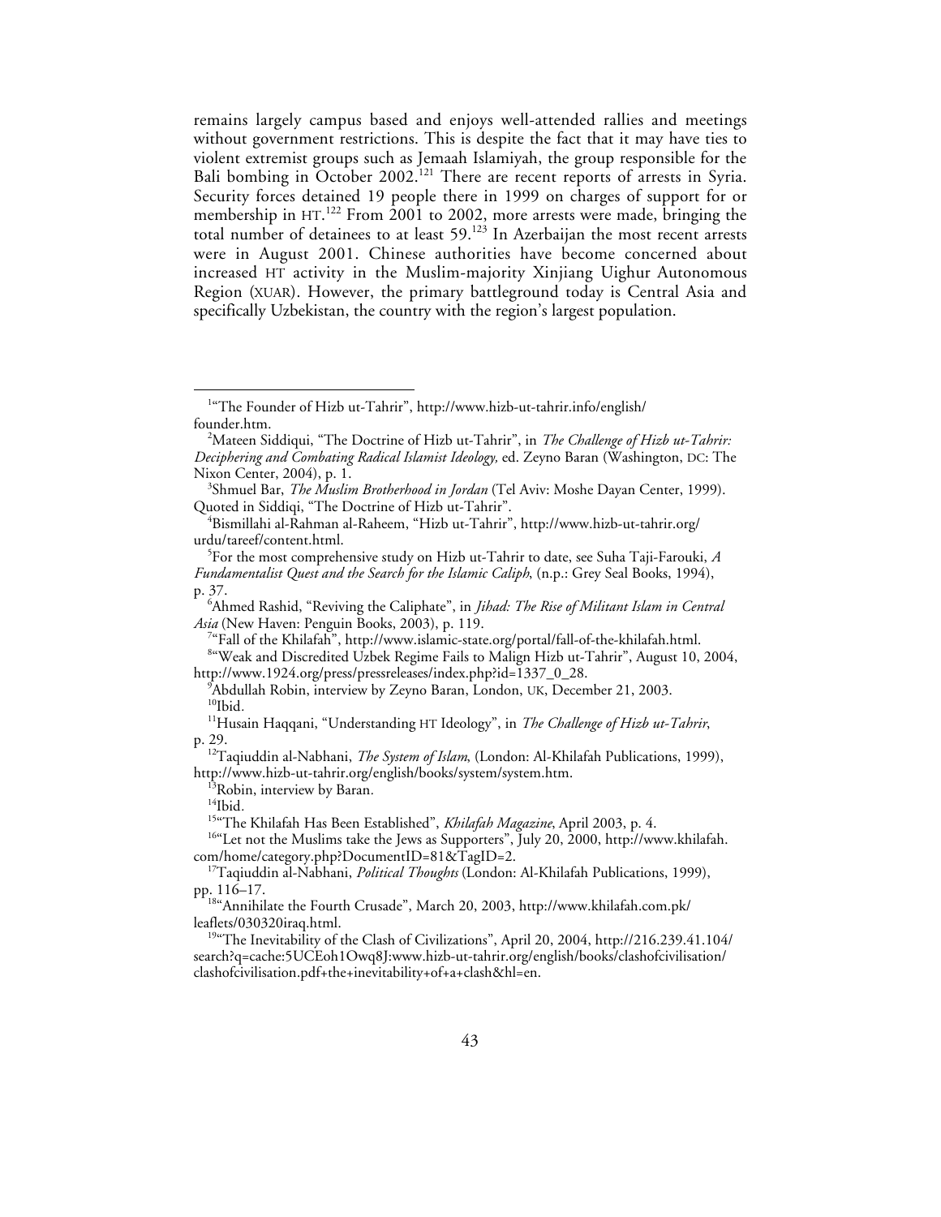remains largely campus based and enjoys well-attended rallies and meetings without government restrictions. This is despite the fact that it may have ties to violent extremist groups such as Jemaah Islamiyah, the group responsible for the Bali bombing in October 2002.[121] There are recent reports of arrests in Syria. Security forces detained 19 people there in 1999 on charges of support for or membership in HT.[122] From 2001 to 2002, more arrests were made, bringing the total number of detainees to at least 59.[123] In Azerbaijan the most recent arrests were in August 2001. Chinese authorities have become concerned about increased HT activity in the Muslim-majority Xinjiang Uighur Autonomous Region (XUAR). However, the primary battleground today is Central Asia and specifically Uzbekistan, the country with the region's largest population.

---

[1] "The Founder of Hizb ut-Tahrir", http://www.hizb-ut-tahrir.info/english/founder.htm.

[2] Mateen Siddiqui, "The Doctrine of Hizb ut-Tahrir", in *The Challenge of Hizb ut-Tahrir: Deciphering and Combating Radical Islamist Ideology,* ed. Zeyno Baran (Washington, DC: The Nixon Center, 2004), p. 1.

[3] Shmuel Bar, *The Muslim Brotherhood in Jordan* (Tel Aviv: Moshe Dayan Center, 1999). Quoted in Siddiqi, "The Doctrine of Hizb ut-Tahrir".

[4] Bismillahi al-Rahman al-Raheem, "Hizb ut-Tahrir", http://www.hizb-ut-tahrir.org/urdu/tareef/content.html.

[5] For the most comprehensive study on Hizb ut-Tahrir to date, see Suha Taji-Farouki, *A Fundamentalist Quest and the Search for the Islamic Caliph*, (n.p.: Grey Seal Books, 1994), p. 37.

[6] Ahmed Rashid, "Reviving the Caliphate", in *Jihad: The Rise of Militant Islam in Central Asia* (New Haven: Penguin Books, 2003), p. 119.

[7] "Fall of the Khilafah", http://www.islamic-state.org/portal/fall-of-the-khilafah.html.

[8] "Weak and Discredited Uzbek Regime Fails to Malign Hizb ut-Tahrir", August 10, 2004, http://www.1924.org/press/pressreleases/index.php?id=1337_0_28.

[9] Abdullah Robin, interview by Zeyno Baran, London, UK, December 21, 2003.

[10] Ibid.

[11] Husain Haqqani, "Understanding HT Ideology", in *The Challenge of Hizb ut-Tahrir*, p. 29.

[12] Taqiuddin al-Nabhani, *The System of Islam*, (London: Al-Khilafah Publications, 1999), http://www.hizb-ut-tahrir.org/english/books/system/system.htm.

[13] Robin, interview by Baran.

[14] Ibid.

[15] "The Khilafah Has Been Established", *Khilafah Magazine*, April 2003, p. 4.

[16] "Let not the Muslims take the Jews as Supporters", July 20, 2000, http://www.khilafah.com/home/category.php?DocumentID=81&TagID=2.

[17] Taqiuddin al-Nabhani, *Political Thoughts* (London: Al-Khilafah Publications, 1999), pp. 116–17.

[18] "Annihilate the Fourth Crusade", March 20, 2003, http://www.khilafah.com.pk/leaflets/030320iraq.html.

[19] "The Inevitability of the Clash of Civilizations", April 20, 2004, http://216.239.41.104/search?q=cache:5UCEoh1Owq8J:www.hizb-ut-tahrir.org/english/books/clashofcivilisation/clashofcivilisation.pdf+the+inevitability+of+a+clash&hl=en.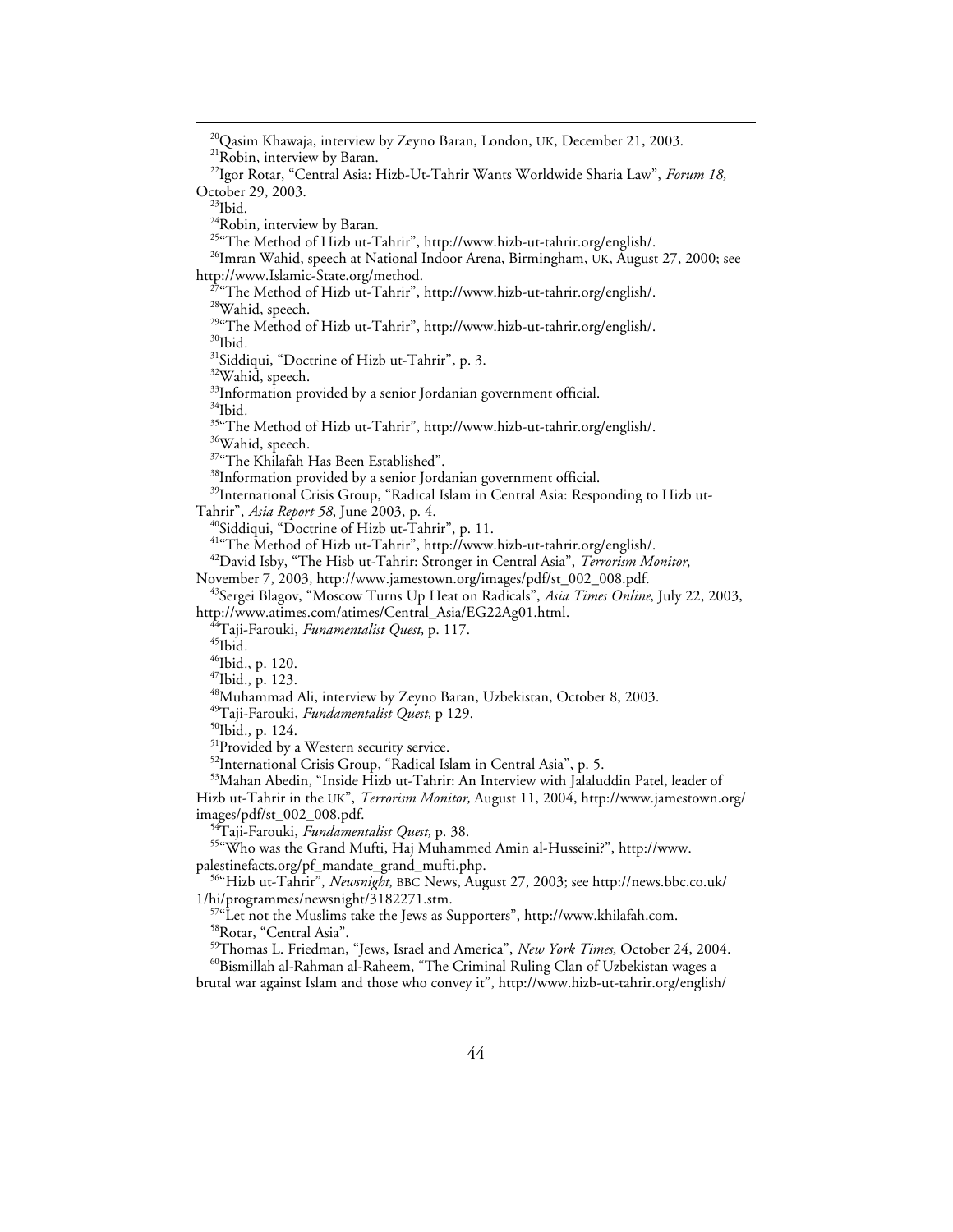[20]Qasim Khawaja, interview by Zeyno Baran, London, UK, December 21, 2003.

[21]Robin, interview by Baran.

[22]Igor Rotar, "Central Asia: Hizb-Ut-Tahrir Wants Worldwide Sharia Law", *Forum 18,* October 29, 2003.

[23]Ibid.

[24]Robin, interview by Baran.

[25]"The Method of Hizb ut-Tahrir", http://www.hizb-ut-tahrir.org/english/.

[26]Imran Wahid, speech at National Indoor Arena, Birmingham, UK, August 27, 2000; see http://www.Islamic-State.org/method.

[27]"The Method of Hizb ut-Tahrir", http://www.hizb-ut-tahrir.org/english/.

[28]Wahid, speech.

[29]"The Method of Hizb ut-Tahrir", http://www.hizb-ut-tahrir.org/english/.

[30]Ibid.

[31]Siddiqui, "Doctrine of Hizb ut-Tahrir", p. 3.

[32]Wahid, speech.

[33]Information provided by a senior Jordanian government official.

[34]Ibid.

[35]"The Method of Hizb ut-Tahrir", http://www.hizb-ut-tahrir.org/english/.

[36]Wahid, speech.

[37]"The Khilafah Has Been Established".

[38]Information provided by a senior Jordanian government official.

[39]International Crisis Group, "Radical Islam in Central Asia: Responding to Hizb ut-Tahrir", *Asia Report 58*, June 2003, p. 4.

[40]Siddiqui, "Doctrine of Hizb ut-Tahrir", p. 11.

[41]"The Method of Hizb ut-Tahrir", http://www.hizb-ut-tahrir.org/english/.

[42]David Isby, "The Hisb ut-Tahrir: Stronger in Central Asia", *Terrorism Monitor*, November 7, 2003, http://www.jamestown.org/images/pdf/st_002_008.pdf.

[43]Sergei Blagov, "Moscow Turns Up Heat on Radicals", *Asia Times Online*, July 22, 2003, http://www.atimes.com/atimes/Central_Asia/EG22Ag01.html.

[44]Taji-Farouki, *Funamentalist Quest,* p. 117.

[45]Ibid.

[46]Ibid., p. 120.

[47]Ibid., p. 123.

[48]Muhammad Ali, interview by Zeyno Baran, Uzbekistan, October 8, 2003.

[49]Taji-Farouki, *Fundamentalist Quest,* p 129.

[50]Ibid., p. 124.

[51]Provided by a Western security service.

[52]International Crisis Group, "Radical Islam in Central Asia", p. 5.

[53]Mahan Abedin, "Inside Hizb ut-Tahrir: An Interview with Jalaluddin Patel, leader of Hizb ut-Tahrir in the UK", *Terrorism Monitor,* August 11, 2004, http://www.jamestown.org/images/pdf/st_002_008.pdf.

[54]Taji-Farouki, *Fundamentalist Quest,* p. 38.

[55]"Who was the Grand Mufti, Haj Muhammed Amin al-Husseini?", http://www.palestinefacts.org/pf_mandate_grand_mufti.php.

[56]"Hizb ut-Tahrir", *Newsnight*, BBC News, August 27, 2003; see http://news.bbc.co.uk/1/hi/programmes/newsnight/3182271.stm.

[57]"Let not the Muslims take the Jews as Supporters", http://www.khilafah.com.

[58]Rotar, "Central Asia".

[59]Thomas L. Friedman, "Jews, Israel and America", *New York Times,* October 24, 2004.

[60]Bismillah al-Rahman al-Raheem, "The Criminal Ruling Clan of Uzbekistan wages a brutal war against Islam and those who convey it", http://www.hizb-ut-tahrir.org/english/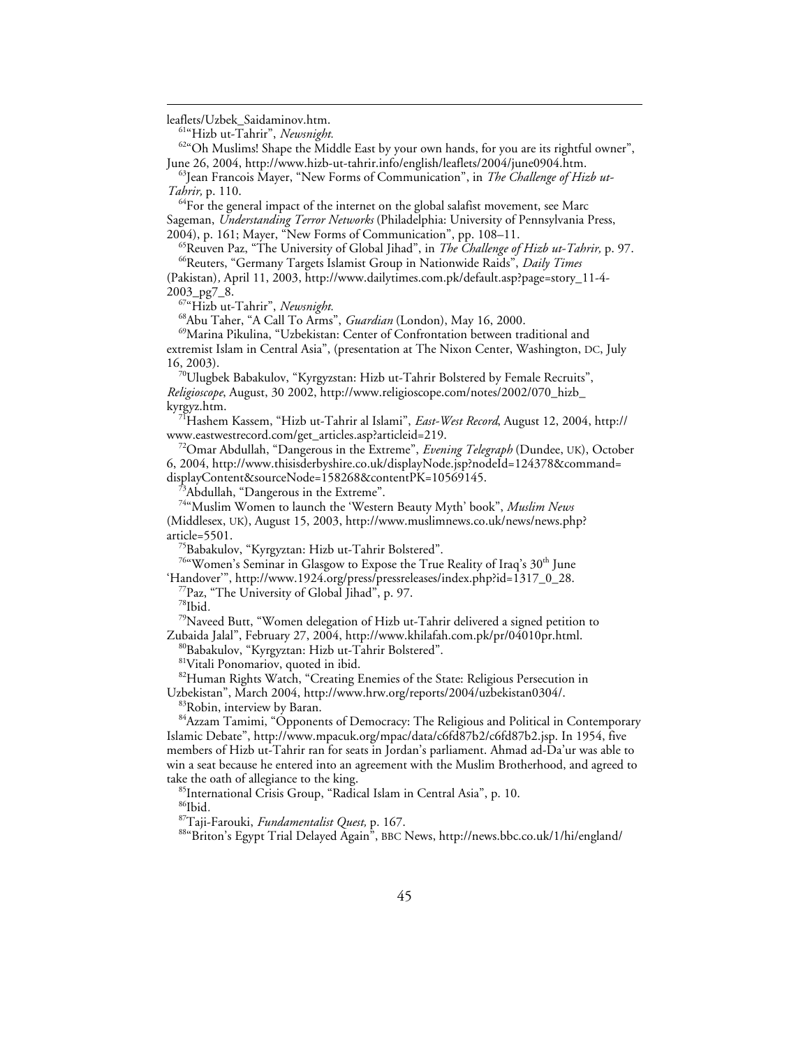leaflets/Uzbek_Saidaminov.htm.

[61]"Hizb ut-Tahrir", *Newsnight.*

[62]"Oh Muslims! Shape the Middle East by your own hands, for you are its rightful owner", June 26, 2004, http://www.hizb-ut-tahrir.info/english/leaflets/2004/june0904.htm.

[63]Jean Francois Mayer, "New Forms of Communication", in *The Challenge of Hizb ut-Tahrir,* p. 110.

[64]For the general impact of the internet on the global salafist movement, see Marc Sageman, *Understanding Terror Networks* (Philadelphia: University of Pennsylvania Press, 2004), p. 161; Mayer, "New Forms of Communication", pp. 108–11.

[65]Reuven Paz, "The University of Global Jihad", in *The Challenge of Hizb ut-Tahrir,* p. 97.

[66]Reuters, "Germany Targets Islamist Group in Nationwide Raids", *Daily Times* (Pakistan), April 11, 2003, http://www.dailytimes.com.pk/default.asp?page=story_11-4-2003_pg7_8.

[67]"Hizb ut-Tahrir", *Newsnight.*

[68]Abu Taher, "A Call To Arms", *Guardian* (London), May 16, 2000.

[69]Marina Pikulina, "Uzbekistan: Center of Confrontation between traditional and extremist Islam in Central Asia", (presentation at The Nixon Center, Washington, DC, July 16, 2003).

[70]Ulugbek Babakulov, "Kyrgyzstan: Hizb ut-Tahrir Bolstered by Female Recruits", *Religioscope*, August, 30 2002, http://www.religioscope.com/notes/2002/070_hizb_kyrgyz.htm.

[71]Hashem Kassem, "Hizb ut-Tahrir al Islami", *East-West Record*, August 12, 2004, http://www.eastwestrecord.com/get_articles.asp?articleid=219.

[72]Omar Abdullah, "Dangerous in the Extreme", *Evening Telegraph* (Dundee, UK), October 6, 2004, http://www.thisisderbyshire.co.uk/displayNode.jsp?nodeId=124378&command=displayContent&sourceNode=158268&contentPK=10569145.

[73]Abdullah, "Dangerous in the Extreme".

[74]"Muslim Women to launch the 'Western Beauty Myth' book", *Muslim News* (Middlesex, UK), August 15, 2003, http://www.muslimnews.co.uk/news/news.php?article=5501.

[75]Babakulov, "Kyrgyzstan: Hizb ut-Tahrir Bolstered".

[76]"Women's Seminar in Glasgow to Expose the True Reality of Iraq's 30th June 'Handover'", http://www.1924.org/press/pressreleases/index.php?id=1317_0_28.

[77]Paz, "The University of Global Jihad", p. 97.

[78]Ibid.

[79]Naveed Butt, "Women delegation of Hizb ut-Tahrir delivered a signed petition to Zubaida Jalal", February 27, 2004, http://www.khilafah.com.pk/pr/04010pr.html.

[80]Babakulov, "Kyrgyzstan: Hizb ut-Tahrir Bolstered".

[81]Vitali Ponomariov, quoted in ibid.

[82]Human Rights Watch, "Creating Enemies of the State: Religious Persecution in Uzbekistan", March 2004, http://www.hrw.org/reports/2004/uzbekistan0304/.

[83]Robin, interview by Baran.

[84]Azzam Tamimi, "Opponents of Democracy: The Religious and Political in Contemporary Islamic Debate", http://www.mpacuk.org/mpac/data/c6fd87b2/c6fd87b2.jsp. In 1954, five members of Hizb ut-Tahrir ran for seats in Jordan's parliament. Ahmad ad-Da'ur was able to win a seat because he entered into an agreement with the Muslim Brotherhood, and agreed to take the oath of allegiance to the king.

[85]International Crisis Group, "Radical Islam in Central Asia", p. 10.

[86]Ibid.

[87]Taji-Farouki, *Fundamentalist Quest,* p. 167.

[88]"Briton's Egypt Trial Delayed Again", BBC News, http://news.bbc.co.uk/1/hi/england/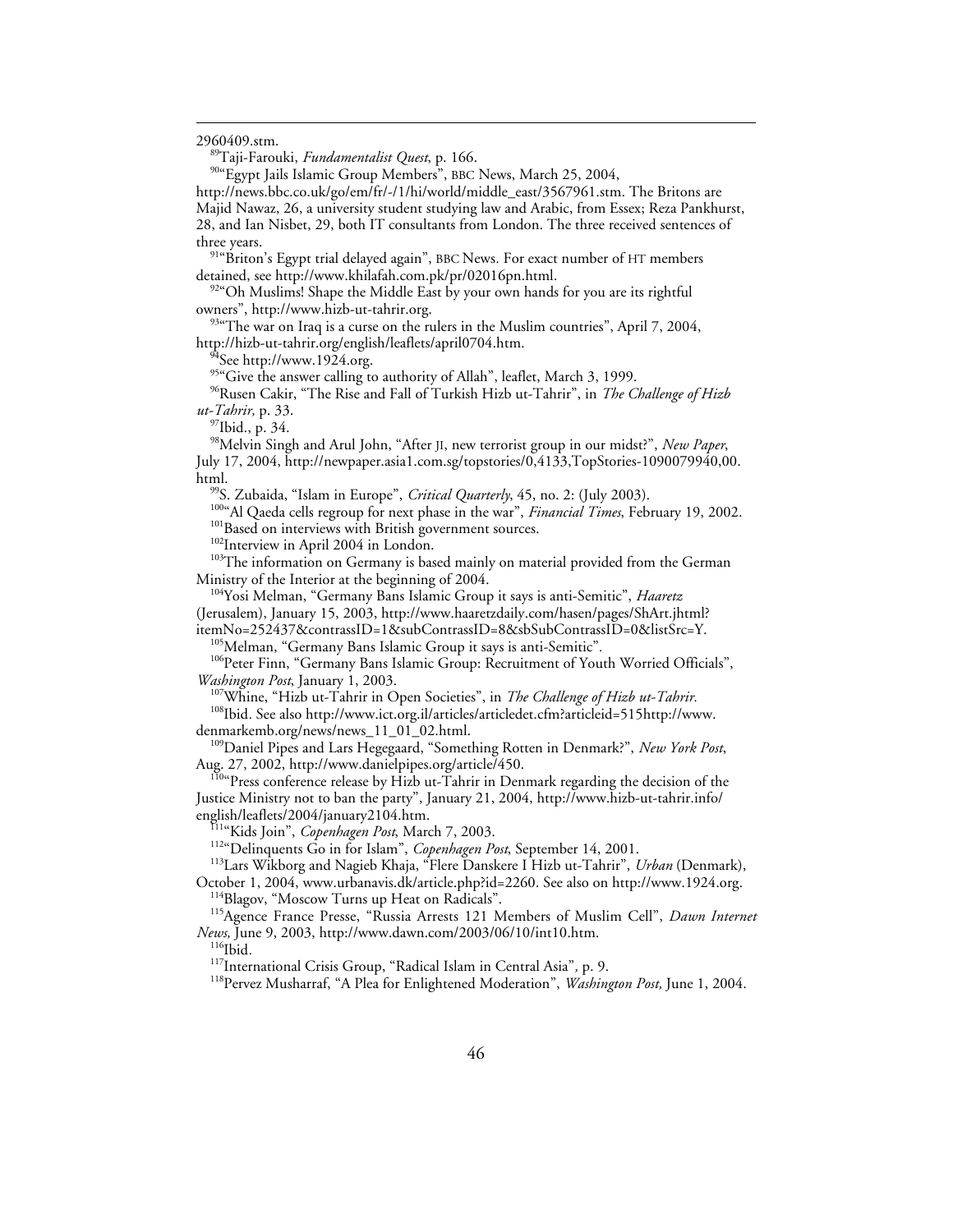2960409.stm.

[89]Taji-Farouki, *Fundamentalist Quest*, p. 166.

[90]"Egypt Jails Islamic Group Members", BBC News, March 25, 2004, http://news.bbc.co.uk/go/em/fr/-/1/hi/world/middle_east/3567961.stm. The Britons are Majid Nawaz, 26, a university student studying law and Arabic, from Essex; Reza Pankhurst, 28, and Ian Nisbet, 29, both IT consultants from London. The three received sentences of three years.

[91]"Briton's Egypt trial delayed again", BBC News. For exact number of HT members detained, see http://www.khilafah.com.pk/pr/02016pn.html.

[92]"Oh Muslims! Shape the Middle East by your own hands for you are its rightful owners", http://www.hizb-ut-tahrir.org.

[93]"The war on Iraq is a curse on the rulers in the Muslim countries", April 7, 2004, http://hizb-ut-tahrir.org/english/leaflets/april0704.htm.

[94]See http://www.1924.org.

[95]"Give the answer calling to authority of Allah", leaflet, March 3, 1999.

[96]Rusen Cakir, "The Rise and Fall of Turkish Hizb ut-Tahrir", in *The Challenge of Hizb ut-Tahrir*, p. 33.

[97]Ibid., p. 34.

[98]Melvin Singh and Arul John, "After JI, new terrorist group in our midst?", *New Paper*, July 17, 2004, http://newpaper.asia1.com.sg/topstories/0,4133,TopStories-1090079940,00.html.

[99]S. Zubaida, "Islam in Europe", *Critical Quarterly*, 45, no. 2: (July 2003).

[100]"Al Qaeda cells regroup for next phase in the war", *Financial Times*, February 19, 2002.

[101]Based on interviews with British government sources.

[102]Interview in April 2004 in London.

[103]The information on Germany is based mainly on material provided from the German Ministry of the Interior at the beginning of 2004.

[104]Yosi Melman, "Germany Bans Islamic Group it says is anti-Semitic", *Haaretz* (Jerusalem), January 15, 2003, http://www.haaretzdaily.com/hasen/pages/ShArt.jhtml?itemNo=252437&contrassID=1&subContrassID=8&sbSubContrassID=0&listSrc=Y.

[105]Melman, "Germany Bans Islamic Group it says is anti-Semitic".

[106]Peter Finn, "Germany Bans Islamic Group: Recruitment of Youth Worried Officials", *Washington Post*, January 1, 2003.

[107]Whine, "Hizb ut-Tahrir in Open Societies", in *The Challenge of Hizb ut-Tahrir.*

[108]Ibid. See also http://www.ict.org.il/articles/articledet.cfm?articleid=515http://www.denmarkemb.org/news/news_11_01_02.html.

[109]Daniel Pipes and Lars Hegegaard, "Something Rotten in Denmark?", *New York Post*, Aug. 27, 2002, http://www.danielpipes.org/article/450.

[110]"Press conference release by Hizb ut-Tahrir in Denmark regarding the decision of the Justice Ministry not to ban the party", January 21, 2004, http://www.hizb-ut-tahrir.info/english/leaflets/2004/january2104.htm.

[111]"Kids Join", *Copenhagen Post*, March 7, 2003.

[112]"Delinquents Go in for Islam", *Copenhagen Post*, September 14, 2001.

[113]Lars Wikborg and Nagieb Khaja, "Flere Danskere I Hizb ut-Tahrir", *Urban* (Denmark), October 1, 2004, www.urbanavis.dk/article.php?id=2260. See also on http://www.1924.org.

[114]Blagov, "Moscow Turns up Heat on Radicals".

[115]Agence France Presse, "Russia Arrests 121 Members of Muslim Cell", *Dawn Internet News,* June 9, 2003, http://www.dawn.com/2003/06/10/int10.htm.

[116]Ibid.

[117]International Crisis Group, "Radical Islam in Central Asia"*,* p. 9.

[118]Pervez Musharraf, "A Plea for Enlightened Moderation", *Washington Post,* June 1, 2004.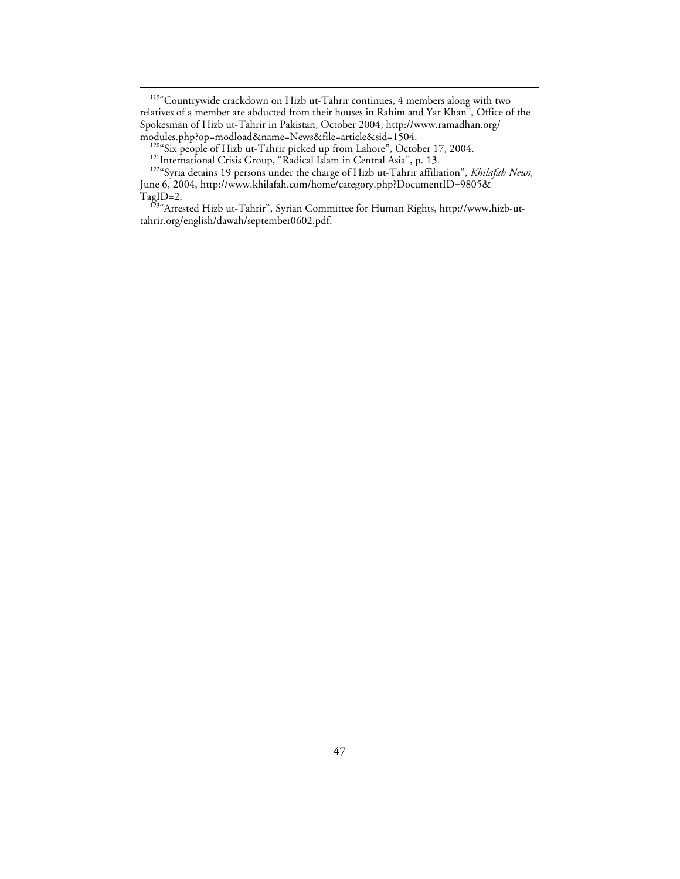[119]"Countrywide crackdown on Hizb ut-Tahrir continues, 4 members along with two relatives of a member are abducted from their houses in Rahim and Yar Khan", Office of the Spokesman of Hizb ut-Tahrir in Pakistan, October 2004, http://www.ramadhan.org/modules.php?op=modload&name=News&file=article&sid=1504.

[120]"Six people of Hizb ut-Tahrir picked up from Lahore", October 17, 2004.

[121]International Crisis Group, "Radical Islam in Central Asia", p. 13.

[122]"Syria detains 19 persons under the charge of Hizb ut-Tahrir affiliation", *Khilafah News*, June 6, 2004, http://www.khilafah.com/home/category.php?DocumentID=9805&TagID=2.

[123]"Arrested Hizb ut-Tahrir", Syrian Committee for Human Rights, http://www.hizb-ut-tahrir.org/english/dawah/september0602.pdf.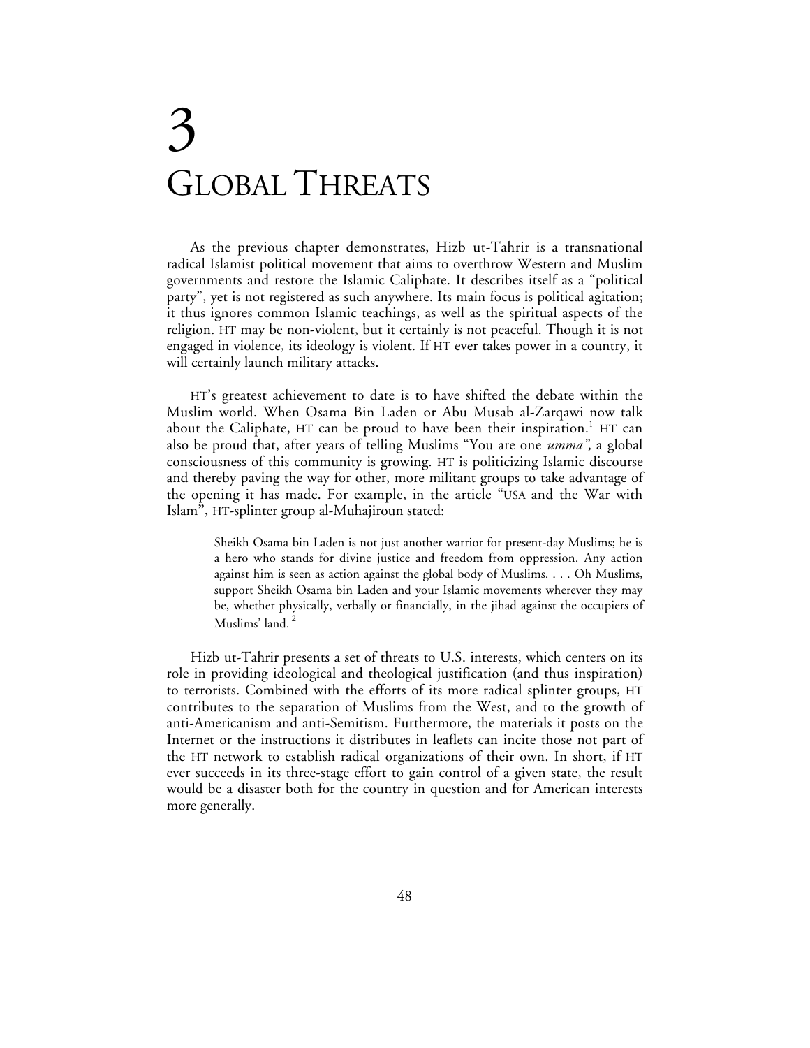# 3 GLOBAL THREATS

As the previous chapter demonstrates, Hizb ut-Tahrir is a transnational radical Islamist political movement that aims to overthrow Western and Muslim governments and restore the Islamic Caliphate. It describes itself as a "political party", yet is not registered as such anywhere. Its main focus is political agitation; it thus ignores common Islamic teachings, as well as the spiritual aspects of the religion. HT may be non-violent, but it certainly is not peaceful. Though it is not engaged in violence, its ideology is violent. If HT ever takes power in a country, it will certainly launch military attacks.

HT's greatest achievement to date is to have shifted the debate within the Muslim world. When Osama Bin Laden or Abu Musab al-Zarqawi now talk about the Caliphate, HT can be proud to have been their inspiration.[1] HT can also be proud that, after years of telling Muslims "You are one *umma",* a global consciousness of this community is growing. HT is politicizing Islamic discourse and thereby paving the way for other, more militant groups to take advantage of the opening it has made. For example, in the article "USA and the War with Islam"**,** HT-splinter group al-Muhajiroun stated:

> Sheikh Osama bin Laden is not just another warrior for present-day Muslims; he is a hero who stands for divine justice and freedom from oppression. Any action against him is seen as action against the global body of Muslims. . . . Oh Muslims, support Sheikh Osama bin Laden and your Islamic movements wherever they may be, whether physically, verbally or financially, in the jihad against the occupiers of Muslims' land. [2]

Hizb ut-Tahrir presents a set of threats to U.S. interests, which centers on its role in providing ideological and theological justification (and thus inspiration) to terrorists. Combined with the efforts of its more radical splinter groups, HT contributes to the separation of Muslims from the West, and to the growth of anti-Americanism and anti-Semitism. Furthermore, the materials it posts on the Internet or the instructions it distributes in leaflets can incite those not part of the HT network to establish radical organizations of their own. In short, if HT ever succeeds in its three-stage effort to gain control of a given state, the result would be a disaster both for the country in question and for American interests more generally.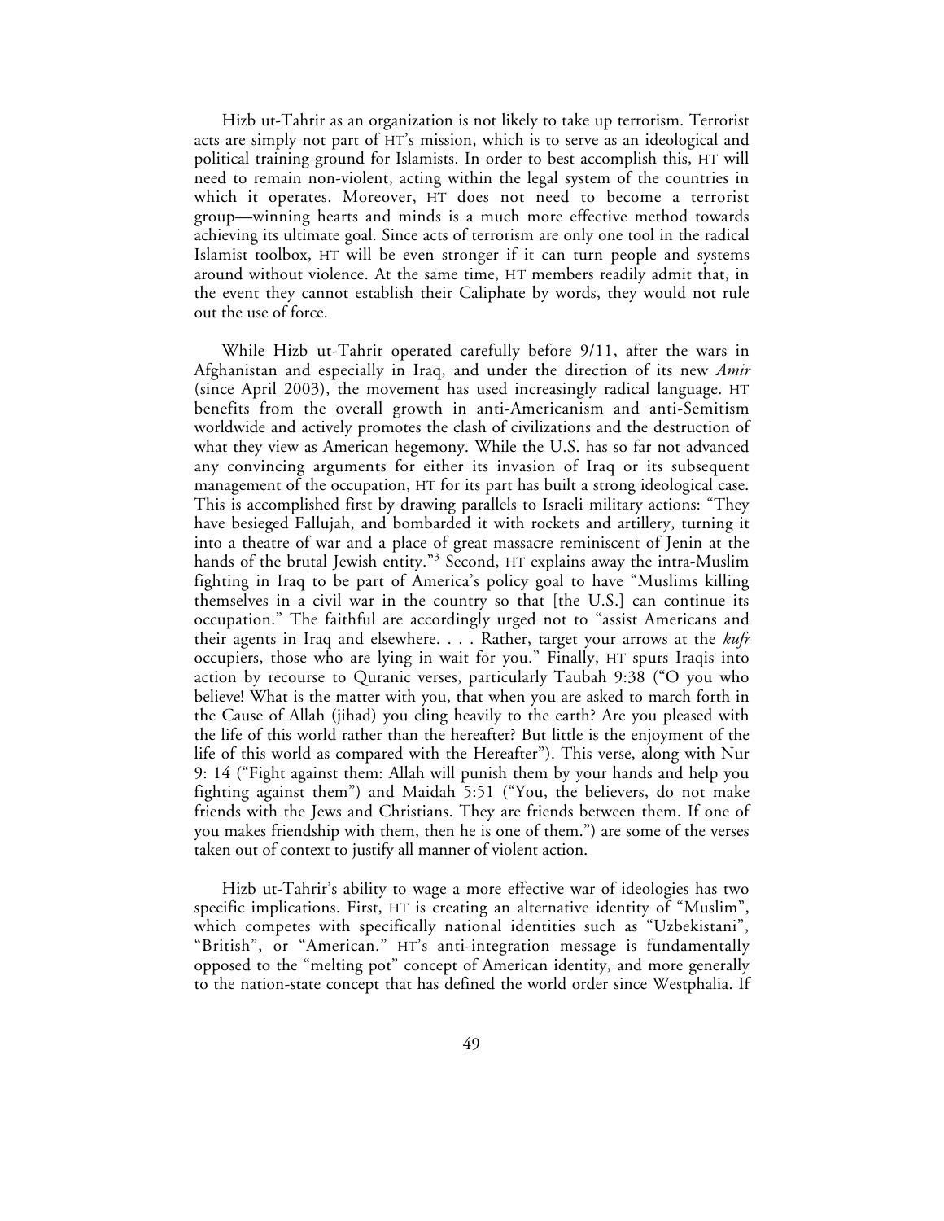Hizb ut-Tahrir as an organization is not likely to take up terrorism. Terrorist acts are simply not part of HT's mission, which is to serve as an ideological and political training ground for Islamists. In order to best accomplish this, HT will need to remain non-violent, acting within the legal system of the countries in which it operates. Moreover, HT does not need to become a terrorist group—winning hearts and minds is a much more effective method towards achieving its ultimate goal. Since acts of terrorism are only one tool in the radical Islamist toolbox, HT will be even stronger if it can turn people and systems around without violence. At the same time, HT members readily admit that, in the event they cannot establish their Caliphate by words, they would not rule out the use of force.

While Hizb ut-Tahrir operated carefully before 9/11, after the wars in Afghanistan and especially in Iraq, and under the direction of its new *Amir* (since April 2003), the movement has used increasingly radical language. HT benefits from the overall growth in anti-Americanism and anti-Semitism worldwide and actively promotes the clash of civilizations and the destruction of what they view as American hegemony. While the U.S. has so far not advanced any convincing arguments for either its invasion of Iraq or its subsequent management of the occupation, HT for its part has built a strong ideological case. This is accomplished first by drawing parallels to Israeli military actions: "They have besieged Fallujah, and bombarded it with rockets and artillery, turning it into a theatre of war and a place of great massacre reminiscent of Jenin at the hands of the brutal Jewish entity."[3] Second, HT explains away the intra-Muslim fighting in Iraq to be part of America's policy goal to have "Muslims killing themselves in a civil war in the country so that [the U.S.] can continue its occupation." The faithful are accordingly urged not to "assist Americans and their agents in Iraq and elsewhere. . . . Rather, target your arrows at the *kufr* occupiers, those who are lying in wait for you." Finally, HT spurs Iraqis into action by recourse to Quranic verses, particularly Taubah 9:38 ("O you who believe! What is the matter with you, that when you are asked to march forth in the Cause of Allah (jihad) you cling heavily to the earth? Are you pleased with the life of this world rather than the hereafter? But little is the enjoyment of the life of this world as compared with the Hereafter"). This verse, along with Nur 9: 14 ("Fight against them: Allah will punish them by your hands and help you fighting against them") and Maidah 5:51 ("You, the believers, do not make friends with the Jews and Christians. They are friends between them. If one of you makes friendship with them, then he is one of them.") are some of the verses taken out of context to justify all manner of violent action.

Hizb ut-Tahrir's ability to wage a more effective war of ideologies has two specific implications. First, HT is creating an alternative identity of "Muslim", which competes with specifically national identities such as "Uzbekistani", "British", or "American." HT's anti-integration message is fundamentally opposed to the "melting pot" concept of American identity, and more generally to the nation-state concept that has defined the world order since Westphalia. If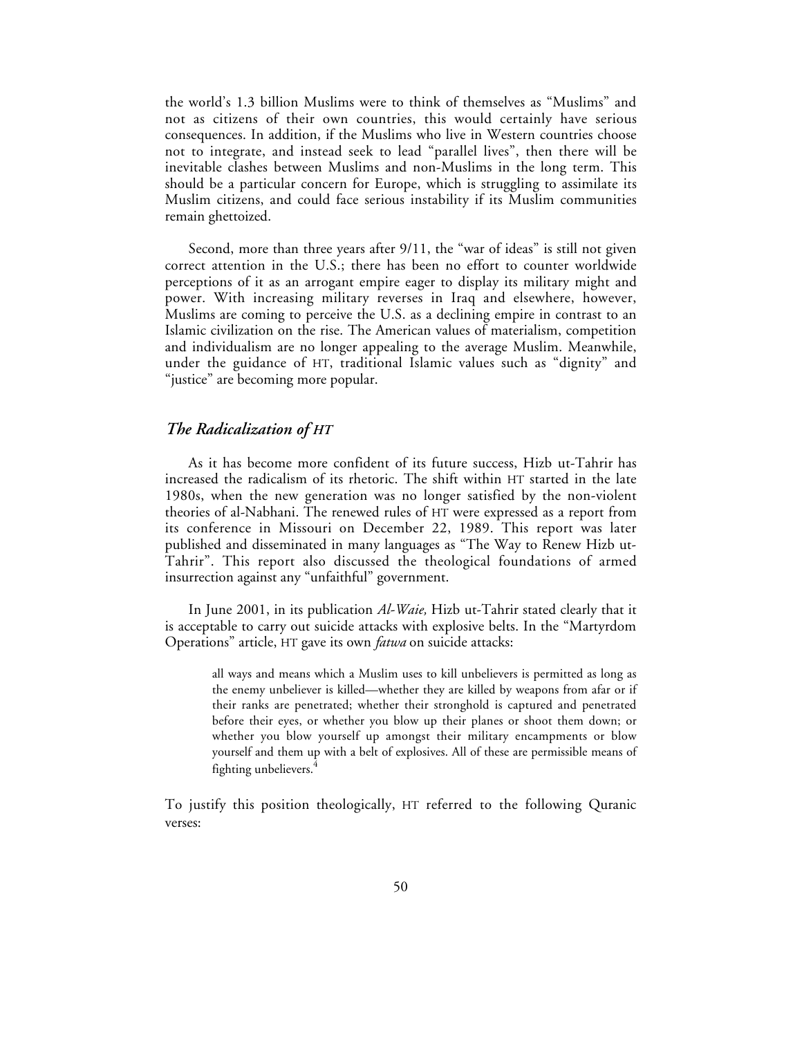the world's 1.3 billion Muslims were to think of themselves as "Muslims" and not as citizens of their own countries, this would certainly have serious consequences. In addition, if the Muslims who live in Western countries choose not to integrate, and instead seek to lead "parallel lives", then there will be inevitable clashes between Muslims and non-Muslims in the long term. This should be a particular concern for Europe, which is struggling to assimilate its Muslim citizens, and could face serious instability if its Muslim communities remain ghettoized.

Second, more than three years after 9/11, the "war of ideas" is still not given correct attention in the U.S.; there has been no effort to counter worldwide perceptions of it as an arrogant empire eager to display its military might and power. With increasing military reverses in Iraq and elsewhere, however, Muslims are coming to perceive the U.S. as a declining empire in contrast to an Islamic civilization on the rise. The American values of materialism, competition and individualism are no longer appealing to the average Muslim. Meanwhile, under the guidance of HT, traditional Islamic values such as "dignity" and "justice" are becoming more popular.

## *The Radicalization of HT*

As it has become more confident of its future success, Hizb ut-Tahrir has increased the radicalism of its rhetoric. The shift within HT started in the late 1980s, when the new generation was no longer satisfied by the non-violent theories of al-Nabhani. The renewed rules of HT were expressed as a report from its conference in Missouri on December 22, 1989. This report was later published and disseminated in many languages as "The Way to Renew Hizb ut-Tahrir". This report also discussed the theological foundations of armed insurrection against any "unfaithful" government.

In June 2001, in its publication *Al-Waie,* Hizb ut-Tahrir stated clearly that it is acceptable to carry out suicide attacks with explosive belts. In the "Martyrdom Operations" article, HT gave its own *fatwa* on suicide attacks:

> all ways and means which a Muslim uses to kill unbelievers is permitted as long as the enemy unbeliever is killed—whether they are killed by weapons from afar or if their ranks are penetrated; whether their stronghold is captured and penetrated before their eyes, or whether you blow up their planes or shoot them down; or whether you blow yourself up amongst their military encampments or blow yourself and them up with a belt of explosives. All of these are permissible means of fighting unbelievers.[4]

To justify this position theologically, HT referred to the following Quranic verses: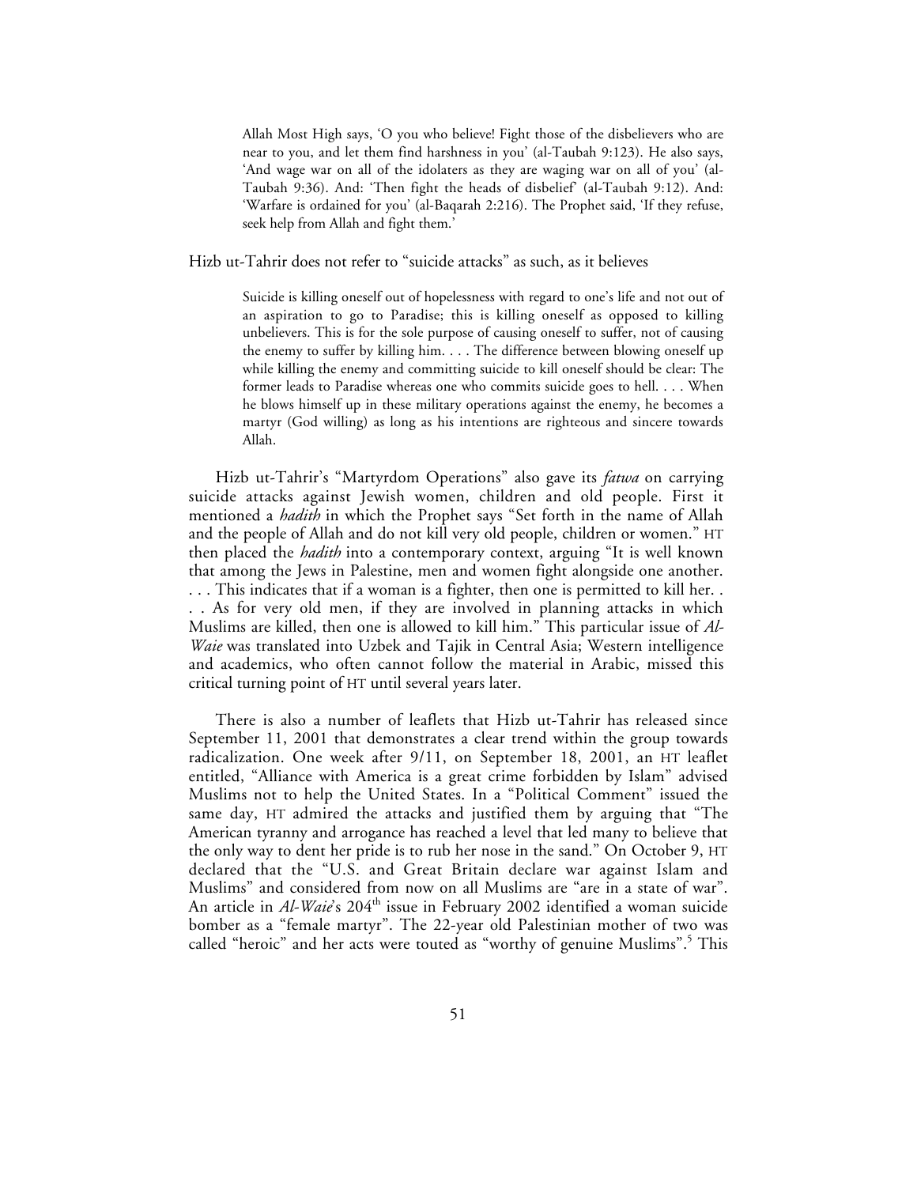> Allah Most High says, 'O you who believe! Fight those of the disbelievers who are near to you, and let them find harshness in you' (al-Taubah 9:123). He also says, 'And wage war on all of the idolaters as they are waging war on all of you' (al-Taubah 9:36). And: 'Then fight the heads of disbelief' (al-Taubah 9:12). And: 'Warfare is ordained for you' (al-Baqarah 2:216). The Prophet said, 'If they refuse, seek help from Allah and fight them.'

Hizb ut-Tahrir does not refer to "suicide attacks" as such, as it believes

> Suicide is killing oneself out of hopelessness with regard to one's life and not out of an aspiration to go to Paradise; this is killing oneself as opposed to killing unbelievers. This is for the sole purpose of causing oneself to suffer, not of causing the enemy to suffer by killing him. . . . The difference between blowing oneself up while killing the enemy and committing suicide to kill oneself should be clear: The former leads to Paradise whereas one who commits suicide goes to hell. . . . When he blows himself up in these military operations against the enemy, he becomes a martyr (God willing) as long as his intentions are righteous and sincere towards Allah.

Hizb ut-Tahrir's "Martyrdom Operations" also gave its *fatwa* on carrying suicide attacks against Jewish women, children and old people. First it mentioned a *hadith* in which the Prophet says "Set forth in the name of Allah and the people of Allah and do not kill very old people, children or women." HT then placed the *hadith* into a contemporary context, arguing "It is well known that among the Jews in Palestine, men and women fight alongside one another. . . . This indicates that if a woman is a fighter, then one is permitted to kill her. . . . As for very old men, if they are involved in planning attacks in which Muslims are killed, then one is allowed to kill him." This particular issue of *Al-Waie* was translated into Uzbek and Tajik in Central Asia; Western intelligence and academics, who often cannot follow the material in Arabic, missed this critical turning point of HT until several years later.

There is also a number of leaflets that Hizb ut-Tahrir has released since September 11, 2001 that demonstrates a clear trend within the group towards radicalization. One week after 9/11, on September 18, 2001, an HT leaflet entitled, "Alliance with America is a great crime forbidden by Islam" advised Muslims not to help the United States. In a "Political Comment" issued the same day, HT admired the attacks and justified them by arguing that "The American tyranny and arrogance has reached a level that led many to believe that the only way to dent her pride is to rub her nose in the sand." On October 9, HT declared that the "U.S. and Great Britain declare war against Islam and Muslims" and considered from now on all Muslims are "are in a state of war". An article in *Al-Waie*'s 204th issue in February 2002 identified a woman suicide bomber as a "female martyr". The 22-year old Palestinian mother of two was called "heroic" and her acts were touted as "worthy of genuine Muslims".[5] This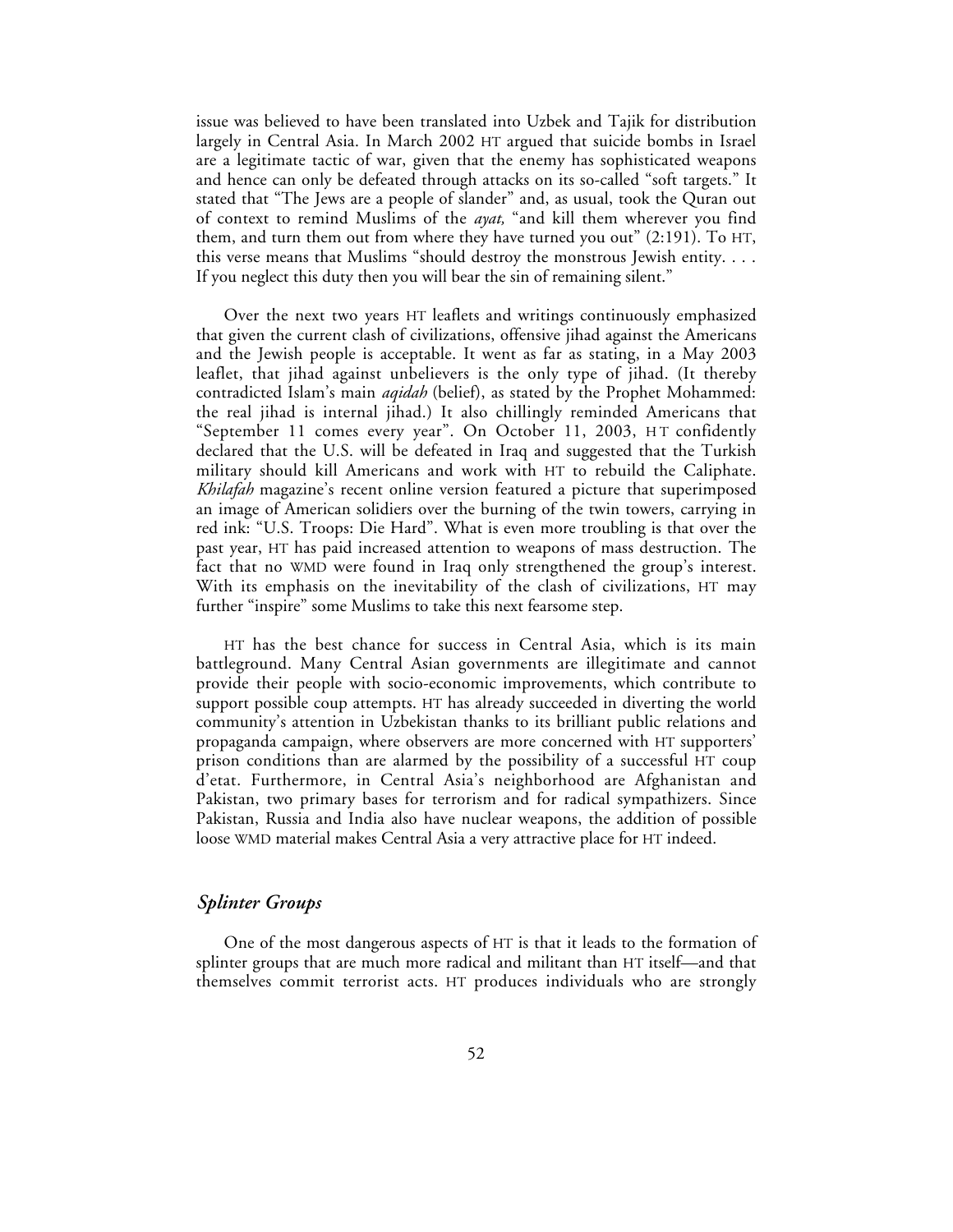issue was believed to have been translated into Uzbek and Tajik for distribution largely in Central Asia. In March 2002 HT argued that suicide bombs in Israel are a legitimate tactic of war, given that the enemy has sophisticated weapons and hence can only be defeated through attacks on its so-called "soft targets." It stated that "The Jews are a people of slander" and, as usual, took the Quran out of context to remind Muslims of the *ayat,* "and kill them wherever you find them, and turn them out from where they have turned you out" (2:191). To HT, this verse means that Muslims "should destroy the monstrous Jewish entity. . . . If you neglect this duty then you will bear the sin of remaining silent."

Over the next two years HT leaflets and writings continuously emphasized that given the current clash of civilizations, offensive jihad against the Americans and the Jewish people is acceptable. It went as far as stating, in a May 2003 leaflet, that jihad against unbelievers is the only type of jihad. (It thereby contradicted Islam's main *aqidah* (belief), as stated by the Prophet Mohammed: the real jihad is internal jihad.) It also chillingly reminded Americans that "September 11 comes every year". On October 11, 2003, HT confidently declared that the U.S. will be defeated in Iraq and suggested that the Turkish military should kill Americans and work with HT to rebuild the Caliphate. *Khilafah* magazine's recent online version featured a picture that superimposed an image of American solidiers over the burning of the twin towers, carrying in red ink: "U.S. Troops: Die Hard". What is even more troubling is that over the past year, HT has paid increased attention to weapons of mass destruction. The fact that no WMD were found in Iraq only strengthened the group's interest. With its emphasis on the inevitability of the clash of civilizations, HT may further "inspire" some Muslims to take this next fearsome step.

HT has the best chance for success in Central Asia, which is its main battleground. Many Central Asian governments are illegitimate and cannot provide their people with socio-economic improvements, which contribute to support possible coup attempts. HT has already succeeded in diverting the world community's attention in Uzbekistan thanks to its brilliant public relations and propaganda campaign, where observers are more concerned with HT supporters' prison conditions than are alarmed by the possibility of a successful HT coup d'etat. Furthermore, in Central Asia's neighborhood are Afghanistan and Pakistan, two primary bases for terrorism and for radical sympathizers. Since Pakistan, Russia and India also have nuclear weapons, the addition of possible loose WMD material makes Central Asia a very attractive place for HT indeed.

### *Splinter Groups*

One of the most dangerous aspects of HT is that it leads to the formation of splinter groups that are much more radical and militant than HT itself—and that themselves commit terrorist acts. HT produces individuals who are strongly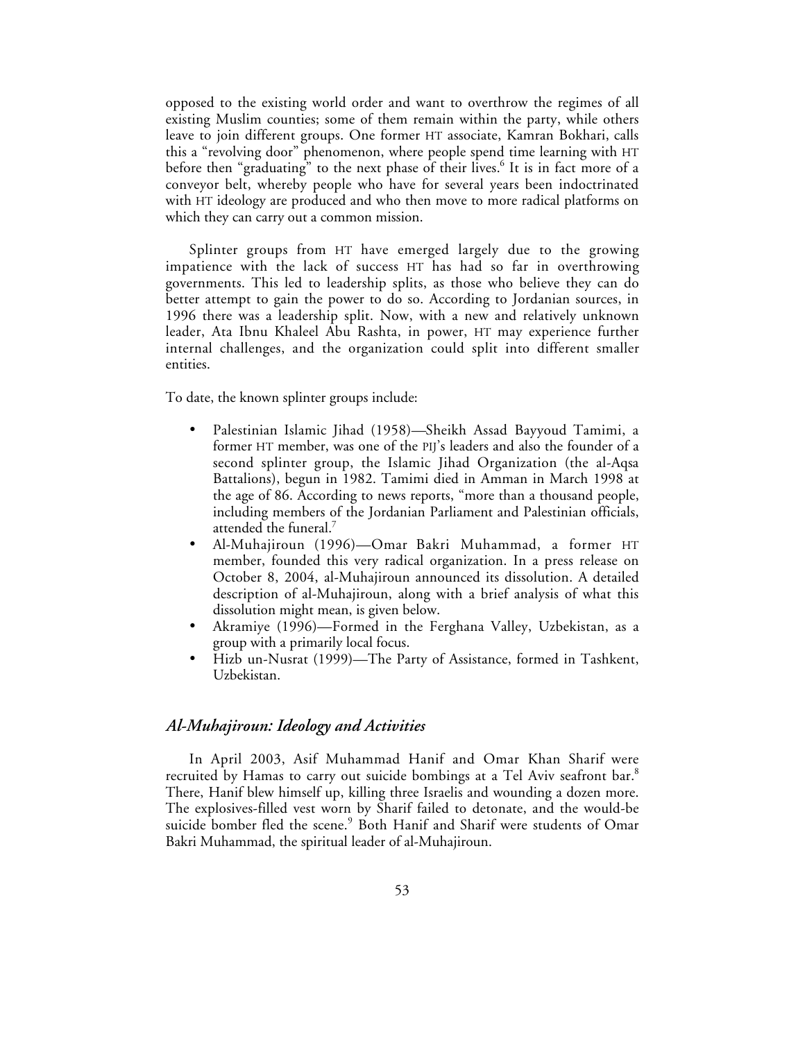opposed to the existing world order and want to overthrow the regimes of all existing Muslim counties; some of them remain within the party, while others leave to join different groups. One former HT associate, Kamran Bokhari, calls this a "revolving door" phenomenon, where people spend time learning with HT before then "graduating" to the next phase of their lives.[6] It is in fact more of a conveyor belt, whereby people who have for several years been indoctrinated with HT ideology are produced and who then move to more radical platforms on which they can carry out a common mission.

Splinter groups from HT have emerged largely due to the growing impatience with the lack of success HT has had so far in overthrowing governments. This led to leadership splits, as those who believe they can do better attempt to gain the power to do so. According to Jordanian sources, in 1996 there was a leadership split. Now, with a new and relatively unknown leader, Ata Ibnu Khaleel Abu Rashta, in power, HT may experience further internal challenges, and the organization could split into different smaller entities.

To date, the known splinter groups include:

- Palestinian Islamic Jihad (1958)—Sheikh Assad Bayyoud Tamimi, a former HT member, was one of the PIJ's leaders and also the founder of a second splinter group, the Islamic Jihad Organization (the al-Aqsa Battalions), begun in 1982. Tamimi died in Amman in March 1998 at the age of 86. According to news reports, "more than a thousand people, including members of the Jordanian Parliament and Palestinian officials, attended the funeral.[7]
- Al-Muhajiroun (1996)—Omar Bakri Muhammad, a former HT member, founded this very radical organization. In a press release on October 8, 2004, al-Muhajiroun announced its dissolution. A detailed description of al-Muhajiroun, along with a brief analysis of what this dissolution might mean, is given below.
- Akramiye (1996)—Formed in the Ferghana Valley, Uzbekistan, as a group with a primarily local focus.
- Hizb un-Nusrat (1999)—The Party of Assistance, formed in Tashkent, Uzbekistan.

### *Al-Muhajiroun: Ideology and Activities*

In April 2003, Asif Muhammad Hanif and Omar Khan Sharif were recruited by Hamas to carry out suicide bombings at a Tel Aviv seafront bar.[8] There, Hanif blew himself up, killing three Israelis and wounding a dozen more. The explosives-filled vest worn by Sharif failed to detonate, and the would-be suicide bomber fled the scene.[9] Both Hanif and Sharif were students of Omar Bakri Muhammad, the spiritual leader of al-Muhajiroun.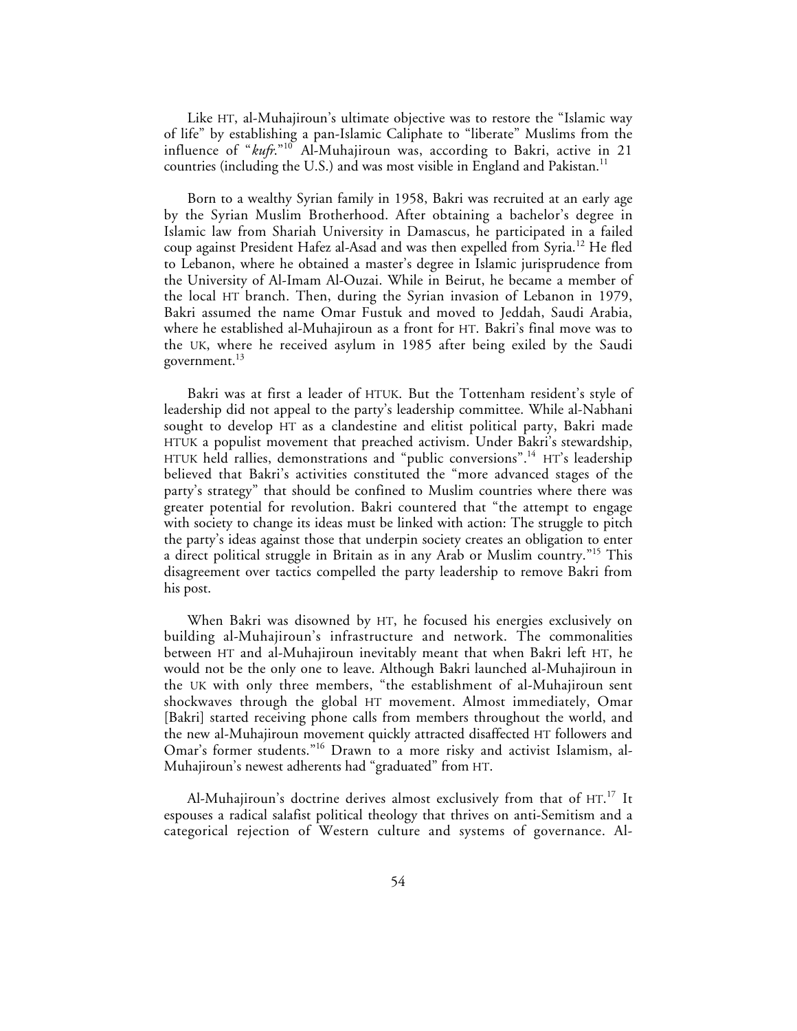Like HT, al-Muhajiroun's ultimate objective was to restore the "Islamic way of life" by establishing a pan-Islamic Caliphate to "liberate" Muslims from the influence of "*kufr*."[10] Al-Muhajiroun was, according to Bakri, active in 21 countries (including the U.S.) and was most visible in England and Pakistan.[11]

Born to a wealthy Syrian family in 1958, Bakri was recruited at an early age by the Syrian Muslim Brotherhood. After obtaining a bachelor's degree in Islamic law from Shariah University in Damascus, he participated in a failed coup against President Hafez al-Asad and was then expelled from Syria.[12] He fled to Lebanon, where he obtained a master's degree in Islamic jurisprudence from the University of Al-Imam Al-Ouzai. While in Beirut, he became a member of the local HT branch. Then, during the Syrian invasion of Lebanon in 1979, Bakri assumed the name Omar Fustuk and moved to Jeddah, Saudi Arabia, where he established al-Muhajiroun as a front for HT. Bakri's final move was to the UK, where he received asylum in 1985 after being exiled by the Saudi government.[13]

Bakri was at first a leader of HTUK. But the Tottenham resident's style of leadership did not appeal to the party's leadership committee. While al-Nabhani sought to develop HT as a clandestine and elitist political party, Bakri made HTUK a populist movement that preached activism. Under Bakri's stewardship, HTUK held rallies, demonstrations and "public conversions".[14] HT's leadership believed that Bakri's activities constituted the "more advanced stages of the party's strategy" that should be confined to Muslim countries where there was greater potential for revolution. Bakri countered that "the attempt to engage with society to change its ideas must be linked with action: The struggle to pitch the party's ideas against those that underpin society creates an obligation to enter a direct political struggle in Britain as in any Arab or Muslim country."[15] This disagreement over tactics compelled the party leadership to remove Bakri from his post.

When Bakri was disowned by HT, he focused his energies exclusively on building al-Muhajiroun's infrastructure and network. The commonalities between HT and al-Muhajiroun inevitably meant that when Bakri left HT, he would not be the only one to leave. Although Bakri launched al-Muhajiroun in the UK with only three members, "the establishment of al-Muhajiroun sent shockwaves through the global HT movement. Almost immediately, Omar [Bakri] started receiving phone calls from members throughout the world, and the new al-Muhajiroun movement quickly attracted disaffected HT followers and Omar's former students."[16] Drawn to a more risky and activist Islamism, al-Muhajiroun's newest adherents had "graduated" from HT.

Al-Muhajiroun's doctrine derives almost exclusively from that of HT.[17] It espouses a radical salafist political theology that thrives on anti-Semitism and a categorical rejection of Western culture and systems of governance. Al-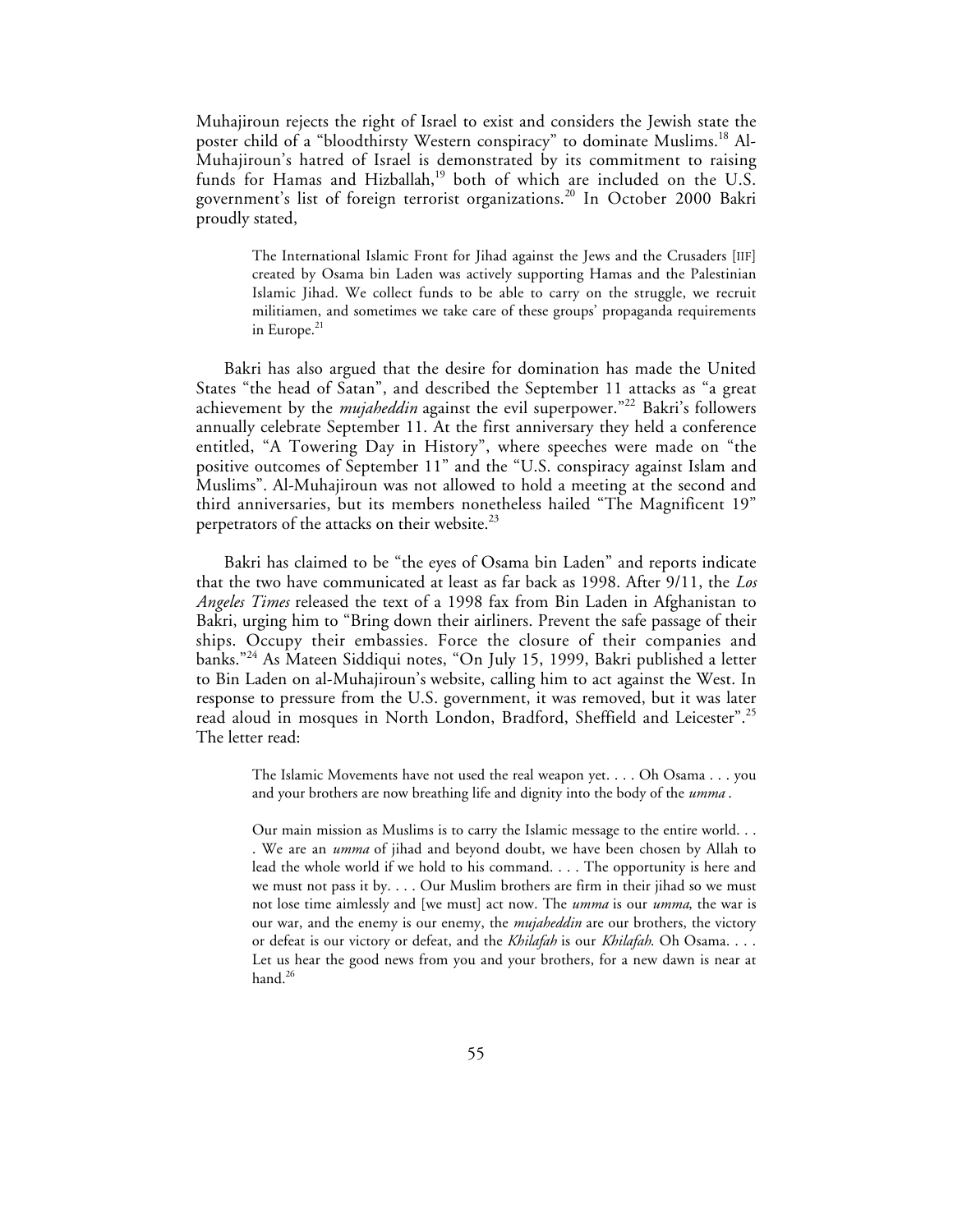Muhajiroun rejects the right of Israel to exist and considers the Jewish state the poster child of a "bloodthirsty Western conspiracy" to dominate Muslims.[18] Al-Muhajiroun's hatred of Israel is demonstrated by its commitment to raising funds for Hamas and Hizballah,[19] both of which are included on the U.S. government's list of foreign terrorist organizations.[20] In October 2000 Bakri proudly stated,

> The International Islamic Front for Jihad against the Jews and the Crusaders [IIF] created by Osama bin Laden was actively supporting Hamas and the Palestinian Islamic Jihad. We collect funds to be able to carry on the struggle, we recruit militiamen, and sometimes we take care of these groups' propaganda requirements in Europe.[21]

Bakri has also argued that the desire for domination has made the United States "the head of Satan", and described the September 11 attacks as "a great achievement by the *mujaheddin* against the evil superpower."[22] Bakri's followers annually celebrate September 11. At the first anniversary they held a conference entitled, "A Towering Day in History", where speeches were made on "the positive outcomes of September 11" and the "U.S. conspiracy against Islam and Muslims". Al-Muhajiroun was not allowed to hold a meeting at the second and third anniversaries, but its members nonetheless hailed "The Magnificent 19" perpetrators of the attacks on their website.[23]

Bakri has claimed to be "the eyes of Osama bin Laden" and reports indicate that the two have communicated at least as far back as 1998. After 9/11, the *Los Angeles Times* released the text of a 1998 fax from Bin Laden in Afghanistan to Bakri, urging him to "Bring down their airliners. Prevent the safe passage of their ships. Occupy their embassies. Force the closure of their companies and banks."[24] As Mateen Siddiqui notes, "On July 15, 1999, Bakri published a letter to Bin Laden on al-Muhajiroun's website, calling him to act against the West. In response to pressure from the U.S. government, it was removed, but it was later read aloud in mosques in North London, Bradford, Sheffield and Leicester".[25] The letter read:

> The Islamic Movements have not used the real weapon yet. . . . Oh Osama . . . you and your brothers are now breathing life and dignity into the body of the *umma* .
>
> Our main mission as Muslims is to carry the Islamic message to the entire world. . . . We are an *umma* of jihad and beyond doubt, we have been chosen by Allah to lead the whole world if we hold to his command. . . . The opportunity is here and we must not pass it by. . . . Our Muslim brothers are firm in their jihad so we must not lose time aimlessly and [we must] act now. The *umma* is our *umma*, the war is our war, and the enemy is our enemy, the *mujaheddin* are our brothers, the victory or defeat is our victory or defeat, and the *Khilafah* is our *Khilafah*. Oh Osama. . . . Let us hear the good news from you and your brothers, for a new dawn is near at hand.[26]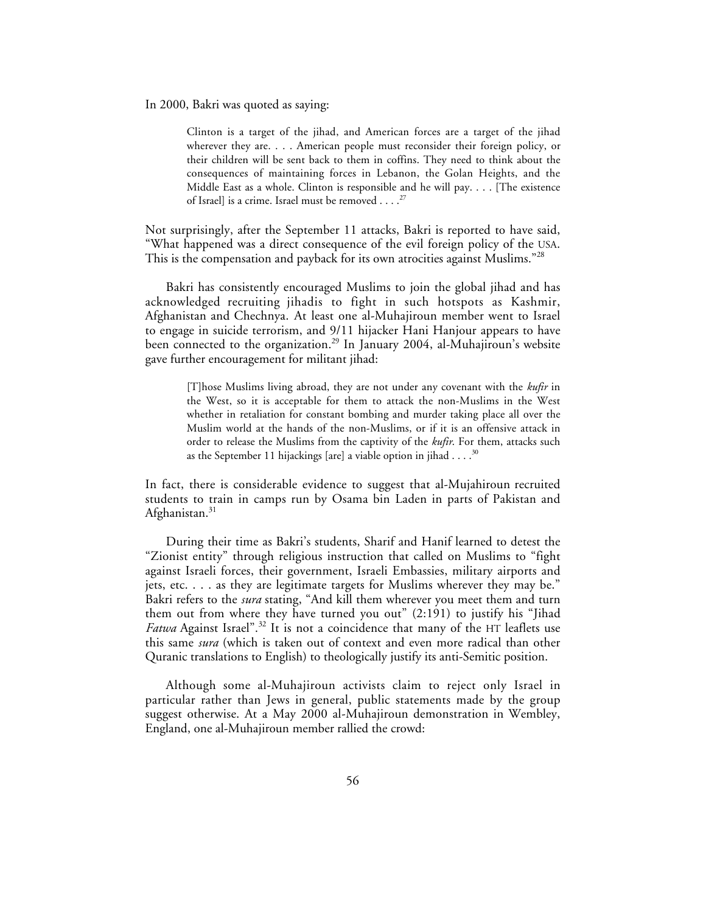In 2000, Bakri was quoted as saying:

> Clinton is a target of the jihad, and American forces are a target of the jihad wherever they are. . . . American people must reconsider their foreign policy, or their children will be sent back to them in coffins. They need to think about the consequences of maintaining forces in Lebanon, the Golan Heights, and the Middle East as a whole. Clinton is responsible and he will pay. . . . [The existence of Israel] is a crime. Israel must be removed . . . .[27]

Not surprisingly, after the September 11 attacks, Bakri is reported to have said, "What happened was a direct consequence of the evil foreign policy of the USA. This is the compensation and payback for its own atrocities against Muslims."[28]

Bakri has consistently encouraged Muslims to join the global jihad and has acknowledged recruiting jihadis to fight in such hotspots as Kashmir, Afghanistan and Chechnya. At least one al-Muhajiroun member went to Israel to engage in suicide terrorism, and 9/11 hijacker Hani Hanjour appears to have been connected to the organization.[29] In January 2004, al-Muhajiroun's website gave further encouragement for militant jihad:

> [T]hose Muslims living abroad, they are not under any covenant with the *kufir* in the West, so it is acceptable for them to attack the non-Muslims in the West whether in retaliation for constant bombing and murder taking place all over the Muslim world at the hands of the non-Muslims, or if it is an offensive attack in order to release the Muslims from the captivity of the *kufir*. For them, attacks such as the September 11 hijackings [are] a viable option in jihad . . . .[30]

In fact, there is considerable evidence to suggest that al-Mujahiroun recruited students to train in camps run by Osama bin Laden in parts of Pakistan and Afghanistan.[31]

During their time as Bakri's students, Sharif and Hanif learned to detest the "Zionist entity" through religious instruction that called on Muslims to "fight against Israeli forces, their government, Israeli Embassies, military airports and jets, etc. . . . as they are legitimate targets for Muslims wherever they may be." Bakri refers to the *sura* stating, "And kill them wherever you meet them and turn them out from where they have turned you out" (2:191) to justify his "Jihad *Fatwa* Against Israel".[32] It is not a coincidence that many of the HT leaflets use this same *sura* (which is taken out of context and even more radical than other Quranic translations to English) to theologically justify its anti-Semitic position.

Although some al-Muhajiroun activists claim to reject only Israel in particular rather than Jews in general, public statements made by the group suggest otherwise. At a May 2000 al-Muhajiroun demonstration in Wembley, England, one al-Muhajiroun member rallied the crowd: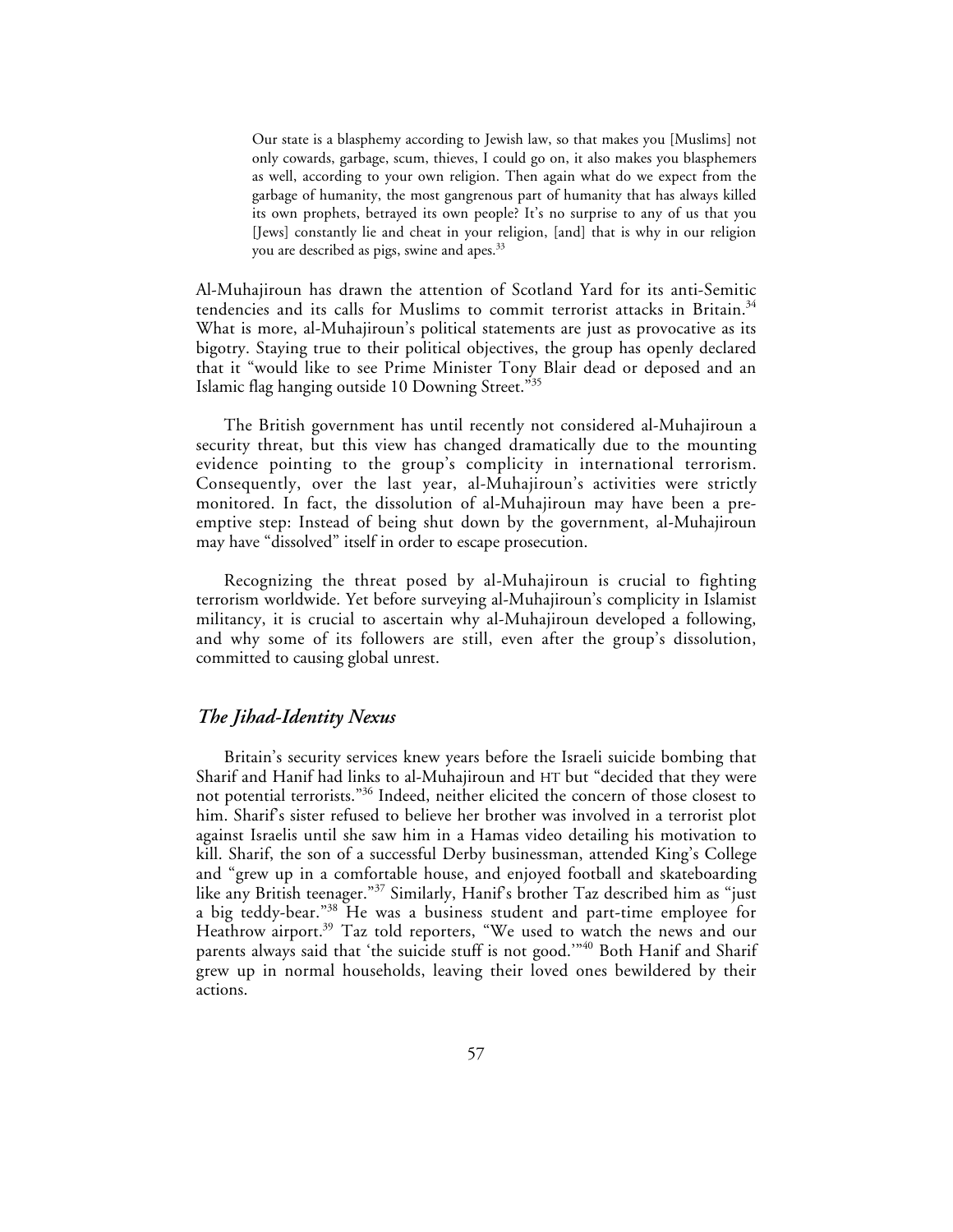> Our state is a blasphemy according to Jewish law, so that makes you [Muslims] not only cowards, garbage, scum, thieves, I could go on, it also makes you blasphemers as well, according to your own religion. Then again what do we expect from the garbage of humanity, the most gangrenous part of humanity that has always killed its own prophets, betrayed its own people? It's no surprise to any of us that you [Jews] constantly lie and cheat in your religion, [and] that is why in our religion you are described as pigs, swine and apes.[33]

Al-Muhajiroun has drawn the attention of Scotland Yard for its anti-Semitic tendencies and its calls for Muslims to commit terrorist attacks in Britain.[34] What is more, al-Muhajiroun's political statements are just as provocative as its bigotry. Staying true to their political objectives, the group has openly declared that it "would like to see Prime Minister Tony Blair dead or deposed and an Islamic flag hanging outside 10 Downing Street."[35]

The British government has until recently not considered al-Muhajiroun a security threat, but this view has changed dramatically due to the mounting evidence pointing to the group's complicity in international terrorism. Consequently, over the last year, al-Muhajiroun's activities were strictly monitored. In fact, the dissolution of al-Muhajiroun may have been a pre-emptive step: Instead of being shut down by the government, al-Muhajiroun may have "dissolved" itself in order to escape prosecution.

Recognizing the threat posed by al-Muhajiroun is crucial to fighting terrorism worldwide. Yet before surveying al-Muhajiroun's complicity in Islamist militancy, it is crucial to ascertain why al-Muhajiroun developed a following, and why some of its followers are still, even after the group's dissolution, committed to causing global unrest.

## *The Jihad-Identity Nexus*

Britain's security services knew years before the Israeli suicide bombing that Sharif and Hanif had links to al-Muhajiroun and HT but "decided that they were not potential terrorists."[36] Indeed, neither elicited the concern of those closest to him. Sharif's sister refused to believe her brother was involved in a terrorist plot against Israelis until she saw him in a Hamas video detailing his motivation to kill. Sharif, the son of a successful Derby businessman, attended King's College and "grew up in a comfortable house, and enjoyed football and skateboarding like any British teenager."[37] Similarly, Hanif's brother Taz described him as "just a big teddy-bear."[38] He was a business student and part-time employee for Heathrow airport.[39] Taz told reporters, "We used to watch the news and our parents always said that 'the suicide stuff is not good.'"[40] Both Hanif and Sharif grew up in normal households, leaving their loved ones bewildered by their actions.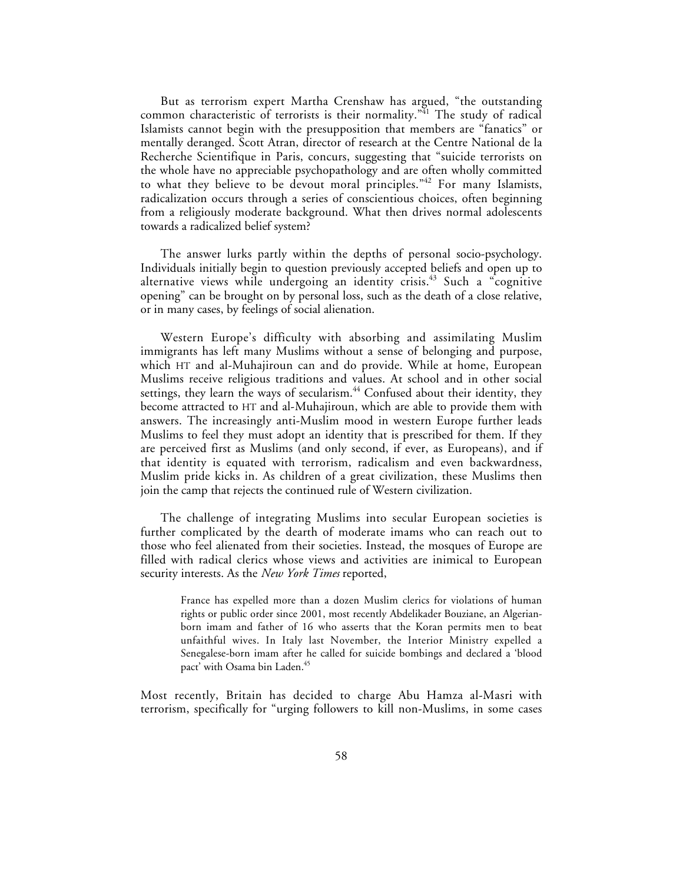But as terrorism expert Martha Crenshaw has argued, "the outstanding common characteristic of terrorists is their normality."[41] The study of radical Islamists cannot begin with the presupposition that members are "fanatics" or mentally deranged. Scott Atran, director of research at the Centre National de la Recherche Scientifique in Paris, concurs, suggesting that "suicide terrorists on the whole have no appreciable psychopathology and are often wholly committed to what they believe to be devout moral principles."[42] For many Islamists, radicalization occurs through a series of conscientious choices, often beginning from a religiously moderate background. What then drives normal adolescents towards a radicalized belief system?

The answer lurks partly within the depths of personal socio-psychology. Individuals initially begin to question previously accepted beliefs and open up to alternative views while undergoing an identity crisis.[43] Such a "cognitive opening" can be brought on by personal loss, such as the death of a close relative, or in many cases, by feelings of social alienation.

Western Europe's difficulty with absorbing and assimilating Muslim immigrants has left many Muslims without a sense of belonging and purpose, which HT and al-Muhajiroun can and do provide. While at home, European Muslims receive religious traditions and values. At school and in other social settings, they learn the ways of secularism.[44] Confused about their identity, they become attracted to HT and al-Muhajiroun, which are able to provide them with answers. The increasingly anti-Muslim mood in western Europe further leads Muslims to feel they must adopt an identity that is prescribed for them. If they are perceived first as Muslims (and only second, if ever, as Europeans), and if that identity is equated with terrorism, radicalism and even backwardness, Muslim pride kicks in. As children of a great civilization, these Muslims then join the camp that rejects the continued rule of Western civilization.

The challenge of integrating Muslims into secular European societies is further complicated by the dearth of moderate imams who can reach out to those who feel alienated from their societies. Instead, the mosques of Europe are filled with radical clerics whose views and activities are inimical to European security interests. As the *New York Times* reported,

> France has expelled more than a dozen Muslim clerics for violations of human rights or public order since 2001, most recently Abdelikader Bouziane, an Algerian-born imam and father of 16 who asserts that the Koran permits men to beat unfaithful wives. In Italy last November, the Interior Ministry expelled a Senegalese-born imam after he called for suicide bombings and declared a 'blood pact' with Osama bin Laden.[45]

Most recently, Britain has decided to charge Abu Hamza al-Masri with terrorism, specifically for "urging followers to kill non-Muslims, in some cases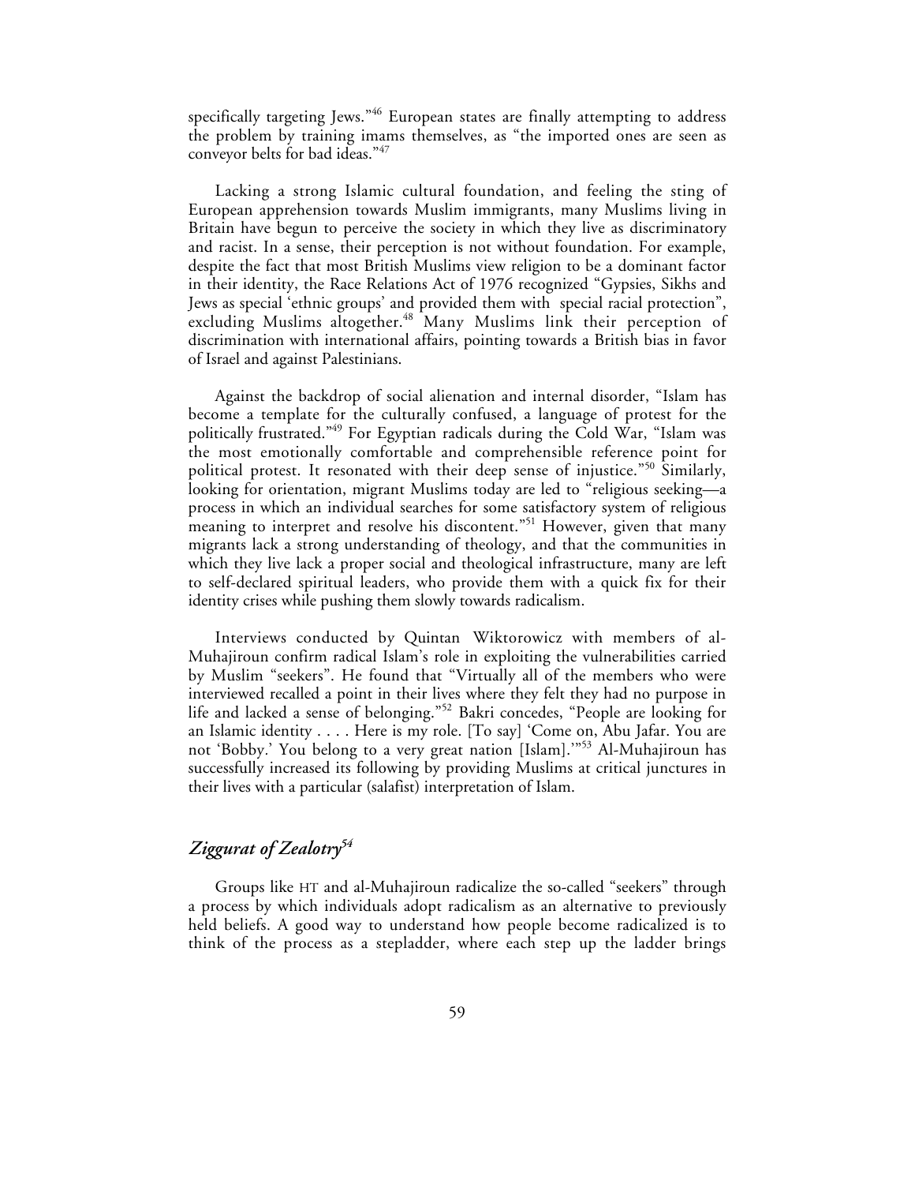specifically targeting Jews."[46] European states are finally attempting to address the problem by training imams themselves, as "the imported ones are seen as conveyor belts for bad ideas."[47]

Lacking a strong Islamic cultural foundation, and feeling the sting of European apprehension towards Muslim immigrants, many Muslims living in Britain have begun to perceive the society in which they live as discriminatory and racist. In a sense, their perception is not without foundation. For example, despite the fact that most British Muslims view religion to be a dominant factor in their identity, the Race Relations Act of 1976 recognized "Gypsies, Sikhs and Jews as special 'ethnic groups' and provided them with special racial protection", excluding Muslims altogether.[48] Many Muslims link their perception of discrimination with international affairs, pointing towards a British bias in favor of Israel and against Palestinians.

Against the backdrop of social alienation and internal disorder, "Islam has become a template for the culturally confused, a language of protest for the politically frustrated."[49] For Egyptian radicals during the Cold War, "Islam was the most emotionally comfortable and comprehensible reference point for political protest. It resonated with their deep sense of injustice."[50] Similarly, looking for orientation, migrant Muslims today are led to "religious seeking—a process in which an individual searches for some satisfactory system of religious meaning to interpret and resolve his discontent."[51] However, given that many migrants lack a strong understanding of theology, and that the communities in which they live lack a proper social and theological infrastructure, many are left to self-declared spiritual leaders, who provide them with a quick fix for their identity crises while pushing them slowly towards radicalism.

Interviews conducted by Quintan Wiktorowicz with members of al-Muhajiroun confirm radical Islam's role in exploiting the vulnerabilities carried by Muslim "seekers". He found that "Virtually all of the members who were interviewed recalled a point in their lives where they felt they had no purpose in life and lacked a sense of belonging."[52] Bakri concedes, "People are looking for an Islamic identity . . . . Here is my role. [To say] 'Come on, Abu Jafar. You are not 'Bobby.' You belong to a very great nation [Islam].'"[53] Al-Muhajiroun has successfully increased its following by providing Muslims at critical junctures in their lives with a particular (salafist) interpretation of Islam.

## *Ziggurat of Zealotry*[54]

Groups like HT and al-Muhajiroun radicalize the so-called "seekers" through a process by which individuals adopt radicalism as an alternative to previously held beliefs. A good way to understand how people become radicalized is to think of the process as a stepladder, where each step up the ladder brings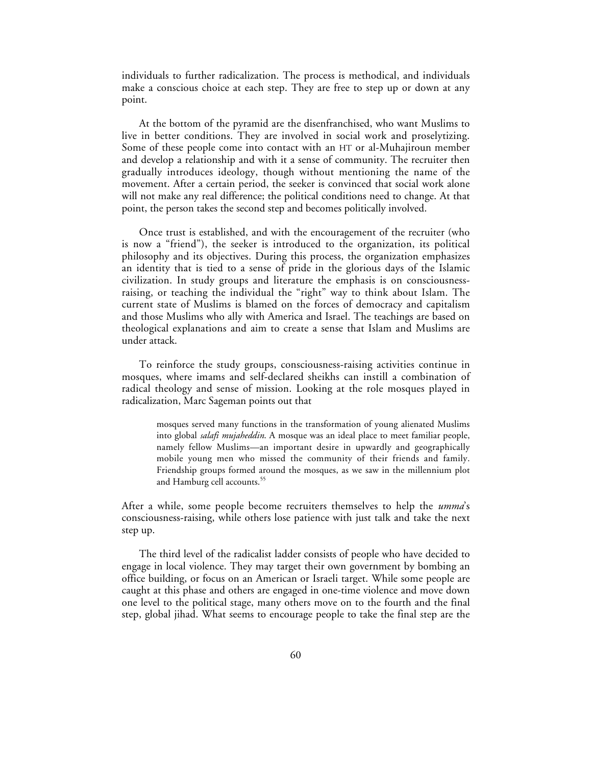individuals to further radicalization. The process is methodical, and individuals make a conscious choice at each step. They are free to step up or down at any point.

At the bottom of the pyramid are the disenfranchised, who want Muslims to live in better conditions. They are involved in social work and proselytizing. Some of these people come into contact with an HT or al-Muhajiroun member and develop a relationship and with it a sense of community. The recruiter then gradually introduces ideology, though without mentioning the name of the movement. After a certain period, the seeker is convinced that social work alone will not make any real difference; the political conditions need to change. At that point, the person takes the second step and becomes politically involved.

Once trust is established, and with the encouragement of the recruiter (who is now a "friend"), the seeker is introduced to the organization, its political philosophy and its objectives. During this process, the organization emphasizes an identity that is tied to a sense of pride in the glorious days of the Islamic civilization. In study groups and literature the emphasis is on consciousness-raising, or teaching the individual the "right" way to think about Islam. The current state of Muslims is blamed on the forces of democracy and capitalism and those Muslims who ally with America and Israel. The teachings are based on theological explanations and aim to create a sense that Islam and Muslims are under attack.

To reinforce the study groups, consciousness-raising activities continue in mosques, where imams and self-declared sheikhs can instill a combination of radical theology and sense of mission. Looking at the role mosques played in radicalization, Marc Sageman points out that

> mosques served many functions in the transformation of young alienated Muslims into global *salafi mujaheddin*. A mosque was an ideal place to meet familiar people, namely fellow Muslims—an important desire in upwardly and geographically mobile young men who missed the community of their friends and family. Friendship groups formed around the mosques, as we saw in the millennium plot and Hamburg cell accounts.[55]

After a while, some people become recruiters themselves to help the *umma*'s consciousness-raising, while others lose patience with just talk and take the next step up.

The third level of the radicalist ladder consists of people who have decided to engage in local violence. They may target their own government by bombing an office building, or focus on an American or Israeli target. While some people are caught at this phase and others are engaged in one-time violence and move down one level to the political stage, many others move on to the fourth and the final step, global jihad. What seems to encourage people to take the final step are the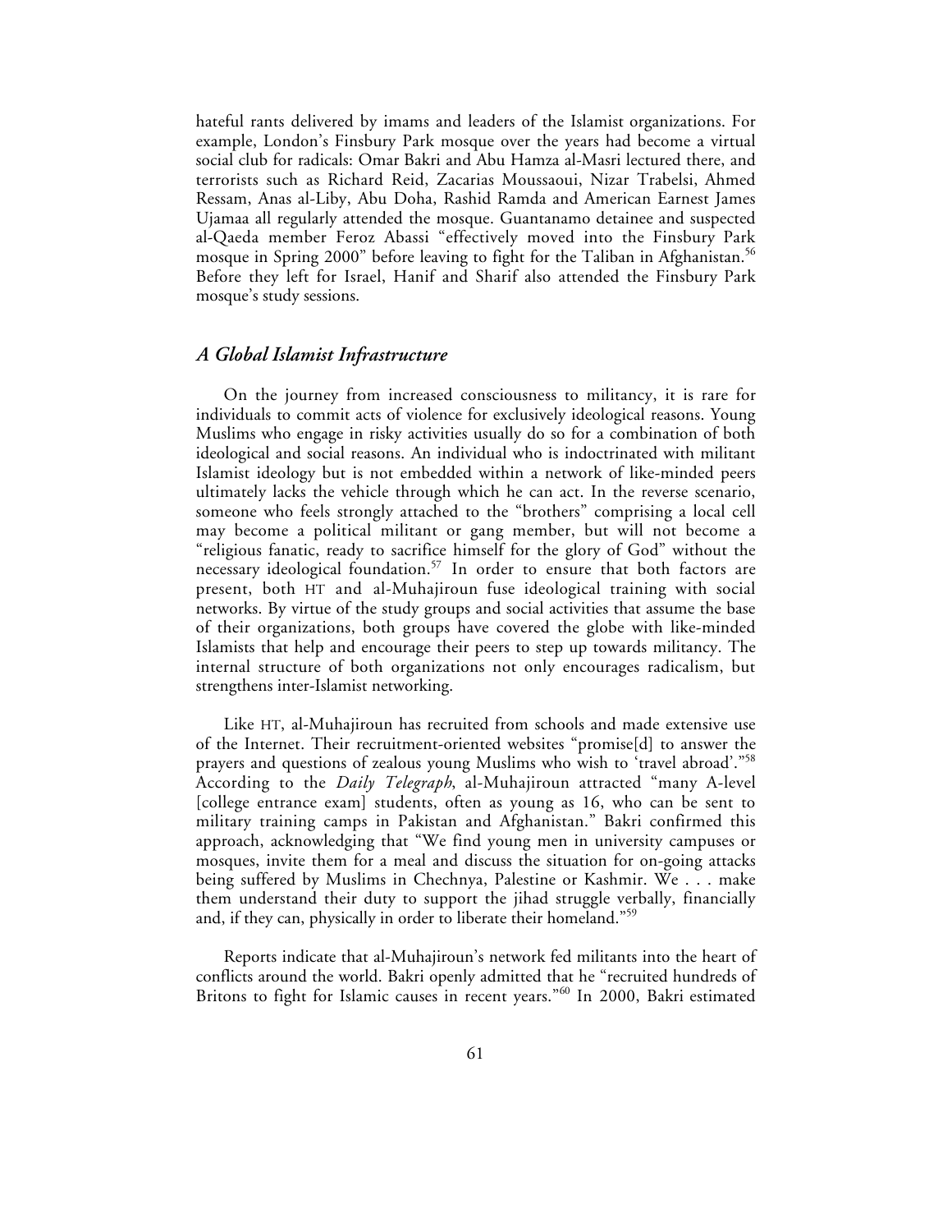hateful rants delivered by imams and leaders of the Islamist organizations. For example, London's Finsbury Park mosque over the years had become a virtual social club for radicals: Omar Bakri and Abu Hamza al-Masri lectured there, and terrorists such as Richard Reid, Zacarias Moussaoui, Nizar Trabelsi, Ahmed Ressam, Anas al-Liby, Abu Doha, Rashid Ramda and American Earnest James Ujamaa all regularly attended the mosque. Guantanamo detainee and suspected al-Qaeda member Feroz Abassi "effectively moved into the Finsbury Park mosque in Spring 2000" before leaving to fight for the Taliban in Afghanistan.[56] Before they left for Israel, Hanif and Sharif also attended the Finsbury Park mosque's study sessions.

## *A Global Islamist Infrastructure*

On the journey from increased consciousness to militancy, it is rare for individuals to commit acts of violence for exclusively ideological reasons. Young Muslims who engage in risky activities usually do so for a combination of both ideological and social reasons. An individual who is indoctrinated with militant Islamist ideology but is not embedded within a network of like-minded peers ultimately lacks the vehicle through which he can act. In the reverse scenario, someone who feels strongly attached to the "brothers" comprising a local cell may become a political militant or gang member, but will not become a "religious fanatic, ready to sacrifice himself for the glory of God" without the necessary ideological foundation.[57] In order to ensure that both factors are present, both HT and al-Muhajiroun fuse ideological training with social networks. By virtue of the study groups and social activities that assume the base of their organizations, both groups have covered the globe with like-minded Islamists that help and encourage their peers to step up towards militancy. The internal structure of both organizations not only encourages radicalism, but strengthens inter-Islamist networking.

Like HT, al-Muhajiroun has recruited from schools and made extensive use of the Internet. Their recruitment-oriented websites "promise[d] to answer the prayers and questions of zealous young Muslims who wish to 'travel abroad'."[58] According to the *Daily Telegraph*, al-Muhajiroun attracted "many A-level [college entrance exam] students, often as young as 16, who can be sent to military training camps in Pakistan and Afghanistan." Bakri confirmed this approach, acknowledging that "We find young men in university campuses or mosques, invite them for a meal and discuss the situation for on-going attacks being suffered by Muslims in Chechnya, Palestine or Kashmir. We . . . make them understand their duty to support the jihad struggle verbally, financially and, if they can, physically in order to liberate their homeland."[59]

Reports indicate that al-Muhajiroun's network fed militants into the heart of conflicts around the world. Bakri openly admitted that he "recruited hundreds of Britons to fight for Islamic causes in recent years."[60] In 2000, Bakri estimated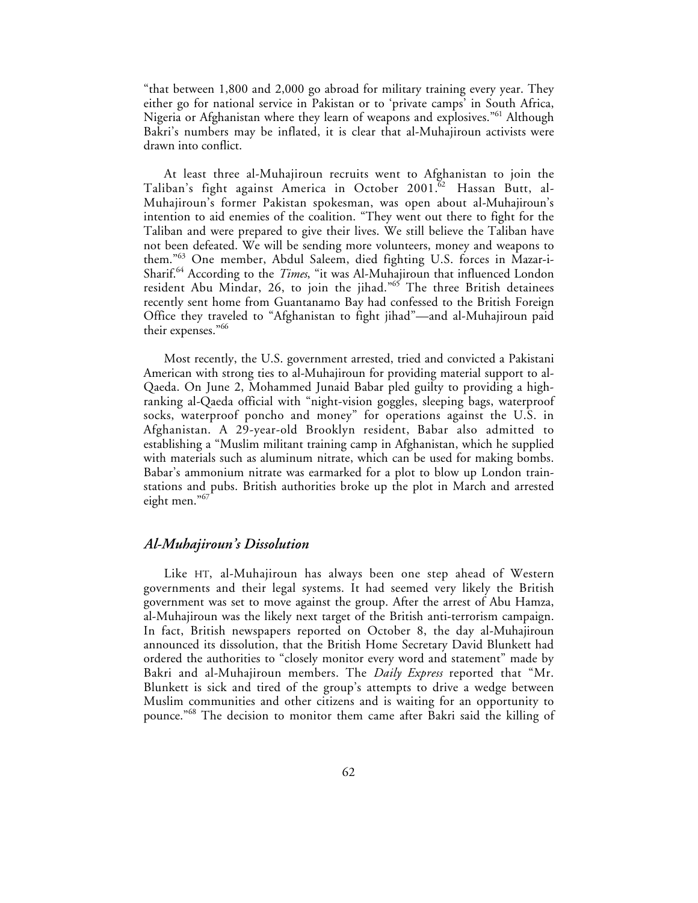"that between 1,800 and 2,000 go abroad for military training every year. They either go for national service in Pakistan or to 'private camps' in South Africa, Nigeria or Afghanistan where they learn of weapons and explosives."[61] Although Bakri's numbers may be inflated, it is clear that al-Muhajiroun activists were drawn into conflict.

At least three al-Muhajiroun recruits went to Afghanistan to join the Taliban's fight against America in October 2001.[62] Hassan Butt, al-Muhajiroun's former Pakistan spokesman, was open about al-Muhajiroun's intention to aid enemies of the coalition. "They went out there to fight for the Taliban and were prepared to give their lives. We still believe the Taliban have not been defeated. We will be sending more volunteers, money and weapons to them."[63] One member, Abdul Saleem, died fighting U.S. forces in Mazar-i-Sharif.[64] According to the *Times*, "it was Al-Muhajiroun that influenced London resident Abu Mindar, 26, to join the jihad."[65] The three British detainees recently sent home from Guantanamo Bay had confessed to the British Foreign Office they traveled to "Afghanistan to fight jihad"—and al-Muhajiroun paid their expenses."[66]

Most recently, the U.S. government arrested, tried and convicted a Pakistani American with strong ties to al-Muhajiroun for providing material support to al-Qaeda. On June 2, Mohammed Junaid Babar pled guilty to providing a high-ranking al-Qaeda official with "night-vision goggles, sleeping bags, waterproof socks, waterproof poncho and money" for operations against the U.S. in Afghanistan. A 29-year-old Brooklyn resident, Babar also admitted to establishing a "Muslim militant training camp in Afghanistan, which he supplied with materials such as aluminum nitrate, which can be used for making bombs. Babar's ammonium nitrate was earmarked for a plot to blow up London train-stations and pubs. British authorities broke up the plot in March and arrested eight men."[67]

### *Al-Muhajiroun's Dissolution*

Like HT, al-Muhajiroun has always been one step ahead of Western governments and their legal systems. It had seemed very likely the British government was set to move against the group. After the arrest of Abu Hamza, al-Muhajiroun was the likely next target of the British anti-terrorism campaign. In fact, British newspapers reported on October 8, the day al-Muhajiroun announced its dissolution, that the British Home Secretary David Blunkett had ordered the authorities to "closely monitor every word and statement" made by Bakri and al-Muhajiroun members. The *Daily Express* reported that "Mr. Blunkett is sick and tired of the group's attempts to drive a wedge between Muslim communities and other citizens and is waiting for an opportunity to pounce."[68] The decision to monitor them came after Bakri said the killing of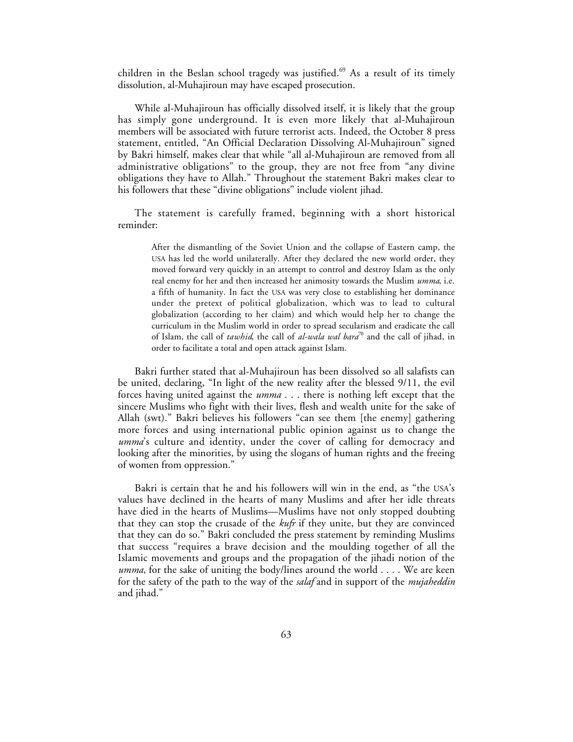children in the Beslan school tragedy was justified.[69] As a result of its timely dissolution, al-Muhajiroun may have escaped prosecution.

While al-Muhajiroun has officially dissolved itself, it is likely that the group has simply gone underground. It is even more likely that al-Muhajiroun members will be associated with future terrorist acts. Indeed, the October 8 press statement, entitled, "An Official Declaration Dissolving Al-Muhajiroun" signed by Bakri himself, makes clear that while "all al-Muhajiroun are removed from all administrative obligations" to the group, they are not free from "any divine obligations they have to Allah." Throughout the statement Bakri makes clear to his followers that these "divine obligations" include violent jihad.

The statement is carefully framed, beginning with a short historical reminder:

> After the dismantling of the Soviet Union and the collapse of Eastern camp, the USA has led the world unilaterally. After they declared the new world order, they moved forward very quickly in an attempt to control and destroy Islam as the only real enemy for her and then increased her animosity towards the Muslim *umma*, i.e. a fifth of humanity. In fact the USA was very close to establishing her dominance under the pretext of political globalization, which was to lead to cultural globalization (according to her claim) and which would help her to change the curriculum in the Muslim world in order to spread secularism and eradicate the call of Islam, the call of *tawhid*, the call of *al-wala wal bara*[70] and the call of jihad, in order to facilitate a total and open attack against Islam.

Bakri further stated that al-Muhajiroun has been dissolved so all salafists can be united, declaring, "In light of the new reality after the blessed 9/11, the evil forces having united against the *umma* . . . there is nothing left except that the sincere Muslims who fight with their lives, flesh and wealth unite for the sake of Allah (swt)." Bakri believes his followers "can see them [the enemy] gathering more forces and using international public opinion against us to change the *umma*'s culture and identity, under the cover of calling for democracy and looking after the minorities, by using the slogans of human rights and the freeing of women from oppression."

Bakri is certain that he and his followers will win in the end, as "the USA's values have declined in the hearts of many Muslims and after her idle threats have died in the hearts of Muslims—Muslims have not only stopped doubting that they can stop the crusade of the *kufr* if they unite, but they are convinced that they can do so." Bakri concluded the press statement by reminding Muslims that success "requires a brave decision and the moulding together of all the Islamic movements and groups and the propagation of the jihadi notion of the *umma*, for the sake of uniting the body/lines around the world . . . . We are keen for the safety of the path to the way of the *salaf* and in support of the *mujaheddin* and jihad."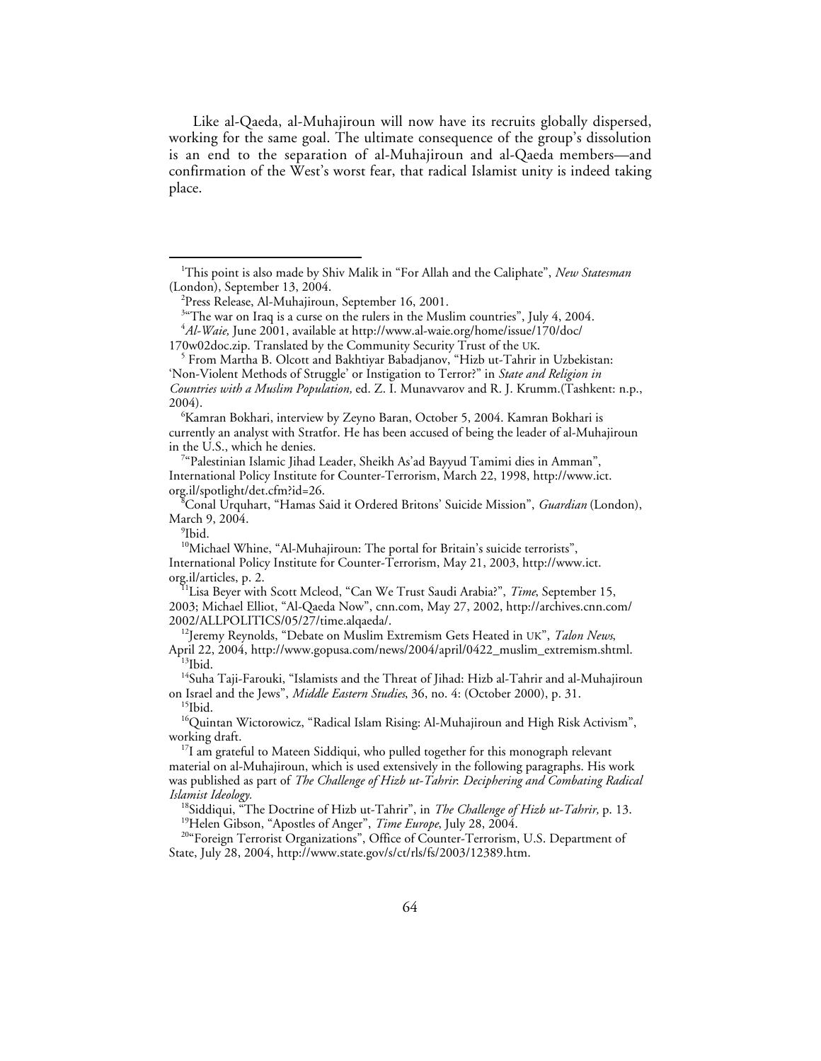Like al-Qaeda, al-Muhajiroun will now have its recruits globally dispersed, working for the same goal. The ultimate consequence of the group's dissolution is an end to the separation of al-Muhajiroun and al-Qaeda members—and confirmation of the West's worst fear, that radical Islamist unity is indeed taking place.

---

[1]This point is also made by Shiv Malik in "For Allah and the Caliphate", *New Statesman* (London), September 13, 2004.

[2]Press Release, Al-Muhajiroun, September 16, 2001.

[3]"The war on Iraq is a curse on the rulers in the Muslim countries", July 4, 2004.

[4]*Al-Waie,* June 2001, available at http://www.al-waie.org/home/issue/170/doc/170w02doc.zip. Translated by the Community Security Trust of the UK.

[5] From Martha B. Olcott and Bakhtiyar Babadjanov, "Hizb ut-Tahrir in Uzbekistan: 'Non-Violent Methods of Struggle' or Instigation to Terror?" in *State and Religion in Countries with a Muslim Population,* ed. Z. I. Munavvarov and R. J. Krumm.(Tashkent: n.p., 2004).

[6]Kamran Bokhari, interview by Zeyno Baran, October 5, 2004. Kamran Bokhari is currently an analyst with Stratfor. He has been accused of being the leader of al-Muhajiroun in the U.S., which he denies.

[7]"Palestinian Islamic Jihad Leader, Sheikh As'ad Bayyud Tamimi dies in Amman", International Policy Institute for Counter-Terrorism, March 22, 1998, http://www.ict.org.il/spotlight/det.cfm?id=26.

[8]Conal Urquhart, "Hamas Said it Ordered Britons' Suicide Mission", *Guardian* (London), March 9, 2004.

[9]Ibid.

[10]Michael Whine, "Al-Muhajiroun: The portal for Britain's suicide terrorists", International Policy Institute for Counter-Terrorism, May 21, 2003, http://www.ict.org.il/articles, p. 2.

[11]Lisa Beyer with Scott Mcleod, "Can We Trust Saudi Arabia?", *Time*, September 15, 2003; Michael Elliot, "Al-Qaeda Now", cnn.com, May 27, 2002, http://archives.cnn.com/2002/ALLPOLITICS/05/27/time.alqaeda/.

[12]Jeremy Reynolds, "Debate on Muslim Extremism Gets Heated in UK", *Talon News*, April 22, 2004, http://www.gopusa.com/news/2004/april/0422_muslim_extremism.shtml.

[13]Ibid.

[14]Suha Taji-Farouki, "Islamists and the Threat of Jihad: Hizb al-Tahrir and al-Muhajiroun on Israel and the Jews", *Middle Eastern Studies*, 36, no. 4: (October 2000), p. 31.

[15]Ibid.

[16]Quintan Wictorowicz, "Radical Islam Rising: Al-Muhajiroun and High Risk Activism", working draft.

[17]I am grateful to Mateen Siddiqui, who pulled together for this monograph relevant material on al-Muhajiroun, which is used extensively in the following paragraphs. His work was published as part of *The Challenge of Hizb ut-Tahrir: Deciphering and Combating Radical Islamist Ideology.*

[18]Siddiqui, "The Doctrine of Hizb ut-Tahrir", in *The Challenge of Hizb ut-Tahrir,* p. 13.

[19]Helen Gibson, "Apostles of Anger", *Time Europe*, July 28, 2004.

[20]"Foreign Terrorist Organizations", Office of Counter-Terrorism, U.S. Department of State, July 28, 2004, http://www.state.gov/s/ct/rls/fs/2003/12389.htm.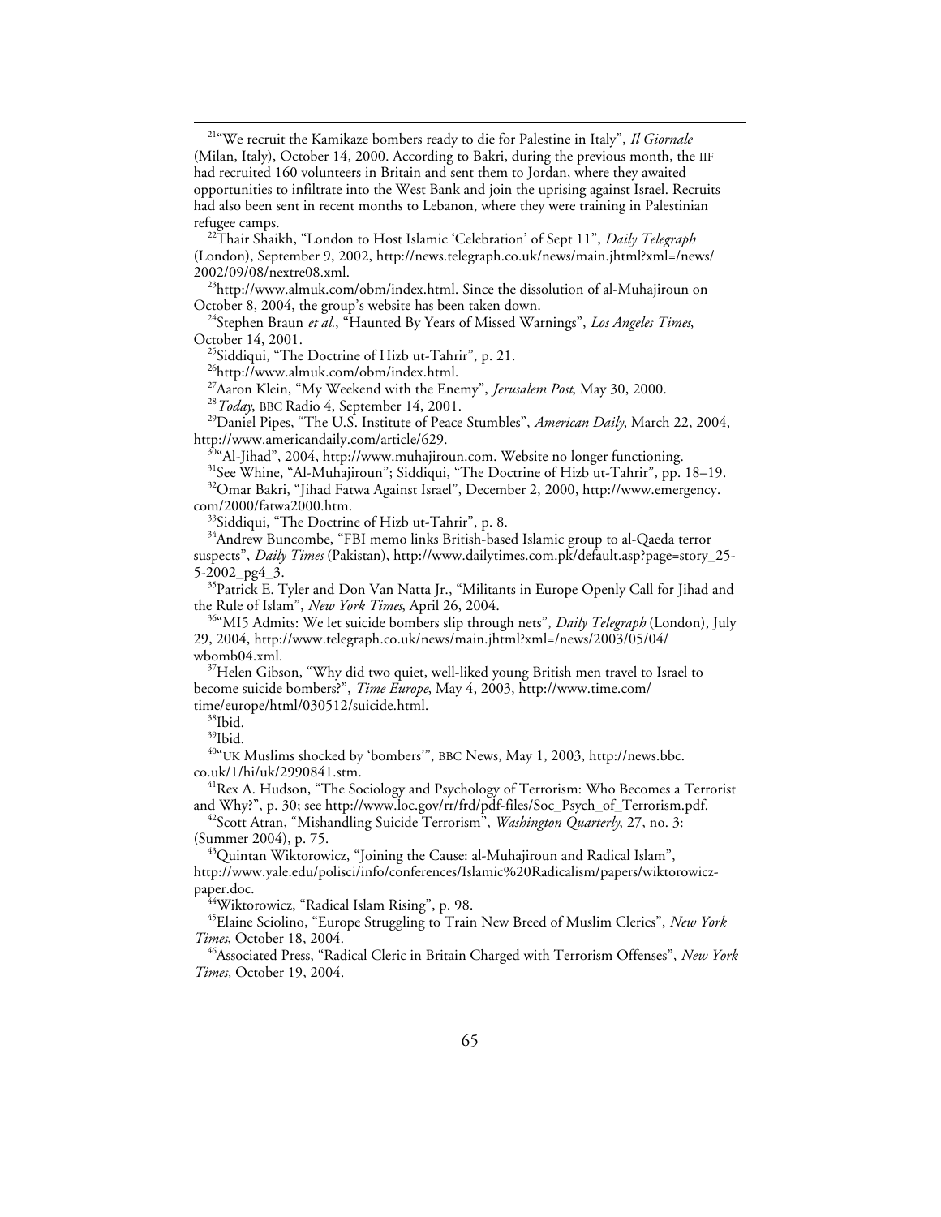[21]"We recruit the Kamikaze bombers ready to die for Palestine in Italy", *Il Giornale* (Milan, Italy), October 14, 2000. According to Bakri, during the previous month, the IIF had recruited 160 volunteers in Britain and sent them to Jordan, where they awaited opportunities to infiltrate into the West Bank and join the uprising against Israel. Recruits had also been sent in recent months to Lebanon, where they were training in Palestinian refugee camps.

[22]Thair Shaikh, "London to Host Islamic 'Celebration' of Sept 11", *Daily Telegraph* (London), September 9, 2002, http://news.telegraph.co.uk/news/main.jhtml?xml=/news/2002/09/08/nextre08.xml.

[23]http://www.almuk.com/obm/index.html. Since the dissolution of al-Muhajiroun on October 8, 2004, the group's website has been taken down.

[24]Stephen Braun *et al*., "Haunted By Years of Missed Warnings", *Los Angeles Times*, October 14, 2001.

[25]Siddiqui, "The Doctrine of Hizb ut-Tahrir", p. 21.

[26]http://www.almuk.com/obm/index.html.

[27]Aaron Klein, "My Weekend with the Enemy", *Jerusalem Post*, May 30, 2000.

[28]*Today*, BBC Radio 4, September 14, 2001.

[29]Daniel Pipes, "The U.S. Institute of Peace Stumbles", *American Daily*, March 22, 2004, http://www.americandaily.com/article/629.

[30]"Al-Jihad", 2004, http://www.muhajiroun.com. Website no longer functioning.

[31]See Whine, "Al-Muhajiroun"; Siddiqui, "The Doctrine of Hizb ut-Tahrir", pp. 18–19.

[32]Omar Bakri, "Jihad Fatwa Against Israel", December 2, 2000, http://www.emergency.com/2000/fatwa2000.htm.

[33]Siddiqui, "The Doctrine of Hizb ut-Tahrir", p. 8.

[34]Andrew Buncombe, "FBI memo links British-based Islamic group to al-Qaeda terror suspects", *Daily Times* (Pakistan), http://www.dailytimes.com.pk/default.asp?page=story_25-5-2002_pg4_3.

[35]Patrick E. Tyler and Don Van Natta Jr., "Militants in Europe Openly Call for Jihad and the Rule of Islam", *New York Times*, April 26, 2004.

[36]"MI5 Admits: We let suicide bombers slip through nets", *Daily Telegraph* (London), July 29, 2004, http://www.telegraph.co.uk/news/main.jhtml?xml=/news/2003/05/04/wbomb04.xml.

[37]Helen Gibson, "Why did two quiet, well-liked young British men travel to Israel to become suicide bombers?", *Time Europe*, May 4, 2003, http://www.time.com/time/europe/html/030512/suicide.html.

[38]Ibid.

[39]Ibid.

[40]"UK Muslims shocked by 'bombers'", BBC News, May 1, 2003, http://news.bbc.co.uk/1/hi/uk/2990841.stm.

[41]Rex A. Hudson, "The Sociology and Psychology of Terrorism: Who Becomes a Terrorist and Why?", p. 30; see http://www.loc.gov/rr/frd/pdf-files/Soc_Psych_of_Terrorism.pdf.

[42]Scott Atran, "Mishandling Suicide Terrorism", *Washington Quarterly*, 27, no. 3: (Summer 2004), p. 75.

[43]Quintan Wiktorowicz, "Joining the Cause: al-Muhajiroun and Radical Islam", http://www.yale.edu/polisci/info/conferences/Islamic%20Radicalism/papers/wiktorowicz-paper.doc.

[44]Wiktorowicz, "Radical Islam Rising", p. 98.

[45]Elaine Sciolino, "Europe Struggling to Train New Breed of Muslim Clerics", *New York Times*, October 18, 2004.

[46]Associated Press, "Radical Cleric in Britain Charged with Terrorism Offenses", *New York Times,* October 19, 2004.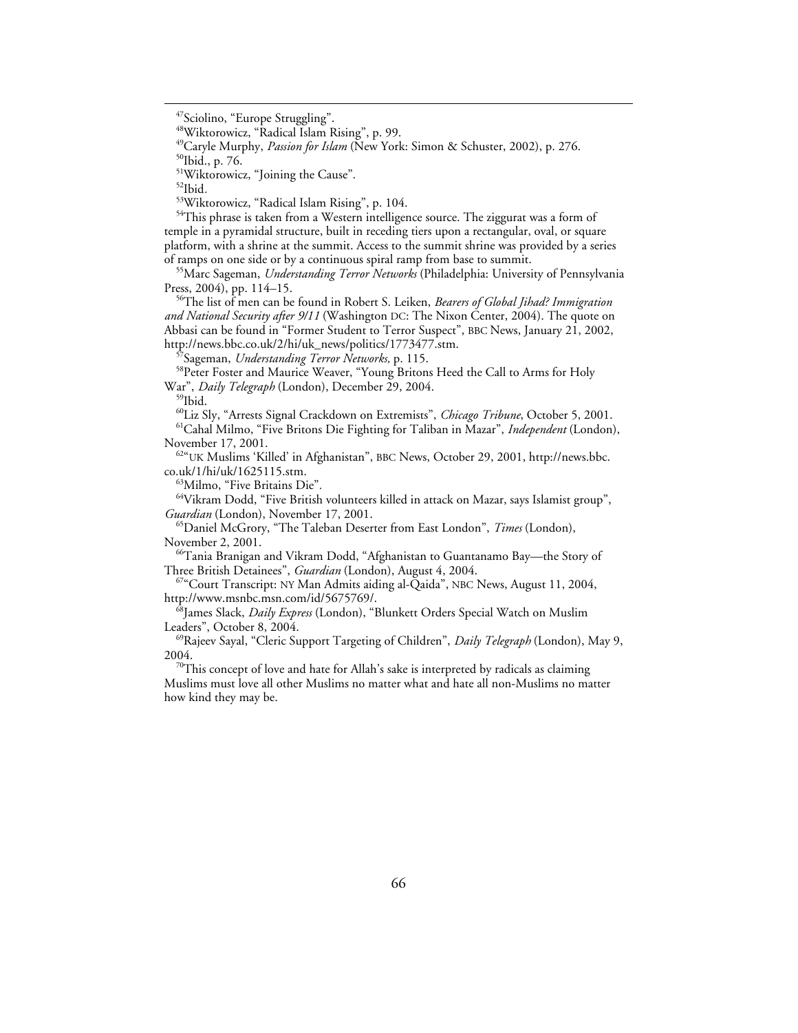[47]Sciolino, "Europe Struggling".

[48]Wiktorowicz, "Radical Islam Rising", p. 99.

[49]Caryle Murphy, *Passion for Islam* (New York: Simon & Schuster, 2002), p. 276.

[50]Ibid., p. 76.

[51]Wiktorowicz, "Joining the Cause".

[52]Ibid.

[53]Wiktorowicz, "Radical Islam Rising", p. 104.

[54]This phrase is taken from a Western intelligence source. The ziggurat was a form of temple in a pyramidal structure, built in receding tiers upon a rectangular, oval, or square platform, with a shrine at the summit. Access to the summit shrine was provided by a series of ramps on one side or by a continuous spiral ramp from base to summit.

[55]Marc Sageman, *Understanding Terror Networks* (Philadelphia: University of Pennsylvania Press, 2004), pp. 114–15.

[56]The list of men can be found in Robert S. Leiken, *Bearers of Global Jihad? Immigration and National Security after 9/11* (Washington DC: The Nixon Center, 2004). The quote on Abbasi can be found in "Former Student to Terror Suspect", BBC News, January 21, 2002, http://news.bbc.co.uk/2/hi/uk_news/politics/1773477.stm.

[57]Sageman, *Understanding Terror Networks,* p. 115.

[58]Peter Foster and Maurice Weaver, "Young Britons Heed the Call to Arms for Holy War", *Daily Telegraph* (London), December 29, 2004.

[59]Ibid.

[60]Liz Sly, "Arrests Signal Crackdown on Extremists", *Chicago Tribune*, October 5, 2001.

[61]Cahal Milmo, "Five Britons Die Fighting for Taliban in Mazar", *Independent* (London), November 17, 2001.

[62]"UK Muslims 'Killed' in Afghanistan", BBC News, October 29, 2001, http://news.bbc.co.uk/1/hi/uk/1625115.stm.

[63]Milmo, "Five Britains Die".

[64]Vikram Dodd, "Five British volunteers killed in attack on Mazar, says Islamist group", *Guardian* (London), November 17, 2001.

[65]Daniel McGrory, "The Taleban Deserter from East London", *Times* (London), November 2, 2001.

[66]Tania Branigan and Vikram Dodd, "Afghanistan to Guantanamo Bay—the Story of Three British Detainees", *Guardian* (London), August 4, 2004.

[67]"Court Transcript: NY Man Admits aiding al-Qaida", NBC News, August 11, 2004, http://www.msnbc.msn.com/id/5675769/.

[68]James Slack, *Daily Express* (London), "Blunkett Orders Special Watch on Muslim Leaders", October 8, 2004.

[69]Rajeev Sayal, "Cleric Support Targeting of Children", *Daily Telegraph* (London), May 9, 2004.

[70]This concept of love and hate for Allah's sake is interpreted by radicals as claiming Muslims must love all other Muslims no matter what and hate all non-Muslims no matter how kind they may be.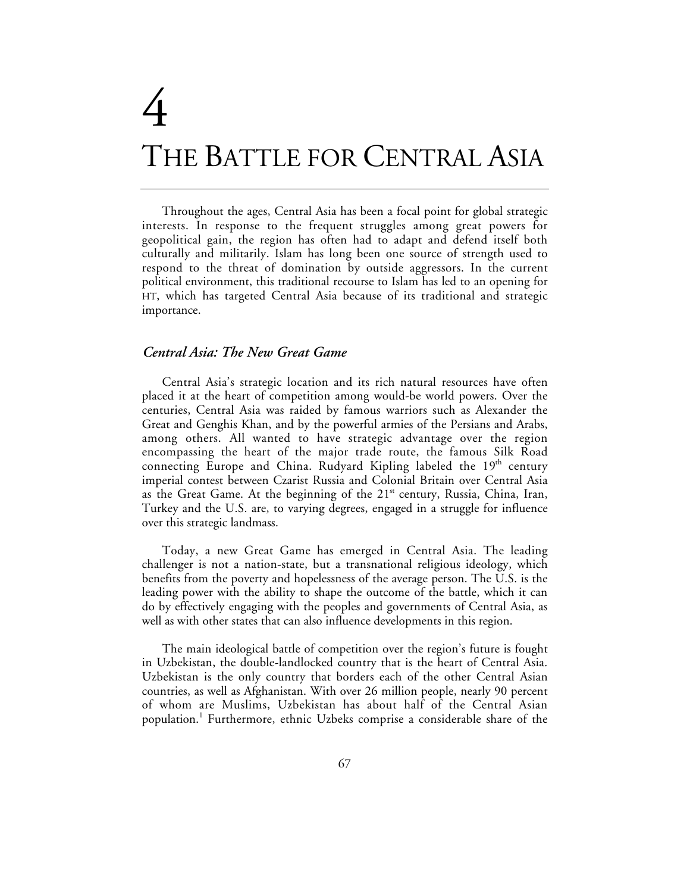# 4
# THE BATTLE FOR CENTRAL ASIA

Throughout the ages, Central Asia has been a focal point for global strategic interests. In response to the frequent struggles among great powers for geopolitical gain, the region has often had to adapt and defend itself both culturally and militarily. Islam has long been one source of strength used to respond to the threat of domination by outside aggressors. In the current political environment, this traditional recourse to Islam has led to an opening for HT, which has targeted Central Asia because of its traditional and strategic importance.

## *Central Asia: The New Great Game*

Central Asia's strategic location and its rich natural resources have often placed it at the heart of competition among would-be world powers. Over the centuries, Central Asia was raided by famous warriors such as Alexander the Great and Genghis Khan, and by the powerful armies of the Persians and Arabs, among others. All wanted to have strategic advantage over the region encompassing the heart of the major trade route, the famous Silk Road connecting Europe and China. Rudyard Kipling labeled the 19th century imperial contest between Czarist Russia and Colonial Britain over Central Asia as the Great Game. At the beginning of the 21st century, Russia, China, Iran, Turkey and the U.S. are, to varying degrees, engaged in a struggle for influence over this strategic landmass.

Today, a new Great Game has emerged in Central Asia. The leading challenger is not a nation-state, but a transnational religious ideology, which benefits from the poverty and hopelessness of the average person. The U.S. is the leading power with the ability to shape the outcome of the battle, which it can do by effectively engaging with the peoples and governments of Central Asia, as well as with other states that can also influence developments in this region.

The main ideological battle of competition over the region's future is fought in Uzbekistan, the double-landlocked country that is the heart of Central Asia. Uzbekistan is the only country that borders each of the other Central Asian countries, as well as Afghanistan. With over 26 million people, nearly 90 percent of whom are Muslims, Uzbekistan has about half of the Central Asian population.[1] Furthermore, ethnic Uzbeks comprise a considerable share of the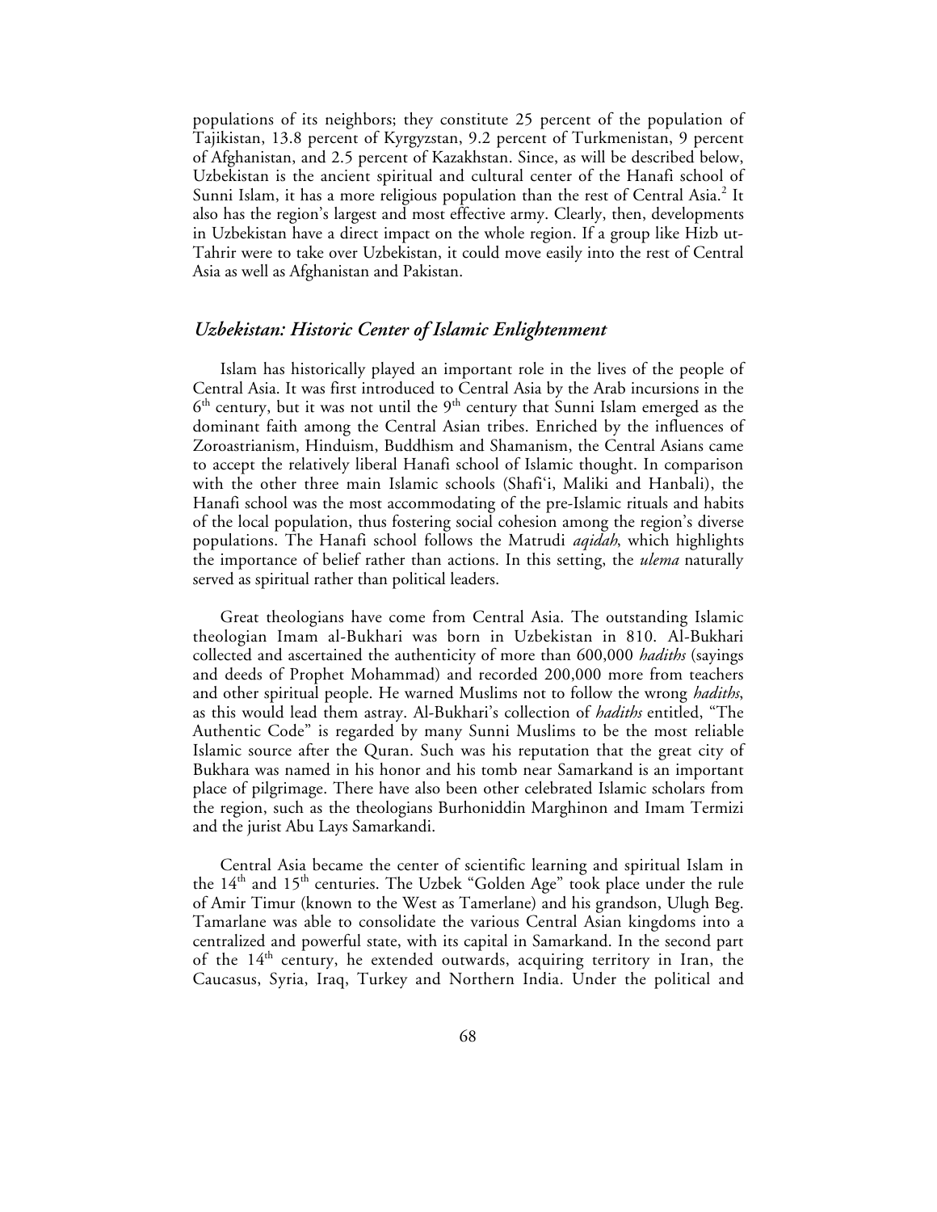populations of its neighbors; they constitute 25 percent of the population of Tajikistan, 13.8 percent of Kyrgyzstan, 9.2 percent of Turkmenistan, 9 percent of Afghanistan, and 2.5 percent of Kazakhstan. Since, as will be described below, Uzbekistan is the ancient spiritual and cultural center of the Hanafi school of Sunni Islam, it has a more religious population than the rest of Central Asia.[2] It also has the region's largest and most effective army. Clearly, then, developments in Uzbekistan have a direct impact on the whole region. If a group like Hizb ut-Tahrir were to take over Uzbekistan, it could move easily into the rest of Central Asia as well as Afghanistan and Pakistan.

## *Uzbekistan: Historic Center of Islamic Enlightenment*

Islam has historically played an important role in the lives of the people of Central Asia. It was first introduced to Central Asia by the Arab incursions in the 6th century, but it was not until the 9th century that Sunni Islam emerged as the dominant faith among the Central Asian tribes. Enriched by the influences of Zoroastrianism, Hinduism, Buddhism and Shamanism, the Central Asians came to accept the relatively liberal Hanafi school of Islamic thought. In comparison with the other three main Islamic schools (Shafi'i, Maliki and Hanbali), the Hanafi school was the most accommodating of the pre-Islamic rituals and habits of the local population, thus fostering social cohesion among the region's diverse populations. The Hanafi school follows the Matrudi *aqidah*, which highlights the importance of belief rather than actions. In this setting, the *ulema* naturally served as spiritual rather than political leaders.

Great theologians have come from Central Asia. The outstanding Islamic theologian Imam al-Bukhari was born in Uzbekistan in 810. Al-Bukhari collected and ascertained the authenticity of more than 600,000 *hadiths* (sayings and deeds of Prophet Mohammad) and recorded 200,000 more from teachers and other spiritual people. He warned Muslims not to follow the wrong *hadiths*, as this would lead them astray. Al-Bukhari's collection of *hadiths* entitled, "The Authentic Code" is regarded by many Sunni Muslims to be the most reliable Islamic source after the Quran. Such was his reputation that the great city of Bukhara was named in his honor and his tomb near Samarkand is an important place of pilgrimage. There have also been other celebrated Islamic scholars from the region, such as the theologians Burhoniddin Marghinon and Imam Termizi and the jurist Abu Lays Samarkandi.

Central Asia became the center of scientific learning and spiritual Islam in the 14th and 15th centuries. The Uzbek "Golden Age" took place under the rule of Amir Timur (known to the West as Tamerlane) and his grandson, Ulugh Beg. Tamarlane was able to consolidate the various Central Asian kingdoms into a centralized and powerful state, with its capital in Samarkand. In the second part of the 14th century, he extended outwards, acquiring territory in Iran, the Caucasus, Syria, Iraq, Turkey and Northern India. Under the political and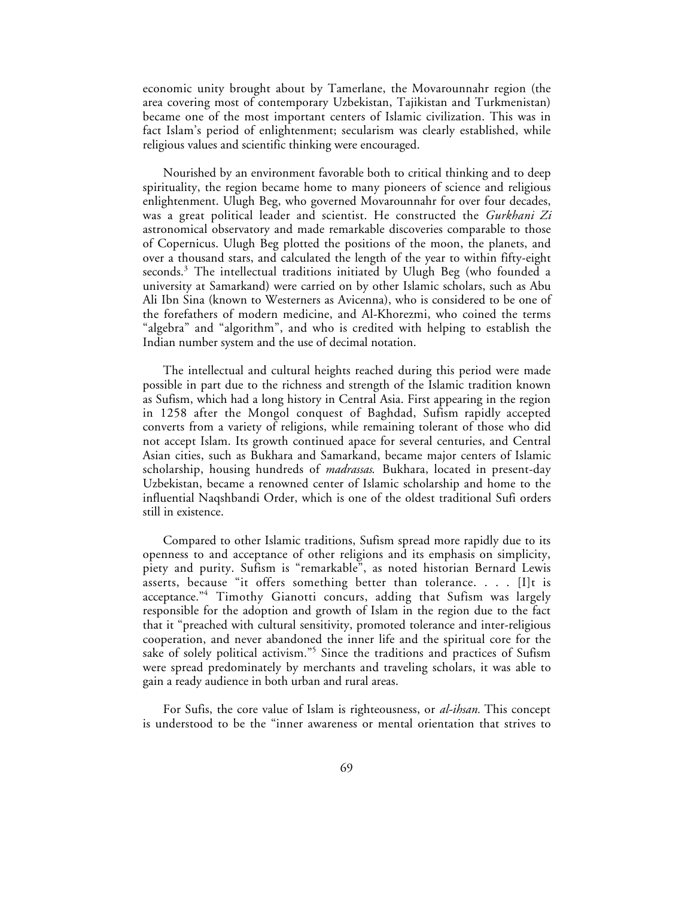economic unity brought about by Tamerlane, the Movarounnahr region (the area covering most of contemporary Uzbekistan, Tajikistan and Turkmenistan) became one of the most important centers of Islamic civilization. This was in fact Islam's period of enlightenment; secularism was clearly established, while religious values and scientific thinking were encouraged.

Nourished by an environment favorable both to critical thinking and to deep spirituality, the region became home to many pioneers of science and religious enlightenment. Ulugh Beg, who governed Movarounnahr for over four decades, was a great political leader and scientist. He constructed the *Gurkhani Zi* astronomical observatory and made remarkable discoveries comparable to those of Copernicus. Ulugh Beg plotted the positions of the moon, the planets, and over a thousand stars, and calculated the length of the year to within fifty-eight seconds.[3] The intellectual traditions initiated by Ulugh Beg (who founded a university at Samarkand) were carried on by other Islamic scholars, such as Abu Ali Ibn Sina (known to Westerners as Avicenna), who is considered to be one of the forefathers of modern medicine, and Al-Khorezmi, who coined the terms "algebra" and "algorithm", and who is credited with helping to establish the Indian number system and the use of decimal notation.

The intellectual and cultural heights reached during this period were made possible in part due to the richness and strength of the Islamic tradition known as Sufism, which had a long history in Central Asia. First appearing in the region in 1258 after the Mongol conquest of Baghdad, Sufism rapidly accepted converts from a variety of religions, while remaining tolerant of those who did not accept Islam. Its growth continued apace for several centuries, and Central Asian cities, such as Bukhara and Samarkand, became major centers of Islamic scholarship, housing hundreds of *madrassas.* Bukhara, located in present-day Uzbekistan, became a renowned center of Islamic scholarship and home to the influential Naqshbandi Order, which is one of the oldest traditional Sufi orders still in existence.

Compared to other Islamic traditions, Sufism spread more rapidly due to its openness to and acceptance of other religions and its emphasis on simplicity, piety and purity. Sufism is "remarkable", as noted historian Bernard Lewis asserts, because "it offers something better than tolerance. . . . [I]t is acceptance."[4] Timothy Gianotti concurs, adding that Sufism was largely responsible for the adoption and growth of Islam in the region due to the fact that it "preached with cultural sensitivity, promoted tolerance and inter-religious cooperation, and never abandoned the inner life and the spiritual core for the sake of solely political activism."[5] Since the traditions and practices of Sufism were spread predominately by merchants and traveling scholars, it was able to gain a ready audience in both urban and rural areas.

For Sufis, the core value of Islam is righteousness, or *al-ihsan.* This concept is understood to be the "inner awareness or mental orientation that strives to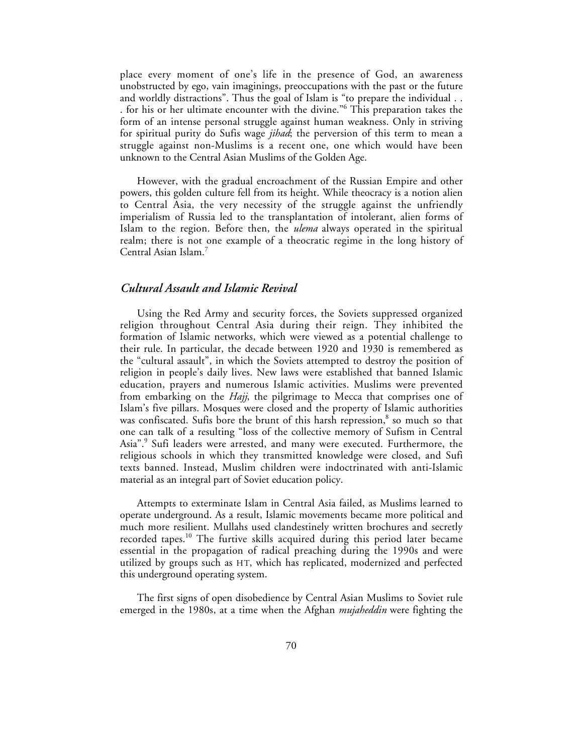place every moment of one's life in the presence of God, an awareness unobstructed by ego, vain imaginings, preoccupations with the past or the future and worldly distractions". Thus the goal of Islam is "to prepare the individual . . . for his or her ultimate encounter with the divine."[6] This preparation takes the form of an intense personal struggle against human weakness. Only in striving for spiritual purity do Sufis wage *jihad*; the perversion of this term to mean a struggle against non-Muslims is a recent one, one which would have been unknown to the Central Asian Muslims of the Golden Age.

However, with the gradual encroachment of the Russian Empire and other powers, this golden culture fell from its height. While theocracy is a notion alien to Central Asia, the very necessity of the struggle against the unfriendly imperialism of Russia led to the transplantation of intolerant, alien forms of Islam to the region. Before then, the *ulema* always operated in the spiritual realm; there is not one example of a theocratic regime in the long history of Central Asian Islam.[7]

## *Cultural Assault and Islamic Revival*

Using the Red Army and security forces, the Soviets suppressed organized religion throughout Central Asia during their reign. They inhibited the formation of Islamic networks, which were viewed as a potential challenge to their rule. In particular, the decade between 1920 and 1930 is remembered as the "cultural assault", in which the Soviets attempted to destroy the position of religion in people's daily lives. New laws were established that banned Islamic education, prayers and numerous Islamic activities. Muslims were prevented from embarking on the *Hajj*, the pilgrimage to Mecca that comprises one of Islam's five pillars. Mosques were closed and the property of Islamic authorities was confiscated. Sufis bore the brunt of this harsh repression,[8] so much so that one can talk of a resulting "loss of the collective memory of Sufism in Central Asia".[9] Sufi leaders were arrested, and many were executed. Furthermore, the religious schools in which they transmitted knowledge were closed, and Sufi texts banned. Instead, Muslim children were indoctrinated with anti-Islamic material as an integral part of Soviet education policy.

Attempts to exterminate Islam in Central Asia failed, as Muslims learned to operate underground. As a result, Islamic movements became more political and much more resilient. Mullahs used clandestinely written brochures and secretly recorded tapes.[10] The furtive skills acquired during this period later became essential in the propagation of radical preaching during the 1990s and were utilized by groups such as HT, which has replicated, modernized and perfected this underground operating system.

The first signs of open disobedience by Central Asian Muslims to Soviet rule emerged in the 1980s, at a time when the Afghan *mujaheddin* were fighting the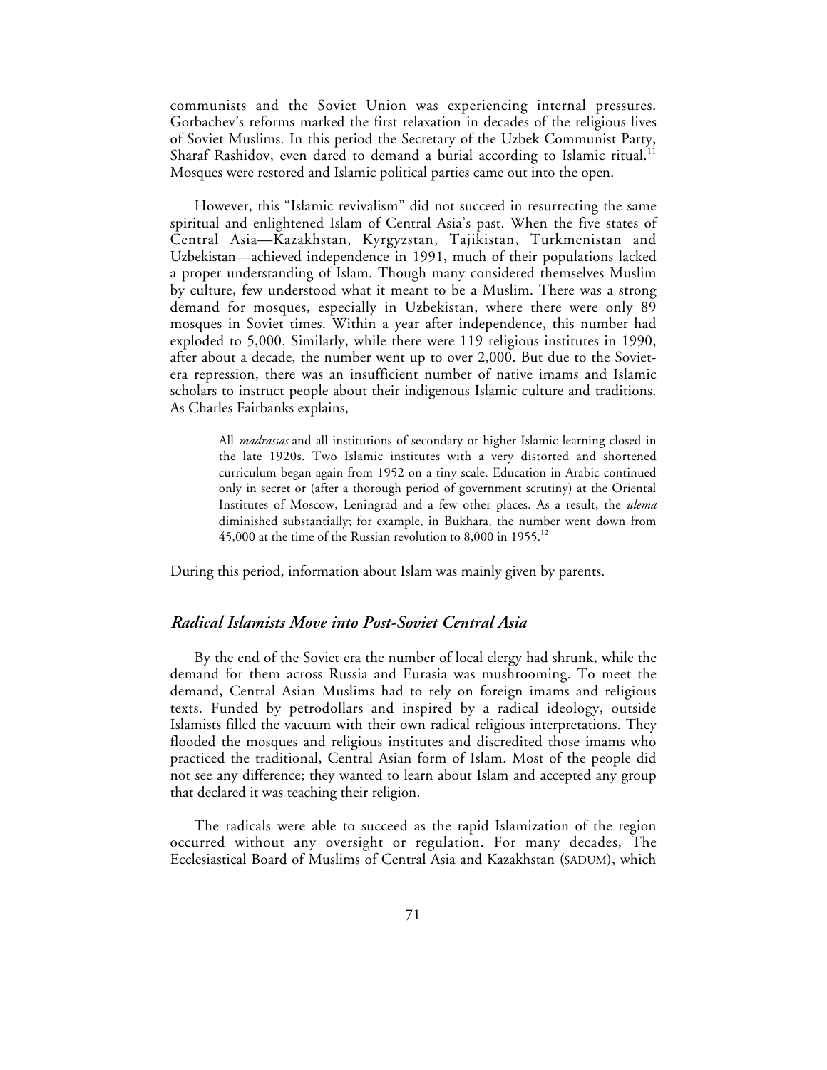communists and the Soviet Union was experiencing internal pressures. Gorbachev's reforms marked the first relaxation in decades of the religious lives of Soviet Muslims. In this period the Secretary of the Uzbek Communist Party, Sharaf Rashidov, even dared to demand a burial according to Islamic ritual.[11] Mosques were restored and Islamic political parties came out into the open.

However, this "Islamic revivalism" did not succeed in resurrecting the same spiritual and enlightened Islam of Central Asia's past. When the five states of Central Asia—Kazakhstan, Kyrgyzstan, Tajikistan, Turkmenistan and Uzbekistan—achieved independence in 1991, much of their populations lacked a proper understanding of Islam. Though many considered themselves Muslim by culture, few understood what it meant to be a Muslim. There was a strong demand for mosques, especially in Uzbekistan, where there were only 89 mosques in Soviet times. Within a year after independence, this number had exploded to 5,000. Similarly, while there were 119 religious institutes in 1990, after about a decade, the number went up to over 2,000. But due to the Soviet-era repression, there was an insufficient number of native imams and Islamic scholars to instruct people about their indigenous Islamic culture and traditions. As Charles Fairbanks explains,

> All *madrassas* and all institutions of secondary or higher Islamic learning closed in the late 1920s. Two Islamic institutes with a very distorted and shortened curriculum began again from 1952 on a tiny scale. Education in Arabic continued only in secret or (after a thorough period of government scrutiny) at the Oriental Institutes of Moscow, Leningrad and a few other places. As a result, the *ulema* diminished substantially; for example, in Bukhara, the number went down from 45,000 at the time of the Russian revolution to 8,000 in 1955.[12]

During this period, information about Islam was mainly given by parents.

## *Radical Islamists Move into Post-Soviet Central Asia*

By the end of the Soviet era the number of local clergy had shrunk, while the demand for them across Russia and Eurasia was mushrooming. To meet the demand, Central Asian Muslims had to rely on foreign imams and religious texts. Funded by petrodollars and inspired by a radical ideology, outside Islamists filled the vacuum with their own radical religious interpretations. They flooded the mosques and religious institutes and discredited those imams who practiced the traditional, Central Asian form of Islam. Most of the people did not see any difference; they wanted to learn about Islam and accepted any group that declared it was teaching their religion.

The radicals were able to succeed as the rapid Islamization of the region occurred without any oversight or regulation. For many decades, The Ecclesiastical Board of Muslims of Central Asia and Kazakhstan (SADUM), which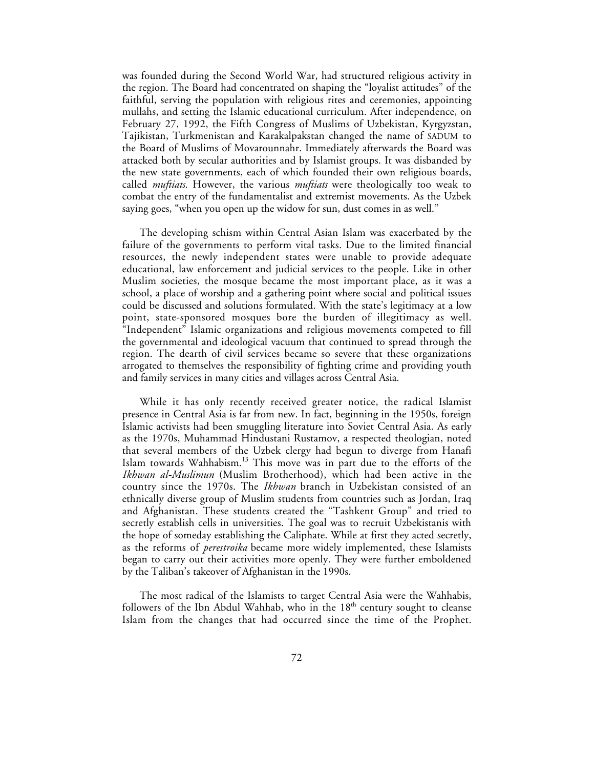was founded during the Second World War, had structured religious activity in the region. The Board had concentrated on shaping the "loyalist attitudes" of the faithful, serving the population with religious rites and ceremonies, appointing mullahs, and setting the Islamic educational curriculum. After independence, on February 27, 1992, the Fifth Congress of Muslims of Uzbekistan, Kyrgyzstan, Tajikistan, Turkmenistan and Karakalpakstan changed the name of SADUM to the Board of Muslims of Movarounnahr. Immediately afterwards the Board was attacked both by secular authorities and by Islamist groups. It was disbanded by the new state governments, each of which founded their own religious boards, called *muftiats*. However, the various *muftiats* were theologically too weak to combat the entry of the fundamentalist and extremist movements. As the Uzbek saying goes, "when you open up the widow for sun, dust comes in as well."

The developing schism within Central Asian Islam was exacerbated by the failure of the governments to perform vital tasks. Due to the limited financial resources, the newly independent states were unable to provide adequate educational, law enforcement and judicial services to the people. Like in other Muslim societies, the mosque became the most important place, as it was a school, a place of worship and a gathering point where social and political issues could be discussed and solutions formulated. With the state's legitimacy at a low point, state-sponsored mosques bore the burden of illegitimacy as well. "Independent" Islamic organizations and religious movements competed to fill the governmental and ideological vacuum that continued to spread through the region. The dearth of civil services became so severe that these organizations arrogated to themselves the responsibility of fighting crime and providing youth and family services in many cities and villages across Central Asia.

While it has only recently received greater notice, the radical Islamist presence in Central Asia is far from new. In fact, beginning in the 1950s, foreign Islamic activists had been smuggling literature into Soviet Central Asia. As early as the 1970s, Muhammad Hindustani Rustamov, a respected theologian, noted that several members of the Uzbek clergy had begun to diverge from Hanafi Islam towards Wahhabism.[13] This move was in part due to the efforts of the *Ikhwan al-Muslimun* (Muslim Brotherhood), which had been active in the country since the 1970s. The *Ikhwan* branch in Uzbekistan consisted of an ethnically diverse group of Muslim students from countries such as Jordan, Iraq and Afghanistan. These students created the "Tashkent Group" and tried to secretly establish cells in universities. The goal was to recruit Uzbekistanis with the hope of someday establishing the Caliphate. While at first they acted secretly, as the reforms of *perestroika* became more widely implemented, these Islamists began to carry out their activities more openly. They were further emboldened by the Taliban's takeover of Afghanistan in the 1990s.

The most radical of the Islamists to target Central Asia were the Wahhabis, followers of the Ibn Abdul Wahhab, who in the 18th century sought to cleanse Islam from the changes that had occurred since the time of the Prophet.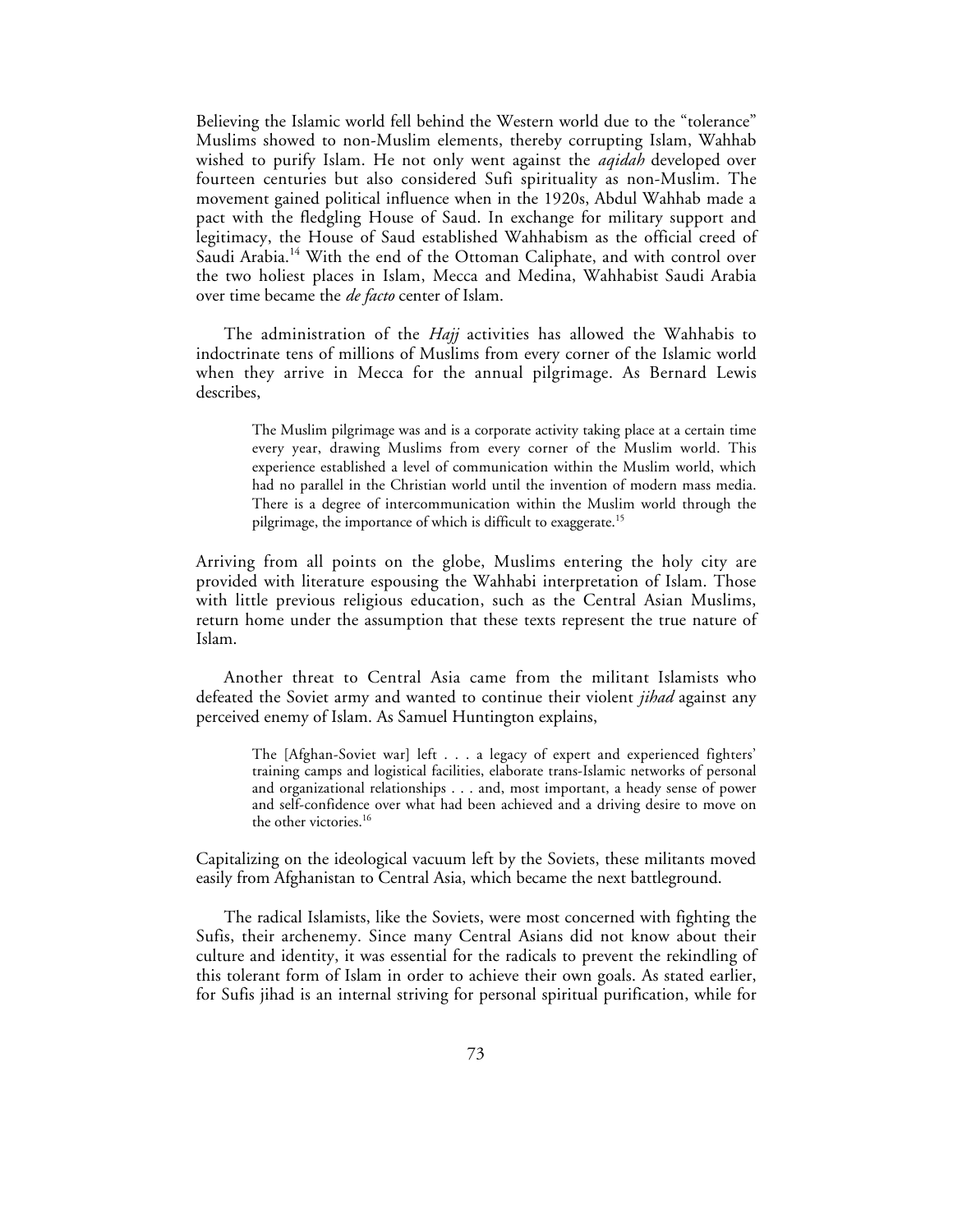Believing the Islamic world fell behind the Western world due to the "tolerance" Muslims showed to non-Muslim elements, thereby corrupting Islam, Wahhab wished to purify Islam. He not only went against the *aqidah* developed over fourteen centuries but also considered Sufi spirituality as non-Muslim. The movement gained political influence when in the 1920s, Abdul Wahhab made a pact with the fledgling House of Saud. In exchange for military support and legitimacy, the House of Saud established Wahhabism as the official creed of Saudi Arabia.[14] With the end of the Ottoman Caliphate, and with control over the two holiest places in Islam, Mecca and Medina, Wahhabist Saudi Arabia over time became the *de facto* center of Islam.

The administration of the *Hajj* activities has allowed the Wahhabis to indoctrinate tens of millions of Muslims from every corner of the Islamic world when they arrive in Mecca for the annual pilgrimage. As Bernard Lewis describes,

> The Muslim pilgrimage was and is a corporate activity taking place at a certain time every year, drawing Muslims from every corner of the Muslim world. This experience established a level of communication within the Muslim world, which had no parallel in the Christian world until the invention of modern mass media. There is a degree of intercommunication within the Muslim world through the pilgrimage, the importance of which is difficult to exaggerate.[15]

Arriving from all points on the globe, Muslims entering the holy city are provided with literature espousing the Wahhabi interpretation of Islam. Those with little previous religious education, such as the Central Asian Muslims, return home under the assumption that these texts represent the true nature of Islam.

Another threat to Central Asia came from the militant Islamists who defeated the Soviet army and wanted to continue their violent *jihad* against any perceived enemy of Islam. As Samuel Huntington explains,

> The [Afghan-Soviet war] left . . . a legacy of expert and experienced fighters' training camps and logistical facilities, elaborate trans-Islamic networks of personal and organizational relationships . . . and, most important, a heady sense of power and self-confidence over what had been achieved and a driving desire to move on the other victories.[16]

Capitalizing on the ideological vacuum left by the Soviets, these militants moved easily from Afghanistan to Central Asia, which became the next battleground.

The radical Islamists, like the Soviets, were most concerned with fighting the Sufis, their archenemy. Since many Central Asians did not know about their culture and identity, it was essential for the radicals to prevent the rekindling of this tolerant form of Islam in order to achieve their own goals. As stated earlier, for Sufis jihad is an internal striving for personal spiritual purification, while for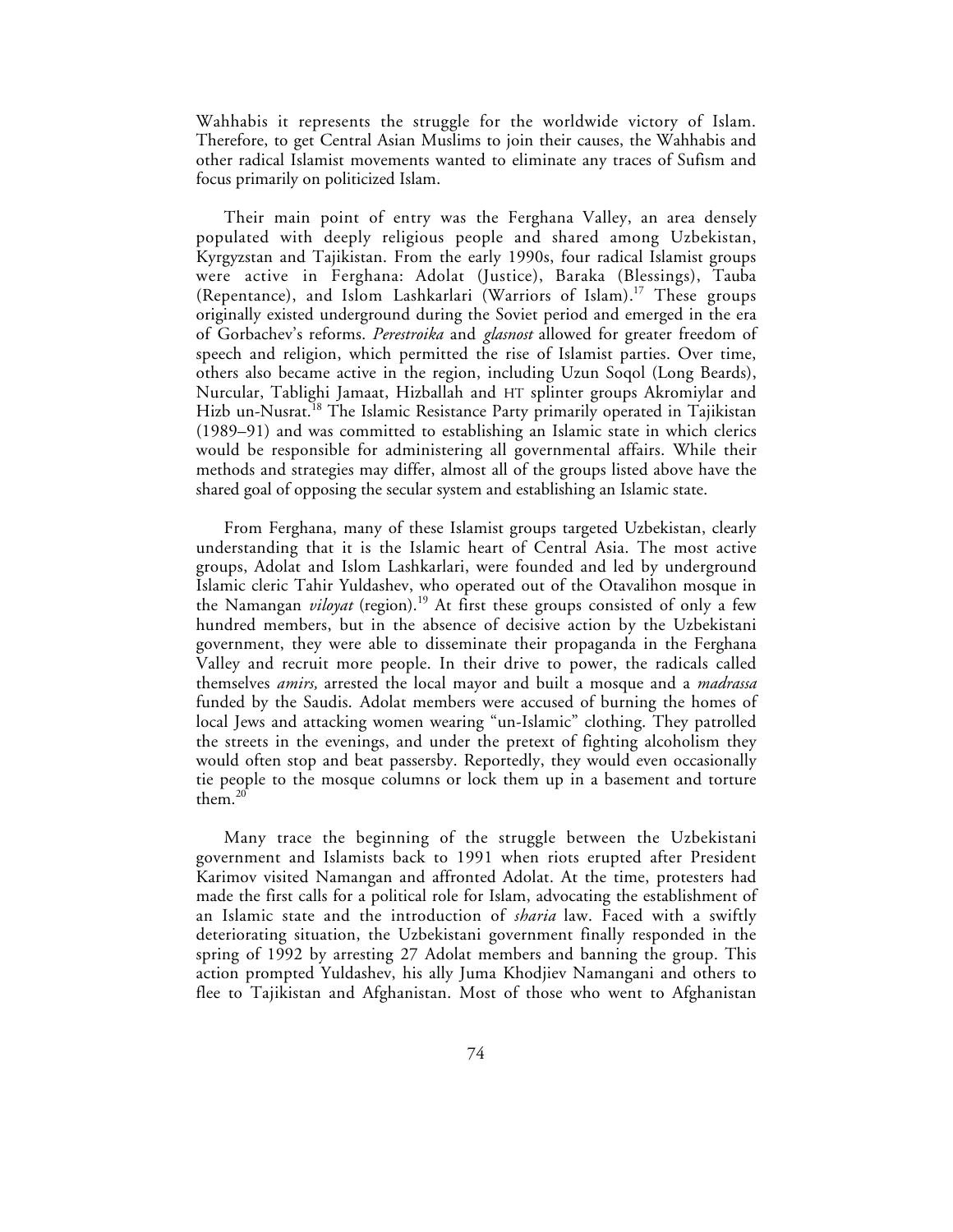Wahhabis it represents the struggle for the worldwide victory of Islam. Therefore, to get Central Asian Muslims to join their causes, the Wahhabis and other radical Islamist movements wanted to eliminate any traces of Sufism and focus primarily on politicized Islam.

Their main point of entry was the Ferghana Valley, an area densely populated with deeply religious people and shared among Uzbekistan, Kyrgyzstan and Tajikistan. From the early 1990s, four radical Islamist groups were active in Ferghana: Adolat (Justice), Baraka (Blessings), Tauba (Repentance), and Islom Lashkarlari (Warriors of Islam).[17] These groups originally existed underground during the Soviet period and emerged in the era of Gorbachev's reforms. *Perestroika* and *glasnost* allowed for greater freedom of speech and religion, which permitted the rise of Islamist parties. Over time, others also became active in the region, including Uzun Soqol (Long Beards), Nurcular, Tablighi Jamaat, Hizballah and HT splinter groups Akromiylar and Hizb un-Nusrat.[18] The Islamic Resistance Party primarily operated in Tajikistan (1989–91) and was committed to establishing an Islamic state in which clerics would be responsible for administering all governmental affairs. While their methods and strategies may differ, almost all of the groups listed above have the shared goal of opposing the secular system and establishing an Islamic state.

From Ferghana, many of these Islamist groups targeted Uzbekistan, clearly understanding that it is the Islamic heart of Central Asia. The most active groups, Adolat and Islom Lashkarlari, were founded and led by underground Islamic cleric Tahir Yuldashev, who operated out of the Otavalihon mosque in the Namangan *viloyat* (region).[19] At first these groups consisted of only a few hundred members, but in the absence of decisive action by the Uzbekistani government, they were able to disseminate their propaganda in the Ferghana Valley and recruit more people. In their drive to power, the radicals called themselves *amirs,* arrested the local mayor and built a mosque and a *madrassa* funded by the Saudis. Adolat members were accused of burning the homes of local Jews and attacking women wearing "un-Islamic" clothing. They patrolled the streets in the evenings, and under the pretext of fighting alcoholism they would often stop and beat passersby. Reportedly, they would even occasionally tie people to the mosque columns or lock them up in a basement and torture them.[20]

Many trace the beginning of the struggle between the Uzbekistani government and Islamists back to 1991 when riots erupted after President Karimov visited Namangan and affronted Adolat. At the time, protesters had made the first calls for a political role for Islam, advocating the establishment of an Islamic state and the introduction of *sharia* law. Faced with a swiftly deteriorating situation, the Uzbekistani government finally responded in the spring of 1992 by arresting 27 Adolat members and banning the group. This action prompted Yuldashev, his ally Juma Khodjiev Namangani and others to flee to Tajikistan and Afghanistan. Most of those who went to Afghanistan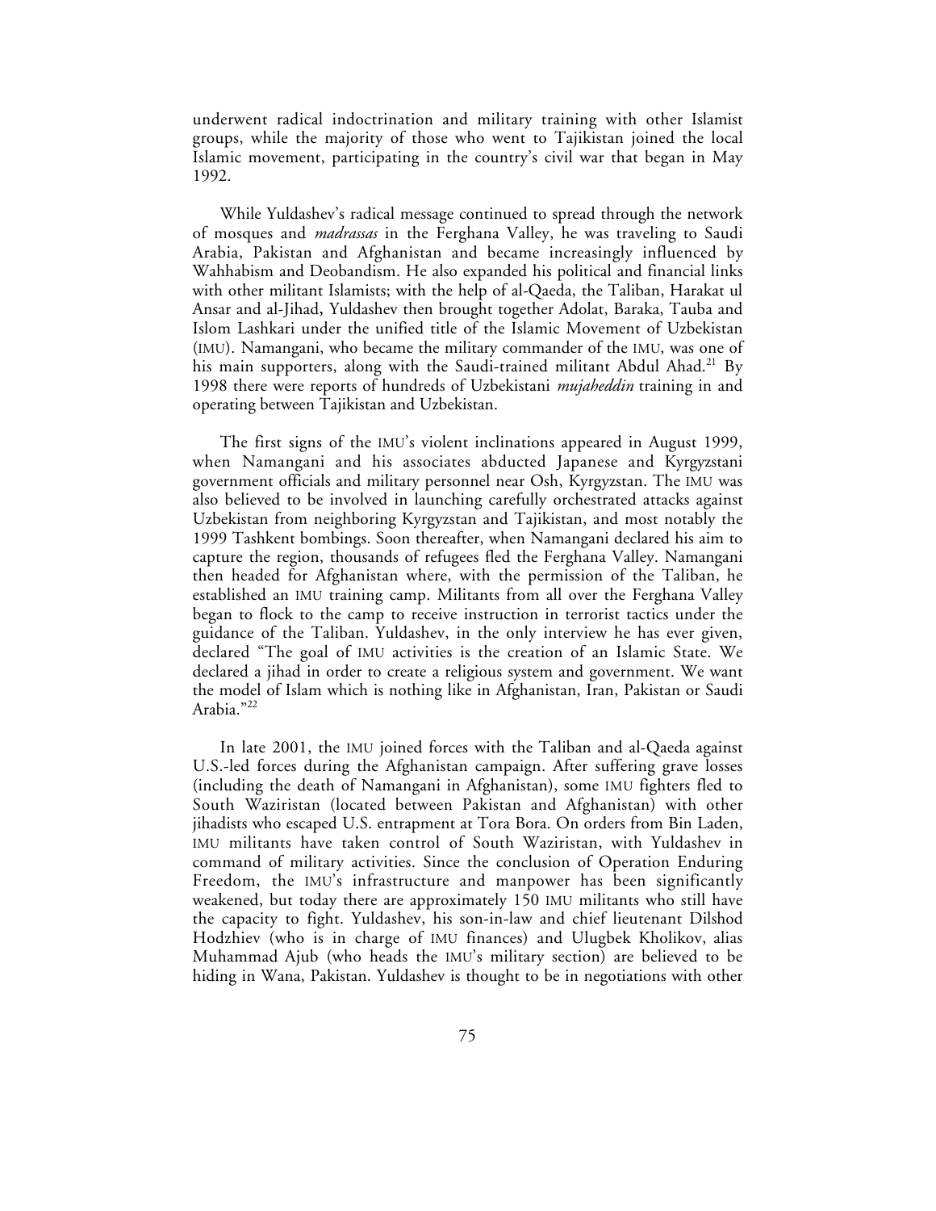underwent radical indoctrination and military training with other Islamist groups, while the majority of those who went to Tajikistan joined the local Islamic movement, participating in the country's civil war that began in May 1992.

While Yuldashev's radical message continued to spread through the network of mosques and *madrassas* in the Ferghana Valley, he was traveling to Saudi Arabia, Pakistan and Afghanistan and became increasingly influenced by Wahhabism and Deobandism. He also expanded his political and financial links with other militant Islamists; with the help of al-Qaeda, the Taliban, Harakat ul Ansar and al-Jihad, Yuldashev then brought together Adolat, Baraka, Tauba and Islom Lashkari under the unified title of the Islamic Movement of Uzbekistan (IMU). Namangani, who became the military commander of the IMU, was one of his main supporters, along with the Saudi-trained militant Abdul Ahad.[21] By 1998 there were reports of hundreds of Uzbekistani *mujaheddin* training in and operating between Tajikistan and Uzbekistan.

The first signs of the IMU's violent inclinations appeared in August 1999, when Namangani and his associates abducted Japanese and Kyrgyzstani government officials and military personnel near Osh, Kyrgyzstan. The IMU was also believed to be involved in launching carefully orchestrated attacks against Uzbekistan from neighboring Kyrgyzstan and Tajikistan, and most notably the 1999 Tashkent bombings. Soon thereafter, when Namangani declared his aim to capture the region, thousands of refugees fled the Ferghana Valley. Namangani then headed for Afghanistan where, with the permission of the Taliban, he established an IMU training camp. Militants from all over the Ferghana Valley began to flock to the camp to receive instruction in terrorist tactics under the guidance of the Taliban. Yuldashev, in the only interview he has ever given, declared "The goal of IMU activities is the creation of an Islamic State. We declared a jihad in order to create a religious system and government. We want the model of Islam which is nothing like in Afghanistan, Iran, Pakistan or Saudi Arabia."[22]

In late 2001, the IMU joined forces with the Taliban and al-Qaeda against U.S.-led forces during the Afghanistan campaign. After suffering grave losses (including the death of Namangani in Afghanistan), some IMU fighters fled to South Waziristan (located between Pakistan and Afghanistan) with other jihadists who escaped U.S. entrapment at Tora Bora. On orders from Bin Laden, IMU militants have taken control of South Waziristan, with Yuldashev in command of military activities. Since the conclusion of Operation Enduring Freedom, the IMU's infrastructure and manpower has been significantly weakened, but today there are approximately 150 IMU militants who still have the capacity to fight. Yuldashev, his son-in-law and chief lieutenant Dilshod Hodzhiev (who is in charge of IMU finances) and Ulugbek Kholikov, alias Muhammad Ajub (who heads the IMU's military section) are believed to be hiding in Wana, Pakistan. Yuldashev is thought to be in negotiations with other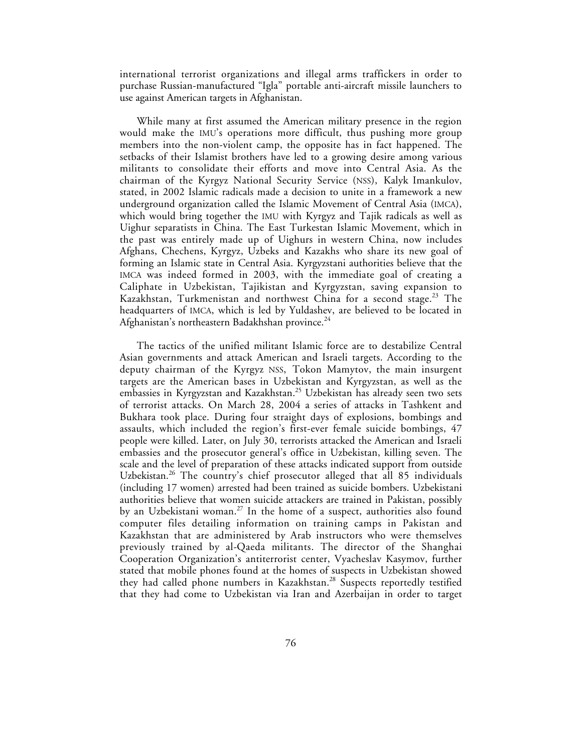international terrorist organizations and illegal arms traffickers in order to purchase Russian-manufactured "Igla" portable anti-aircraft missile launchers to use against American targets in Afghanistan.

While many at first assumed the American military presence in the region would make the IMU's operations more difficult, thus pushing more group members into the non-violent camp, the opposite has in fact happened. The setbacks of their Islamist brothers have led to a growing desire among various militants to consolidate their efforts and move into Central Asia. As the chairman of the Kyrgyz National Security Service (NSS), Kalyk Imankulov, stated, in 2002 Islamic radicals made a decision to unite in a framework a new underground organization called the Islamic Movement of Central Asia (IMCA), which would bring together the IMU with Kyrgyz and Tajik radicals as well as Uighur separatists in China. The East Turkestan Islamic Movement, which in the past was entirely made up of Uighurs in western China, now includes Afghans, Chechens, Kyrgyz, Uzbeks and Kazakhs who share its new goal of forming an Islamic state in Central Asia. Kyrgyzstani authorities believe that the IMCA was indeed formed in 2003, with the immediate goal of creating a Caliphate in Uzbekistan, Tajikistan and Kyrgyzstan, saving expansion to Kazakhstan, Turkmenistan and northwest China for a second stage.[23] The headquarters of IMCA, which is led by Yuldashev, are believed to be located in Afghanistan's northeastern Badakhshan province.[24]

The tactics of the unified militant Islamic force are to destabilize Central Asian governments and attack American and Israeli targets. According to the deputy chairman of the Kyrgyz NSS, Tokon Mamytov, the main insurgent targets are the American bases in Uzbekistan and Kyrgyzstan, as well as the embassies in Kyrgyzstan and Kazakhstan.[25] Uzbekistan has already seen two sets of terrorist attacks. On March 28, 2004 a series of attacks in Tashkent and Bukhara took place. During four straight days of explosions, bombings and assaults, which included the region's first-ever female suicide bombings, 47 people were killed. Later, on July 30, terrorists attacked the American and Israeli embassies and the prosecutor general's office in Uzbekistan, killing seven. The scale and the level of preparation of these attacks indicated support from outside Uzbekistan.[26] The country's chief prosecutor alleged that all 85 individuals (including 17 women) arrested had been trained as suicide bombers. Uzbekistani authorities believe that women suicide attackers are trained in Pakistan, possibly by an Uzbekistani woman.[27] In the home of a suspect, authorities also found computer files detailing information on training camps in Pakistan and Kazakhstan that are administered by Arab instructors who were themselves previously trained by al-Qaeda militants. The director of the Shanghai Cooperation Organization's antiterrorist center, Vyacheslav Kasymov, further stated that mobile phones found at the homes of suspects in Uzbekistan showed they had called phone numbers in Kazakhstan.[28] Suspects reportedly testified that they had come to Uzbekistan via Iran and Azerbaijan in order to target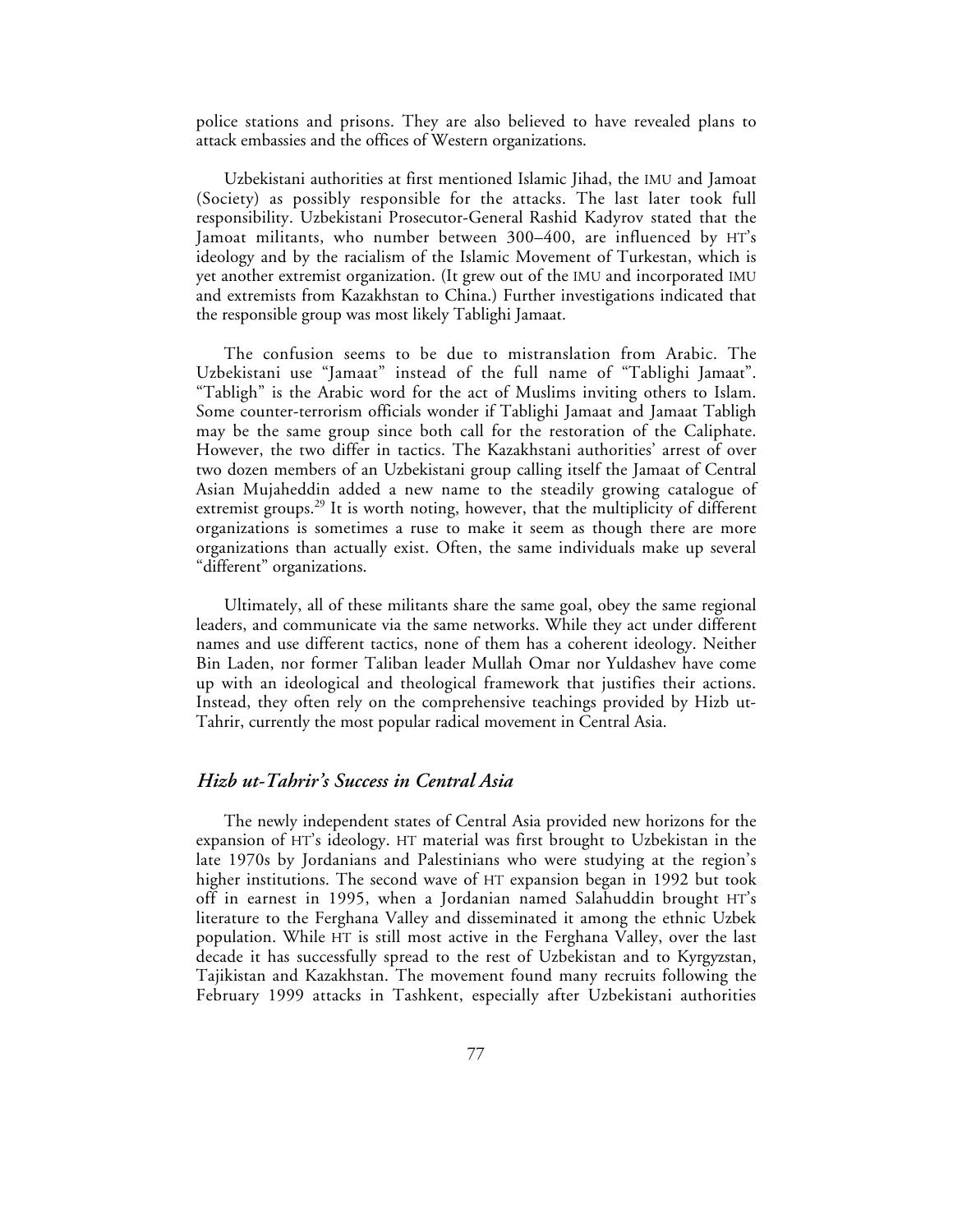police stations and prisons. They are also believed to have revealed plans to attack embassies and the offices of Western organizations.

Uzbekistani authorities at first mentioned Islamic Jihad, the IMU and Jamoat (Society) as possibly responsible for the attacks. The last later took full responsibility. Uzbekistani Prosecutor-General Rashid Kadyrov stated that the Jamoat militants, who number between 300–400, are influenced by HT's ideology and by the racialism of the Islamic Movement of Turkestan, which is yet another extremist organization. (It grew out of the IMU and incorporated IMU and extremists from Kazakhstan to China.) Further investigations indicated that the responsible group was most likely Tablighi Jamaat.

The confusion seems to be due to mistranslation from Arabic. The Uzbekistani use "Jamaat" instead of the full name of "Tablighi Jamaat". "Tabligh" is the Arabic word for the act of Muslims inviting others to Islam. Some counter-terrorism officials wonder if Tablighi Jamaat and Jamaat Tabligh may be the same group since both call for the restoration of the Caliphate. However, the two differ in tactics. The Kazakhstani authorities' arrest of over two dozen members of an Uzbekistani group calling itself the Jamaat of Central Asian Mujaheddin added a new name to the steadily growing catalogue of extremist groups.[29] It is worth noting, however, that the multiplicity of different organizations is sometimes a ruse to make it seem as though there are more organizations than actually exist. Often, the same individuals make up several "different" organizations.

Ultimately, all of these militants share the same goal, obey the same regional leaders, and communicate via the same networks. While they act under different names and use different tactics, none of them has a coherent ideology. Neither Bin Laden, nor former Taliban leader Mullah Omar nor Yuldashev have come up with an ideological and theological framework that justifies their actions. Instead, they often rely on the comprehensive teachings provided by Hizb ut-Tahrir, currently the most popular radical movement in Central Asia.

## *Hizb ut-Tahrir's Success in Central Asia*

The newly independent states of Central Asia provided new horizons for the expansion of HT's ideology. HT material was first brought to Uzbekistan in the late 1970s by Jordanians and Palestinians who were studying at the region's higher institutions. The second wave of HT expansion began in 1992 but took off in earnest in 1995, when a Jordanian named Salahuddin brought HT's literature to the Ferghana Valley and disseminated it among the ethnic Uzbek population. While HT is still most active in the Ferghana Valley, over the last decade it has successfully spread to the rest of Uzbekistan and to Kyrgyzstan, Tajikistan and Kazakhstan. The movement found many recruits following the February 1999 attacks in Tashkent, especially after Uzbekistani authorities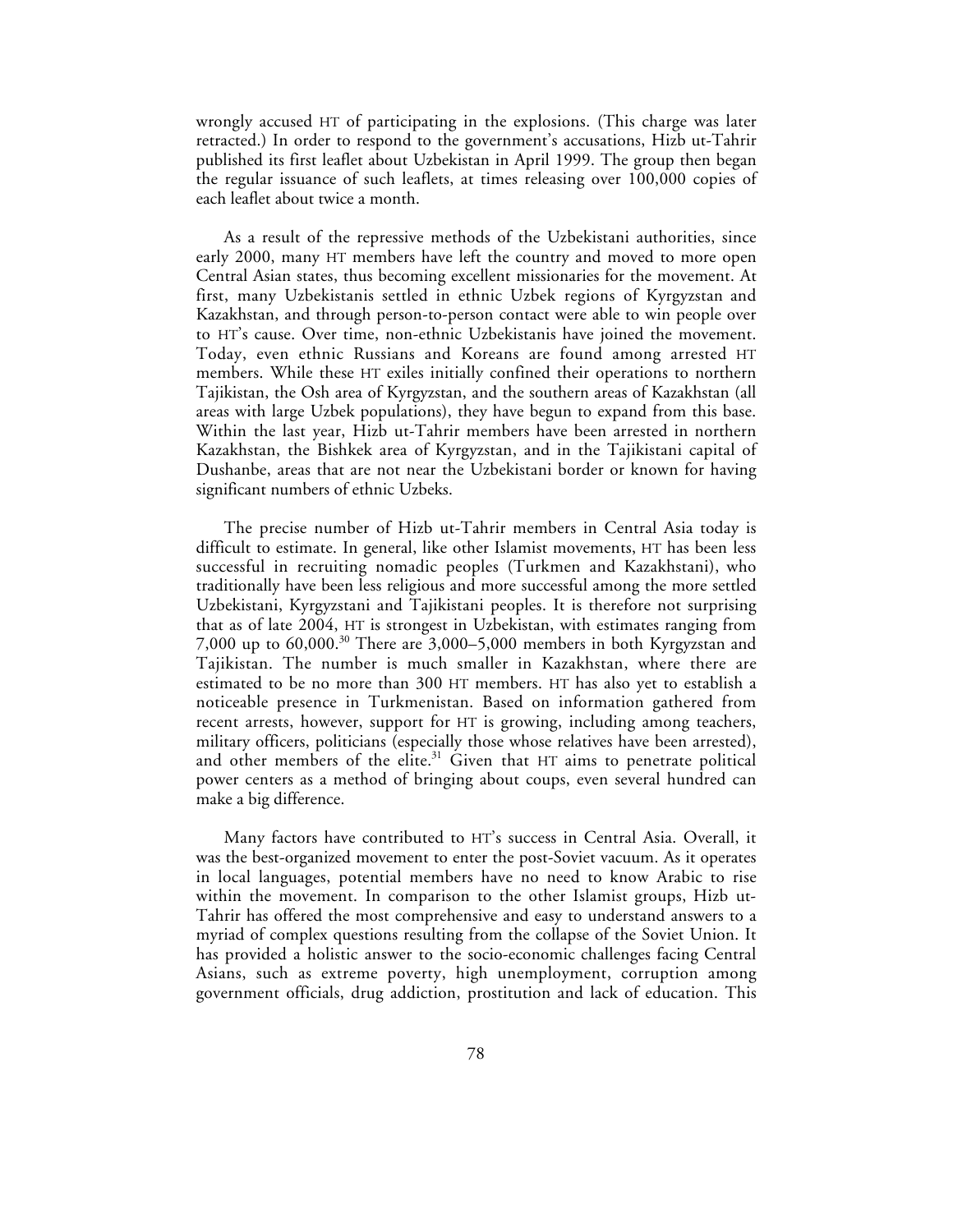wrongly accused HT of participating in the explosions. (This charge was later retracted.) In order to respond to the government's accusations, Hizb ut-Tahrir published its first leaflet about Uzbekistan in April 1999. The group then began the regular issuance of such leaflets, at times releasing over 100,000 copies of each leaflet about twice a month.

As a result of the repressive methods of the Uzbekistani authorities, since early 2000, many HT members have left the country and moved to more open Central Asian states, thus becoming excellent missionaries for the movement. At first, many Uzbekistanis settled in ethnic Uzbek regions of Kyrgyzstan and Kazakhstan, and through person-to-person contact were able to win people over to HT's cause. Over time, non-ethnic Uzbekistanis have joined the movement. Today, even ethnic Russians and Koreans are found among arrested HT members. While these HT exiles initially confined their operations to northern Tajikistan, the Osh area of Kyrgyzstan, and the southern areas of Kazakhstan (all areas with large Uzbek populations), they have begun to expand from this base. Within the last year, Hizb ut-Tahrir members have been arrested in northern Kazakhstan, the Bishkek area of Kyrgyzstan, and in the Tajikistani capital of Dushanbe, areas that are not near the Uzbekistani border or known for having significant numbers of ethnic Uzbeks.

The precise number of Hizb ut-Tahrir members in Central Asia today is difficult to estimate. In general, like other Islamist movements, HT has been less successful in recruiting nomadic peoples (Turkmen and Kazakhstani), who traditionally have been less religious and more successful among the more settled Uzbekistani, Kyrgyzstani and Tajikistani peoples. It is therefore not surprising that as of late 2004, HT is strongest in Uzbekistan, with estimates ranging from 7,000 up to 60,000.[30] There are 3,000–5,000 members in both Kyrgyzstan and Tajikistan. The number is much smaller in Kazakhstan, where there are estimated to be no more than 300 HT members. HT has also yet to establish a noticeable presence in Turkmenistan. Based on information gathered from recent arrests, however, support for HT is growing, including among teachers, military officers, politicians (especially those whose relatives have been arrested), and other members of the elite.[31] Given that HT aims to penetrate political power centers as a method of bringing about coups, even several hundred can make a big difference.

Many factors have contributed to HT's success in Central Asia. Overall, it was the best-organized movement to enter the post-Soviet vacuum. As it operates in local languages, potential members have no need to know Arabic to rise within the movement. In comparison to the other Islamist groups, Hizb ut-Tahrir has offered the most comprehensive and easy to understand answers to a myriad of complex questions resulting from the collapse of the Soviet Union. It has provided a holistic answer to the socio-economic challenges facing Central Asians, such as extreme poverty, high unemployment, corruption among government officials, drug addiction, prostitution and lack of education. This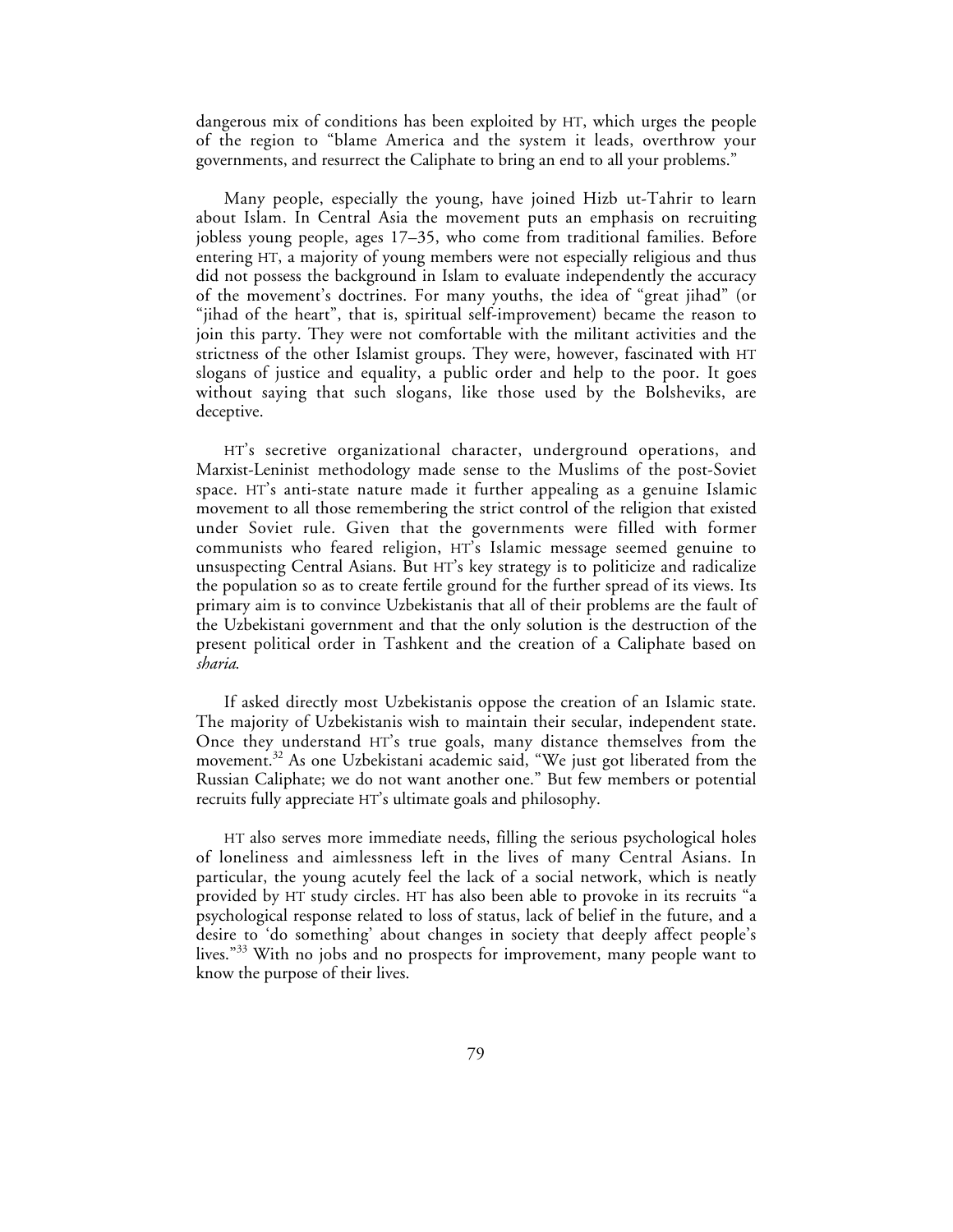dangerous mix of conditions has been exploited by HT, which urges the people of the region to "blame America and the system it leads, overthrow your governments, and resurrect the Caliphate to bring an end to all your problems."

Many people, especially the young, have joined Hizb ut-Tahrir to learn about Islam. In Central Asia the movement puts an emphasis on recruiting jobless young people, ages 17–35, who come from traditional families. Before entering HT, a majority of young members were not especially religious and thus did not possess the background in Islam to evaluate independently the accuracy of the movement's doctrines. For many youths, the idea of "great jihad" (or "jihad of the heart", that is, spiritual self-improvement) became the reason to join this party. They were not comfortable with the militant activities and the strictness of the other Islamist groups. They were, however, fascinated with HT slogans of justice and equality, a public order and help to the poor. It goes without saying that such slogans, like those used by the Bolsheviks, are deceptive.

HT's secretive organizational character, underground operations, and Marxist-Leninist methodology made sense to the Muslims of the post-Soviet space. HT's anti-state nature made it further appealing as a genuine Islamic movement to all those remembering the strict control of the religion that existed under Soviet rule. Given that the governments were filled with former communists who feared religion, HT's Islamic message seemed genuine to unsuspecting Central Asians. But HT's key strategy is to politicize and radicalize the population so as to create fertile ground for the further spread of its views. Its primary aim is to convince Uzbekistanis that all of their problems are the fault of the Uzbekistani government and that the only solution is the destruction of the present political order in Tashkent and the creation of a Caliphate based on *sharia*.

If asked directly most Uzbekistanis oppose the creation of an Islamic state. The majority of Uzbekistanis wish to maintain their secular, independent state. Once they understand HT's true goals, many distance themselves from the movement.[32] As one Uzbekistani academic said, "We just got liberated from the Russian Caliphate; we do not want another one." But few members or potential recruits fully appreciate HT's ultimate goals and philosophy.

HT also serves more immediate needs, filling the serious psychological holes of loneliness and aimlessness left in the lives of many Central Asians. In particular, the young acutely feel the lack of a social network, which is neatly provided by HT study circles. HT has also been able to provoke in its recruits "a psychological response related to loss of status, lack of belief in the future, and a desire to 'do something' about changes in society that deeply affect people's lives."[33] With no jobs and no prospects for improvement, many people want to know the purpose of their lives.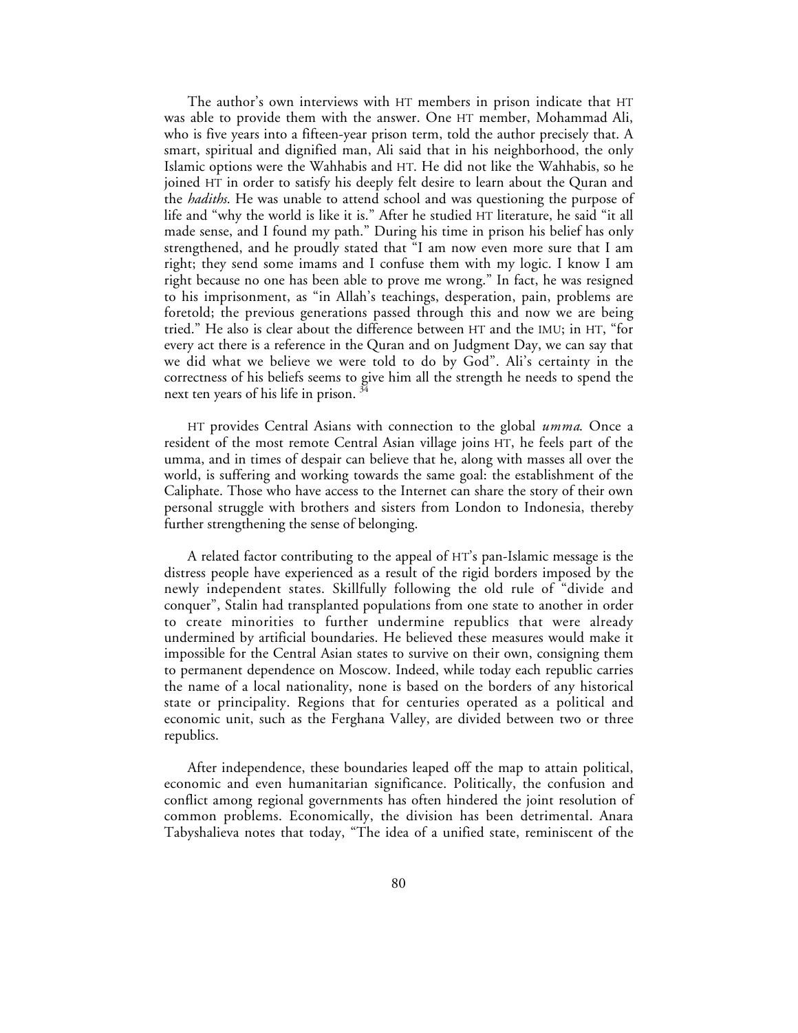The author's own interviews with HT members in prison indicate that HT was able to provide them with the answer. One HT member, Mohammad Ali, who is five years into a fifteen-year prison term, told the author precisely that. A smart, spiritual and dignified man, Ali said that in his neighborhood, the only Islamic options were the Wahhabis and HT. He did not like the Wahhabis, so he joined HT in order to satisfy his deeply felt desire to learn about the Quran and the *hadiths*. He was unable to attend school and was questioning the purpose of life and "why the world is like it is." After he studied HT literature, he said "it all made sense, and I found my path." During his time in prison his belief has only strengthened, and he proudly stated that "I am now even more sure that I am right; they send some imams and I confuse them with my logic. I know I am right because no one has been able to prove me wrong." In fact, he was resigned to his imprisonment, as "in Allah's teachings, desperation, pain, problems are foretold; the previous generations passed through this and now we are being tried." He also is clear about the difference between HT and the IMU; in HT, "for every act there is a reference in the Quran and on Judgment Day, we can say that we did what we believe we were told to do by God". Ali's certainty in the correctness of his beliefs seems to give him all the strength he needs to spend the next ten years of his life in prison. [34]

HT provides Central Asians with connection to the global *umma*. Once a resident of the most remote Central Asian village joins HT, he feels part of the umma, and in times of despair can believe that he, along with masses all over the world, is suffering and working towards the same goal: the establishment of the Caliphate. Those who have access to the Internet can share the story of their own personal struggle with brothers and sisters from London to Indonesia, thereby further strengthening the sense of belonging.

A related factor contributing to the appeal of HT's pan-Islamic message is the distress people have experienced as a result of the rigid borders imposed by the newly independent states. Skillfully following the old rule of "divide and conquer", Stalin had transplanted populations from one state to another in order to create minorities to further undermine republics that were already undermined by artificial boundaries. He believed these measures would make it impossible for the Central Asian states to survive on their own, consigning them to permanent dependence on Moscow. Indeed, while today each republic carries the name of a local nationality, none is based on the borders of any historical state or principality. Regions that for centuries operated as a political and economic unit, such as the Ferghana Valley, are divided between two or three republics.

After independence, these boundaries leaped off the map to attain political, economic and even humanitarian significance. Politically, the confusion and conflict among regional governments has often hindered the joint resolution of common problems. Economically, the division has been detrimental. Anara Tabyshalieva notes that today, "The idea of a unified state, reminiscent of the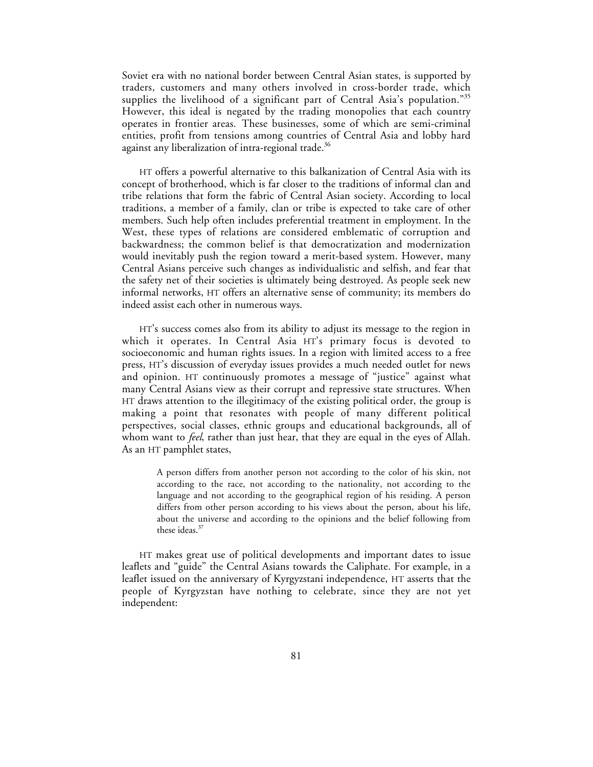Soviet era with no national border between Central Asian states, is supported by traders, customers and many others involved in cross-border trade, which supplies the livelihood of a significant part of Central Asia's population."[35] However, this ideal is negated by the trading monopolies that each country operates in frontier areas. These businesses, some of which are semi-criminal entities, profit from tensions among countries of Central Asia and lobby hard against any liberalization of intra-regional trade.[36]

HT offers a powerful alternative to this balkanization of Central Asia with its concept of brotherhood, which is far closer to the traditions of informal clan and tribe relations that form the fabric of Central Asian society. According to local traditions, a member of a family, clan or tribe is expected to take care of other members. Such help often includes preferential treatment in employment. In the West, these types of relations are considered emblematic of corruption and backwardness; the common belief is that democratization and modernization would inevitably push the region toward a merit-based system. However, many Central Asians perceive such changes as individualistic and selfish, and fear that the safety net of their societies is ultimately being destroyed. As people seek new informal networks, HT offers an alternative sense of community; its members do indeed assist each other in numerous ways.

HT's success comes also from its ability to adjust its message to the region in which it operates. In Central Asia HT's primary focus is devoted to socioeconomic and human rights issues. In a region with limited access to a free press, HT's discussion of everyday issues provides a much needed outlet for news and opinion. HT continuously promotes a message of "justice" against what many Central Asians view as their corrupt and repressive state structures. When HT draws attention to the illegitimacy of the existing political order, the group is making a point that resonates with people of many different political perspectives, social classes, ethnic groups and educational backgrounds, all of whom want to *feel*, rather than just hear, that they are equal in the eyes of Allah. As an HT pamphlet states,

> A person differs from another person not according to the color of his skin, not according to the race, not according to the nationality, not according to the language and not according to the geographical region of his residing. A person differs from other person according to his views about the person, about his life, about the universe and according to the opinions and the belief following from these ideas.[37]

HT makes great use of political developments and important dates to issue leaflets and "guide" the Central Asians towards the Caliphate. For example, in a leaflet issued on the anniversary of Kyrgyzstani independence, HT asserts that the people of Kyrgyzstan have nothing to celebrate, since they are not yet independent: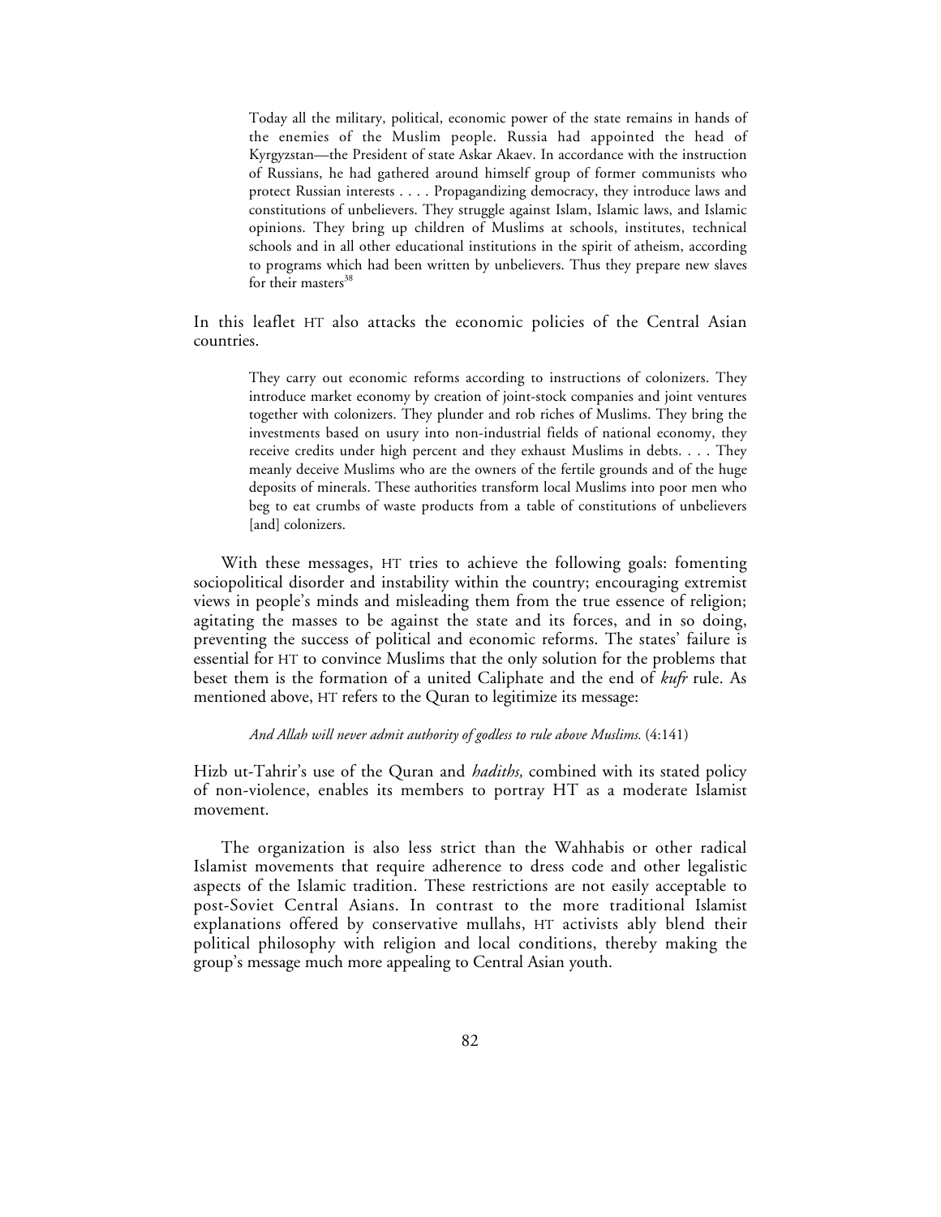> Today all the military, political, economic power of the state remains in hands of the enemies of the Muslim people. Russia had appointed the head of Kyrgyzstan—the President of state Askar Akaev. In accordance with the instruction of Russians, he had gathered around himself group of former communists who protect Russian interests . . . . Propagandizing democracy, they introduce laws and constitutions of unbelievers. They struggle against Islam, Islamic laws, and Islamic opinions. They bring up children of Muslims at schools, institutes, technical schools and in all other educational institutions in the spirit of atheism, according to programs which had been written by unbelievers. Thus they prepare new slaves for their masters[38]

In this leaflet HT also attacks the economic policies of the Central Asian countries.

> They carry out economic reforms according to instructions of colonizers. They introduce market economy by creation of joint-stock companies and joint ventures together with colonizers. They plunder and rob riches of Muslims. They bring the investments based on usury into non-industrial fields of national economy, they receive credits under high percent and they exhaust Muslims in debts. . . . They meanly deceive Muslims who are the owners of the fertile grounds and of the huge deposits of minerals. These authorities transform local Muslims into poor men who beg to eat crumbs of waste products from a table of constitutions of unbelievers [and] colonizers.

With these messages, HT tries to achieve the following goals: fomenting sociopolitical disorder and instability within the country; encouraging extremist views in people's minds and misleading them from the true essence of religion; agitating the masses to be against the state and its forces, and in so doing, preventing the success of political and economic reforms. The states' failure is essential for HT to convince Muslims that the only solution for the problems that beset them is the formation of a united Caliphate and the end of *kufr* rule. As mentioned above, HT refers to the Quran to legitimize its message:

> *And Allah will never admit authority of godless to rule above Muslims.* (4:141)

Hizb ut-Tahrir's use of the Quran and *hadiths,* combined with its stated policy of non-violence, enables its members to portray HT as a moderate Islamist movement.

The organization is also less strict than the Wahhabis or other radical Islamist movements that require adherence to dress code and other legalistic aspects of the Islamic tradition. These restrictions are not easily acceptable to post-Soviet Central Asians. In contrast to the more traditional Islamist explanations offered by conservative mullahs, HT activists ably blend their political philosophy with religion and local conditions, thereby making the group's message much more appealing to Central Asian youth.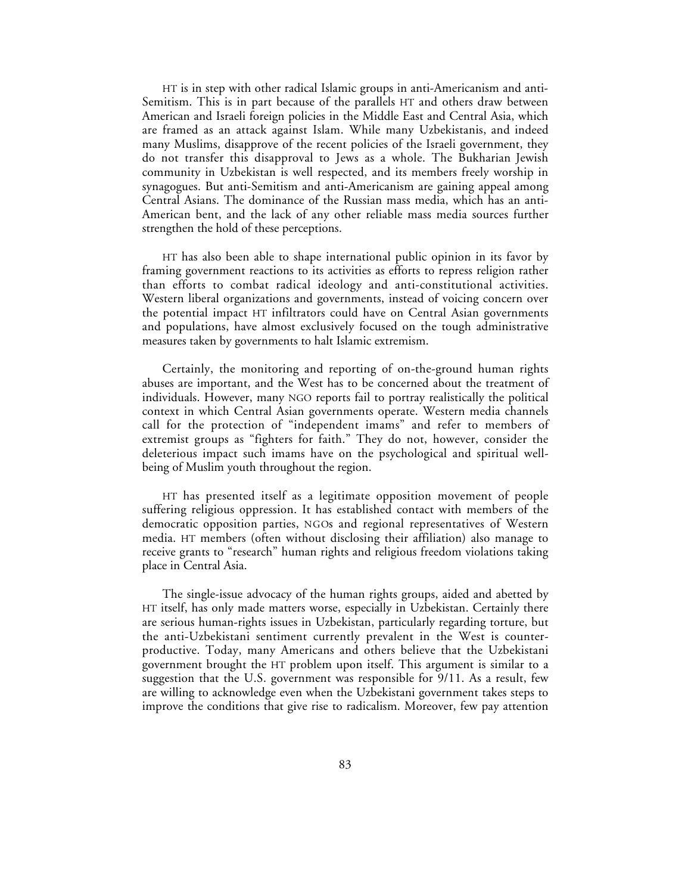HT is in step with other radical Islamic groups in anti-Americanism and anti-Semitism. This is in part because of the parallels HT and others draw between American and Israeli foreign policies in the Middle East and Central Asia, which are framed as an attack against Islam. While many Uzbekistanis, and indeed many Muslims, disapprove of the recent policies of the Israeli government, they do not transfer this disapproval to Jews as a whole. The Bukharian Jewish community in Uzbekistan is well respected, and its members freely worship in synagogues. But anti-Semitism and anti-Americanism are gaining appeal among Central Asians. The dominance of the Russian mass media, which has an anti-American bent, and the lack of any other reliable mass media sources further strengthen the hold of these perceptions.

HT has also been able to shape international public opinion in its favor by framing government reactions to its activities as efforts to repress religion rather than efforts to combat radical ideology and anti-constitutional activities. Western liberal organizations and governments, instead of voicing concern over the potential impact HT infiltrators could have on Central Asian governments and populations, have almost exclusively focused on the tough administrative measures taken by governments to halt Islamic extremism.

Certainly, the monitoring and reporting of on-the-ground human rights abuses are important, and the West has to be concerned about the treatment of individuals. However, many NGO reports fail to portray realistically the political context in which Central Asian governments operate. Western media channels call for the protection of "independent imams" and refer to members of extremist groups as "fighters for faith." They do not, however, consider the deleterious impact such imams have on the psychological and spiritual well-being of Muslim youth throughout the region.

HT has presented itself as a legitimate opposition movement of people suffering religious oppression. It has established contact with members of the democratic opposition parties, NGOs and regional representatives of Western media. HT members (often without disclosing their affiliation) also manage to receive grants to "research" human rights and religious freedom violations taking place in Central Asia.

The single-issue advocacy of the human rights groups, aided and abetted by HT itself, has only made matters worse, especially in Uzbekistan. Certainly there are serious human-rights issues in Uzbekistan, particularly regarding torture, but the anti-Uzbekistani sentiment currently prevalent in the West is counter-productive. Today, many Americans and others believe that the Uzbekistani government brought the HT problem upon itself. This argument is similar to a suggestion that the U.S. government was responsible for 9/11. As a result, few are willing to acknowledge even when the Uzbekistani government takes steps to improve the conditions that give rise to radicalism. Moreover, few pay attention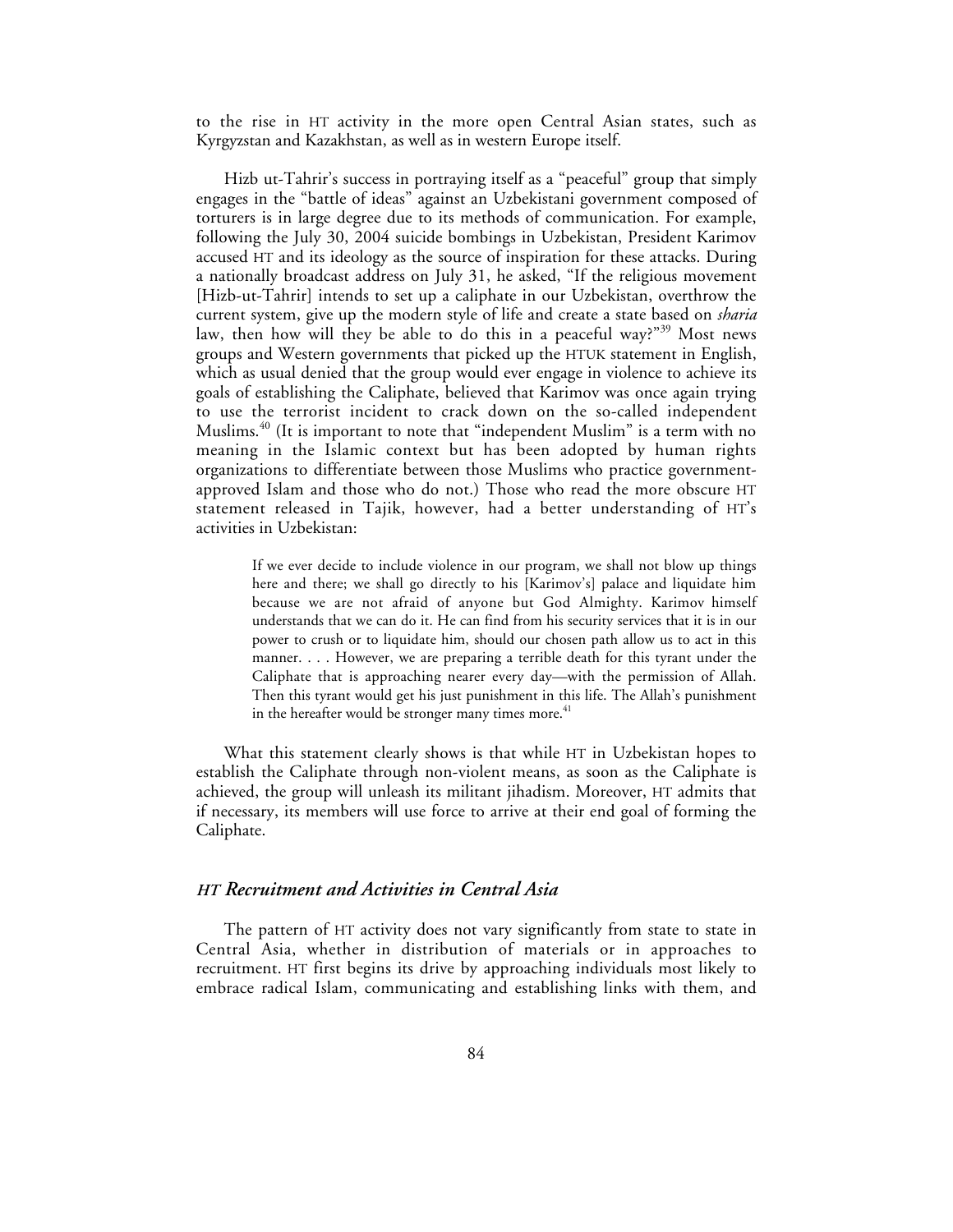to the rise in HT activity in the more open Central Asian states, such as Kyrgyzstan and Kazakhstan, as well as in western Europe itself.

Hizb ut-Tahrir's success in portraying itself as a "peaceful" group that simply engages in the "battle of ideas" against an Uzbekistani government composed of torturers is in large degree due to its methods of communication. For example, following the July 30, 2004 suicide bombings in Uzbekistan, President Karimov accused HT and its ideology as the source of inspiration for these attacks. During a nationally broadcast address on July 31, he asked, "If the religious movement [Hizb-ut-Tahrir] intends to set up a caliphate in our Uzbekistan, overthrow the current system, give up the modern style of life and create a state based on *sharia* law, then how will they be able to do this in a peaceful way?"[39] Most news groups and Western governments that picked up the HTUK statement in English, which as usual denied that the group would ever engage in violence to achieve its goals of establishing the Caliphate, believed that Karimov was once again trying to use the terrorist incident to crack down on the so-called independent Muslims.[40] (It is important to note that "independent Muslim" is a term with no meaning in the Islamic context but has been adopted by human rights organizations to differentiate between those Muslims who practice government-approved Islam and those who do not.) Those who read the more obscure HT statement released in Tajik, however, had a better understanding of HT's activities in Uzbekistan:

> If we ever decide to include violence in our program, we shall not blow up things here and there; we shall go directly to his [Karimov's] palace and liquidate him because we are not afraid of anyone but God Almighty. Karimov himself understands that we can do it. He can find from his security services that it is in our power to crush or to liquidate him, should our chosen path allow us to act in this manner. . . . However, we are preparing a terrible death for this tyrant under the Caliphate that is approaching nearer every day—with the permission of Allah. Then this tyrant would get his just punishment in this life. The Allah's punishment in the hereafter would be stronger many times more.[41]

What this statement clearly shows is that while HT in Uzbekistan hopes to establish the Caliphate through non-violent means, as soon as the Caliphate is achieved, the group will unleash its militant jihadism. Moreover, HT admits that if necessary, its members will use force to arrive at their end goal of forming the Caliphate.

## *HT Recruitment and Activities in Central Asia*

The pattern of HT activity does not vary significantly from state to state in Central Asia, whether in distribution of materials or in approaches to recruitment. HT first begins its drive by approaching individuals most likely to embrace radical Islam, communicating and establishing links with them, and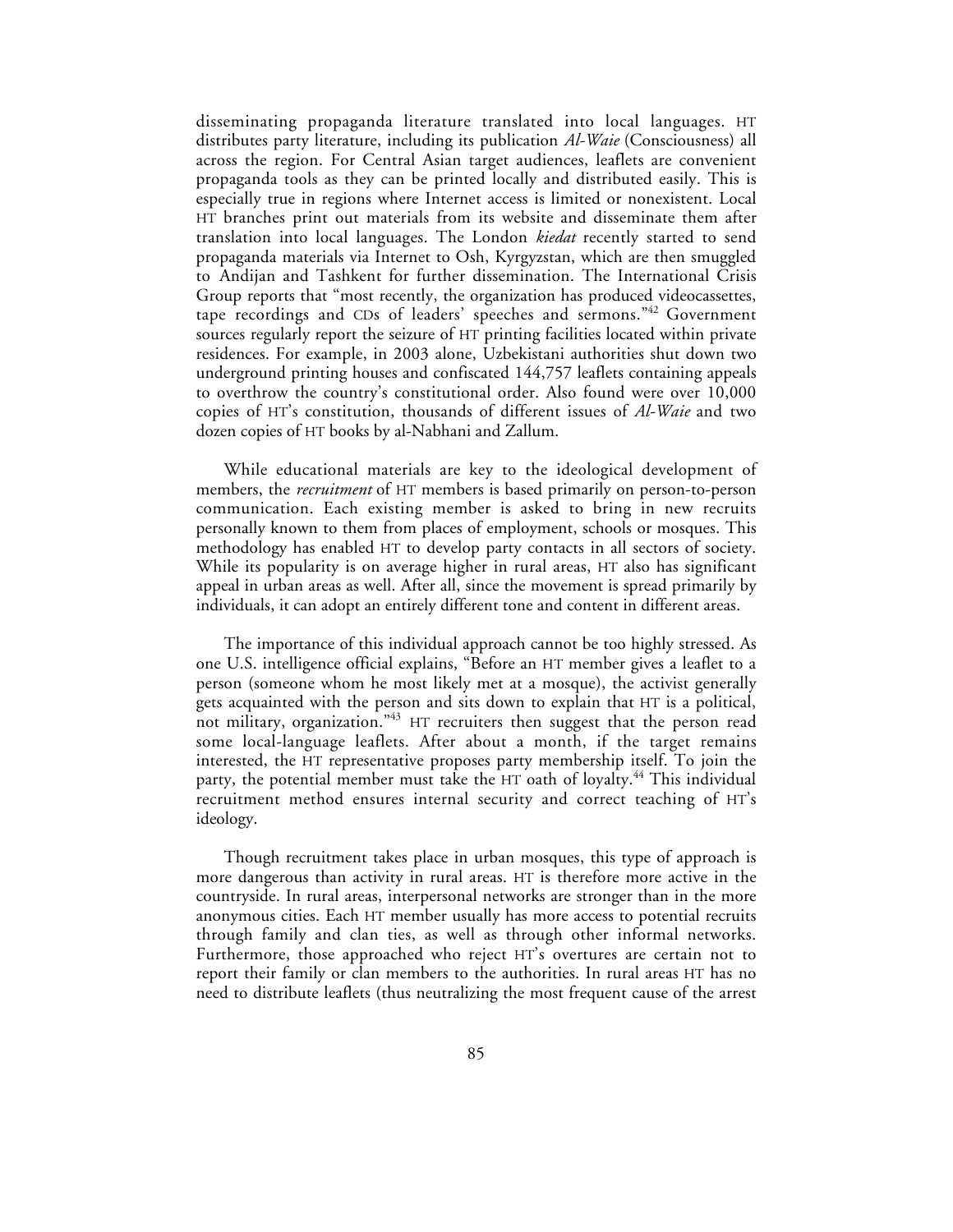disseminating propaganda literature translated into local languages. HT distributes party literature, including its publication *Al-Waie* (Consciousness) all across the region. For Central Asian target audiences, leaflets are convenient propaganda tools as they can be printed locally and distributed easily. This is especially true in regions where Internet access is limited or nonexistent. Local HT branches print out materials from its website and disseminate them after translation into local languages. The London *kiedat* recently started to send propaganda materials via Internet to Osh, Kyrgyzstan, which are then smuggled to Andijan and Tashkent for further dissemination. The International Crisis Group reports that "most recently, the organization has produced videocassettes, tape recordings and CDs of leaders' speeches and sermons."[42] Government sources regularly report the seizure of HT printing facilities located within private residences. For example, in 2003 alone, Uzbekistani authorities shut down two underground printing houses and confiscated 144,757 leaflets containing appeals to overthrow the country's constitutional order. Also found were over 10,000 copies of HT's constitution, thousands of different issues of *Al-Waie* and two dozen copies of HT books by al-Nabhani and Zallum.

While educational materials are key to the ideological development of members, the *recruitment* of HT members is based primarily on person-to-person communication. Each existing member is asked to bring in new recruits personally known to them from places of employment, schools or mosques. This methodology has enabled HT to develop party contacts in all sectors of society. While its popularity is on average higher in rural areas, HT also has significant appeal in urban areas as well. After all, since the movement is spread primarily by individuals, it can adopt an entirely different tone and content in different areas.

The importance of this individual approach cannot be too highly stressed. As one U.S. intelligence official explains, "Before an HT member gives a leaflet to a person (someone whom he most likely met at a mosque), the activist generally gets acquainted with the person and sits down to explain that HT is a political, not military, organization."[43] HT recruiters then suggest that the person read some local-language leaflets. After about a month, if the target remains interested, the HT representative proposes party membership itself. To join the party, the potential member must take the HT oath of loyalty.[44] This individual recruitment method ensures internal security and correct teaching of HT's ideology.

Though recruitment takes place in urban mosques, this type of approach is more dangerous than activity in rural areas. HT is therefore more active in the countryside. In rural areas, interpersonal networks are stronger than in the more anonymous cities. Each HT member usually has more access to potential recruits through family and clan ties, as well as through other informal networks. Furthermore, those approached who reject HT's overtures are certain not to report their family or clan members to the authorities. In rural areas HT has no need to distribute leaflets (thus neutralizing the most frequent cause of the arrest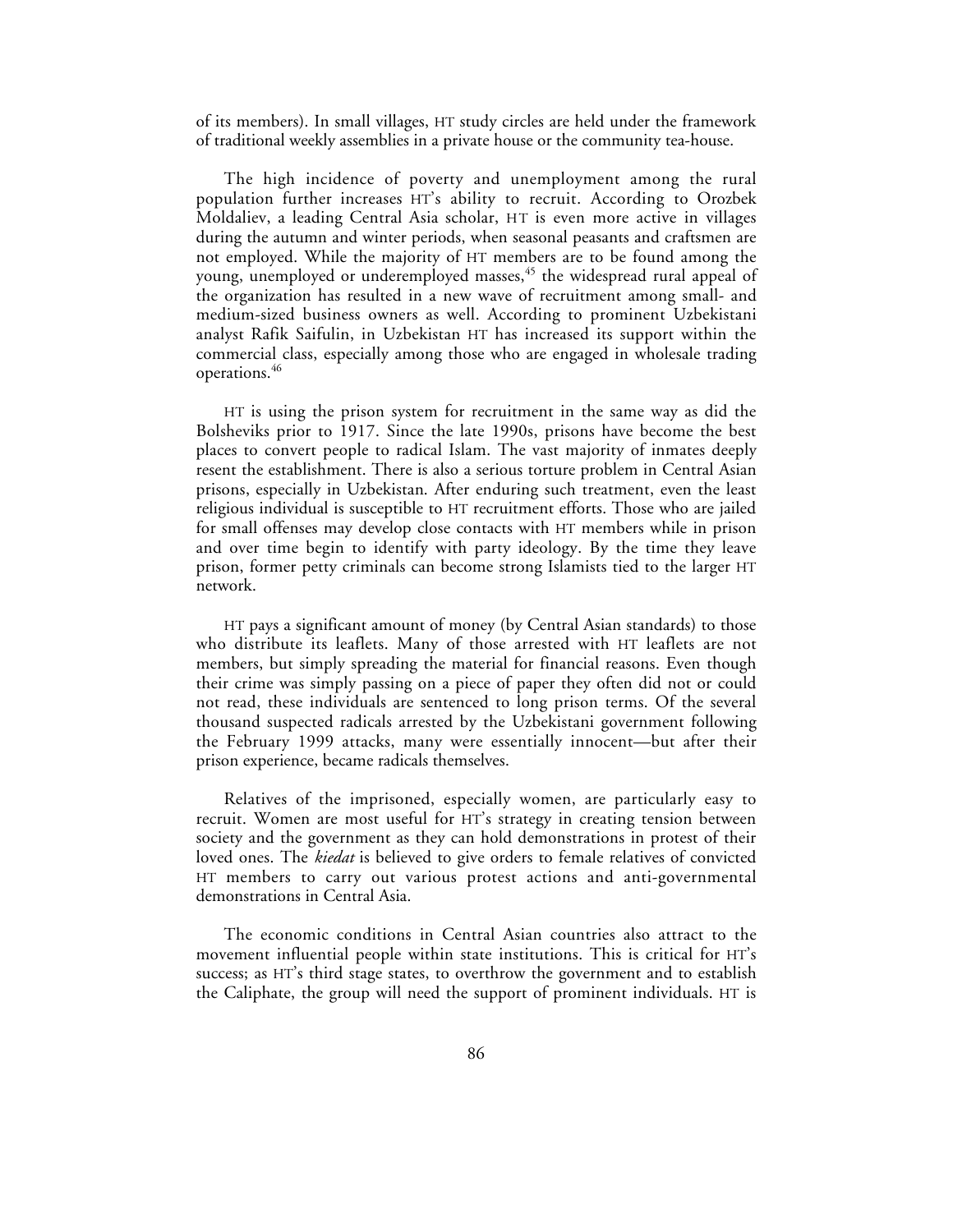of its members). In small villages, HT study circles are held under the framework of traditional weekly assemblies in a private house or the community tea-house.

The high incidence of poverty and unemployment among the rural population further increases HT's ability to recruit. According to Orozbek Moldaliev, a leading Central Asia scholar, HT is even more active in villages during the autumn and winter periods, when seasonal peasants and craftsmen are not employed. While the majority of HT members are to be found among the young, unemployed or underemployed masses,[45] the widespread rural appeal of the organization has resulted in a new wave of recruitment among small- and medium-sized business owners as well. According to prominent Uzbekistani analyst Rafik Saifulin, in Uzbekistan HT has increased its support within the commercial class, especially among those who are engaged in wholesale trading operations.[46]

HT is using the prison system for recruitment in the same way as did the Bolsheviks prior to 1917. Since the late 1990s, prisons have become the best places to convert people to radical Islam. The vast majority of inmates deeply resent the establishment. There is also a serious torture problem in Central Asian prisons, especially in Uzbekistan. After enduring such treatment, even the least religious individual is susceptible to HT recruitment efforts. Those who are jailed for small offenses may develop close contacts with HT members while in prison and over time begin to identify with party ideology. By the time they leave prison, former petty criminals can become strong Islamists tied to the larger HT network.

HT pays a significant amount of money (by Central Asian standards) to those who distribute its leaflets. Many of those arrested with HT leaflets are not members, but simply spreading the material for financial reasons. Even though their crime was simply passing on a piece of paper they often did not or could not read, these individuals are sentenced to long prison terms. Of the several thousand suspected radicals arrested by the Uzbekistani government following the February 1999 attacks, many were essentially innocent—but after their prison experience, became radicals themselves.

Relatives of the imprisoned, especially women, are particularly easy to recruit. Women are most useful for HT's strategy in creating tension between society and the government as they can hold demonstrations in protest of their loved ones. The *kiedat* is believed to give orders to female relatives of convicted HT members to carry out various protest actions and anti-governmental demonstrations in Central Asia.

The economic conditions in Central Asian countries also attract to the movement influential people within state institutions. This is critical for HT's success; as HT's third stage states, to overthrow the government and to establish the Caliphate, the group will need the support of prominent individuals. HT is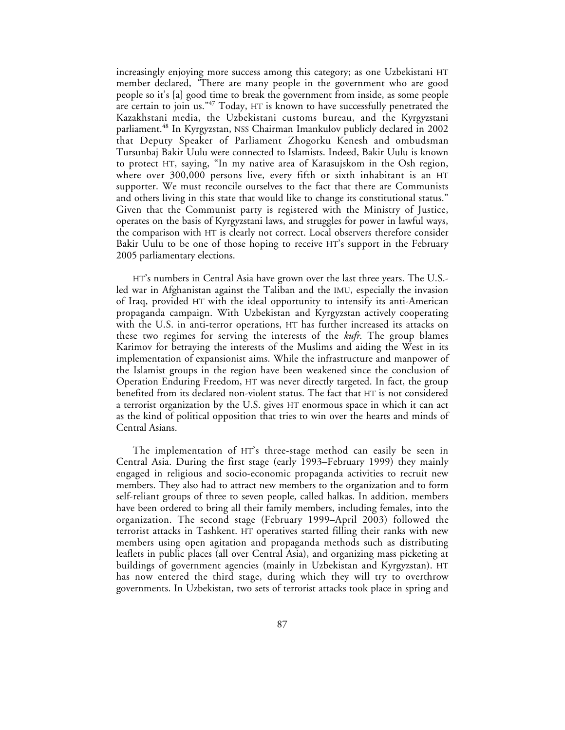increasingly enjoying more success among this category; as one Uzbekistani HT member declared, "There are many people in the government who are good people so it's [a] good time to break the government from inside, as some people are certain to join us."[47] Today, HT is known to have successfully penetrated the Kazakhstani media, the Uzbekistani customs bureau, and the Kyrgyzstani parliament.[48] In Kyrgyzstan, NSS Chairman Imankulov publicly declared in 2002 that Deputy Speaker of Parliament Zhogorku Kenesh and ombudsman Tursunbaj Bakir Uulu were connected to Islamists. Indeed, Bakir Uulu is known to protect HT, saying, "In my native area of Karasujskom in the Osh region, where over 300,000 persons live, every fifth or sixth inhabitant is an HT supporter. We must reconcile ourselves to the fact that there are Communists and others living in this state that would like to change its constitutional status." Given that the Communist party is registered with the Ministry of Justice, operates on the basis of Kyrgyzstani laws, and struggles for power in lawful ways, the comparison with HT is clearly not correct. Local observers therefore consider Bakir Uulu to be one of those hoping to receive HT's support in the February 2005 parliamentary elections.

HT's numbers in Central Asia have grown over the last three years. The U.S.-led war in Afghanistan against the Taliban and the IMU, especially the invasion of Iraq, provided HT with the ideal opportunity to intensify its anti-American propaganda campaign. With Uzbekistan and Kyrgyzstan actively cooperating with the U.S. in anti-terror operations, HT has further increased its attacks on these two regimes for serving the interests of the *kufr*. The group blames Karimov for betraying the interests of the Muslims and aiding the West in its implementation of expansionist aims. While the infrastructure and manpower of the Islamist groups in the region have been weakened since the conclusion of Operation Enduring Freedom, HT was never directly targeted. In fact, the group benefited from its declared non-violent status. The fact that HT is not considered a terrorist organization by the U.S. gives HT enormous space in which it can act as the kind of political opposition that tries to win over the hearts and minds of Central Asians.

The implementation of HT's three-stage method can easily be seen in Central Asia. During the first stage (early 1993–February 1999) they mainly engaged in religious and socio-economic propaganda activities to recruit new members. They also had to attract new members to the organization and to form self-reliant groups of three to seven people, called halkas. In addition, members have been ordered to bring all their family members, including females, into the organization. The second stage (February 1999–April 2003) followed the terrorist attacks in Tashkent. HT operatives started filling their ranks with new members using open agitation and propaganda methods such as distributing leaflets in public places (all over Central Asia), and organizing mass picketing at buildings of government agencies (mainly in Uzbekistan and Kyrgyzstan). HT has now entered the third stage, during which they will try to overthrow governments. In Uzbekistan, two sets of terrorist attacks took place in spring and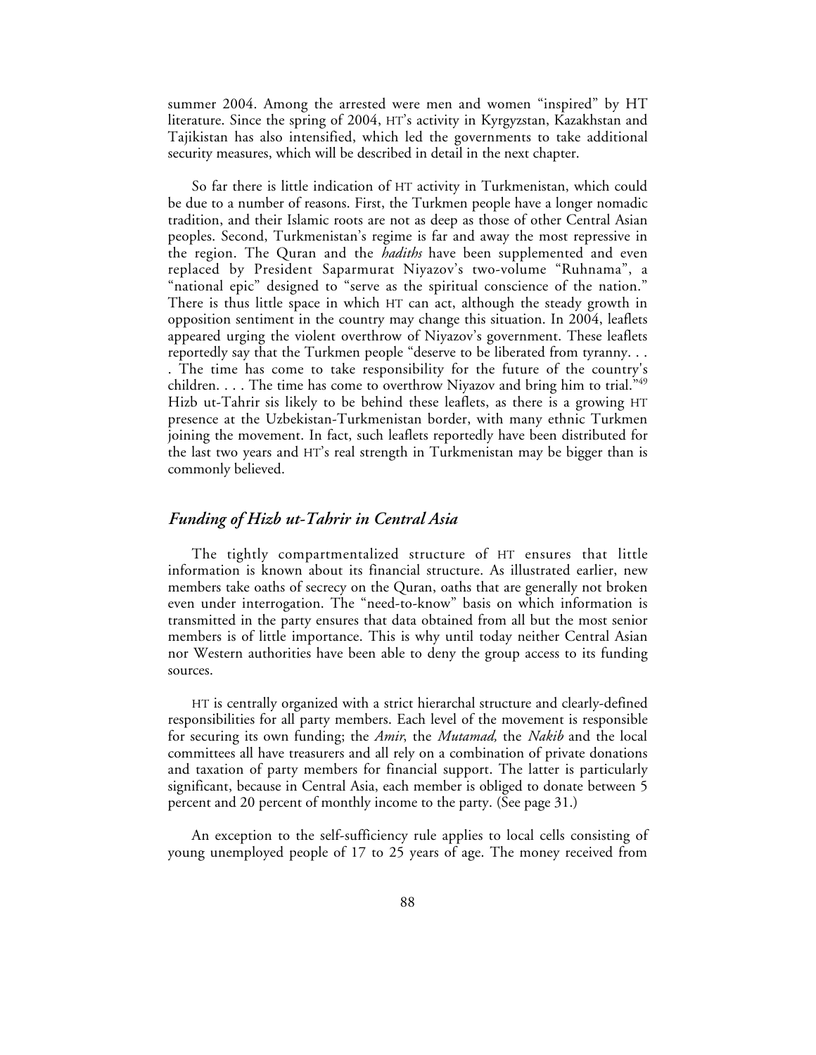summer 2004. Among the arrested were men and women "inspired" by HT literature. Since the spring of 2004, HT's activity in Kyrgyzstan, Kazakhstan and Tajikistan has also intensified, which led the governments to take additional security measures, which will be described in detail in the next chapter.

So far there is little indication of HT activity in Turkmenistan, which could be due to a number of reasons. First, the Turkmen people have a longer nomadic tradition, and their Islamic roots are not as deep as those of other Central Asian peoples. Second, Turkmenistan's regime is far and away the most repressive in the region. The Quran and the *hadiths* have been supplemented and even replaced by President Saparmurat Niyazov's two-volume "Ruhnama", a "national epic" designed to "serve as the spiritual conscience of the nation." There is thus little space in which HT can act, although the steady growth in opposition sentiment in the country may change this situation. In 2004, leaflets appeared urging the violent overthrow of Niyazov's government. These leaflets reportedly say that the Turkmen people "deserve to be liberated from tyranny. . . . The time has come to take responsibility for the future of the country's children. . . . The time has come to overthrow Niyazov and bring him to trial."[49] Hizb ut-Tahrir sis likely to be behind these leaflets, as there is a growing HT presence at the Uzbekistan-Turkmenistan border, with many ethnic Turkmen joining the movement. In fact, such leaflets reportedly have been distributed for the last two years and HT's real strength in Turkmenistan may be bigger than is commonly believed.

## *Funding of Hizb ut-Tahrir in Central Asia*

The tightly compartmentalized structure of HT ensures that little information is known about its financial structure. As illustrated earlier, new members take oaths of secrecy on the Quran, oaths that are generally not broken even under interrogation. The "need-to-know" basis on which information is transmitted in the party ensures that data obtained from all but the most senior members is of little importance. This is why until today neither Central Asian nor Western authorities have been able to deny the group access to its funding sources.

HT is centrally organized with a strict hierarchal structure and clearly-defined responsibilities for all party members. Each level of the movement is responsible for securing its own funding; the *Amir*, the *Mutamad,* the *Nakib* and the local committees all have treasurers and all rely on a combination of private donations and taxation of party members for financial support. The latter is particularly significant, because in Central Asia, each member is obliged to donate between 5 percent and 20 percent of monthly income to the party. (See page 31.)

An exception to the self-sufficiency rule applies to local cells consisting of young unemployed people of 17 to 25 years of age. The money received from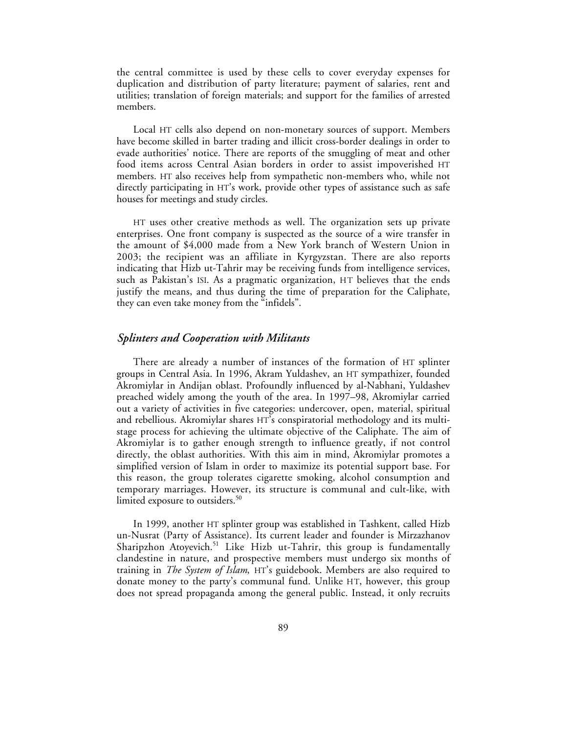the central committee is used by these cells to cover everyday expenses for duplication and distribution of party literature; payment of salaries, rent and utilities; translation of foreign materials; and support for the families of arrested members.

Local HT cells also depend on non-monetary sources of support. Members have become skilled in barter trading and illicit cross-border dealings in order to evade authorities' notice. There are reports of the smuggling of meat and other food items across Central Asian borders in order to assist impoverished HT members. HT also receives help from sympathetic non-members who, while not directly participating in HT's work, provide other types of assistance such as safe houses for meetings and study circles.

HT uses other creative methods as well. The organization sets up private enterprises. One front company is suspected as the source of a wire transfer in the amount of $4,000 made from a New York branch of Western Union in 2003; the recipient was an affiliate in Kyrgyzstan. There are also reports indicating that Hizb ut-Tahrir may be receiving funds from intelligence services, such as Pakistan's ISI. As a pragmatic organization, HT believes that the ends justify the means, and thus during the time of preparation for the Caliphate, they can even take money from the "infidels".

## *Splinters and Cooperation with Militants*

There are already a number of instances of the formation of HT splinter groups in Central Asia. In 1996, Akram Yuldashev, an HT sympathizer, founded Akromiylar in Andijan oblast. Profoundly influenced by al-Nabhani, Yuldashev preached widely among the youth of the area. In 1997–98, Akromiylar carried out a variety of activities in five categories: undercover, open, material, spiritual and rebellious. Akromiylar shares HT's conspiratorial methodology and its multi-stage process for achieving the ultimate objective of the Caliphate. The aim of Akromiylar is to gather enough strength to influence greatly, if not control directly, the oblast authorities. With this aim in mind, Akromiylar promotes a simplified version of Islam in order to maximize its potential support base. For this reason, the group tolerates cigarette smoking, alcohol consumption and temporary marriages. However, its structure is communal and cult-like, with limited exposure to outsiders.[50]

In 1999, another HT splinter group was established in Tashkent, called Hizb un-Nusrat (Party of Assistance). Its current leader and founder is Mirzazhanov Sharipzhon Atoyevich.[51] Like Hizb ut-Tahrir, this group is fundamentally clandestine in nature, and prospective members must undergo six months of training in *The System of Islam*, HT's guidebook. Members are also required to donate money to the party's communal fund. Unlike HT, however, this group does not spread propaganda among the general public. Instead, it only recruits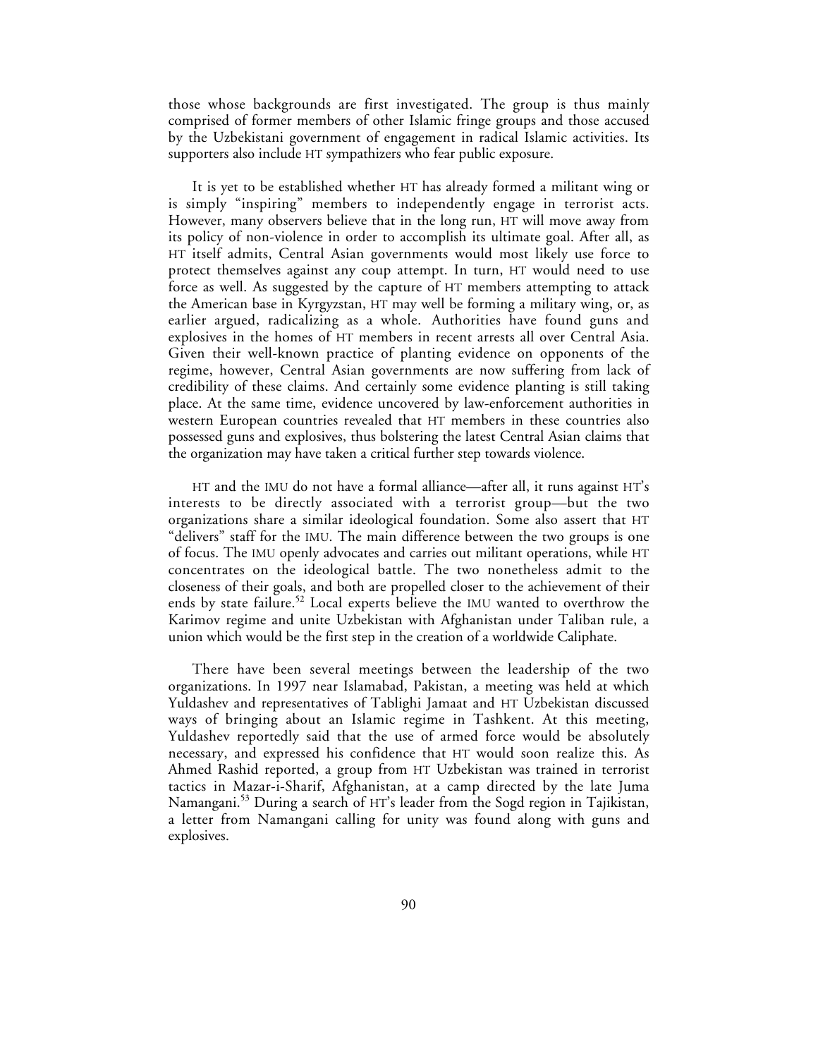those whose backgrounds are first investigated. The group is thus mainly comprised of former members of other Islamic fringe groups and those accused by the Uzbekistani government of engagement in radical Islamic activities. Its supporters also include HT sympathizers who fear public exposure.

It is yet to be established whether HT has already formed a militant wing or is simply "inspiring" members to independently engage in terrorist acts. However, many observers believe that in the long run, HT will move away from its policy of non-violence in order to accomplish its ultimate goal. After all, as HT itself admits, Central Asian governments would most likely use force to protect themselves against any coup attempt. In turn, HT would need to use force as well. As suggested by the capture of HT members attempting to attack the American base in Kyrgyzstan, HT may well be forming a military wing, or, as earlier argued, radicalizing as a whole. Authorities have found guns and explosives in the homes of HT members in recent arrests all over Central Asia. Given their well-known practice of planting evidence on opponents of the regime, however, Central Asian governments are now suffering from lack of credibility of these claims. And certainly some evidence planting is still taking place. At the same time, evidence uncovered by law-enforcement authorities in western European countries revealed that HT members in these countries also possessed guns and explosives, thus bolstering the latest Central Asian claims that the organization may have taken a critical further step towards violence.

HT and the IMU do not have a formal alliance—after all, it runs against HT's interests to be directly associated with a terrorist group—but the two organizations share a similar ideological foundation. Some also assert that HT "delivers" staff for the IMU. The main difference between the two groups is one of focus. The IMU openly advocates and carries out militant operations, while HT concentrates on the ideological battle. The two nonetheless admit to the closeness of their goals, and both are propelled closer to the achievement of their ends by state failure.[52] Local experts believe the IMU wanted to overthrow the Karimov regime and unite Uzbekistan with Afghanistan under Taliban rule, a union which would be the first step in the creation of a worldwide Caliphate.

There have been several meetings between the leadership of the two organizations. In 1997 near Islamabad, Pakistan, a meeting was held at which Yuldashev and representatives of Tablighi Jamaat and HT Uzbekistan discussed ways of bringing about an Islamic regime in Tashkent. At this meeting, Yuldashev reportedly said that the use of armed force would be absolutely necessary, and expressed his confidence that HT would soon realize this. As Ahmed Rashid reported, a group from HT Uzbekistan was trained in terrorist tactics in Mazar-i-Sharif, Afghanistan, at a camp directed by the late Juma Namangani.[53] During a search of HT's leader from the Sogd region in Tajikistan, a letter from Namangani calling for unity was found along with guns and explosives.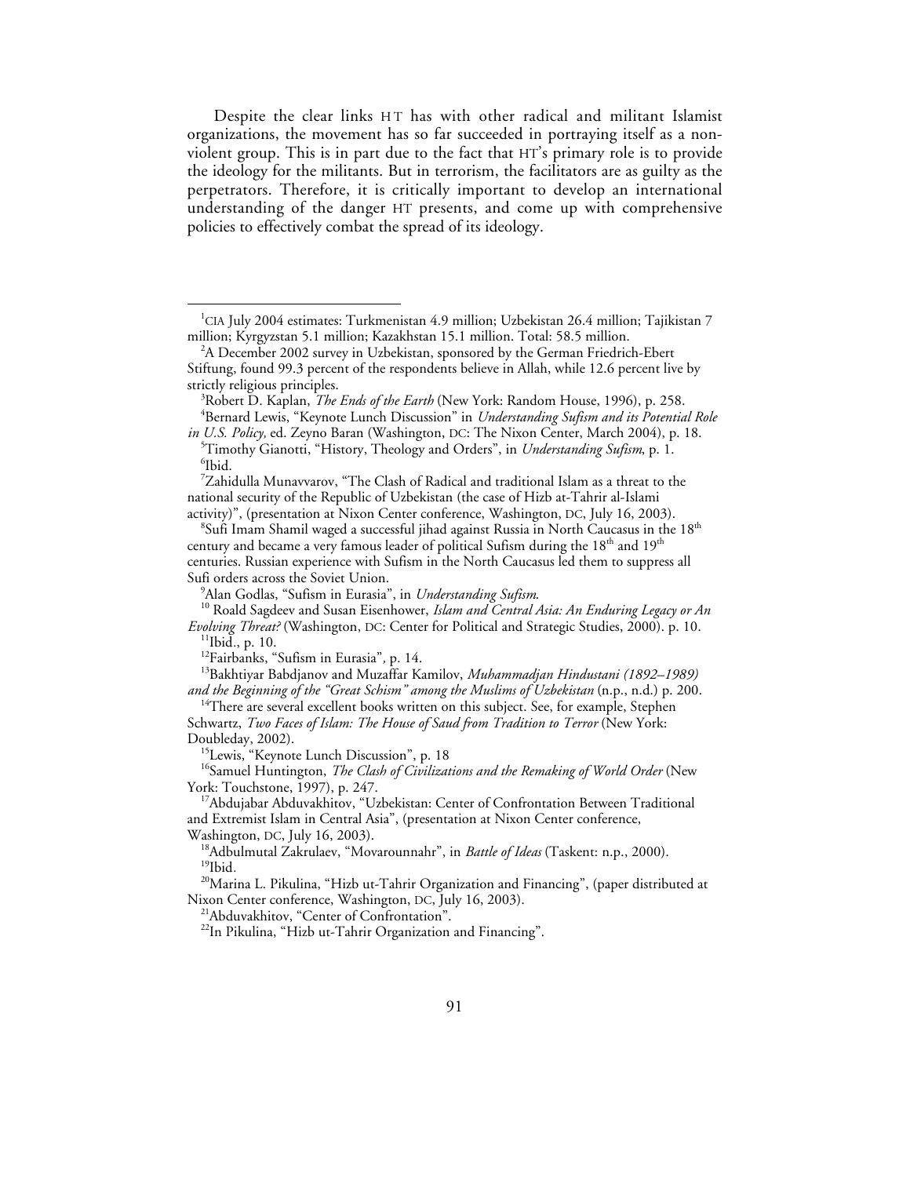Despite the clear links HT has with other radical and militant Islamist organizations, the movement has so far succeeded in portraying itself as a non-violent group. This is in part due to the fact that HT's primary role is to provide the ideology for the militants. But in terrorism, the facilitators are as guilty as the perpetrators. Therefore, it is critically important to develop an international understanding of the danger HT presents, and come up with comprehensive policies to effectively combat the spread of its ideology.

---

[1]CIA July 2004 estimates: Turkmenistan 4.9 million; Uzbekistan 26.4 million; Tajikistan 7 million; Kyrgyzstan 5.1 million; Kazakhstan 15.1 million. Total: 58.5 million.

[2]A December 2002 survey in Uzbekistan, sponsored by the German Friedrich-Ebert Stiftung, found 99.3 percent of the respondents believe in Allah, while 12.6 percent live by strictly religious principles.

[3]Robert D. Kaplan, *The Ends of the Earth* (New York: Random House, 1996), p. 258.

[4]Bernard Lewis, "Keynote Lunch Discussion" in *Understanding Sufism and its Potential Role in U.S. Policy,* ed. Zeyno Baran (Washington, DC: The Nixon Center, March 2004), p. 18.

[5]Timothy Gianotti, "History, Theology and Orders", in *Understanding Sufism*, p. 1.

[6]Ibid.

[7]Zahidulla Munavvarov, "The Clash of Radical and traditional Islam as a threat to the national security of the Republic of Uzbekistan (the case of Hizb at-Tahrir al-Islami activity)", (presentation at Nixon Center conference, Washington, DC, July 16, 2003).

[8]Sufi Imam Shamil waged a successful jihad against Russia in North Caucasus in the 18th century and became a very famous leader of political Sufism during the 18th and 19th centuries. Russian experience with Sufism in the North Caucasus led them to suppress all Sufi orders across the Soviet Union.

[9]Alan Godlas, "Sufism in Eurasia", in *Understanding Sufism.*

[10] Roald Sagdeev and Susan Eisenhower, *Islam and Central Asia: An Enduring Legacy or An Evolving Threat?* (Washington, DC: Center for Political and Strategic Studies, 2000). p. 10.

[11]Ibid., p. 10.

[12]Fairbanks, "Sufism in Eurasia", p. 14.

[13]Bakhtiyar Babdjanov and Muzaffar Kamilov, *Muhammadjan Hindustani (1892–1989) and the Beginning of the "Great Schism" among the Muslims of Uzbekistan* (n.p., n.d.) p. 200.

[14]There are several excellent books written on this subject. See, for example, Stephen Schwartz, *Two Faces of Islam: The House of Saud from Tradition to Terror* (New York: Doubleday, 2002).

[15]Lewis, "Keynote Lunch Discussion", p. 18

[16]Samuel Huntington, *The Clash of Civilizations and the Remaking of World Order* (New York: Touchstone, 1997), p. 247.

[17]Abdujabar Abduvakhitov, "Uzbekistan: Center of Confrontation Between Traditional and Extremist Islam in Central Asia", (presentation at Nixon Center conference, Washington, DC, July 16, 2003).

[18]Adbulmutal Zakrulaev, "Movarounnahr", in *Battle of Ideas* (Taskent: n.p., 2000).

[19]Ibid.

[20]Marina L. Pikulina, "Hizb ut-Tahrir Organization and Financing", (paper distributed at Nixon Center conference, Washington, DC, July 16, 2003).

[21]Abduvakhitov, "Center of Confrontation".

[22]In Pikulina, "Hizb ut-Tahrir Organization and Financing".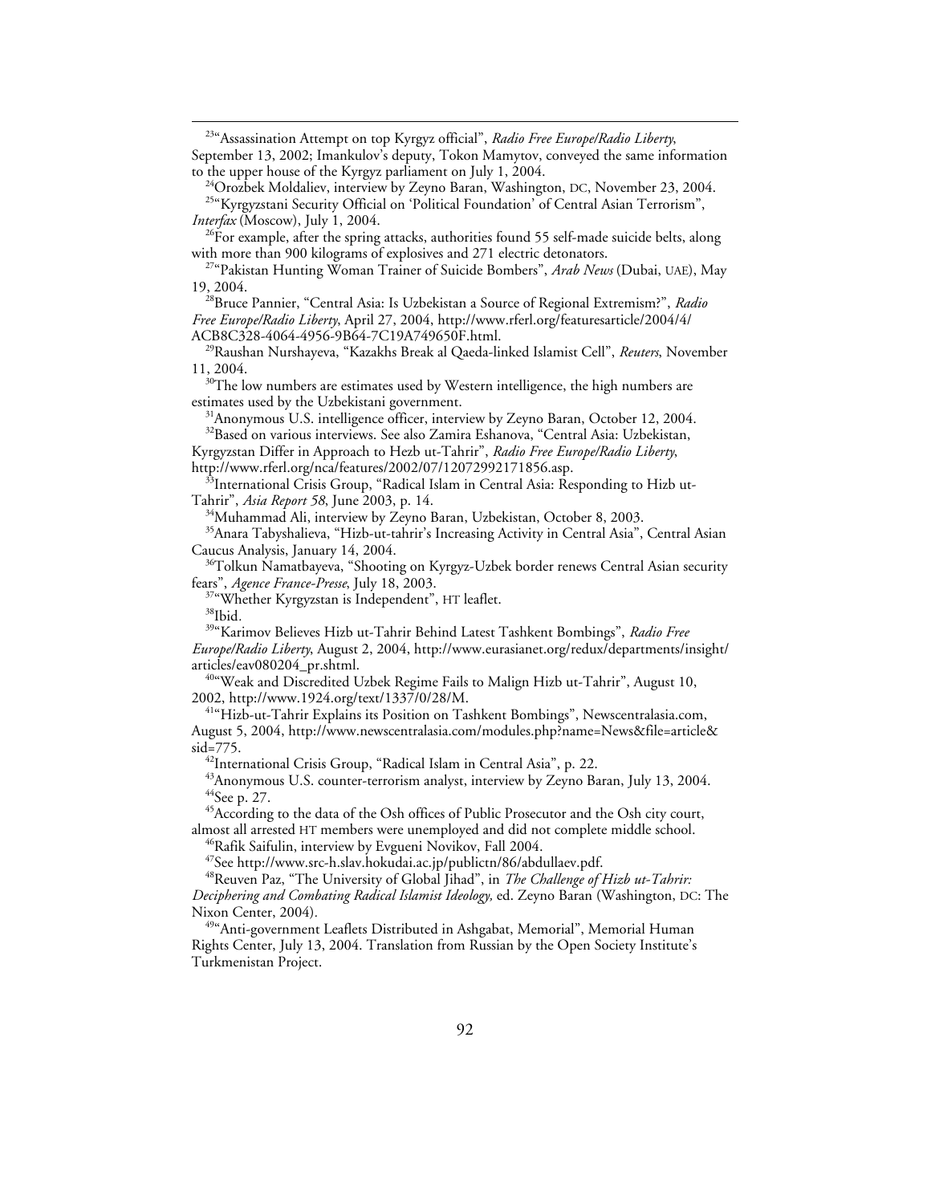[23]"Assassination Attempt on top Kyrgyz official", *Radio Free Europe/Radio Liberty*, September 13, 2002; Imankulov's deputy, Tokon Mamytov, conveyed the same information to the upper house of the Kyrgyz parliament on July 1, 2004.

[24]Orozbek Moldaliev, interview by Zeyno Baran, Washington, DC, November 23, 2004.

[25]"Kyrgyzstani Security Official on 'Political Foundation' of Central Asian Terrorism", *Interfax* (Moscow), July 1, 2004.

[26]For example, after the spring attacks, authorities found 55 self-made suicide belts, along with more than 900 kilograms of explosives and 271 electric detonators.

[27]"Pakistan Hunting Woman Trainer of Suicide Bombers", *Arab News* (Dubai, UAE), May 19, 2004.

[28]Bruce Pannier, "Central Asia: Is Uzbekistan a Source of Regional Extremism?", *Radio Free Europe/Radio Liberty*, April 27, 2004, http://www.rferl.org/featuresarticle/2004/4/ACB8C328-4064-4956-9B64-7C19A749650F.html.

[29]Raushan Nurshayeva, "Kazakhs Break al Qaeda-linked Islamist Cell", *Reuters*, November 11, 2004.

[30]The low numbers are estimates used by Western intelligence, the high numbers are estimates used by the Uzbekistani government.

[31]Anonymous U.S. intelligence officer, interview by Zeyno Baran, October 12, 2004.

[32]Based on various interviews. See also Zamira Eshanova, "Central Asia: Uzbekistan, Kyrgyzstan Differ in Approach to Hezb ut-Tahrir", *Radio Free Europe/Radio Liberty*, http://www.rferl.org/nca/features/2002/07/12072992171856.asp.

[33]International Crisis Group, "Radical Islam in Central Asia: Responding to Hizb ut-Tahrir", *Asia Report 58*, June 2003, p. 14.

[34]Muhammad Ali, interview by Zeyno Baran, Uzbekistan, October 8, 2003.

[35]Anara Tabyshalieva, "Hizb-ut-tahrir's Increasing Activity in Central Asia", Central Asian Caucus Analysis, January 14, 2004.

[36]Tolkun Namatbayeva, "Shooting on Kyrgyz-Uzbek border renews Central Asian security fears", *Agence France-Presse*, July 18, 2003.

[37]"Whether Kyrgyzstan is Independent", HT leaflet.

[38]Ibid.

[39]"Karimov Believes Hizb ut-Tahrir Behind Latest Tashkent Bombings", *Radio Free Europe/Radio Liberty*, August 2, 2004, http://www.eurasianet.org/redux/departments/insight/articles/eav080204_pr.shtml.

[40]"Weak and Discredited Uzbek Regime Fails to Malign Hizb ut-Tahrir", August 10, 2002, http://www.1924.org/text/1337/0/28/M.

[41]"Hizb-ut-Tahrir Explains its Position on Tashkent Bombings", Newscentralasia.com, August 5, 2004, http://www.newscentralasia.com/modules.php?name=News&file=article&sid=775.

[42]International Crisis Group, "Radical Islam in Central Asia", p. 22.

[43]Anonymous U.S. counter-terrorism analyst, interview by Zeyno Baran, July 13, 2004.

[44]See p. 27.

[45]According to the data of the Osh offices of Public Prosecutor and the Osh city court, almost all arrested HT members were unemployed and did not complete middle school.

[46]Rafik Saifulin, interview by Evgueni Novikov, Fall 2004.

[47]See http://www.src-h.slav.hokudai.ac.jp/publictn/86/abdullaev.pdf.

[48]Reuven Paz, "The University of Global Jihad", in *The Challenge of Hizb ut-Tahrir: Deciphering and Combating Radical Islamist Ideology,* ed. Zeyno Baran (Washington, DC: The Nixon Center, 2004).

[49]"Anti-government Leaflets Distributed in Ashgabat, Memorial", Memorial Human Rights Center, July 13, 2004. Translation from Russian by the Open Society Institute's Turkmenistan Project.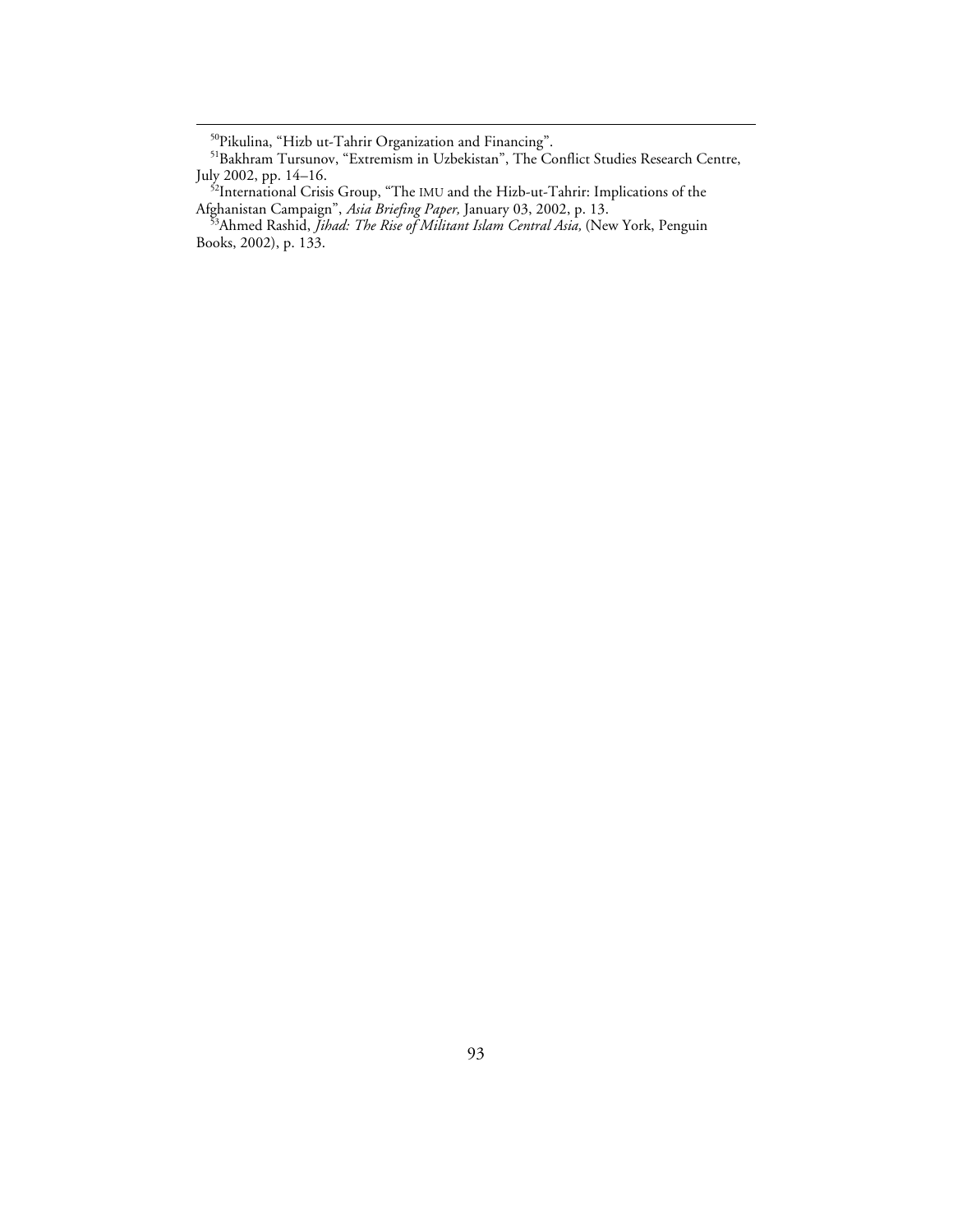[50]Pikulina, "Hizb ut-Tahrir Organization and Financing".

[51]Bakhram Tursunov, "Extremism in Uzbekistan", The Conflict Studies Research Centre, July 2002, pp. 14–16.

[52]International Crisis Group, "The IMU and the Hizb-ut-Tahrir: Implications of the Afghanistan Campaign", *Asia Briefing Paper,* January 03, 2002, p. 13.

[53]Ahmed Rashid, *Jihad: The Rise of Militant Islam Central Asia,* (New York, Penguin Books, 2002), p. 133.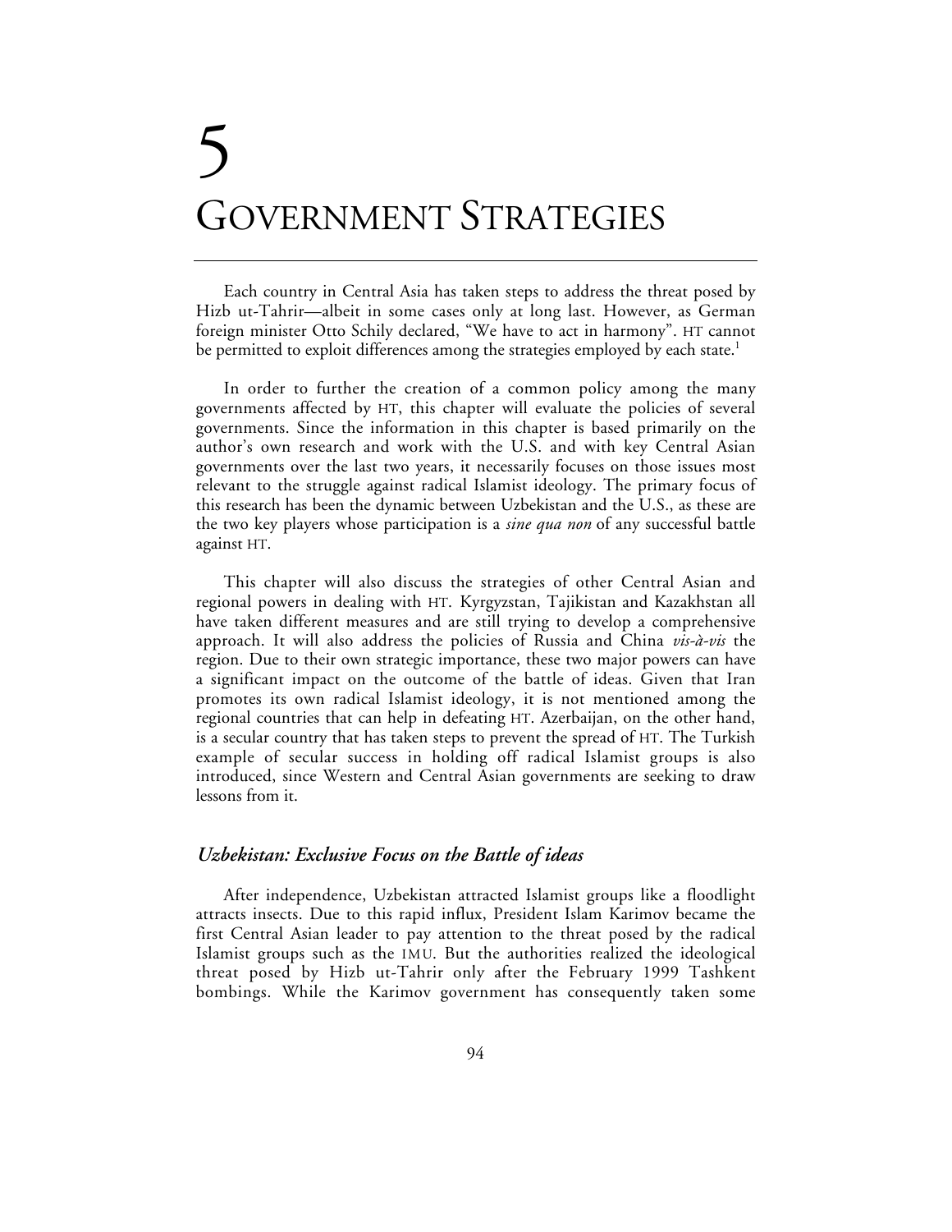# 5 GOVERNMENT STRATEGIES

Each country in Central Asia has taken steps to address the threat posed by Hizb ut-Tahrir—albeit in some cases only at long last. However, as German foreign minister Otto Schily declared, "We have to act in harmony". HT cannot be permitted to exploit differences among the strategies employed by each state.[1]

In order to further the creation of a common policy among the many governments affected by HT, this chapter will evaluate the policies of several governments. Since the information in this chapter is based primarily on the author's own research and work with the U.S. and with key Central Asian governments over the last two years, it necessarily focuses on those issues most relevant to the struggle against radical Islamist ideology. The primary focus of this research has been the dynamic between Uzbekistan and the U.S., as these are the two key players whose participation is a *sine qua non* of any successful battle against HT.

This chapter will also discuss the strategies of other Central Asian and regional powers in dealing with HT. Kyrgyzstan, Tajikistan and Kazakhstan all have taken different measures and are still trying to develop a comprehensive approach. It will also address the policies of Russia and China *vis-à-vis* the region. Due to their own strategic importance, these two major powers can have a significant impact on the outcome of the battle of ideas. Given that Iran promotes its own radical Islamist ideology, it is not mentioned among the regional countries that can help in defeating HT. Azerbaijan, on the other hand, is a secular country that has taken steps to prevent the spread of HT. The Turkish example of secular success in holding off radical Islamist groups is also introduced, since Western and Central Asian governments are seeking to draw lessons from it.

## *Uzbekistan: Exclusive Focus on the Battle of ideas*

After independence, Uzbekistan attracted Islamist groups like a floodlight attracts insects. Due to this rapid influx, President Islam Karimov became the first Central Asian leader to pay attention to the threat posed by the radical Islamist groups such as the IMU. But the authorities realized the ideological threat posed by Hizb ut-Tahrir only after the February 1999 Tashkent bombings. While the Karimov government has consequently taken some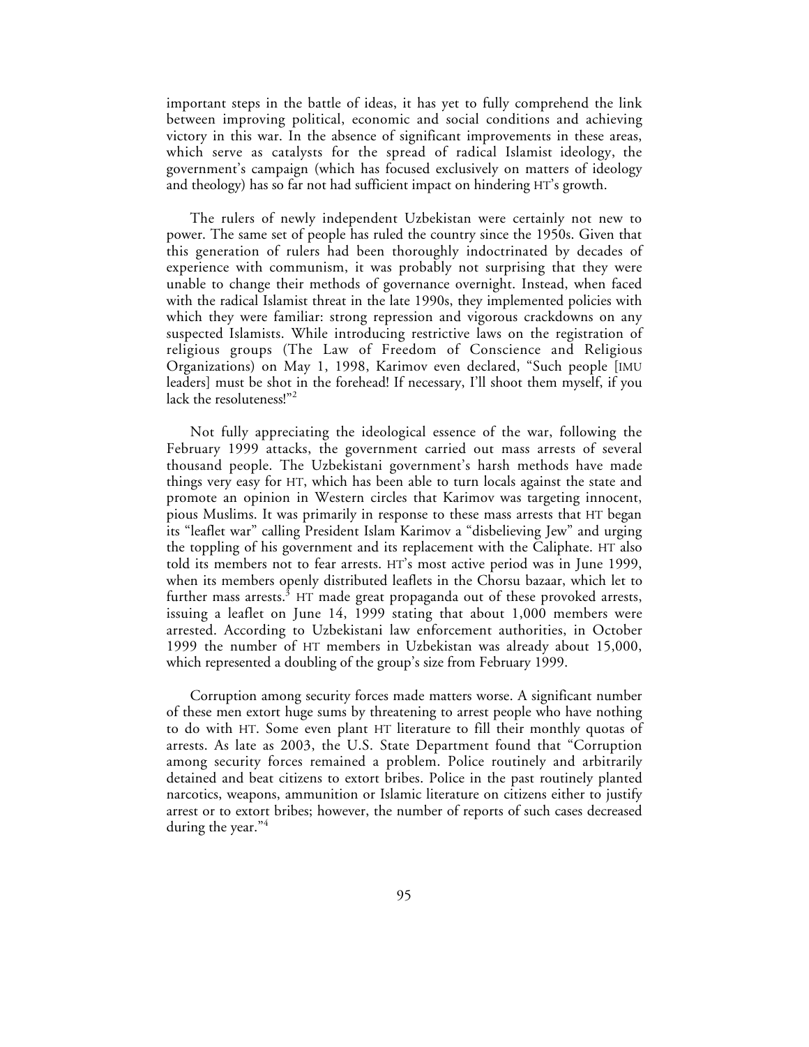important steps in the battle of ideas, it has yet to fully comprehend the link between improving political, economic and social conditions and achieving victory in this war. In the absence of significant improvements in these areas, which serve as catalysts for the spread of radical Islamist ideology, the government's campaign (which has focused exclusively on matters of ideology and theology) has so far not had sufficient impact on hindering HT's growth.

The rulers of newly independent Uzbekistan were certainly not new to power. The same set of people has ruled the country since the 1950s. Given that this generation of rulers had been thoroughly indoctrinated by decades of experience with communism, it was probably not surprising that they were unable to change their methods of governance overnight. Instead, when faced with the radical Islamist threat in the late 1990s, they implemented policies with which they were familiar: strong repression and vigorous crackdowns on any suspected Islamists. While introducing restrictive laws on the registration of religious groups (The Law of Freedom of Conscience and Religious Organizations) on May 1, 1998, Karimov even declared, "Such people [IMU leaders] must be shot in the forehead! If necessary, I'll shoot them myself, if you lack the resoluteness!"[2]

Not fully appreciating the ideological essence of the war, following the February 1999 attacks, the government carried out mass arrests of several thousand people. The Uzbekistani government's harsh methods have made things very easy for HT, which has been able to turn locals against the state and promote an opinion in Western circles that Karimov was targeting innocent, pious Muslims. It was primarily in response to these mass arrests that HT began its "leaflet war" calling President Islam Karimov a "disbelieving Jew" and urging the toppling of his government and its replacement with the Caliphate. HT also told its members not to fear arrests. HT's most active period was in June 1999, when its members openly distributed leaflets in the Chorsu bazaar, which let to further mass arrests.[3] HT made great propaganda out of these provoked arrests, issuing a leaflet on June 14, 1999 stating that about 1,000 members were arrested. According to Uzbekistani law enforcement authorities, in October 1999 the number of HT members in Uzbekistan was already about 15,000, which represented a doubling of the group's size from February 1999.

Corruption among security forces made matters worse. A significant number of these men extort huge sums by threatening to arrest people who have nothing to do with HT. Some even plant HT literature to fill their monthly quotas of arrests. As late as 2003, the U.S. State Department found that "Corruption among security forces remained a problem. Police routinely and arbitrarily detained and beat citizens to extort bribes. Police in the past routinely planted narcotics, weapons, ammunition or Islamic literature on citizens either to justify arrest or to extort bribes; however, the number of reports of such cases decreased during the year."[4]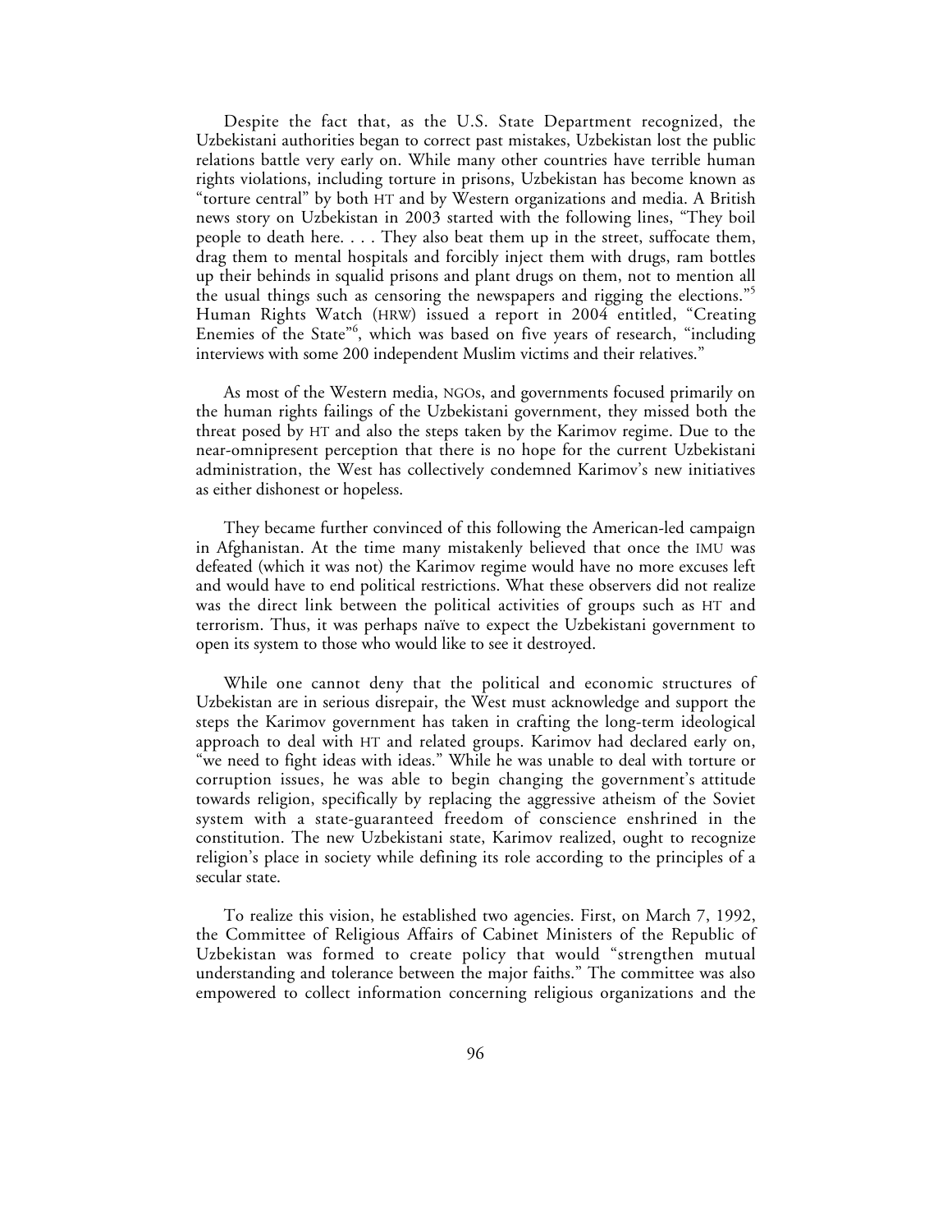Despite the fact that, as the U.S. State Department recognized, the Uzbekistani authorities began to correct past mistakes, Uzbekistan lost the public relations battle very early on. While many other countries have terrible human rights violations, including torture in prisons, Uzbekistan has become known as "torture central" by both HT and by Western organizations and media. A British news story on Uzbekistan in 2003 started with the following lines, "They boil people to death here. . . . They also beat them up in the street, suffocate them, drag them to mental hospitals and forcibly inject them with drugs, ram bottles up their behinds in squalid prisons and plant drugs on them, not to mention all the usual things such as censoring the newspapers and rigging the elections."[5] Human Rights Watch (HRW) issued a report in 2004 entitled, "Creating Enemies of the State"[6], which was based on five years of research, "including interviews with some 200 independent Muslim victims and their relatives."

As most of the Western media, NGOs, and governments focused primarily on the human rights failings of the Uzbekistani government, they missed both the threat posed by HT and also the steps taken by the Karimov regime. Due to the near-omnipresent perception that there is no hope for the current Uzbekistani administration, the West has collectively condemned Karimov's new initiatives as either dishonest or hopeless.

They became further convinced of this following the American-led campaign in Afghanistan. At the time many mistakenly believed that once the IMU was defeated (which it was not) the Karimov regime would have no more excuses left and would have to end political restrictions. What these observers did not realize was the direct link between the political activities of groups such as HT and terrorism. Thus, it was perhaps naïve to expect the Uzbekistani government to open its system to those who would like to see it destroyed.

While one cannot deny that the political and economic structures of Uzbekistan are in serious disrepair, the West must acknowledge and support the steps the Karimov government has taken in crafting the long-term ideological approach to deal with HT and related groups. Karimov had declared early on, "we need to fight ideas with ideas." While he was unable to deal with torture or corruption issues, he was able to begin changing the government's attitude towards religion, specifically by replacing the aggressive atheism of the Soviet system with a state-guaranteed freedom of conscience enshrined in the constitution. The new Uzbekistani state, Karimov realized, ought to recognize religion's place in society while defining its role according to the principles of a secular state.

To realize this vision, he established two agencies. First, on March 7, 1992, the Committee of Religious Affairs of Cabinet Ministers of the Republic of Uzbekistan was formed to create policy that would "strengthen mutual understanding and tolerance between the major faiths." The committee was also empowered to collect information concerning religious organizations and the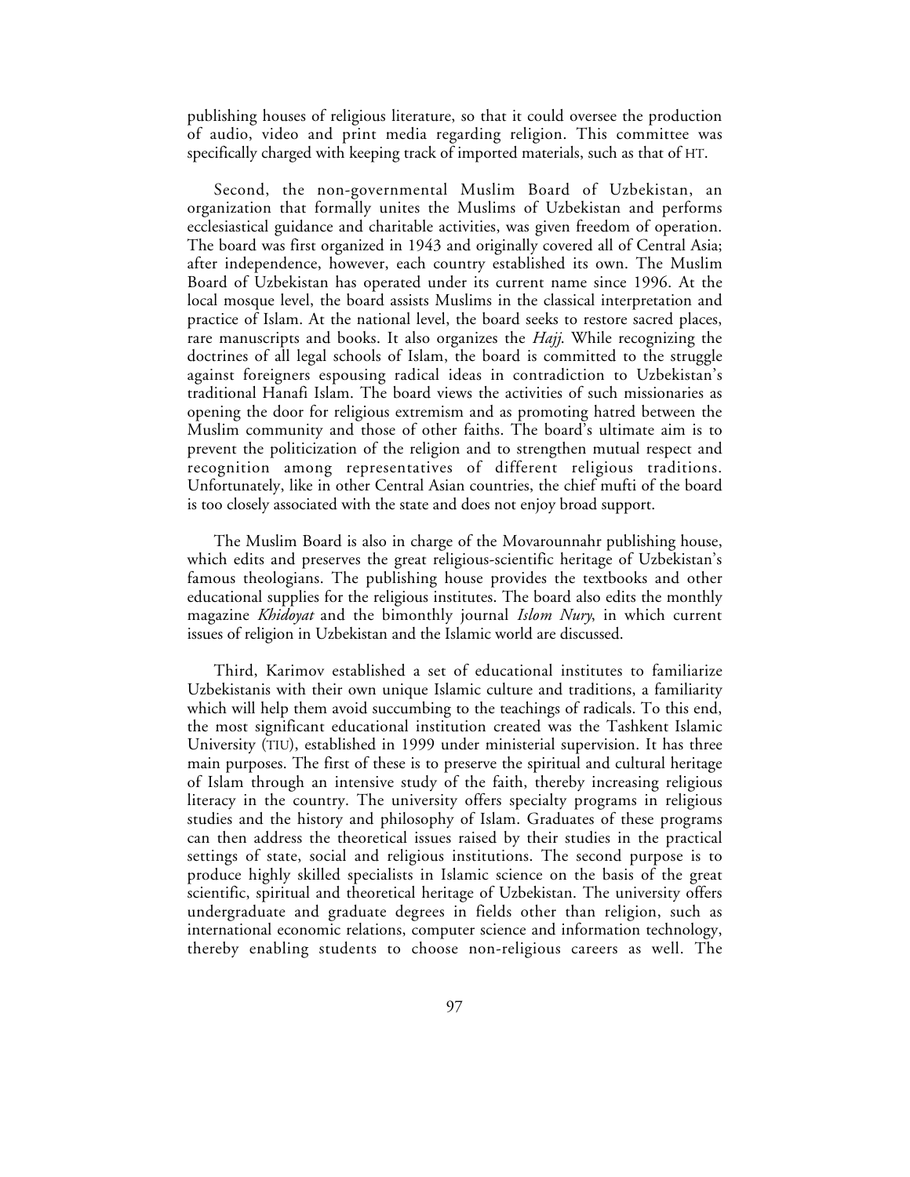publishing houses of religious literature, so that it could oversee the production of audio, video and print media regarding religion. This committee was specifically charged with keeping track of imported materials, such as that of HT.

Second, the non-governmental Muslim Board of Uzbekistan, an organization that formally unites the Muslims of Uzbekistan and performs ecclesiastical guidance and charitable activities, was given freedom of operation. The board was first organized in 1943 and originally covered all of Central Asia; after independence, however, each country established its own. The Muslim Board of Uzbekistan has operated under its current name since 1996. At the local mosque level, the board assists Muslims in the classical interpretation and practice of Islam. At the national level, the board seeks to restore sacred places, rare manuscripts and books. It also organizes the *Hajj*. While recognizing the doctrines of all legal schools of Islam, the board is committed to the struggle against foreigners espousing radical ideas in contradiction to Uzbekistan's traditional Hanafi Islam. The board views the activities of such missionaries as opening the door for religious extremism and as promoting hatred between the Muslim community and those of other faiths. The board's ultimate aim is to prevent the politicization of the religion and to strengthen mutual respect and recognition among representatives of different religious traditions. Unfortunately, like in other Central Asian countries, the chief mufti of the board is too closely associated with the state and does not enjoy broad support.

The Muslim Board is also in charge of the Movarounnahr publishing house, which edits and preserves the great religious-scientific heritage of Uzbekistan's famous theologians. The publishing house provides the textbooks and other educational supplies for the religious institutes. The board also edits the monthly magazine *Khidoyat* and the bimonthly journal *Islom Nury*, in which current issues of religion in Uzbekistan and the Islamic world are discussed.

Third, Karimov established a set of educational institutes to familiarize Uzbekistanis with their own unique Islamic culture and traditions, a familiarity which will help them avoid succumbing to the teachings of radicals. To this end, the most significant educational institution created was the Tashkent Islamic University (TIU), established in 1999 under ministerial supervision. It has three main purposes. The first of these is to preserve the spiritual and cultural heritage of Islam through an intensive study of the faith, thereby increasing religious literacy in the country. The university offers specialty programs in religious studies and the history and philosophy of Islam. Graduates of these programs can then address the theoretical issues raised by their studies in the practical settings of state, social and religious institutions. The second purpose is to produce highly skilled specialists in Islamic science on the basis of the great scientific, spiritual and theoretical heritage of Uzbekistan. The university offers undergraduate and graduate degrees in fields other than religion, such as international economic relations, computer science and information technology, thereby enabling students to choose non-religious careers as well. The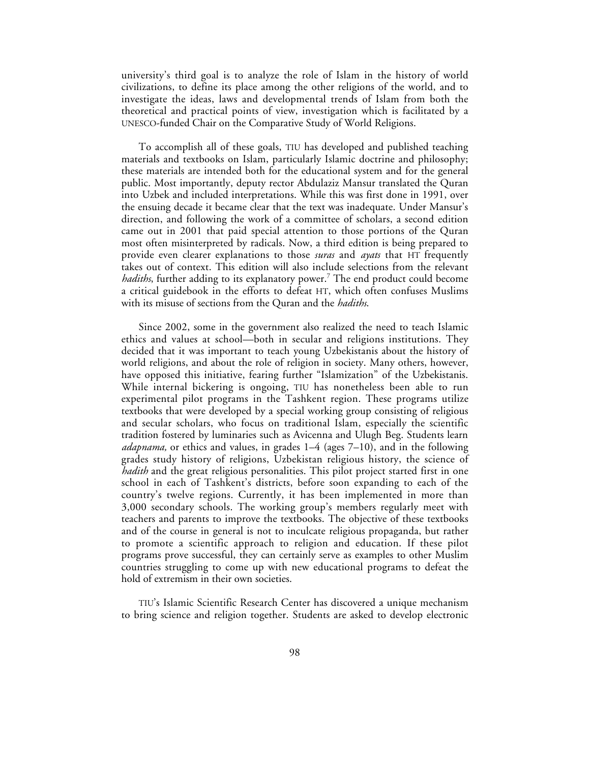university's third goal is to analyze the role of Islam in the history of world civilizations, to define its place among the other religions of the world, and to investigate the ideas, laws and developmental trends of Islam from both the theoretical and practical points of view, investigation which is facilitated by a UNESCO-funded Chair on the Comparative Study of World Religions.

To accomplish all of these goals, TIU has developed and published teaching materials and textbooks on Islam, particularly Islamic doctrine and philosophy; these materials are intended both for the educational system and for the general public. Most importantly, deputy rector Abdulaziz Mansur translated the Quran into Uzbek and included interpretations. While this was first done in 1991, over the ensuing decade it became clear that the text was inadequate. Under Mansur's direction, and following the work of a committee of scholars, a second edition came out in 2001 that paid special attention to those portions of the Quran most often misinterpreted by radicals. Now, a third edition is being prepared to provide even clearer explanations to those *suras* and *ayats* that HT frequently takes out of context. This edition will also include selections from the relevant *hadiths*, further adding to its explanatory power.[7] The end product could become a critical guidebook in the efforts to defeat HT, which often confuses Muslims with its misuse of sections from the Quran and the *hadiths*.

Since 2002, some in the government also realized the need to teach Islamic ethics and values at school—both in secular and religions institutions. They decided that it was important to teach young Uzbekistanis about the history of world religions, and about the role of religion in society. Many others, however, have opposed this initiative, fearing further "Islamization" of the Uzbekistanis. While internal bickering is ongoing, TIU has nonetheless been able to run experimental pilot programs in the Tashkent region. These programs utilize textbooks that were developed by a special working group consisting of religious and secular scholars, who focus on traditional Islam, especially the scientific tradition fostered by luminaries such as Avicenna and Ulugh Beg. Students learn *adapnama,* or ethics and values, in grades 1–4 (ages 7–10), and in the following grades study history of religions, Uzbekistan religious history, the science of *hadith* and the great religious personalities. This pilot project started first in one school in each of Tashkent's districts, before soon expanding to each of the country's twelve regions. Currently, it has been implemented in more than 3,000 secondary schools. The working group's members regularly meet with teachers and parents to improve the textbooks. The objective of these textbooks and of the course in general is not to inculcate religious propaganda, but rather to promote a scientific approach to religion and education. If these pilot programs prove successful, they can certainly serve as examples to other Muslim countries struggling to come up with new educational programs to defeat the hold of extremism in their own societies.

TIU's Islamic Scientific Research Center has discovered a unique mechanism to bring science and religion together. Students are asked to develop electronic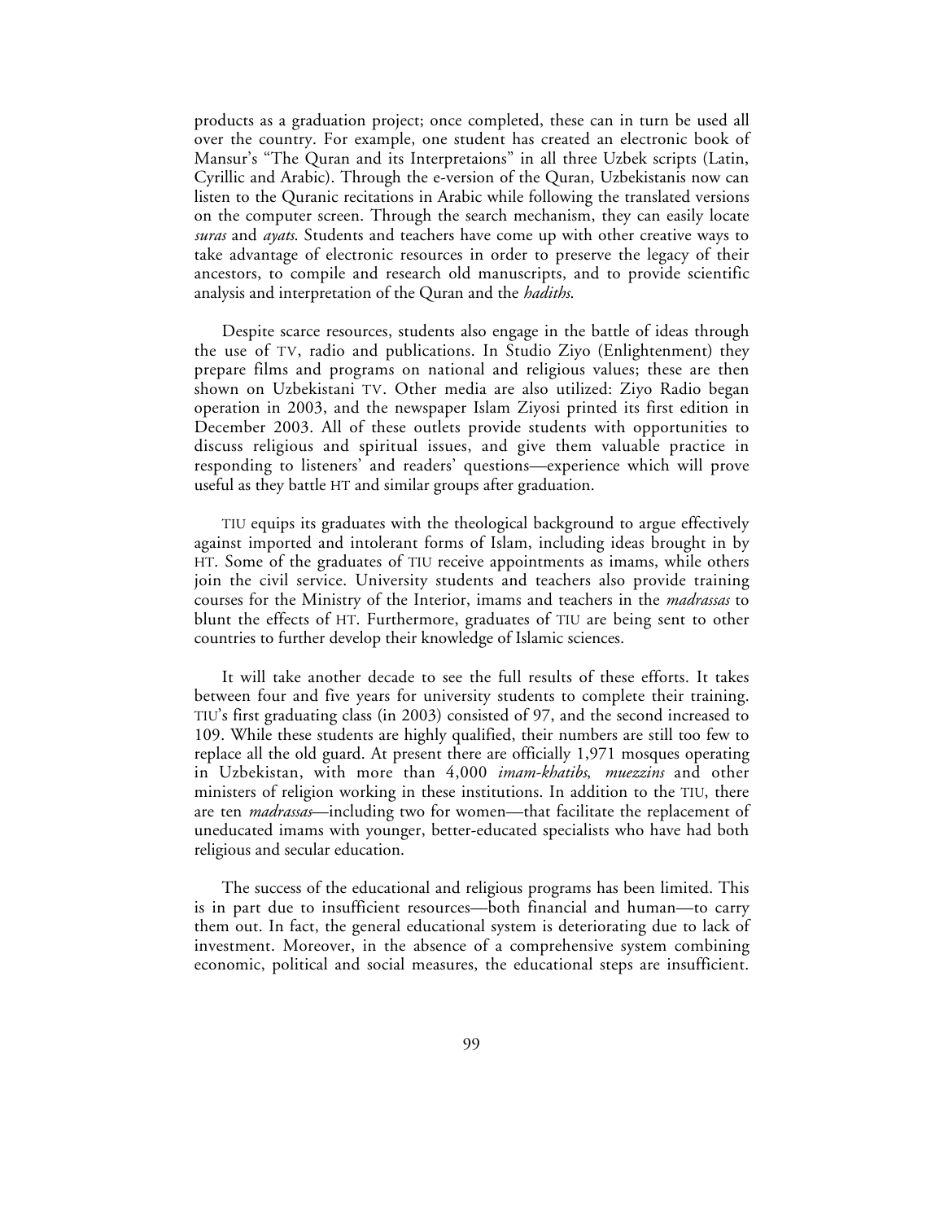products as a graduation project; once completed, these can in turn be used all over the country. For example, one student has created an electronic book of Mansur's "The Quran and its Interpretaions" in all three Uzbek scripts (Latin, Cyrillic and Arabic). Through the e-version of the Quran, Uzbekistanis now can listen to the Quranic recitations in Arabic while following the translated versions on the computer screen. Through the search mechanism, they can easily locate *suras* and *ayats*. Students and teachers have come up with other creative ways to take advantage of electronic resources in order to preserve the legacy of their ancestors, to compile and research old manuscripts, and to provide scientific analysis and interpretation of the Quran and the *hadiths*.

Despite scarce resources, students also engage in the battle of ideas through the use of TV, radio and publications. In Studio Ziyo (Enlightenment) they prepare films and programs on national and religious values; these are then shown on Uzbekistani TV. Other media are also utilized: Ziyo Radio began operation in 2003, and the newspaper Islam Ziyosi printed its first edition in December 2003. All of these outlets provide students with opportunities to discuss religious and spiritual issues, and give them valuable practice in responding to listeners' and readers' questions—experience which will prove useful as they battle HT and similar groups after graduation.

TIU equips its graduates with the theological background to argue effectively against imported and intolerant forms of Islam, including ideas brought in by HT. Some of the graduates of TIU receive appointments as imams, while others join the civil service. University students and teachers also provide training courses for the Ministry of the Interior, imams and teachers in the *madrassas* to blunt the effects of HT. Furthermore, graduates of TIU are being sent to other countries to further develop their knowledge of Islamic sciences.

It will take another decade to see the full results of these efforts. It takes between four and five years for university students to complete their training. TIU's first graduating class (in 2003) consisted of 97, and the second increased to 109. While these students are highly qualified, their numbers are still too few to replace all the old guard. At present there are officially 1,971 mosques operating in Uzbekistan, with more than 4,000 *imam-khatibs*, *muezzins* and other ministers of religion working in these institutions. In addition to the TIU, there are ten *madrassas*—including two for women—that facilitate the replacement of uneducated imams with younger, better-educated specialists who have had both religious and secular education.

The success of the educational and religious programs has been limited. This is in part due to insufficient resources—both financial and human—to carry them out. In fact, the general educational system is deteriorating due to lack of investment. Moreover, in the absence of a comprehensive system combining economic, political and social measures, the educational steps are insufficient.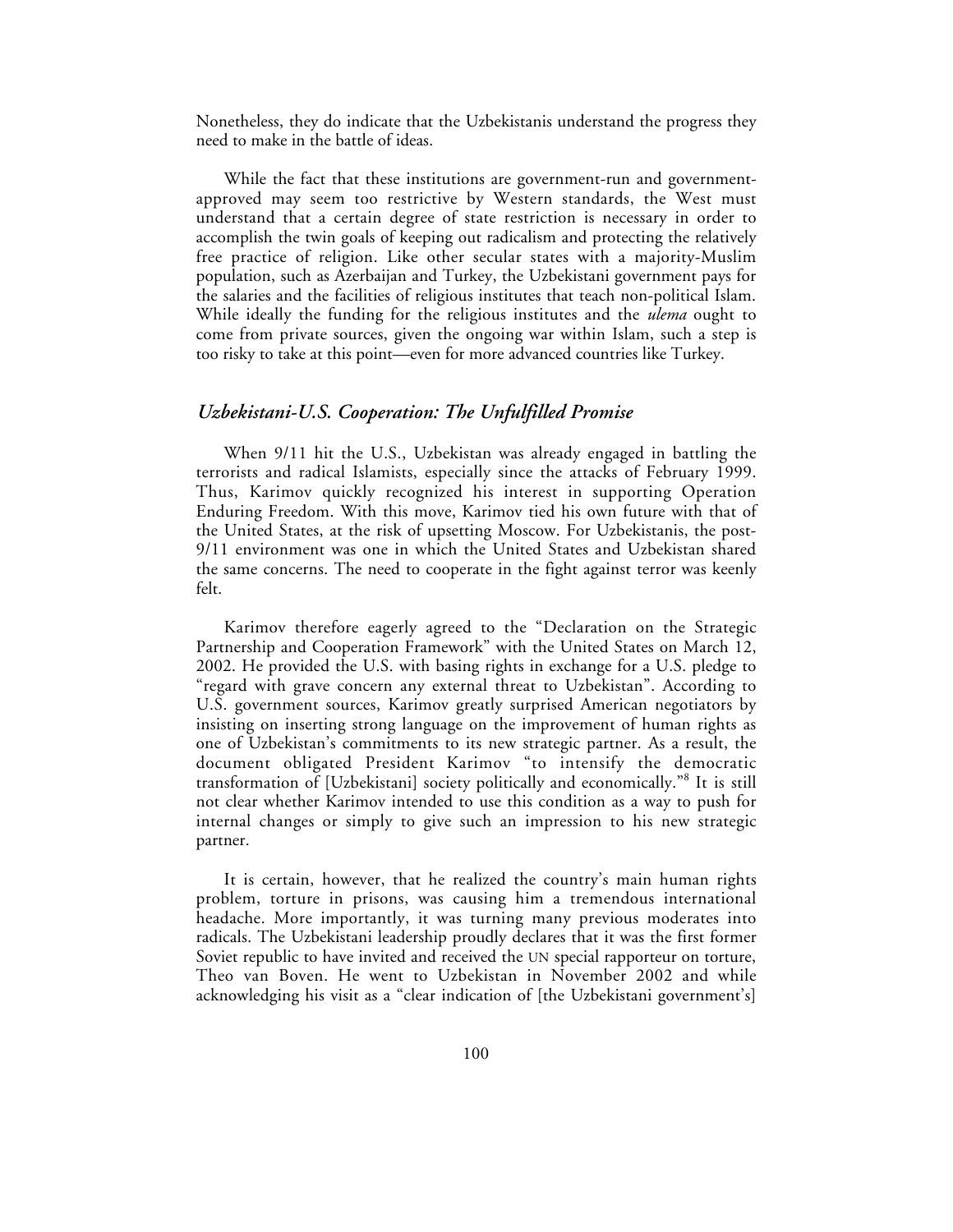Nonetheless, they do indicate that the Uzbekistanis understand the progress they need to make in the battle of ideas.

While the fact that these institutions are government-run and government-approved may seem too restrictive by Western standards, the West must understand that a certain degree of state restriction is necessary in order to accomplish the twin goals of keeping out radicalism and protecting the relatively free practice of religion. Like other secular states with a majority-Muslim population, such as Azerbaijan and Turkey, the Uzbekistani government pays for the salaries and the facilities of religious institutes that teach non-political Islam. While ideally the funding for the religious institutes and the *ulema* ought to come from private sources, given the ongoing war within Islam, such a step is too risky to take at this point—even for more advanced countries like Turkey.

## *Uzbekistani-U.S. Cooperation: The Unfulfilled Promise*

When 9/11 hit the U.S., Uzbekistan was already engaged in battling the terrorists and radical Islamists, especially since the attacks of February 1999. Thus, Karimov quickly recognized his interest in supporting Operation Enduring Freedom. With this move, Karimov tied his own future with that of the United States, at the risk of upsetting Moscow. For Uzbekistanis, the post-9/11 environment was one in which the United States and Uzbekistan shared the same concerns. The need to cooperate in the fight against terror was keenly felt.

Karimov therefore eagerly agreed to the "Declaration on the Strategic Partnership and Cooperation Framework" with the United States on March 12, 2002. He provided the U.S. with basing rights in exchange for a U.S. pledge to "regard with grave concern any external threat to Uzbekistan". According to U.S. government sources, Karimov greatly surprised American negotiators by insisting on inserting strong language on the improvement of human rights as one of Uzbekistan's commitments to its new strategic partner. As a result, the document obligated President Karimov "to intensify the democratic transformation of [Uzbekistani] society politically and economically."[8] It is still not clear whether Karimov intended to use this condition as a way to push for internal changes or simply to give such an impression to his new strategic partner.

It is certain, however, that he realized the country's main human rights problem, torture in prisons, was causing him a tremendous international headache. More importantly, it was turning many previous moderates into radicals. The Uzbekistani leadership proudly declares that it was the first former Soviet republic to have invited and received the UN special rapporteur on torture, Theo van Boven. He went to Uzbekistan in November 2002 and while acknowledging his visit as a "clear indication of [the Uzbekistani government's]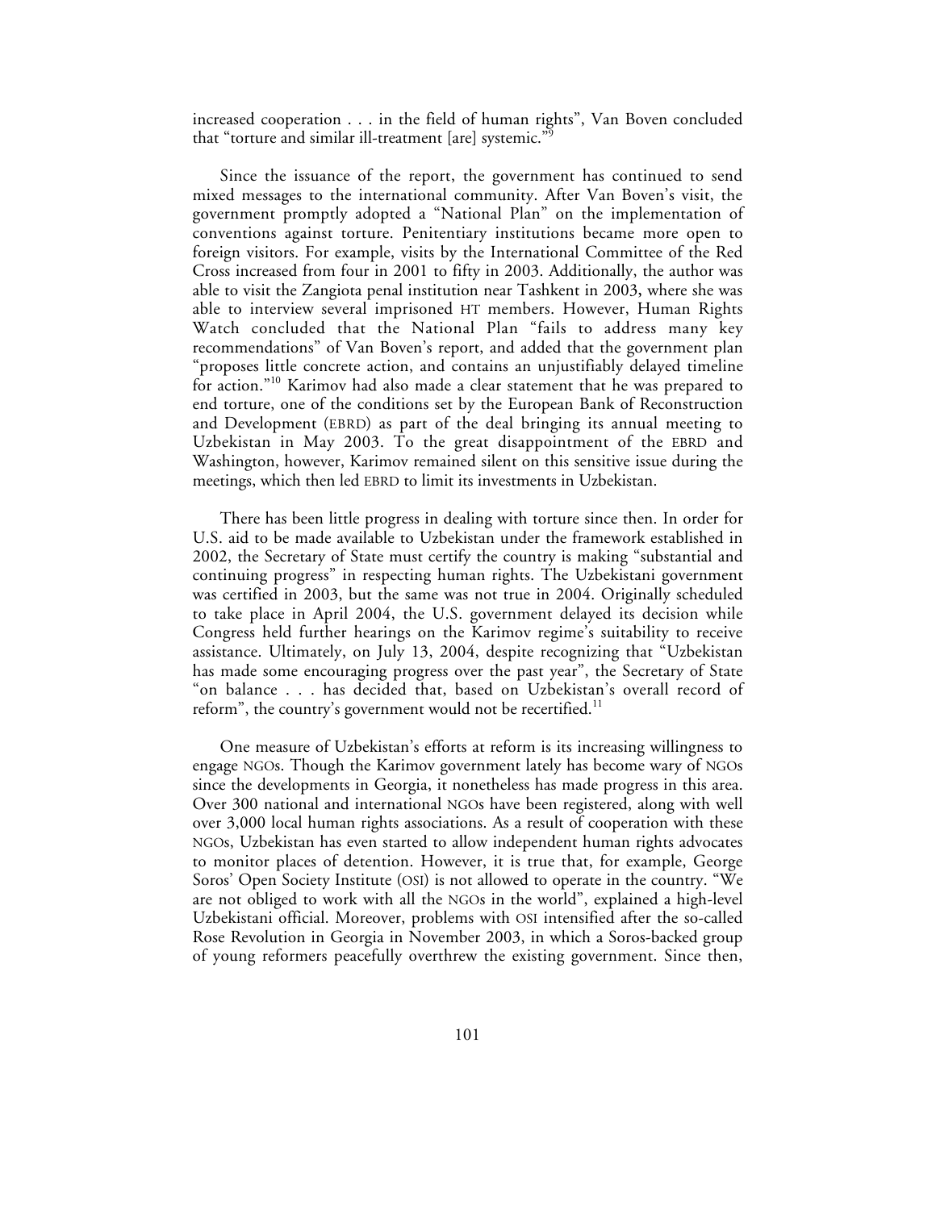increased cooperation . . . in the field of human rights", Van Boven concluded that "torture and similar ill-treatment [are] systemic."[9]

Since the issuance of the report, the government has continued to send mixed messages to the international community. After Van Boven's visit, the government promptly adopted a "National Plan" on the implementation of conventions against torture. Penitentiary institutions became more open to foreign visitors. For example, visits by the International Committee of the Red Cross increased from four in 2001 to fifty in 2003. Additionally, the author was able to visit the Zangiota penal institution near Tashkent in 2003, where she was able to interview several imprisoned HT members. However, Human Rights Watch concluded that the National Plan "fails to address many key recommendations" of Van Boven's report, and added that the government plan "proposes little concrete action, and contains an unjustifiably delayed timeline for action."[10] Karimov had also made a clear statement that he was prepared to end torture, one of the conditions set by the European Bank of Reconstruction and Development (EBRD) as part of the deal bringing its annual meeting to Uzbekistan in May 2003. To the great disappointment of the EBRD and Washington, however, Karimov remained silent on this sensitive issue during the meetings, which then led EBRD to limit its investments in Uzbekistan.

There has been little progress in dealing with torture since then. In order for U.S. aid to be made available to Uzbekistan under the framework established in 2002, the Secretary of State must certify the country is making "substantial and continuing progress" in respecting human rights. The Uzbekistani government was certified in 2003, but the same was not true in 2004. Originally scheduled to take place in April 2004, the U.S. government delayed its decision while Congress held further hearings on the Karimov regime's suitability to receive assistance. Ultimately, on July 13, 2004, despite recognizing that "Uzbekistan has made some encouraging progress over the past year", the Secretary of State "on balance . . . has decided that, based on Uzbekistan's overall record of reform", the country's government would not be recertified.[11]

One measure of Uzbekistan's efforts at reform is its increasing willingness to engage NGOs. Though the Karimov government lately has become wary of NGOs since the developments in Georgia, it nonetheless has made progress in this area. Over 300 national and international NGOs have been registered, along with well over 3,000 local human rights associations. As a result of cooperation with these NGOs, Uzbekistan has even started to allow independent human rights advocates to monitor places of detention. However, it is true that, for example, George Soros' Open Society Institute (OSI) is not allowed to operate in the country. "We are not obliged to work with all the NGOs in the world", explained a high-level Uzbekistani official. Moreover, problems with OSI intensified after the so-called Rose Revolution in Georgia in November 2003, in which a Soros-backed group of young reformers peacefully overthrew the existing government. Since then,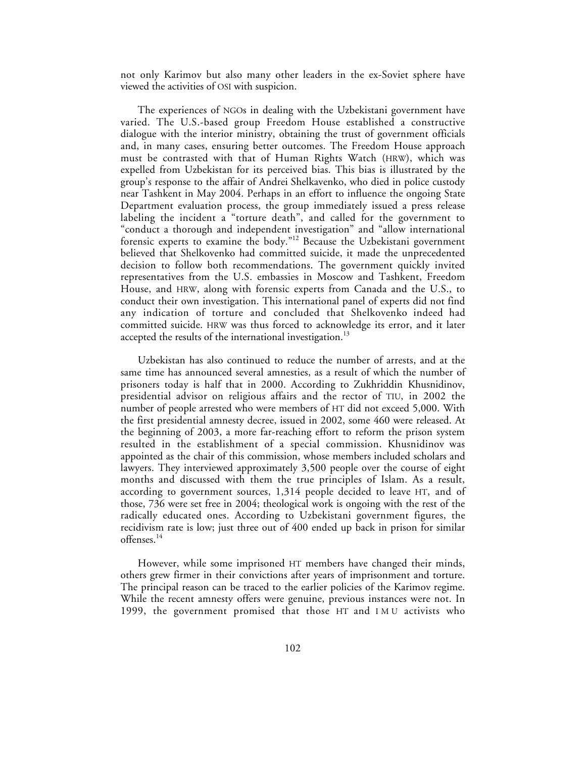not only Karimov but also many other leaders in the ex-Soviet sphere have viewed the activities of OSI with suspicion.

The experiences of NGOs in dealing with the Uzbekistani government have varied. The U.S.-based group Freedom House established a constructive dialogue with the interior ministry, obtaining the trust of government officials and, in many cases, ensuring better outcomes. The Freedom House approach must be contrasted with that of Human Rights Watch (HRW), which was expelled from Uzbekistan for its perceived bias. This bias is illustrated by the group's response to the affair of Andrei Shelkavenko, who died in police custody near Tashkent in May 2004. Perhaps in an effort to influence the ongoing State Department evaluation process, the group immediately issued a press release labeling the incident a "torture death", and called for the government to "conduct a thorough and independent investigation" and "allow international forensic experts to examine the body."[12] Because the Uzbekistani government believed that Shelkovenko had committed suicide, it made the unprecedented decision to follow both recommendations. The government quickly invited representatives from the U.S. embassies in Moscow and Tashkent, Freedom House, and HRW, along with forensic experts from Canada and the U.S., to conduct their own investigation. This international panel of experts did not find any indication of torture and concluded that Shelkovenko indeed had committed suicide. HRW was thus forced to acknowledge its error, and it later accepted the results of the international investigation.[13]

Uzbekistan has also continued to reduce the number of arrests, and at the same time has announced several amnesties, as a result of which the number of prisoners today is half that in 2000. According to Zukhriddin Khusnidinov, presidential advisor on religious affairs and the rector of TIU, in 2002 the number of people arrested who were members of HT did not exceed 5,000. With the first presidential amnesty decree, issued in 2002, some 460 were released. At the beginning of 2003, a more far-reaching effort to reform the prison system resulted in the establishment of a special commission. Khusnidinov was appointed as the chair of this commission, whose members included scholars and lawyers. They interviewed approximately 3,500 people over the course of eight months and discussed with them the true principles of Islam. As a result, according to government sources, 1,314 people decided to leave HT, and of those, 736 were set free in 2004; theological work is ongoing with the rest of the radically educated ones. According to Uzbekistani government figures, the recidivism rate is low; just three out of 400 ended up back in prison for similar offenses.[14]

However, while some imprisoned HT members have changed their minds, others grew firmer in their convictions after years of imprisonment and torture. The principal reason can be traced to the earlier policies of the Karimov regime. While the recent amnesty offers were genuine, previous instances were not. In 1999, the government promised that those HT and IMU activists who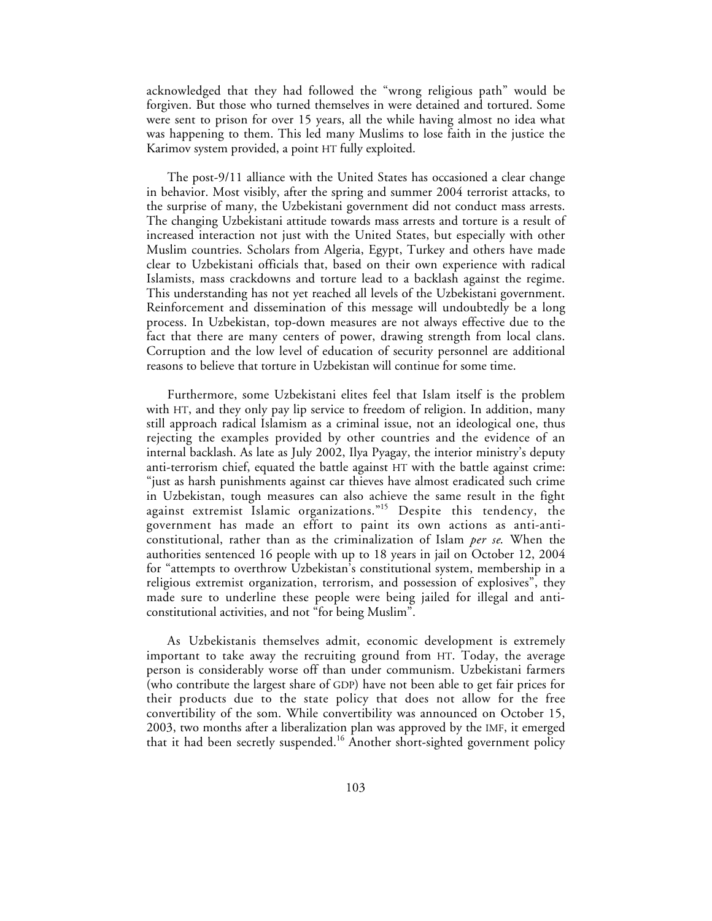acknowledged that they had followed the "wrong religious path" would be forgiven. But those who turned themselves in were detained and tortured. Some were sent to prison for over 15 years, all the while having almost no idea what was happening to them. This led many Muslims to lose faith in the justice the Karimov system provided, a point HT fully exploited.

The post-9/11 alliance with the United States has occasioned a clear change in behavior. Most visibly, after the spring and summer 2004 terrorist attacks, to the surprise of many, the Uzbekistani government did not conduct mass arrests. The changing Uzbekistani attitude towards mass arrests and torture is a result of increased interaction not just with the United States, but especially with other Muslim countries. Scholars from Algeria, Egypt, Turkey and others have made clear to Uzbekistani officials that, based on their own experience with radical Islamists, mass crackdowns and torture lead to a backlash against the regime. This understanding has not yet reached all levels of the Uzbekistani government. Reinforcement and dissemination of this message will undoubtedly be a long process. In Uzbekistan, top-down measures are not always effective due to the fact that there are many centers of power, drawing strength from local clans. Corruption and the low level of education of security personnel are additional reasons to believe that torture in Uzbekistan will continue for some time.

Furthermore, some Uzbekistani elites feel that Islam itself is the problem with HT, and they only pay lip service to freedom of religion. In addition, many still approach radical Islamism as a criminal issue, not an ideological one, thus rejecting the examples provided by other countries and the evidence of an internal backlash. As late as July 2002, Ilya Pyagay, the interior ministry's deputy anti-terrorism chief, equated the battle against HT with the battle against crime: "just as harsh punishments against car thieves have almost eradicated such crime in Uzbekistan, tough measures can also achieve the same result in the fight against extremist Islamic organizations."[15] Despite this tendency, the government has made an effort to paint its own actions as anti-anti-constitutional, rather than as the criminalization of Islam *per se*. When the authorities sentenced 16 people with up to 18 years in jail on October 12, 2004 for "attempts to overthrow Uzbekistan's constitutional system, membership in a religious extremist organization, terrorism, and possession of explosives", they made sure to underline these people were being jailed for illegal and anti-constitutional activities, and not "for being Muslim".

As Uzbekistanis themselves admit, economic development is extremely important to take away the recruiting ground from HT. Today, the average person is considerably worse off than under communism. Uzbekistani farmers (who contribute the largest share of GDP) have not been able to get fair prices for their products due to the state policy that does not allow for the free convertibility of the som. While convertibility was announced on October 15, 2003, two months after a liberalization plan was approved by the IMF, it emerged that it had been secretly suspended.[16] Another short-sighted government policy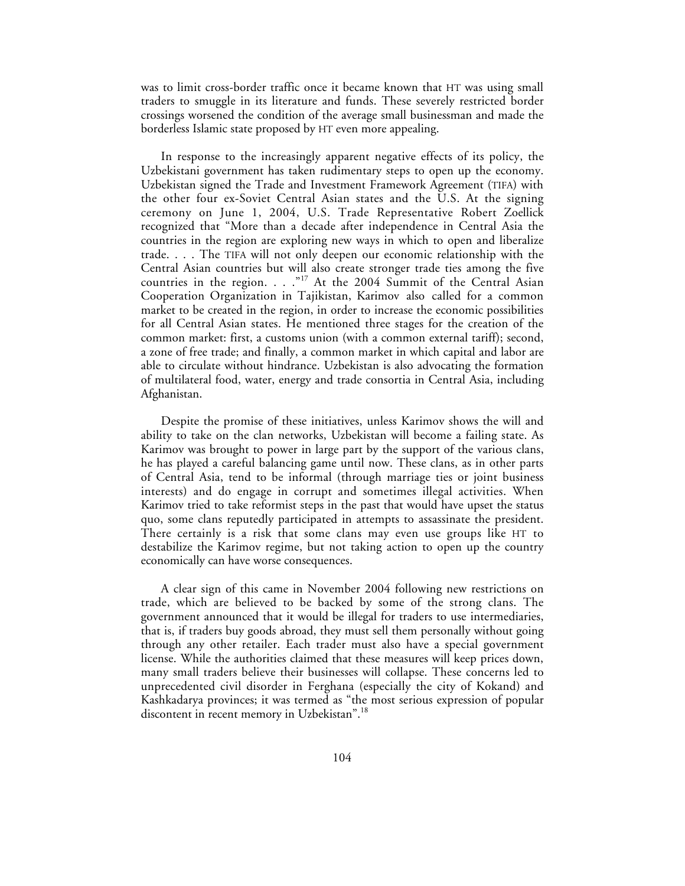was to limit cross-border traffic once it became known that HT was using small traders to smuggle in its literature and funds. These severely restricted border crossings worsened the condition of the average small businessman and made the borderless Islamic state proposed by HT even more appealing.

In response to the increasingly apparent negative effects of its policy, the Uzbekistani government has taken rudimentary steps to open up the economy. Uzbekistan signed the Trade and Investment Framework Agreement (TIFA) with the other four ex-Soviet Central Asian states and the U.S. At the signing ceremony on June 1, 2004, U.S. Trade Representative Robert Zoellick recognized that "More than a decade after independence in Central Asia the countries in the region are exploring new ways in which to open and liberalize trade. . . . The TIFA will not only deepen our economic relationship with the Central Asian countries but will also create stronger trade ties among the five countries in the region. . . ."[17] At the 2004 Summit of the Central Asian Cooperation Organization in Tajikistan, Karimov also called for a common market to be created in the region, in order to increase the economic possibilities for all Central Asian states. He mentioned three stages for the creation of the common market: first, a customs union (with a common external tariff); second, a zone of free trade; and finally, a common market in which capital and labor are able to circulate without hindrance. Uzbekistan is also advocating the formation of multilateral food, water, energy and trade consortia in Central Asia, including Afghanistan.

Despite the promise of these initiatives, unless Karimov shows the will and ability to take on the clan networks, Uzbekistan will become a failing state. As Karimov was brought to power in large part by the support of the various clans, he has played a careful balancing game until now. These clans, as in other parts of Central Asia, tend to be informal (through marriage ties or joint business interests) and do engage in corrupt and sometimes illegal activities. When Karimov tried to take reformist steps in the past that would have upset the status quo, some clans reputedly participated in attempts to assassinate the president. There certainly is a risk that some clans may even use groups like HT to destabilize the Karimov regime, but not taking action to open up the country economically can have worse consequences.

A clear sign of this came in November 2004 following new restrictions on trade, which are believed to be backed by some of the strong clans. The government announced that it would be illegal for traders to use intermediaries, that is, if traders buy goods abroad, they must sell them personally without going through any other retailer. Each trader must also have a special government license. While the authorities claimed that these measures will keep prices down, many small traders believe their businesses will collapse. These concerns led to unprecedented civil disorder in Ferghana (especially the city of Kokand) and Kashkadarya provinces; it was termed as "the most serious expression of popular discontent in recent memory in Uzbekistan".[18]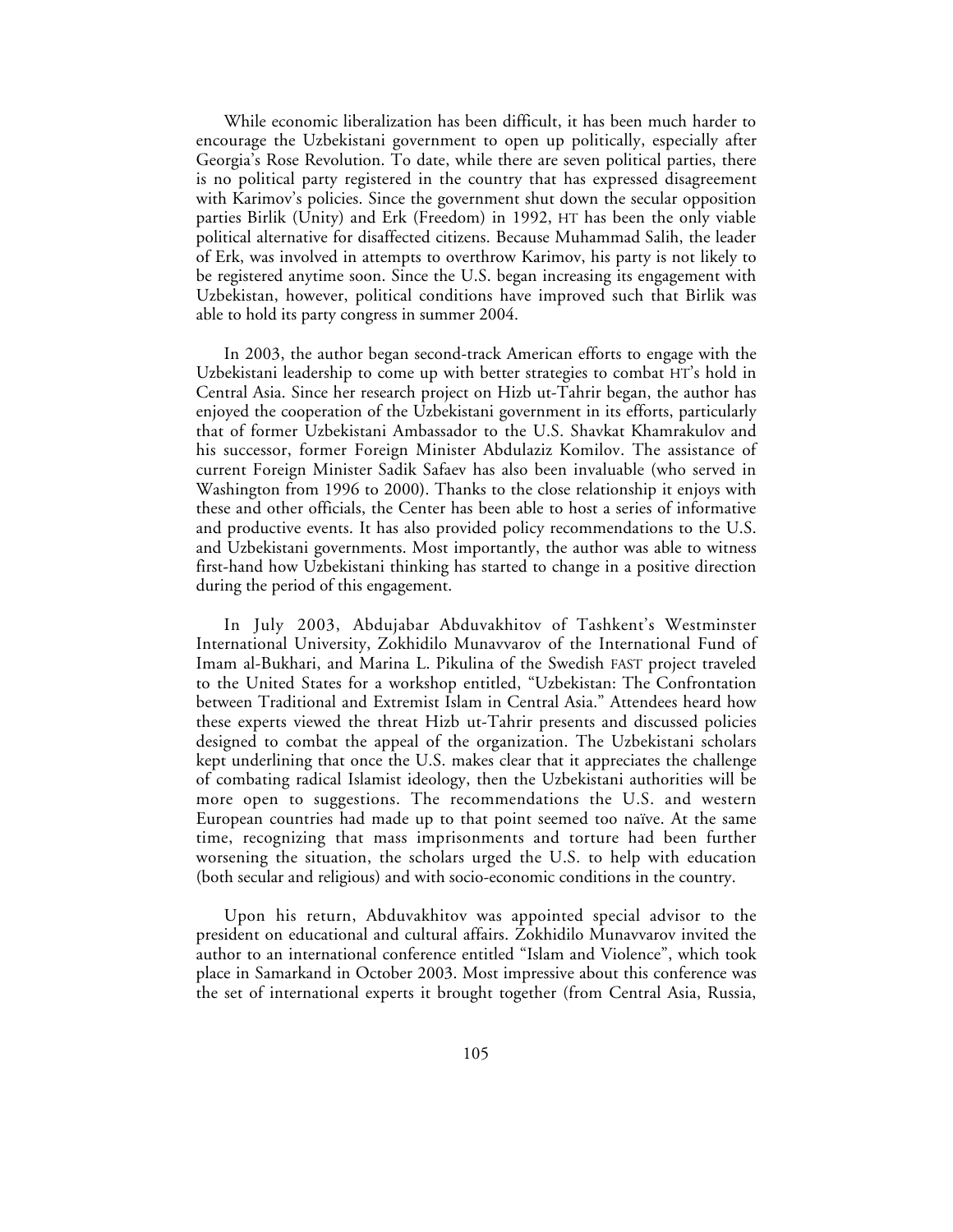While economic liberalization has been difficult, it has been much harder to encourage the Uzbekistani government to open up politically, especially after Georgia's Rose Revolution. To date, while there are seven political parties, there is no political party registered in the country that has expressed disagreement with Karimov's policies. Since the government shut down the secular opposition parties Birlik (Unity) and Erk (Freedom) in 1992, HT has been the only viable political alternative for disaffected citizens. Because Muhammad Salih, the leader of Erk, was involved in attempts to overthrow Karimov, his party is not likely to be registered anytime soon. Since the U.S. began increasing its engagement with Uzbekistan, however, political conditions have improved such that Birlik was able to hold its party congress in summer 2004.

In 2003, the author began second-track American efforts to engage with the Uzbekistani leadership to come up with better strategies to combat HT's hold in Central Asia. Since her research project on Hizb ut-Tahrir began, the author has enjoyed the cooperation of the Uzbekistani government in its efforts, particularly that of former Uzbekistani Ambassador to the U.S. Shavkat Khamrakulov and his successor, former Foreign Minister Abdulaziz Komilov. The assistance of current Foreign Minister Sadik Safaev has also been invaluable (who served in Washington from 1996 to 2000). Thanks to the close relationship it enjoys with these and other officials, the Center has been able to host a series of informative and productive events. It has also provided policy recommendations to the U.S. and Uzbekistani governments. Most importantly, the author was able to witness first-hand how Uzbekistani thinking has started to change in a positive direction during the period of this engagement.

In July 2003, Abdujabar Abduvakhitov of Tashkent's Westminster International University, Zokhidilo Munavvarov of the International Fund of Imam al-Bukhari, and Marina L. Pikulina of the Swedish FAST project traveled to the United States for a workshop entitled, "Uzbekistan: The Confrontation between Traditional and Extremist Islam in Central Asia." Attendees heard how these experts viewed the threat Hizb ut-Tahrir presents and discussed policies designed to combat the appeal of the organization. The Uzbekistani scholars kept underlining that once the U.S. makes clear that it appreciates the challenge of combating radical Islamist ideology, then the Uzbekistani authorities will be more open to suggestions. The recommendations the U.S. and western European countries had made up to that point seemed too naïve. At the same time, recognizing that mass imprisonments and torture had been further worsening the situation, the scholars urged the U.S. to help with education (both secular and religious) and with socio-economic conditions in the country.

Upon his return, Abduvakhitov was appointed special advisor to the president on educational and cultural affairs. Zokhidilo Munavvarov invited the author to an international conference entitled "Islam and Violence", which took place in Samarkand in October 2003. Most impressive about this conference was the set of international experts it brought together (from Central Asia, Russia,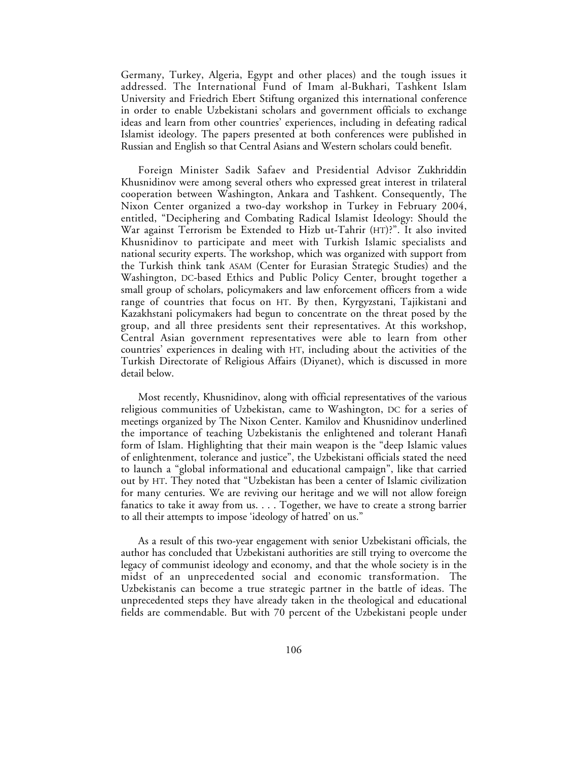Germany, Turkey, Algeria, Egypt and other places) and the tough issues it addressed. The International Fund of Imam al-Bukhari, Tashkent Islam University and Friedrich Ebert Stiftung organized this international conference in order to enable Uzbekistani scholars and government officials to exchange ideas and learn from other countries' experiences, including in defeating radical Islamist ideology. The papers presented at both conferences were published in Russian and English so that Central Asians and Western scholars could benefit.

Foreign Minister Sadik Safaev and Presidential Advisor Zukhriddin Khusnidinov were among several others who expressed great interest in trilateral cooperation between Washington, Ankara and Tashkent. Consequently, The Nixon Center organized a two-day workshop in Turkey in February 2004, entitled, "Deciphering and Combating Radical Islamist Ideology: Should the War against Terrorism be Extended to Hizb ut-Tahrir (HT)?". It also invited Khusnidinov to participate and meet with Turkish Islamic specialists and national security experts. The workshop, which was organized with support from the Turkish think tank ASAM (Center for Eurasian Strategic Studies) and the Washington, DC-based Ethics and Public Policy Center, brought together a small group of scholars, policymakers and law enforcement officers from a wide range of countries that focus on HT. By then, Kyrgyzstani, Tajikistani and Kazakhstani policymakers had begun to concentrate on the threat posed by the group, and all three presidents sent their representatives. At this workshop, Central Asian government representatives were able to learn from other countries' experiences in dealing with HT, including about the activities of the Turkish Directorate of Religious Affairs (Diyanet), which is discussed in more detail below.

Most recently, Khusnidinov, along with official representatives of the various religious communities of Uzbekistan, came to Washington, DC for a series of meetings organized by The Nixon Center. Kamilov and Khusnidinov underlined the importance of teaching Uzbekistanis the enlightened and tolerant Hanafi form of Islam. Highlighting that their main weapon is the "deep Islamic values of enlightenment, tolerance and justice", the Uzbekistani officials stated the need to launch a "global informational and educational campaign", like that carried out by HT. They noted that "Uzbekistan has been a center of Islamic civilization for many centuries. We are reviving our heritage and we will not allow foreign fanatics to take it away from us. . . . Together, we have to create a strong barrier to all their attempts to impose 'ideology of hatred' on us."

As a result of this two-year engagement with senior Uzbekistani officials, the author has concluded that Uzbekistani authorities are still trying to overcome the legacy of communist ideology and economy, and that the whole society is in the midst of an unprecedented social and economic transformation. The Uzbekistanis can become a true strategic partner in the battle of ideas. The unprecedented steps they have already taken in the theological and educational fields are commendable. But with 70 percent of the Uzbekistani people under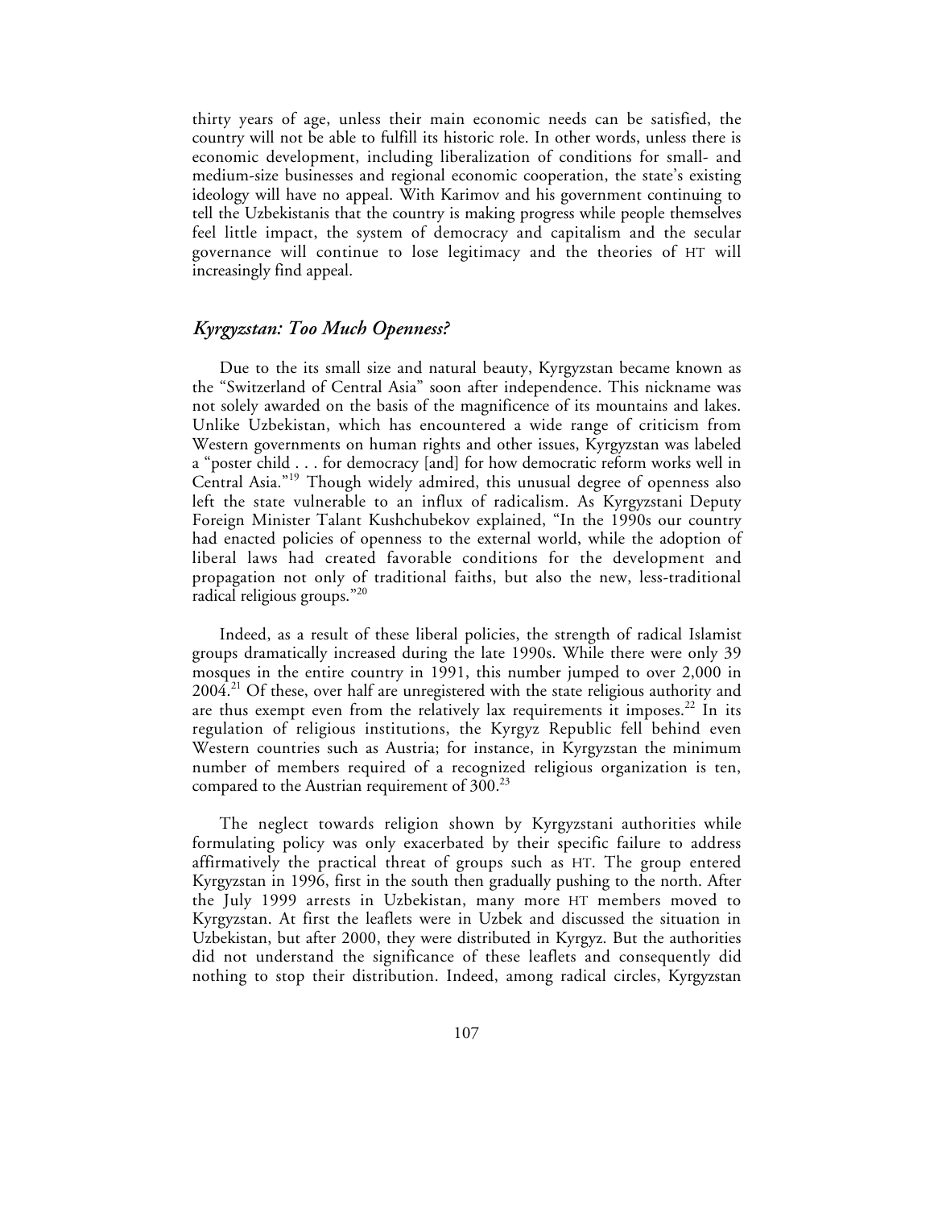thirty years of age, unless their main economic needs can be satisfied, the country will not be able to fulfill its historic role. In other words, unless there is economic development, including liberalization of conditions for small- and medium-size businesses and regional economic cooperation, the state's existing ideology will have no appeal. With Karimov and his government continuing to tell the Uzbekistanis that the country is making progress while people themselves feel little impact, the system of democracy and capitalism and the secular governance will continue to lose legitimacy and the theories of HT will increasingly find appeal.

## *Kyrgyzstan: Too Much Openness?*

Due to the its small size and natural beauty, Kyrgyzstan became known as the "Switzerland of Central Asia" soon after independence. This nickname was not solely awarded on the basis of the magnificence of its mountains and lakes. Unlike Uzbekistan, which has encountered a wide range of criticism from Western governments on human rights and other issues, Kyrgyzstan was labeled a "poster child . . . for democracy [and] for how democratic reform works well in Central Asia."[19] Though widely admired, this unusual degree of openness also left the state vulnerable to an influx of radicalism. As Kyrgyzstani Deputy Foreign Minister Talant Kushchubekov explained, "In the 1990s our country had enacted policies of openness to the external world, while the adoption of liberal laws had created favorable conditions for the development and propagation not only of traditional faiths, but also the new, less-traditional radical religious groups."[20]

Indeed, as a result of these liberal policies, the strength of radical Islamist groups dramatically increased during the late 1990s. While there were only 39 mosques in the entire country in 1991, this number jumped to over 2,000 in 2004.[21] Of these, over half are unregistered with the state religious authority and are thus exempt even from the relatively lax requirements it imposes.[22] In its regulation of religious institutions, the Kyrgyz Republic fell behind even Western countries such as Austria; for instance, in Kyrgyzstan the minimum number of members required of a recognized religious organization is ten, compared to the Austrian requirement of 300.[23]

The neglect towards religion shown by Kyrgyzstani authorities while formulating policy was only exacerbated by their specific failure to address affirmatively the practical threat of groups such as HT. The group entered Kyrgyzstan in 1996, first in the south then gradually pushing to the north. After the July 1999 arrests in Uzbekistan, many more HT members moved to Kyrgyzstan. At first the leaflets were in Uzbek and discussed the situation in Uzbekistan, but after 2000, they were distributed in Kyrgyz. But the authorities did not understand the significance of these leaflets and consequently did nothing to stop their distribution. Indeed, among radical circles, Kyrgyzstan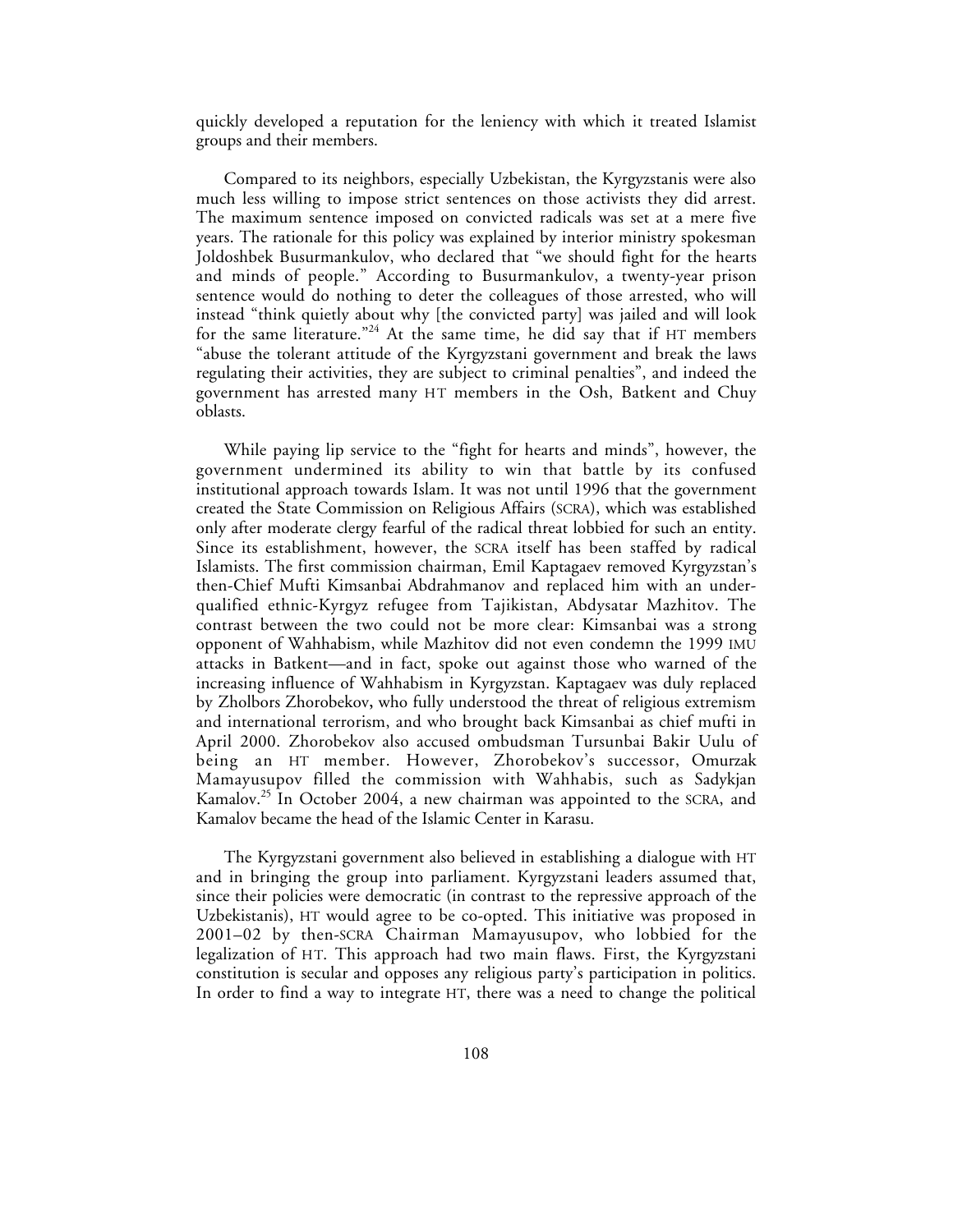quickly developed a reputation for the leniency with which it treated Islamist groups and their members.

Compared to its neighbors, especially Uzbekistan, the Kyrgyzstanis were also much less willing to impose strict sentences on those activists they did arrest. The maximum sentence imposed on convicted radicals was set at a mere five years. The rationale for this policy was explained by interior ministry spokesman Joldoshbek Busurmankulov, who declared that "we should fight for the hearts and minds of people." According to Busurmankulov, a twenty-year prison sentence would do nothing to deter the colleagues of those arrested, who will instead "think quietly about why [the convicted party] was jailed and will look for the same literature."[24] At the same time, he did say that if HT members "abuse the tolerant attitude of the Kyrgyzstani government and break the laws regulating their activities, they are subject to criminal penalties", and indeed the government has arrested many HT members in the Osh, Batkent and Chuy oblasts.

While paying lip service to the "fight for hearts and minds", however, the government undermined its ability to win that battle by its confused institutional approach towards Islam. It was not until 1996 that the government created the State Commission on Religious Affairs (SCRA), which was established only after moderate clergy fearful of the radical threat lobbied for such an entity. Since its establishment, however, the SCRA itself has been staffed by radical Islamists. The first commission chairman, Emil Kaptagaev removed Kyrgyzstan's then-Chief Mufti Kimsanbai Abdrahmanov and replaced him with an under-qualified ethnic-Kyrgyz refugee from Tajikistan, Abdysatar Mazhitov. The contrast between the two could not be more clear: Kimsanbai was a strong opponent of Wahhabism, while Mazhitov did not even condemn the 1999 IMU attacks in Batkent—and in fact, spoke out against those who warned of the increasing influence of Wahhabism in Kyrgyzstan. Kaptagaev was duly replaced by Zholbors Zhorobekov, who fully understood the threat of religious extremism and international terrorism, and who brought back Kimsanbai as chief mufti in April 2000. Zhorobekov also accused ombudsman Tursunbai Bakir Uulu of being an HT member. However, Zhorobekov's successor, Omurzak Mamayusupov filled the commission with Wahhabis, such as Sadykjan Kamalov.[25] In October 2004, a new chairman was appointed to the SCRA, and Kamalov became the head of the Islamic Center in Karasu.

The Kyrgyzstani government also believed in establishing a dialogue with HT and in bringing the group into parliament. Kyrgyzstani leaders assumed that, since their policies were democratic (in contrast to the repressive approach of the Uzbekistanis), HT would agree to be co-opted. This initiative was proposed in 2001–02 by then-SCRA Chairman Mamayusupov, who lobbied for the legalization of HT. This approach had two main flaws. First, the Kyrgyzstani constitution is secular and opposes any religious party's participation in politics. In order to find a way to integrate HT, there was a need to change the political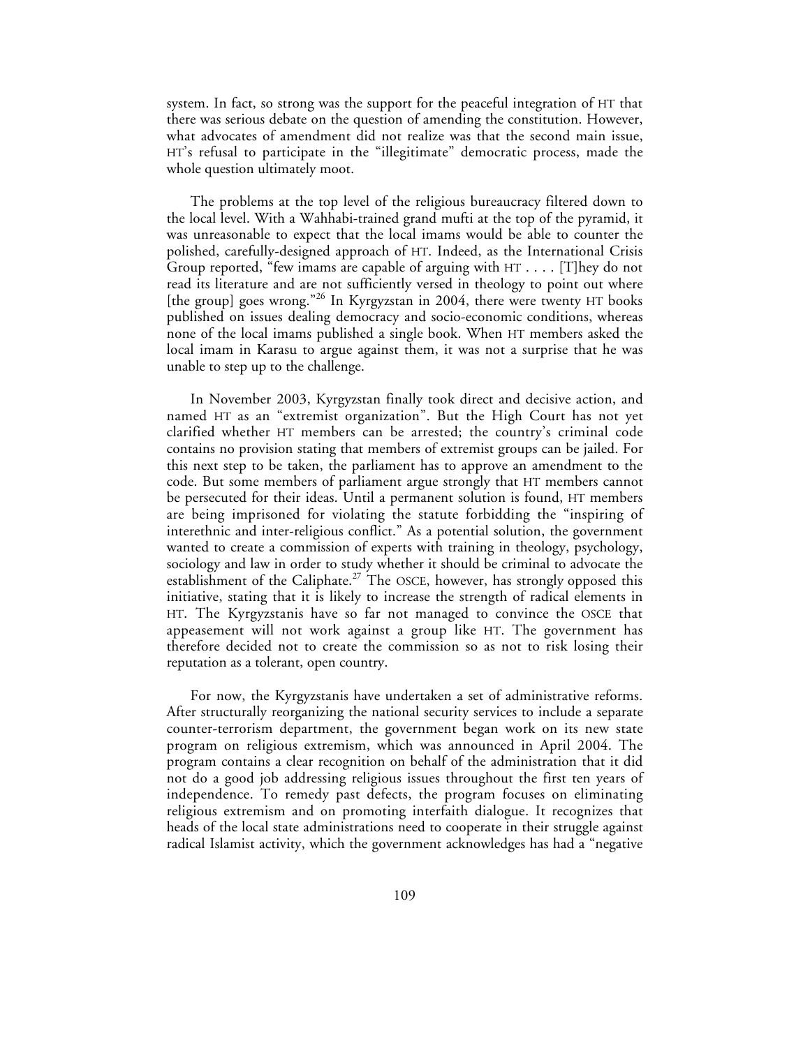system. In fact, so strong was the support for the peaceful integration of HT that there was serious debate on the question of amending the constitution. However, what advocates of amendment did not realize was that the second main issue, HT's refusal to participate in the "illegitimate" democratic process, made the whole question ultimately moot.

The problems at the top level of the religious bureaucracy filtered down to the local level. With a Wahhabi-trained grand mufti at the top of the pyramid, it was unreasonable to expect that the local imams would be able to counter the polished, carefully-designed approach of HT. Indeed, as the International Crisis Group reported, "few imams are capable of arguing with HT . . . . [T]hey do not read its literature and are not sufficiently versed in theology to point out where [the group] goes wrong."[26] In Kyrgyzstan in 2004, there were twenty HT books published on issues dealing democracy and socio-economic conditions, whereas none of the local imams published a single book. When HT members asked the local imam in Karasu to argue against them, it was not a surprise that he was unable to step up to the challenge.

In November 2003, Kyrgyzstan finally took direct and decisive action, and named HT as an "extremist organization". But the High Court has not yet clarified whether HT members can be arrested; the country's criminal code contains no provision stating that members of extremist groups can be jailed. For this next step to be taken, the parliament has to approve an amendment to the code. But some members of parliament argue strongly that HT members cannot be persecuted for their ideas. Until a permanent solution is found, HT members are being imprisoned for violating the statute forbidding the "inspiring of interethnic and inter-religious conflict." As a potential solution, the government wanted to create a commission of experts with training in theology, psychology, sociology and law in order to study whether it should be criminal to advocate the establishment of the Caliphate.[27] The OSCE, however, has strongly opposed this initiative, stating that it is likely to increase the strength of radical elements in HT. The Kyrgyzstanis have so far not managed to convince the OSCE that appeasement will not work against a group like HT. The government has therefore decided not to create the commission so as not to risk losing their reputation as a tolerant, open country.

For now, the Kyrgyzstanis have undertaken a set of administrative reforms. After structurally reorganizing the national security services to include a separate counter-terrorism department, the government began work on its new state program on religious extremism, which was announced in April 2004. The program contains a clear recognition on behalf of the administration that it did not do a good job addressing religious issues throughout the first ten years of independence. To remedy past defects, the program focuses on eliminating religious extremism and on promoting interfaith dialogue. It recognizes that heads of the local state administrations need to cooperate in their struggle against radical Islamist activity, which the government acknowledges has had a "negative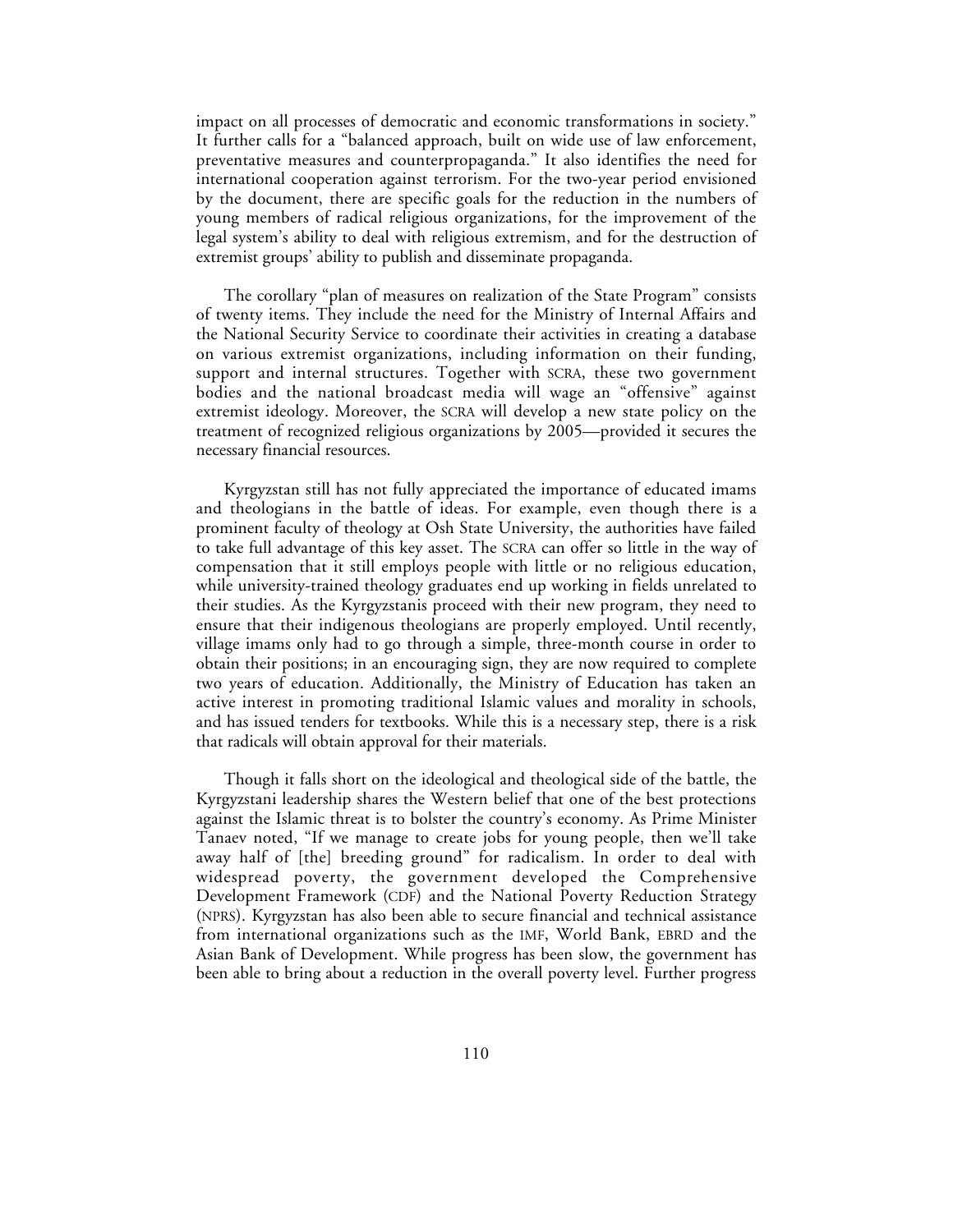impact on all processes of democratic and economic transformations in society." It further calls for a "balanced approach, built on wide use of law enforcement, preventative measures and counterpropaganda." It also identifies the need for international cooperation against terrorism. For the two-year period envisioned by the document, there are specific goals for the reduction in the numbers of young members of radical religious organizations, for the improvement of the legal system's ability to deal with religious extremism, and for the destruction of extremist groups' ability to publish and disseminate propaganda.

The corollary "plan of measures on realization of the State Program" consists of twenty items. They include the need for the Ministry of Internal Affairs and the National Security Service to coordinate their activities in creating a database on various extremist organizations, including information on their funding, support and internal structures. Together with SCRA, these two government bodies and the national broadcast media will wage an "offensive" against extremist ideology. Moreover, the SCRA will develop a new state policy on the treatment of recognized religious organizations by 2005—provided it secures the necessary financial resources.

Kyrgyzstan still has not fully appreciated the importance of educated imams and theologians in the battle of ideas. For example, even though there is a prominent faculty of theology at Osh State University, the authorities have failed to take full advantage of this key asset. The SCRA can offer so little in the way of compensation that it still employs people with little or no religious education, while university-trained theology graduates end up working in fields unrelated to their studies. As the Kyrgyzstanis proceed with their new program, they need to ensure that their indigenous theologians are properly employed. Until recently, village imams only had to go through a simple, three-month course in order to obtain their positions; in an encouraging sign, they are now required to complete two years of education. Additionally, the Ministry of Education has taken an active interest in promoting traditional Islamic values and morality in schools, and has issued tenders for textbooks. While this is a necessary step, there is a risk that radicals will obtain approval for their materials.

Though it falls short on the ideological and theological side of the battle, the Kyrgyzstani leadership shares the Western belief that one of the best protections against the Islamic threat is to bolster the country's economy. As Prime Minister Tanaev noted, "If we manage to create jobs for young people, then we'll take away half of [the] breeding ground" for radicalism. In order to deal with widespread poverty, the government developed the Comprehensive Development Framework (CDF) and the National Poverty Reduction Strategy (NPRS). Kyrgyzstan has also been able to secure financial and technical assistance from international organizations such as the IMF, World Bank, EBRD and the Asian Bank of Development. While progress has been slow, the government has been able to bring about a reduction in the overall poverty level. Further progress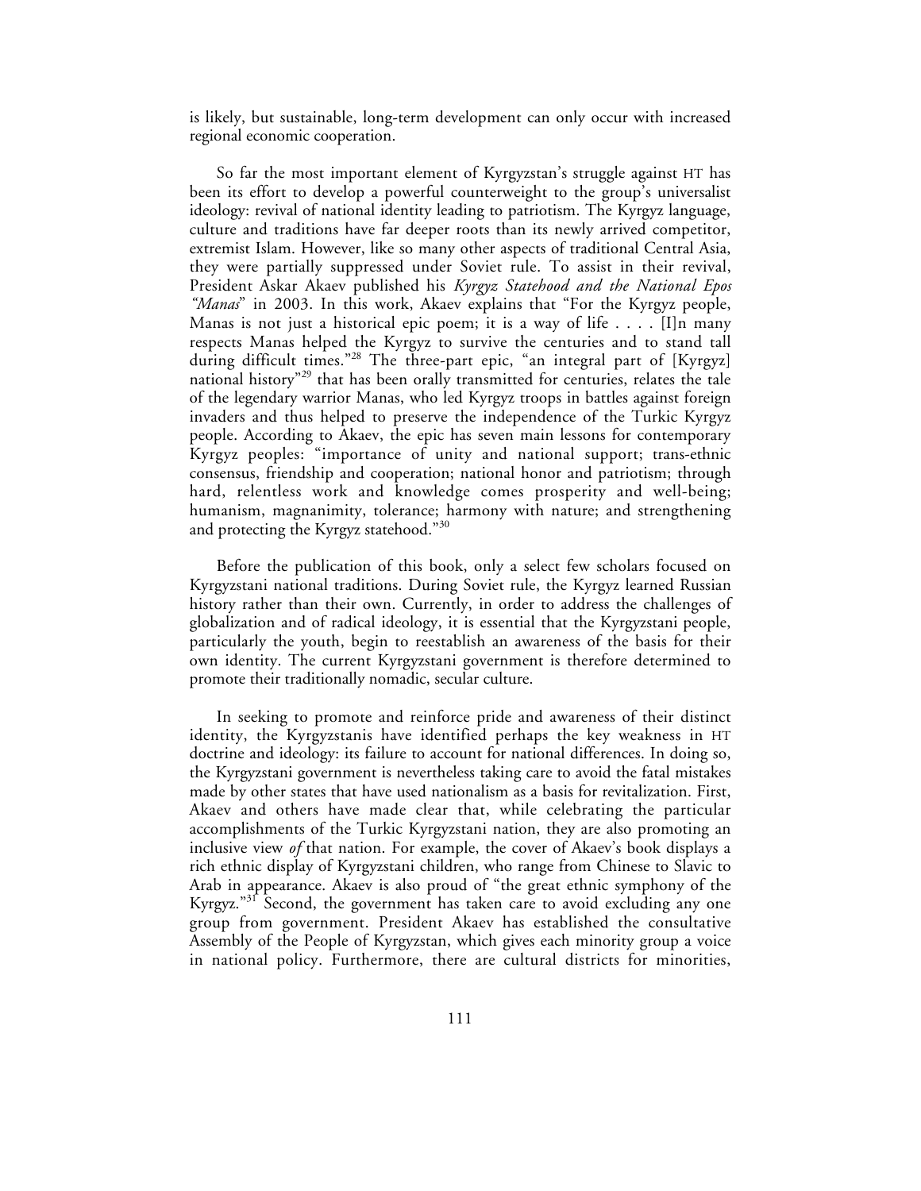is likely, but sustainable, long-term development can only occur with increased regional economic cooperation.

So far the most important element of Kyrgyzstan's struggle against HT has been its effort to develop a powerful counterweight to the group's universalist ideology: revival of national identity leading to patriotism. The Kyrgyz language, culture and traditions have far deeper roots than its newly arrived competitor, extremist Islam. However, like so many other aspects of traditional Central Asia, they were partially suppressed under Soviet rule. To assist in their revival, President Askar Akaev published his *Kyrgyz Statehood and the National Epos "Manas*" in 2003. In this work, Akaev explains that "For the Kyrgyz people, Manas is not just a historical epic poem; it is a way of life . . . . [I]n many respects Manas helped the Kyrgyz to survive the centuries and to stand tall during difficult times."[28] The three-part epic, "an integral part of [Kyrgyz] national history"[29] that has been orally transmitted for centuries, relates the tale of the legendary warrior Manas, who led Kyrgyz troops in battles against foreign invaders and thus helped to preserve the independence of the Turkic Kyrgyz people. According to Akaev, the epic has seven main lessons for contemporary Kyrgyz peoples: "importance of unity and national support; trans-ethnic consensus, friendship and cooperation; national honor and patriotism; through hard, relentless work and knowledge comes prosperity and well-being; humanism, magnanimity, tolerance; harmony with nature; and strengthening and protecting the Kyrgyz statehood."[30]

Before the publication of this book, only a select few scholars focused on Kyrgyzstani national traditions. During Soviet rule, the Kyrgyz learned Russian history rather than their own. Currently, in order to address the challenges of globalization and of radical ideology, it is essential that the Kyrgyzstani people, particularly the youth, begin to reestablish an awareness of the basis for their own identity. The current Kyrgyzstani government is therefore determined to promote their traditionally nomadic, secular culture.

In seeking to promote and reinforce pride and awareness of their distinct identity, the Kyrgyzstanis have identified perhaps the key weakness in HT doctrine and ideology: its failure to account for national differences. In doing so, the Kyrgyzstani government is nevertheless taking care to avoid the fatal mistakes made by other states that have used nationalism as a basis for revitalization. First, Akaev and others have made clear that, while celebrating the particular accomplishments of the Turkic Kyrgyzstani nation, they are also promoting an inclusive view *of* that nation. For example, the cover of Akaev's book displays a rich ethnic display of Kyrgyzstani children, who range from Chinese to Slavic to Arab in appearance. Akaev is also proud of "the great ethnic symphony of the Kyrgyz."[31] Second, the government has taken care to avoid excluding any one group from government. President Akaev has established the consultative Assembly of the People of Kyrgyzstan, which gives each minority group a voice in national policy. Furthermore, there are cultural districts for minorities,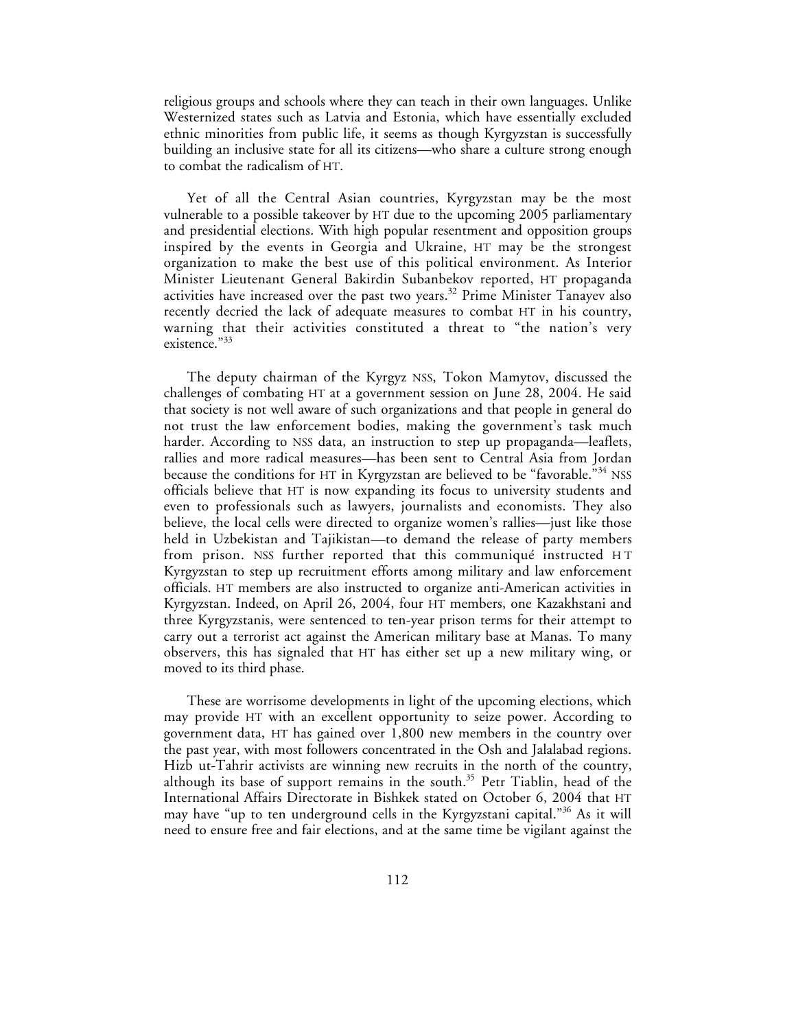religious groups and schools where they can teach in their own languages. Unlike Westernized states such as Latvia and Estonia, which have essentially excluded ethnic minorities from public life, it seems as though Kyrgyzstan is successfully building an inclusive state for all its citizens—who share a culture strong enough to combat the radicalism of HT.

Yet of all the Central Asian countries, Kyrgyzstan may be the most vulnerable to a possible takeover by HT due to the upcoming 2005 parliamentary and presidential elections. With high popular resentment and opposition groups inspired by the events in Georgia and Ukraine, HT may be the strongest organization to make the best use of this political environment. As Interior Minister Lieutenant General Bakirdin Subanbekov reported, HT propaganda activities have increased over the past two years.[32] Prime Minister Tanayev also recently decried the lack of adequate measures to combat HT in his country, warning that their activities constituted a threat to "the nation's very existence."[33]

The deputy chairman of the Kyrgyz NSS, Tokon Mamytov, discussed the challenges of combating HT at a government session on June 28, 2004. He said that society is not well aware of such organizations and that people in general do not trust the law enforcement bodies, making the government's task much harder. According to NSS data, an instruction to step up propaganda—leaflets, rallies and more radical measures—has been sent to Central Asia from Jordan because the conditions for HT in Kyrgyzstan are believed to be "favorable."[34] NSS officials believe that HT is now expanding its focus to university students and even to professionals such as lawyers, journalists and economists. They also believe, the local cells were directed to organize women's rallies—just like those held in Uzbekistan and Tajikistan—to demand the release of party members from prison. NSS further reported that this communiqué instructed HT Kyrgyzstan to step up recruitment efforts among military and law enforcement officials. HT members are also instructed to organize anti-American activities in Kyrgyzstan. Indeed, on April 26, 2004, four HT members, one Kazakhstani and three Kyrgyzstanis, were sentenced to ten-year prison terms for their attempt to carry out a terrorist act against the American military base at Manas. To many observers, this has signaled that HT has either set up a new military wing, or moved to its third phase.

These are worrisome developments in light of the upcoming elections, which may provide HT with an excellent opportunity to seize power. According to government data, HT has gained over 1,800 new members in the country over the past year, with most followers concentrated in the Osh and Jalalabad regions. Hizb ut-Tahrir activists are winning new recruits in the north of the country, although its base of support remains in the south.[35] Petr Tiablin, head of the International Affairs Directorate in Bishkek stated on October 6, 2004 that HT may have "up to ten underground cells in the Kyrgyzstani capital."[36] As it will need to ensure free and fair elections, and at the same time be vigilant against the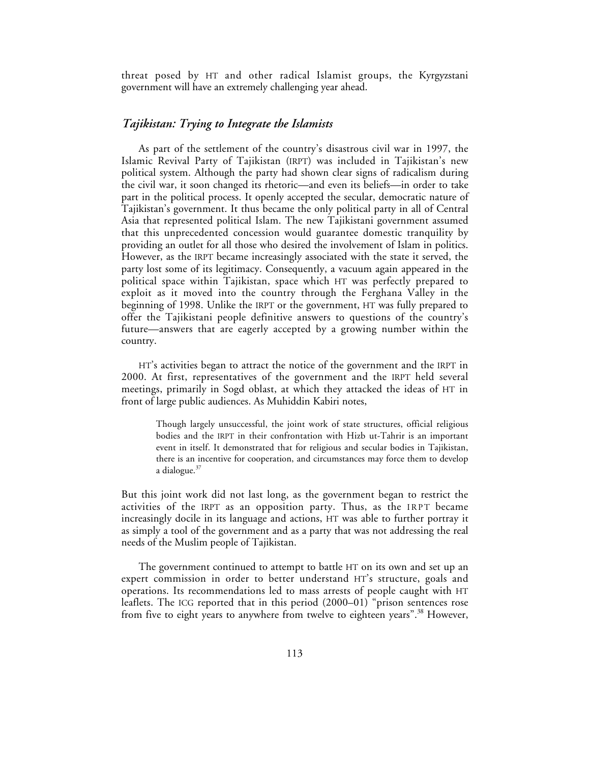threat posed by HT and other radical Islamist groups, the Kyrgyzstani government will have an extremely challenging year ahead.

## *Tajikistan: Trying to Integrate the Islamists*

As part of the settlement of the country's disastrous civil war in 1997, the Islamic Revival Party of Tajikistan (IRPT) was included in Tajikistan's new political system. Although the party had shown clear signs of radicalism during the civil war, it soon changed its rhetoric—and even its beliefs—in order to take part in the political process. It openly accepted the secular, democratic nature of Tajikistan's government. It thus became the only political party in all of Central Asia that represented political Islam. The new Tajikistani government assumed that this unprecedented concession would guarantee domestic tranquility by providing an outlet for all those who desired the involvement of Islam in politics. However, as the IRPT became increasingly associated with the state it served, the party lost some of its legitimacy. Consequently, a vacuum again appeared in the political space within Tajikistan, space which HT was perfectly prepared to exploit as it moved into the country through the Ferghana Valley in the beginning of 1998. Unlike the IRPT or the government, HT was fully prepared to offer the Tajikistani people definitive answers to questions of the country's future—answers that are eagerly accepted by a growing number within the country.

HT's activities began to attract the notice of the government and the IRPT in 2000. At first, representatives of the government and the IRPT held several meetings, primarily in Sogd oblast, at which they attacked the ideas of HT in front of large public audiences. As Muhiddin Kabiri notes,

> Though largely unsuccessful, the joint work of state structures, official religious bodies and the IRPT in their confrontation with Hizb ut-Tahrir is an important event in itself. It demonstrated that for religious and secular bodies in Tajikistan, there is an incentive for cooperation, and circumstances may force them to develop a dialogue.[37]

But this joint work did not last long, as the government began to restrict the activities of the IRPT as an opposition party. Thus, as the IRPT became increasingly docile in its language and actions, HT was able to further portray it as simply a tool of the government and as a party that was not addressing the real needs of the Muslim people of Tajikistan.

The government continued to attempt to battle HT on its own and set up an expert commission in order to better understand HT's structure, goals and operations. Its recommendations led to mass arrests of people caught with HT leaflets. The ICG reported that in this period (2000–01) "prison sentences rose from five to eight years to anywhere from twelve to eighteen years".[38] However,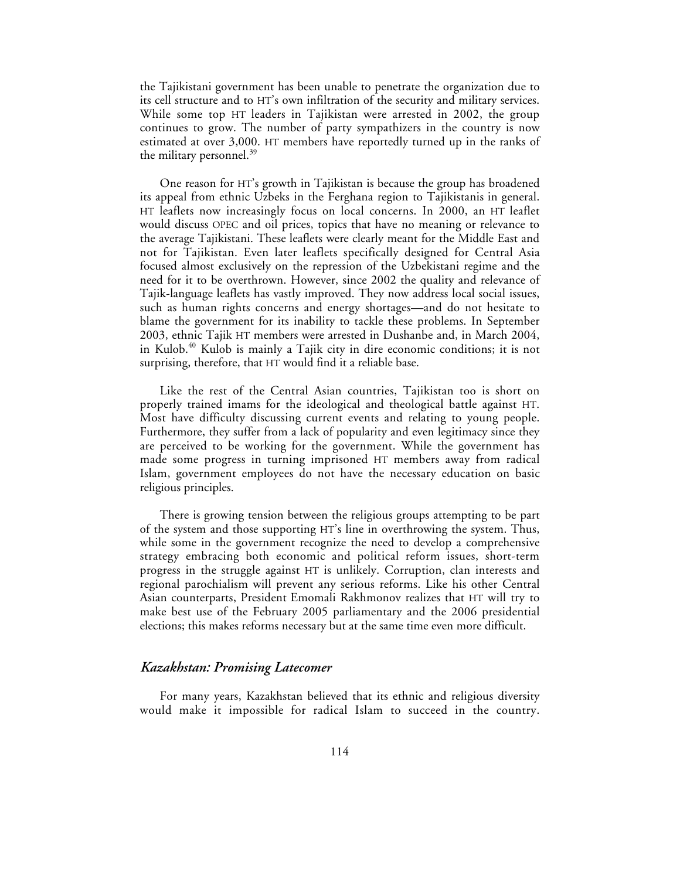the Tajikistani government has been unable to penetrate the organization due to its cell structure and to HT's own infiltration of the security and military services. While some top HT leaders in Tajikistan were arrested in 2002, the group continues to grow. The number of party sympathizers in the country is now estimated at over 3,000. HT members have reportedly turned up in the ranks of the military personnel.[39]

One reason for HT's growth in Tajikistan is because the group has broadened its appeal from ethnic Uzbeks in the Ferghana region to Tajikistanis in general. HT leaflets now increasingly focus on local concerns. In 2000, an HT leaflet would discuss OPEC and oil prices, topics that have no meaning or relevance to the average Tajikistani. These leaflets were clearly meant for the Middle East and not for Tajikistan. Even later leaflets specifically designed for Central Asia focused almost exclusively on the repression of the Uzbekistani regime and the need for it to be overthrown. However, since 2002 the quality and relevance of Tajik-language leaflets has vastly improved. They now address local social issues, such as human rights concerns and energy shortages—and do not hesitate to blame the government for its inability to tackle these problems. In September 2003, ethnic Tajik HT members were arrested in Dushanbe and, in March 2004, in Kulob.[40] Kulob is mainly a Tajik city in dire economic conditions; it is not surprising, therefore, that HT would find it a reliable base.

Like the rest of the Central Asian countries, Tajikistan too is short on properly trained imams for the ideological and theological battle against HT. Most have difficulty discussing current events and relating to young people. Furthermore, they suffer from a lack of popularity and even legitimacy since they are perceived to be working for the government. While the government has made some progress in turning imprisoned HT members away from radical Islam, government employees do not have the necessary education on basic religious principles.

There is growing tension between the religious groups attempting to be part of the system and those supporting HT's line in overthrowing the system. Thus, while some in the government recognize the need to develop a comprehensive strategy embracing both economic and political reform issues, short-term progress in the struggle against HT is unlikely. Corruption, clan interests and regional parochialism will prevent any serious reforms. Like his other Central Asian counterparts, President Emomali Rakhmonov realizes that HT will try to make best use of the February 2005 parliamentary and the 2006 presidential elections; this makes reforms necessary but at the same time even more difficult.

### *Kazakhstan: Promising Latecomer*

For many years, Kazakhstan believed that its ethnic and religious diversity would make it impossible for radical Islam to succeed in the country.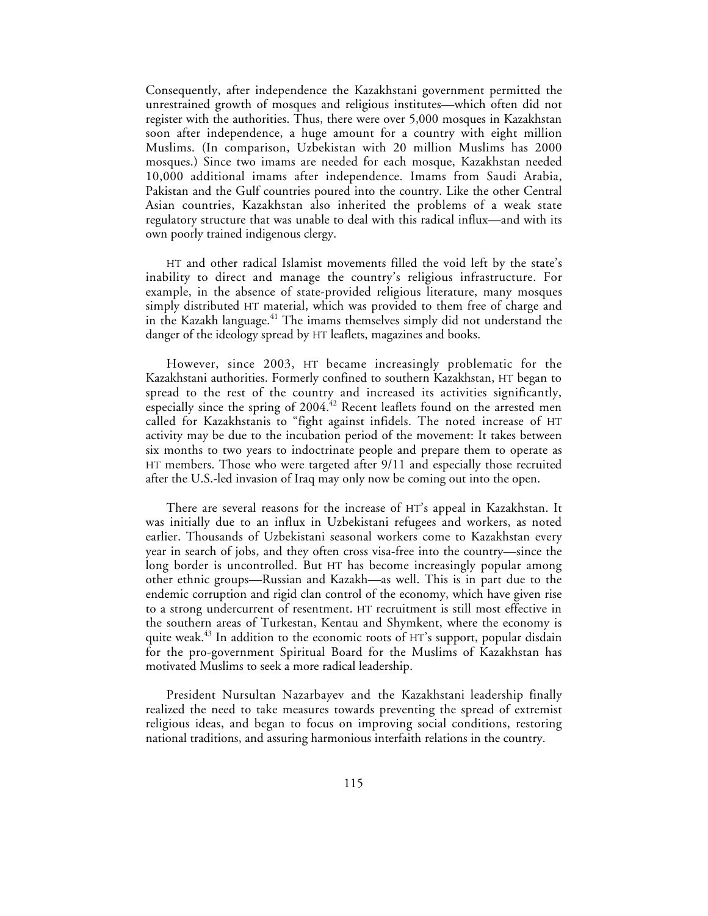Consequently, after independence the Kazakhstani government permitted the unrestrained growth of mosques and religious institutes—which often did not register with the authorities. Thus, there were over 5,000 mosques in Kazakhstan soon after independence, a huge amount for a country with eight million Muslims. (In comparison, Uzbekistan with 20 million Muslims has 2000 mosques.) Since two imams are needed for each mosque, Kazakhstan needed 10,000 additional imams after independence. Imams from Saudi Arabia, Pakistan and the Gulf countries poured into the country. Like the other Central Asian countries, Kazakhstan also inherited the problems of a weak state regulatory structure that was unable to deal with this radical influx—and with its own poorly trained indigenous clergy.

HT and other radical Islamist movements filled the void left by the state's inability to direct and manage the country's religious infrastructure. For example, in the absence of state-provided religious literature, many mosques simply distributed HT material, which was provided to them free of charge and in the Kazakh language.[41] The imams themselves simply did not understand the danger of the ideology spread by HT leaflets, magazines and books.

However, since 2003, HT became increasingly problematic for the Kazakhstani authorities. Formerly confined to southern Kazakhstan, HT began to spread to the rest of the country and increased its activities significantly, especially since the spring of 2004.[42] Recent leaflets found on the arrested men called for Kazakhstanis to "fight against infidels. The noted increase of HT activity may be due to the incubation period of the movement: It takes between six months to two years to indoctrinate people and prepare them to operate as HT members. Those who were targeted after 9/11 and especially those recruited after the U.S.-led invasion of Iraq may only now be coming out into the open.

There are several reasons for the increase of HT's appeal in Kazakhstan. It was initially due to an influx in Uzbekistani refugees and workers, as noted earlier. Thousands of Uzbekistani seasonal workers come to Kazakhstan every year in search of jobs, and they often cross visa-free into the country—since the long border is uncontrolled. But HT has become increasingly popular among other ethnic groups—Russian and Kazakh—as well. This is in part due to the endemic corruption and rigid clan control of the economy, which have given rise to a strong undercurrent of resentment. HT recruitment is still most effective in the southern areas of Turkestan, Kentau and Shymkent, where the economy is quite weak.[43] In addition to the economic roots of HT's support, popular disdain for the pro-government Spiritual Board for the Muslims of Kazakhstan has motivated Muslims to seek a more radical leadership.

President Nursultan Nazarbayev and the Kazakhstani leadership finally realized the need to take measures towards preventing the spread of extremist religious ideas, and began to focus on improving social conditions, restoring national traditions, and assuring harmonious interfaith relations in the country.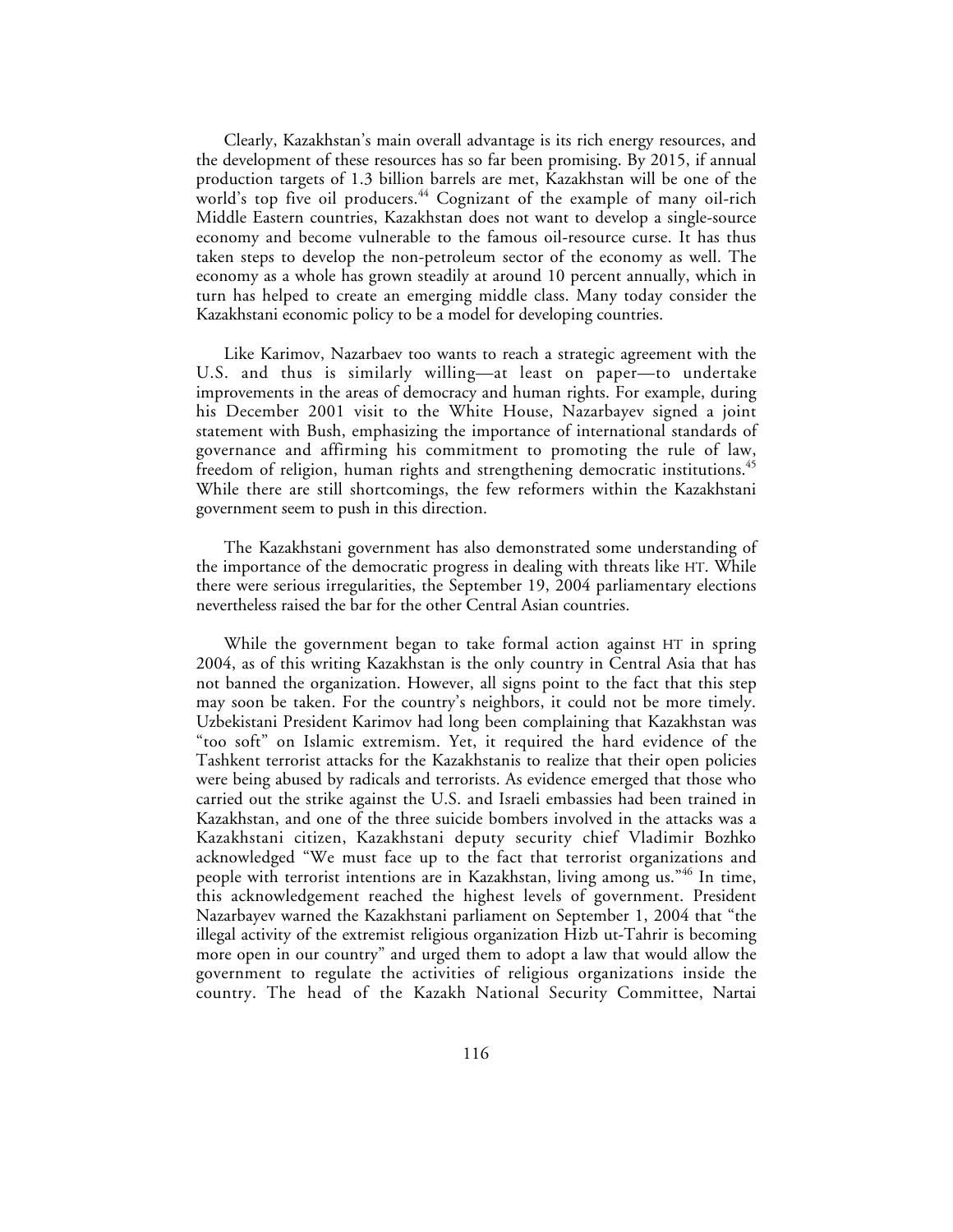Clearly, Kazakhstan's main overall advantage is its rich energy resources, and the development of these resources has so far been promising. By 2015, if annual production targets of 1.3 billion barrels are met, Kazakhstan will be one of the world's top five oil producers.[44] Cognizant of the example of many oil-rich Middle Eastern countries, Kazakhstan does not want to develop a single-source economy and become vulnerable to the famous oil-resource curse. It has thus taken steps to develop the non-petroleum sector of the economy as well. The economy as a whole has grown steadily at around 10 percent annually, which in turn has helped to create an emerging middle class. Many today consider the Kazakhstani economic policy to be a model for developing countries.

Like Karimov, Nazarbaev too wants to reach a strategic agreement with the U.S. and thus is similarly willing—at least on paper—to undertake improvements in the areas of democracy and human rights. For example, during his December 2001 visit to the White House, Nazarbayev signed a joint statement with Bush, emphasizing the importance of international standards of governance and affirming his commitment to promoting the rule of law, freedom of religion, human rights and strengthening democratic institutions.[45] While there are still shortcomings, the few reformers within the Kazakhstani government seem to push in this direction.

The Kazakhstani government has also demonstrated some understanding of the importance of the democratic progress in dealing with threats like HT. While there were serious irregularities, the September 19, 2004 parliamentary elections nevertheless raised the bar for the other Central Asian countries.

While the government began to take formal action against HT in spring 2004, as of this writing Kazakhstan is the only country in Central Asia that has not banned the organization. However, all signs point to the fact that this step may soon be taken. For the country's neighbors, it could not be more timely. Uzbekistani President Karimov had long been complaining that Kazakhstan was "too soft" on Islamic extremism. Yet, it required the hard evidence of the Tashkent terrorist attacks for the Kazakhstanis to realize that their open policies were being abused by radicals and terrorists. As evidence emerged that those who carried out the strike against the U.S. and Israeli embassies had been trained in Kazakhstan, and one of the three suicide bombers involved in the attacks was a Kazakhstani citizen, Kazakhstani deputy security chief Vladimir Bozhko acknowledged "We must face up to the fact that terrorist organizations and people with terrorist intentions are in Kazakhstan, living among us."[46] In time, this acknowledgement reached the highest levels of government. President Nazarbayev warned the Kazakhstani parliament on September 1, 2004 that "the illegal activity of the extremist religious organization Hizb ut-Tahrir is becoming more open in our country" and urged them to adopt a law that would allow the government to regulate the activities of religious organizations inside the country. The head of the Kazakh National Security Committee, Nartai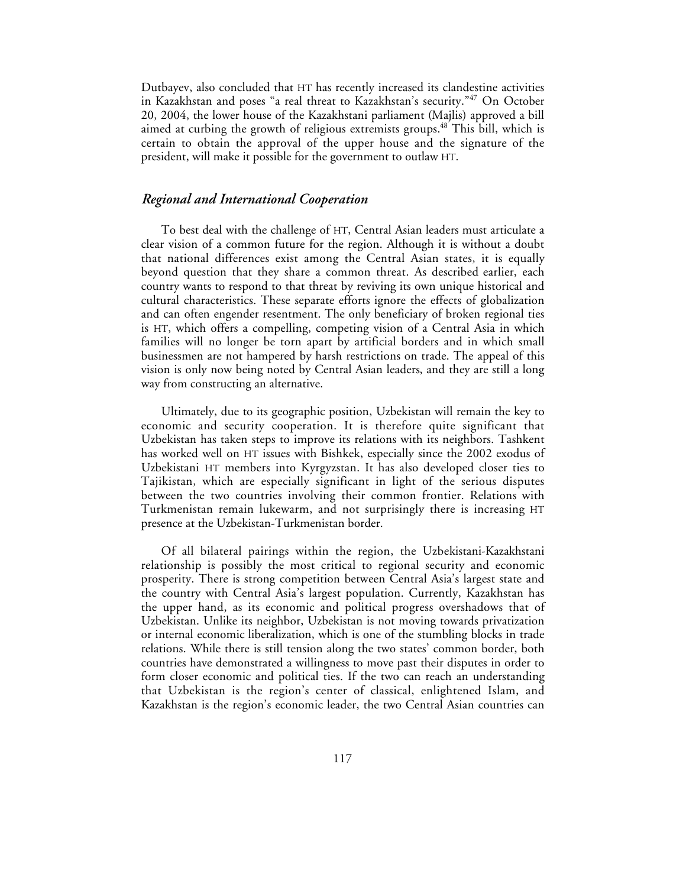Dutbayev, also concluded that HT has recently increased its clandestine activities in Kazakhstan and poses "a real threat to Kazakhstan's security."[47] On October 20, 2004, the lower house of the Kazakhstani parliament (Majlis) approved a bill aimed at curbing the growth of religious extremists groups.[48] This bill, which is certain to obtain the approval of the upper house and the signature of the president, will make it possible for the government to outlaw HT.

## *Regional and International Cooperation*

To best deal with the challenge of HT, Central Asian leaders must articulate a clear vision of a common future for the region. Although it is without a doubt that national differences exist among the Central Asian states, it is equally beyond question that they share a common threat. As described earlier, each country wants to respond to that threat by reviving its own unique historical and cultural characteristics. These separate efforts ignore the effects of globalization and can often engender resentment. The only beneficiary of broken regional ties is HT, which offers a compelling, competing vision of a Central Asia in which families will no longer be torn apart by artificial borders and in which small businessmen are not hampered by harsh restrictions on trade. The appeal of this vision is only now being noted by Central Asian leaders, and they are still a long way from constructing an alternative.

Ultimately, due to its geographic position, Uzbekistan will remain the key to economic and security cooperation. It is therefore quite significant that Uzbekistan has taken steps to improve its relations with its neighbors. Tashkent has worked well on HT issues with Bishkek, especially since the 2002 exodus of Uzbekistani HT members into Kyrgyzstan. It has also developed closer ties to Tajikistan, which are especially significant in light of the serious disputes between the two countries involving their common frontier. Relations with Turkmenistan remain lukewarm, and not surprisingly there is increasing HT presence at the Uzbekistan-Turkmenistan border.

Of all bilateral pairings within the region, the Uzbekistani-Kazakhstani relationship is possibly the most critical to regional security and economic prosperity. There is strong competition between Central Asia's largest state and the country with Central Asia's largest population. Currently, Kazakhstan has the upper hand, as its economic and political progress overshadows that of Uzbekistan. Unlike its neighbor, Uzbekistan is not moving towards privatization or internal economic liberalization, which is one of the stumbling blocks in trade relations. While there is still tension along the two states' common border, both countries have demonstrated a willingness to move past their disputes in order to form closer economic and political ties. If the two can reach an understanding that Uzbekistan is the region's center of classical, enlightened Islam, and Kazakhstan is the region's economic leader, the two Central Asian countries can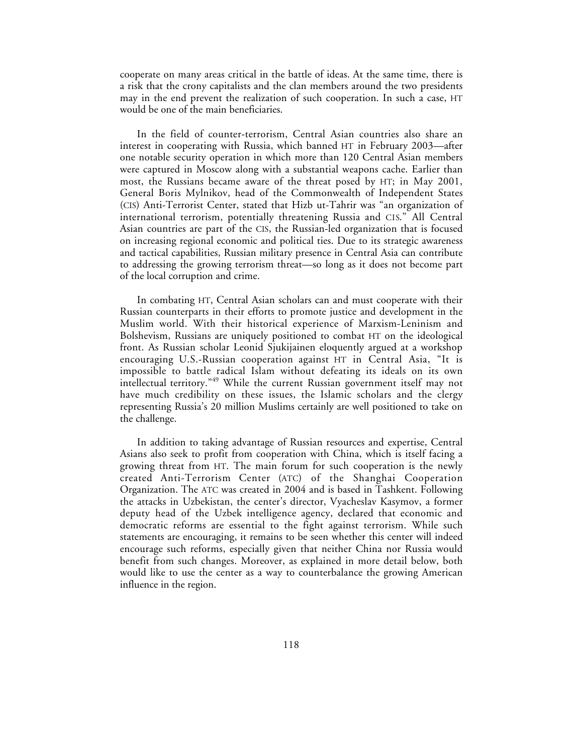cooperate on many areas critical in the battle of ideas. At the same time, there is a risk that the crony capitalists and the clan members around the two presidents may in the end prevent the realization of such cooperation. In such a case, HT would be one of the main beneficiaries.

In the field of counter-terrorism, Central Asian countries also share an interest in cooperating with Russia, which banned HT in February 2003—after one notable security operation in which more than 120 Central Asian members were captured in Moscow along with a substantial weapons cache. Earlier than most, the Russians became aware of the threat posed by HT; in May 2001, General Boris Mylnikov, head of the Commonwealth of Independent States (CIS) Anti-Terrorist Center, stated that Hizb ut-Tahrir was "an organization of international terrorism, potentially threatening Russia and CIS." All Central Asian countries are part of the CIS, the Russian-led organization that is focused on increasing regional economic and political ties. Due to its strategic awareness and tactical capabilities, Russian military presence in Central Asia can contribute to addressing the growing terrorism threat—so long as it does not become part of the local corruption and crime.

In combating HT, Central Asian scholars can and must cooperate with their Russian counterparts in their efforts to promote justice and development in the Muslim world. With their historical experience of Marxism-Leninism and Bolshevism, Russians are uniquely positioned to combat HT on the ideological front. As Russian scholar Leonid Sjukijainen eloquently argued at a workshop encouraging U.S.-Russian cooperation against HT in Central Asia, "It is impossible to battle radical Islam without defeating its ideals on its own intellectual territory."[49] While the current Russian government itself may not have much credibility on these issues, the Islamic scholars and the clergy representing Russia's 20 million Muslims certainly are well positioned to take on the challenge.

In addition to taking advantage of Russian resources and expertise, Central Asians also seek to profit from cooperation with China, which is itself facing a growing threat from HT. The main forum for such cooperation is the newly created Anti-Terrorism Center (ATC) of the Shanghai Cooperation Organization. The ATC was created in 2004 and is based in Tashkent. Following the attacks in Uzbekistan, the center's director, Vyacheslav Kasymov, a former deputy head of the Uzbek intelligence agency, declared that economic and democratic reforms are essential to the fight against terrorism. While such statements are encouraging, it remains to be seen whether this center will indeed encourage such reforms, especially given that neither China nor Russia would benefit from such changes. Moreover, as explained in more detail below, both would like to use the center as a way to counterbalance the growing American influence in the region.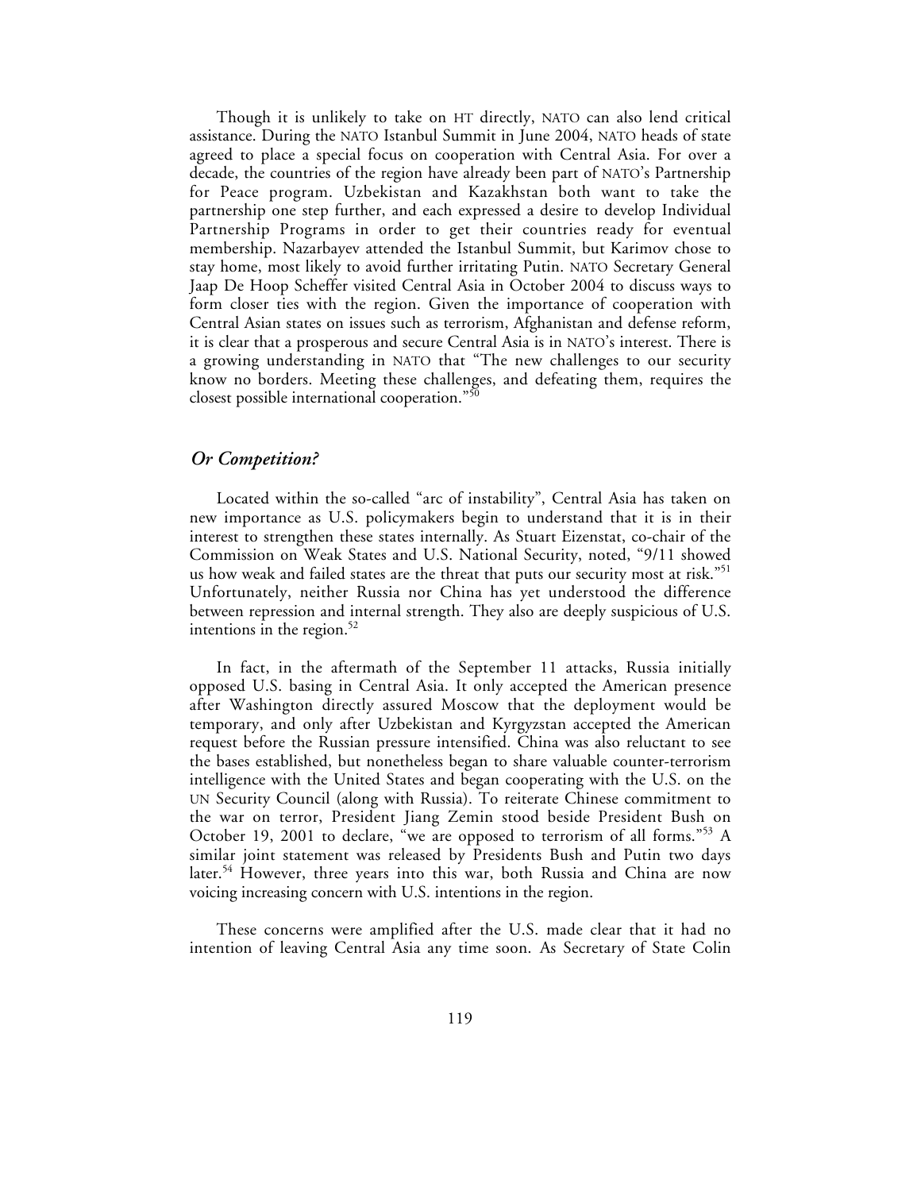Though it is unlikely to take on HT directly, NATO can also lend critical assistance. During the NATO Istanbul Summit in June 2004, NATO heads of state agreed to place a special focus on cooperation with Central Asia. For over a decade, the countries of the region have already been part of NATO's Partnership for Peace program. Uzbekistan and Kazakhstan both want to take the partnership one step further, and each expressed a desire to develop Individual Partnership Programs in order to get their countries ready for eventual membership. Nazarbayev attended the Istanbul Summit, but Karimov chose to stay home, most likely to avoid further irritating Putin. NATO Secretary General Jaap De Hoop Scheffer visited Central Asia in October 2004 to discuss ways to form closer ties with the region. Given the importance of cooperation with Central Asian states on issues such as terrorism, Afghanistan and defense reform, it is clear that a prosperous and secure Central Asia is in NATO's interest. There is a growing understanding in NATO that "The new challenges to our security know no borders. Meeting these challenges, and defeating them, requires the closest possible international cooperation."[50]

## *Or Competition?*

Located within the so-called "arc of instability", Central Asia has taken on new importance as U.S. policymakers begin to understand that it is in their interest to strengthen these states internally. As Stuart Eizenstat, co-chair of the Commission on Weak States and U.S. National Security, noted, "9/11 showed us how weak and failed states are the threat that puts our security most at risk."[51] Unfortunately, neither Russia nor China has yet understood the difference between repression and internal strength. They also are deeply suspicious of U.S. intentions in the region.[52]

In fact, in the aftermath of the September 11 attacks, Russia initially opposed U.S. basing in Central Asia. It only accepted the American presence after Washington directly assured Moscow that the deployment would be temporary, and only after Uzbekistan and Kyrgyzstan accepted the American request before the Russian pressure intensified. China was also reluctant to see the bases established, but nonetheless began to share valuable counter-terrorism intelligence with the United States and began cooperating with the U.S. on the UN Security Council (along with Russia). To reiterate Chinese commitment to the war on terror, President Jiang Zemin stood beside President Bush on October 19, 2001 to declare, "we are opposed to terrorism of all forms."[53] A similar joint statement was released by Presidents Bush and Putin two days later.[54] However, three years into this war, both Russia and China are now voicing increasing concern with U.S. intentions in the region.

These concerns were amplified after the U.S. made clear that it had no intention of leaving Central Asia any time soon. As Secretary of State Colin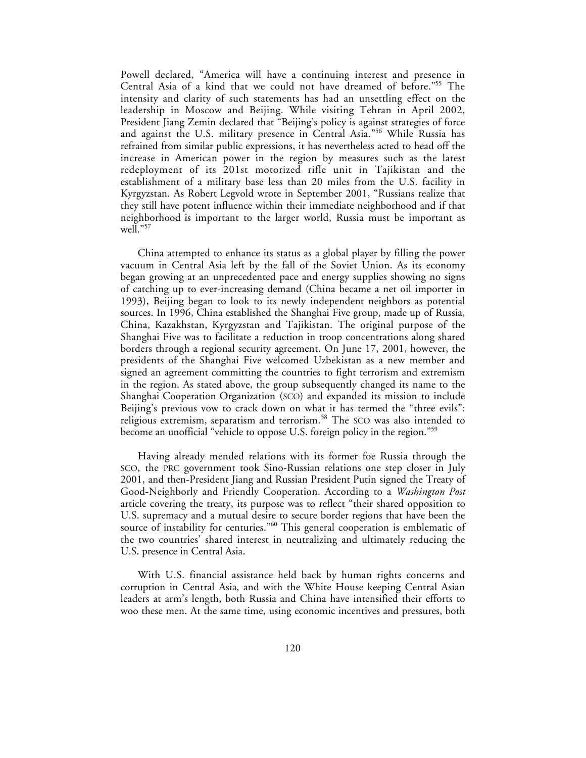Powell declared, "America will have a continuing interest and presence in Central Asia of a kind that we could not have dreamed of before."[55] The intensity and clarity of such statements has had an unsettling effect on the leadership in Moscow and Beijing. While visiting Tehran in April 2002, President Jiang Zemin declared that "Beijing's policy is against strategies of force and against the U.S. military presence in Central Asia."[56] While Russia has refrained from similar public expressions, it has nevertheless acted to head off the increase in American power in the region by measures such as the latest redeployment of its 201st motorized rifle unit in Tajikistan and the establishment of a military base less than 20 miles from the U.S. facility in Kyrgyzstan. As Robert Legvold wrote in September 2001, "Russians realize that they still have potent influence within their immediate neighborhood and if that neighborhood is important to the larger world, Russia must be important as well."[57]

China attempted to enhance its status as a global player by filling the power vacuum in Central Asia left by the fall of the Soviet Union. As its economy began growing at an unprecedented pace and energy supplies showing no signs of catching up to ever-increasing demand (China became a net oil importer in 1993), Beijing began to look to its newly independent neighbors as potential sources. In 1996, China established the Shanghai Five group, made up of Russia, China, Kazakhstan, Kyrgyzstan and Tajikistan. The original purpose of the Shanghai Five was to facilitate a reduction in troop concentrations along shared borders through a regional security agreement. On June 17, 2001, however, the presidents of the Shanghai Five welcomed Uzbekistan as a new member and signed an agreement committing the countries to fight terrorism and extremism in the region. As stated above, the group subsequently changed its name to the Shanghai Cooperation Organization (SCO) and expanded its mission to include Beijing's previous vow to crack down on what it has termed the "three evils": religious extremism, separatism and terrorism.[58] The SCO was also intended to become an unofficial "vehicle to oppose U.S. foreign policy in the region."[59]

Having already mended relations with its former foe Russia through the SCO, the PRC government took Sino-Russian relations one step closer in July 2001, and then-President Jiang and Russian President Putin signed the Treaty of Good-Neighborly and Friendly Cooperation. According to a *Washington Post* article covering the treaty, its purpose was to reflect "their shared opposition to U.S. supremacy and a mutual desire to secure border regions that have been the source of instability for centuries."[60] This general cooperation is emblematic of the two countries' shared interest in neutralizing and ultimately reducing the U.S. presence in Central Asia.

With U.S. financial assistance held back by human rights concerns and corruption in Central Asia, and with the White House keeping Central Asian leaders at arm's length, both Russia and China have intensified their efforts to woo these men. At the same time, using economic incentives and pressures, both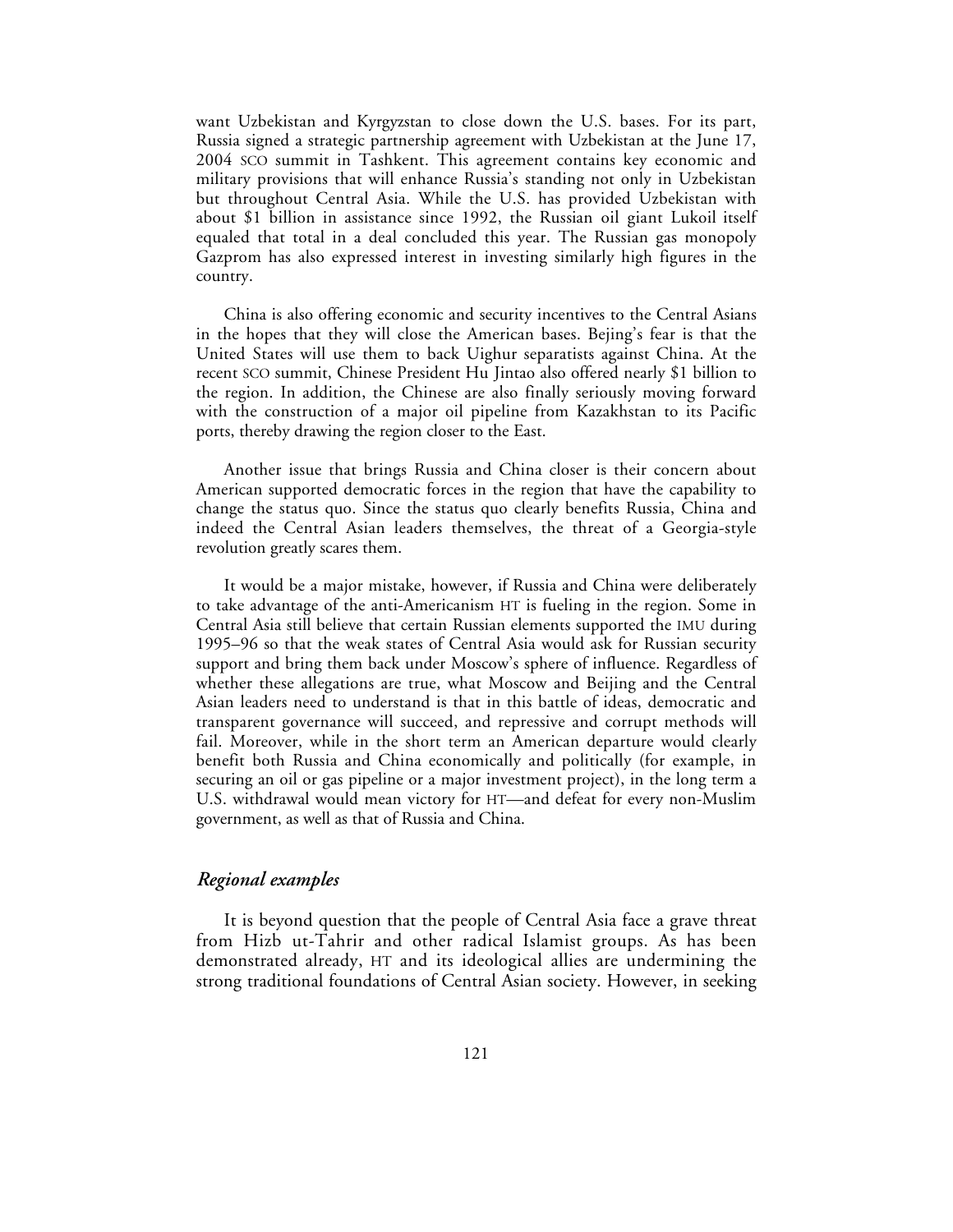want Uzbekistan and Kyrgyzstan to close down the U.S. bases. For its part, Russia signed a strategic partnership agreement with Uzbekistan at the June 17, 2004 SCO summit in Tashkent. This agreement contains key economic and military provisions that will enhance Russia's standing not only in Uzbekistan but throughout Central Asia. While the U.S. has provided Uzbekistan with about $1 billion in assistance since 1992, the Russian oil giant Lukoil itself equaled that total in a deal concluded this year. The Russian gas monopoly Gazprom has also expressed interest in investing similarly high figures in the country.

China is also offering economic and security incentives to the Central Asians in the hopes that they will close the American bases. Bejing's fear is that the United States will use them to back Uighur separatists against China. At the recent SCO summit, Chinese President Hu Jintao also offered nearly $1 billion to the region. In addition, the Chinese are also finally seriously moving forward with the construction of a major oil pipeline from Kazakhstan to its Pacific ports, thereby drawing the region closer to the East.

Another issue that brings Russia and China closer is their concern about American supported democratic forces in the region that have the capability to change the status quo. Since the status quo clearly benefits Russia, China and indeed the Central Asian leaders themselves, the threat of a Georgia-style revolution greatly scares them.

It would be a major mistake, however, if Russia and China were deliberately to take advantage of the anti-Americanism HT is fueling in the region. Some in Central Asia still believe that certain Russian elements supported the IMU during 1995–96 so that the weak states of Central Asia would ask for Russian security support and bring them back under Moscow's sphere of influence. Regardless of whether these allegations are true, what Moscow and Beijing and the Central Asian leaders need to understand is that in this battle of ideas, democratic and transparent governance will succeed, and repressive and corrupt methods will fail. Moreover, while in the short term an American departure would clearly benefit both Russia and China economically and politically (for example, in securing an oil or gas pipeline or a major investment project), in the long term a U.S. withdrawal would mean victory for HT—and defeat for every non-Muslim government, as well as that of Russia and China.

### *Regional examples*

It is beyond question that the people of Central Asia face a grave threat from Hizb ut-Tahrir and other radical Islamist groups. As has been demonstrated already, HT and its ideological allies are undermining the strong traditional foundations of Central Asian society. However, in seeking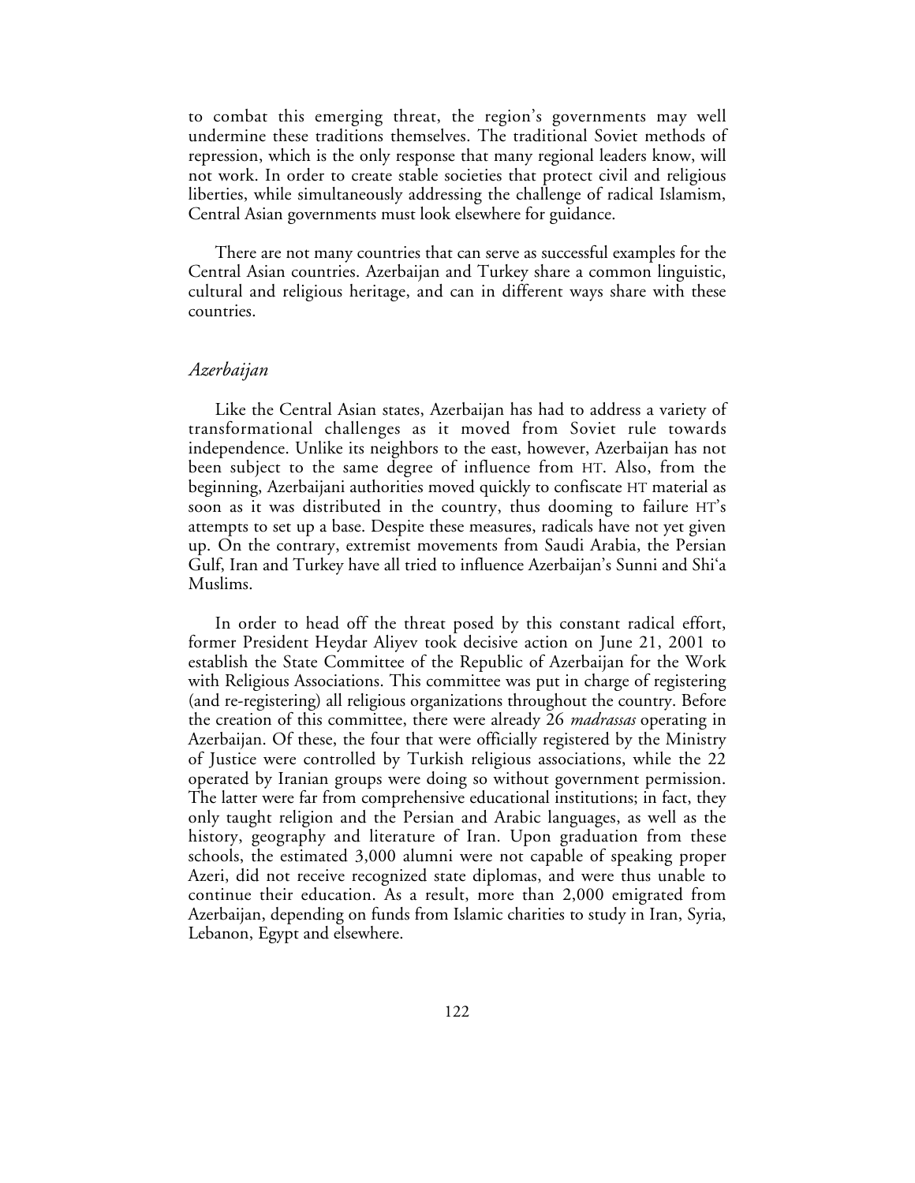to combat this emerging threat, the region's governments may well undermine these traditions themselves. The traditional Soviet methods of repression, which is the only response that many regional leaders know, will not work. In order to create stable societies that protect civil and religious liberties, while simultaneously addressing the challenge of radical Islamism, Central Asian governments must look elsewhere for guidance.

There are not many countries that can serve as successful examples for the Central Asian countries. Azerbaijan and Turkey share a common linguistic, cultural and religious heritage, and can in different ways share with these countries.

### *Azerbaijan*

Like the Central Asian states, Azerbaijan has had to address a variety of transformational challenges as it moved from Soviet rule towards independence. Unlike its neighbors to the east, however, Azerbaijan has not been subject to the same degree of influence from HT. Also, from the beginning, Azerbaijani authorities moved quickly to confiscate HT material as soon as it was distributed in the country, thus dooming to failure HT's attempts to set up a base. Despite these measures, radicals have not yet given up. On the contrary, extremist movements from Saudi Arabia, the Persian Gulf, Iran and Turkey have all tried to influence Azerbaijan's Sunni and Shi'a Muslims.

In order to head off the threat posed by this constant radical effort, former President Heydar Aliyev took decisive action on June 21, 2001 to establish the State Committee of the Republic of Azerbaijan for the Work with Religious Associations. This committee was put in charge of registering (and re-registering) all religious organizations throughout the country. Before the creation of this committee, there were already 26 *madrassas* operating in Azerbaijan. Of these, the four that were officially registered by the Ministry of Justice were controlled by Turkish religious associations, while the 22 operated by Iranian groups were doing so without government permission. The latter were far from comprehensive educational institutions; in fact, they only taught religion and the Persian and Arabic languages, as well as the history, geography and literature of Iran. Upon graduation from these schools, the estimated 3,000 alumni were not capable of speaking proper Azeri, did not receive recognized state diplomas, and were thus unable to continue their education. As a result, more than 2,000 emigrated from Azerbaijan, depending on funds from Islamic charities to study in Iran, Syria, Lebanon, Egypt and elsewhere.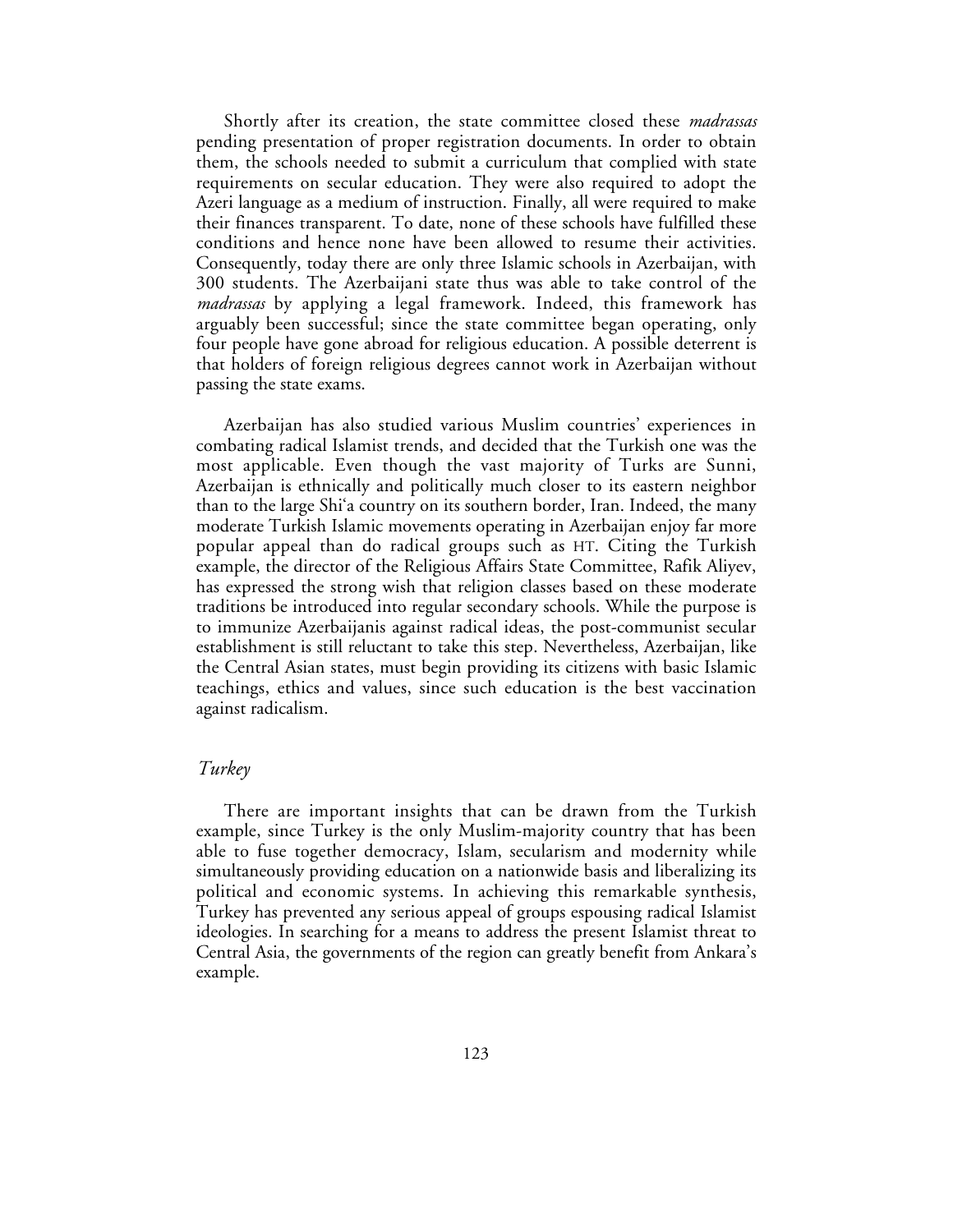Shortly after its creation, the state committee closed these *madrassas* pending presentation of proper registration documents. In order to obtain them, the schools needed to submit a curriculum that complied with state requirements on secular education. They were also required to adopt the Azeri language as a medium of instruction. Finally, all were required to make their finances transparent. To date, none of these schools have fulfilled these conditions and hence none have been allowed to resume their activities. Consequently, today there are only three Islamic schools in Azerbaijan, with 300 students. The Azerbaijani state thus was able to take control of the *madrassas* by applying a legal framework. Indeed, this framework has arguably been successful; since the state committee began operating, only four people have gone abroad for religious education. A possible deterrent is that holders of foreign religious degrees cannot work in Azerbaijan without passing the state exams.

Azerbaijan has also studied various Muslim countries' experiences in combating radical Islamist trends, and decided that the Turkish one was the most applicable. Even though the vast majority of Turks are Sunni, Azerbaijan is ethnically and politically much closer to its eastern neighbor than to the large Shi'a country on its southern border, Iran. Indeed, the many moderate Turkish Islamic movements operating in Azerbaijan enjoy far more popular appeal than do radical groups such as HT. Citing the Turkish example, the director of the Religious Affairs State Committee, Rafik Aliyev, has expressed the strong wish that religion classes based on these moderate traditions be introduced into regular secondary schools. While the purpose is to immunize Azerbaijanis against radical ideas, the post-communist secular establishment is still reluctant to take this step. Nevertheless, Azerbaijan, like the Central Asian states, must begin providing its citizens with basic Islamic teachings, ethics and values, since such education is the best vaccination against radicalism.

### *Turkey*

There are important insights that can be drawn from the Turkish example, since Turkey is the only Muslim-majority country that has been able to fuse together democracy, Islam, secularism and modernity while simultaneously providing education on a nationwide basis and liberalizing its political and economic systems. In achieving this remarkable synthesis, Turkey has prevented any serious appeal of groups espousing radical Islamist ideologies. In searching for a means to address the present Islamist threat to Central Asia, the governments of the region can greatly benefit from Ankara's example.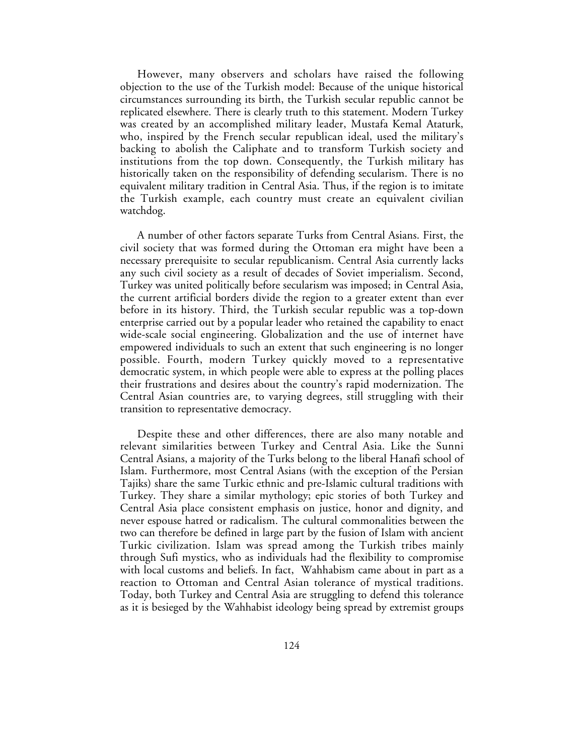However, many observers and scholars have raised the following objection to the use of the Turkish model: Because of the unique historical circumstances surrounding its birth, the Turkish secular republic cannot be replicated elsewhere. There is clearly truth to this statement. Modern Turkey was created by an accomplished military leader, Mustafa Kemal Ataturk, who, inspired by the French secular republican ideal, used the military's backing to abolish the Caliphate and to transform Turkish society and institutions from the top down. Consequently, the Turkish military has historically taken on the responsibility of defending secularism. There is no equivalent military tradition in Central Asia. Thus, if the region is to imitate the Turkish example, each country must create an equivalent civilian watchdog.

A number of other factors separate Turks from Central Asians. First, the civil society that was formed during the Ottoman era might have been a necessary prerequisite to secular republicanism. Central Asia currently lacks any such civil society as a result of decades of Soviet imperialism. Second, Turkey was united politically before secularism was imposed; in Central Asia, the current artificial borders divide the region to a greater extent than ever before in its history. Third, the Turkish secular republic was a top-down enterprise carried out by a popular leader who retained the capability to enact wide-scale social engineering. Globalization and the use of internet have empowered individuals to such an extent that such engineering is no longer possible. Fourth, modern Turkey quickly moved to a representative democratic system, in which people were able to express at the polling places their frustrations and desires about the country's rapid modernization. The Central Asian countries are, to varying degrees, still struggling with their transition to representative democracy.

Despite these and other differences, there are also many notable and relevant similarities between Turkey and Central Asia. Like the Sunni Central Asians, a majority of the Turks belong to the liberal Hanafi school of Islam. Furthermore, most Central Asians (with the exception of the Persian Tajiks) share the same Turkic ethnic and pre-Islamic cultural traditions with Turkey. They share a similar mythology; epic stories of both Turkey and Central Asia place consistent emphasis on justice, honor and dignity, and never espouse hatred or radicalism. The cultural commonalities between the two can therefore be defined in large part by the fusion of Islam with ancient Turkic civilization. Islam was spread among the Turkish tribes mainly through Sufi mystics, who as individuals had the flexibility to compromise with local customs and beliefs. In fact, Wahhabism came about in part as a reaction to Ottoman and Central Asian tolerance of mystical traditions. Today, both Turkey and Central Asia are struggling to defend this tolerance as it is besieged by the Wahhabist ideology being spread by extremist groups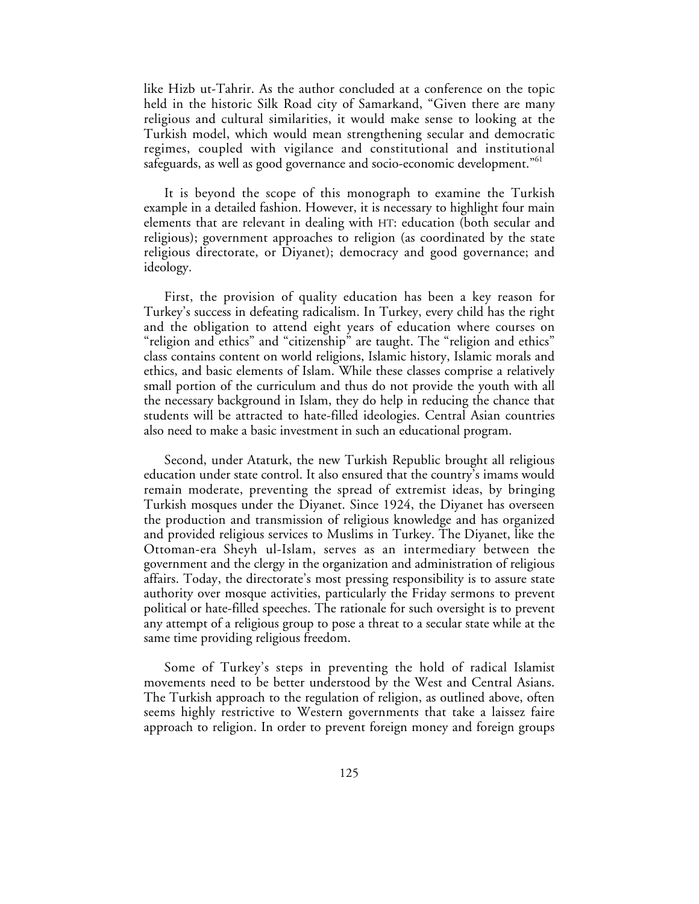like Hizb ut-Tahrir. As the author concluded at a conference on the topic held in the historic Silk Road city of Samarkand, "Given there are many religious and cultural similarities, it would make sense to looking at the Turkish model, which would mean strengthening secular and democratic regimes, coupled with vigilance and constitutional and institutional safeguards, as well as good governance and socio-economic development."[61]

It is beyond the scope of this monograph to examine the Turkish example in a detailed fashion. However, it is necessary to highlight four main elements that are relevant in dealing with HT: education (both secular and religious); government approaches to religion (as coordinated by the state religious directorate, or Diyanet); democracy and good governance; and ideology.

First, the provision of quality education has been a key reason for Turkey's success in defeating radicalism. In Turkey, every child has the right and the obligation to attend eight years of education where courses on "religion and ethics" and "citizenship" are taught. The "religion and ethics" class contains content on world religions, Islamic history, Islamic morals and ethics, and basic elements of Islam. While these classes comprise a relatively small portion of the curriculum and thus do not provide the youth with all the necessary background in Islam, they do help in reducing the chance that students will be attracted to hate-filled ideologies. Central Asian countries also need to make a basic investment in such an educational program.

Second, under Ataturk, the new Turkish Republic brought all religious education under state control. It also ensured that the country's imams would remain moderate, preventing the spread of extremist ideas, by bringing Turkish mosques under the Diyanet. Since 1924, the Diyanet has overseen the production and transmission of religious knowledge and has organized and provided religious services to Muslims in Turkey. The Diyanet, like the Ottoman-era Sheyh ul-Islam, serves as an intermediary between the government and the clergy in the organization and administration of religious affairs. Today, the directorate's most pressing responsibility is to assure state authority over mosque activities, particularly the Friday sermons to prevent political or hate-filled speeches. The rationale for such oversight is to prevent any attempt of a religious group to pose a threat to a secular state while at the same time providing religious freedom.

Some of Turkey's steps in preventing the hold of radical Islamist movements need to be better understood by the West and Central Asians. The Turkish approach to the regulation of religion, as outlined above, often seems highly restrictive to Western governments that take a laissez faire approach to religion. In order to prevent foreign money and foreign groups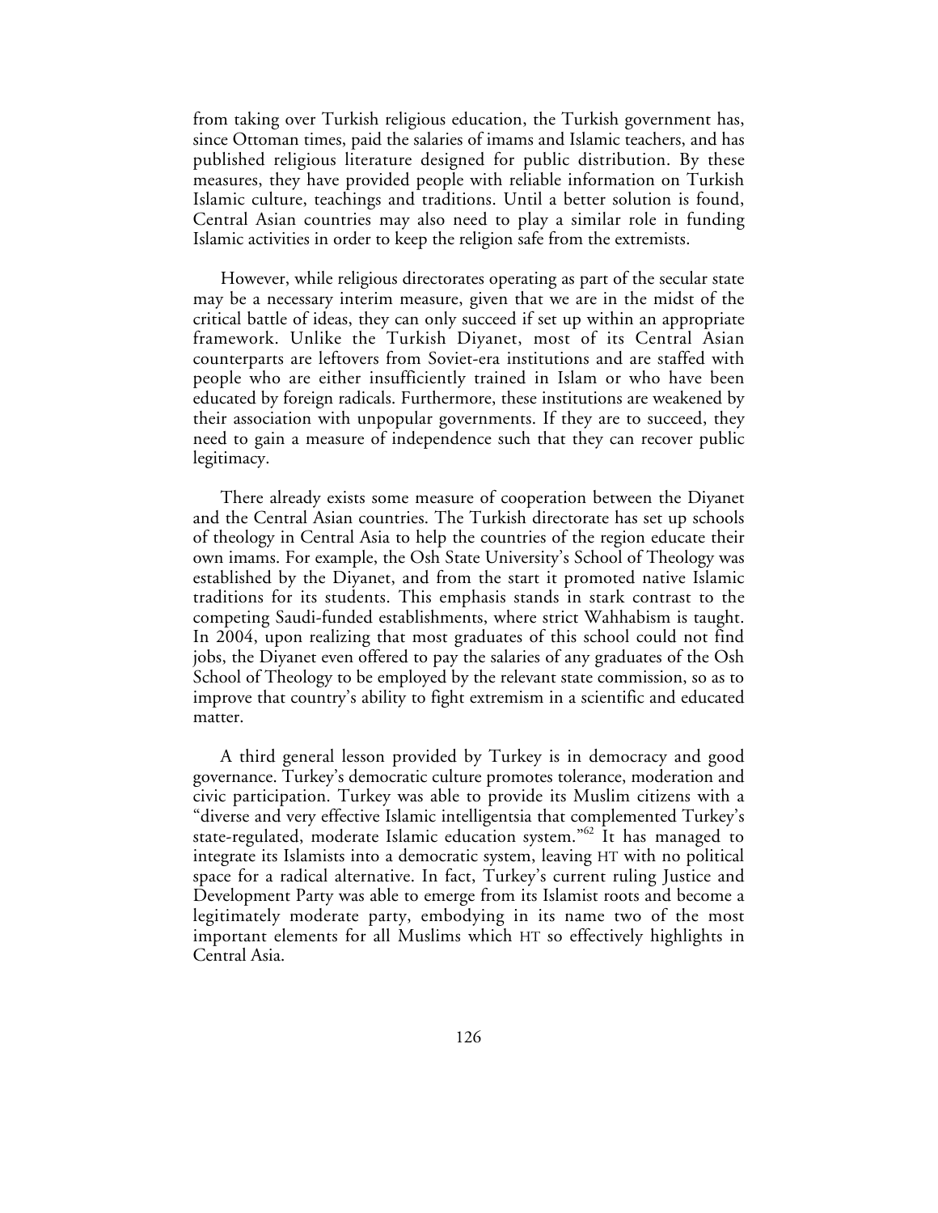from taking over Turkish religious education, the Turkish government has, since Ottoman times, paid the salaries of imams and Islamic teachers, and has published religious literature designed for public distribution. By these measures, they have provided people with reliable information on Turkish Islamic culture, teachings and traditions. Until a better solution is found, Central Asian countries may also need to play a similar role in funding Islamic activities in order to keep the religion safe from the extremists.

However, while religious directorates operating as part of the secular state may be a necessary interim measure, given that we are in the midst of the critical battle of ideas, they can only succeed if set up within an appropriate framework. Unlike the Turkish Diyanet, most of its Central Asian counterparts are leftovers from Soviet-era institutions and are staffed with people who are either insufficiently trained in Islam or who have been educated by foreign radicals. Furthermore, these institutions are weakened by their association with unpopular governments. If they are to succeed, they need to gain a measure of independence such that they can recover public legitimacy.

There already exists some measure of cooperation between the Diyanet and the Central Asian countries. The Turkish directorate has set up schools of theology in Central Asia to help the countries of the region educate their own imams. For example, the Osh State University's School of Theology was established by the Diyanet, and from the start it promoted native Islamic traditions for its students. This emphasis stands in stark contrast to the competing Saudi-funded establishments, where strict Wahhabism is taught. In 2004, upon realizing that most graduates of this school could not find jobs, the Diyanet even offered to pay the salaries of any graduates of the Osh School of Theology to be employed by the relevant state commission, so as to improve that country's ability to fight extremism in a scientific and educated matter.

A third general lesson provided by Turkey is in democracy and good governance. Turkey's democratic culture promotes tolerance, moderation and civic participation. Turkey was able to provide its Muslim citizens with a "diverse and very effective Islamic intelligentsia that complemented Turkey's state-regulated, moderate Islamic education system."[62] It has managed to integrate its Islamists into a democratic system, leaving HT with no political space for a radical alternative. In fact, Turkey's current ruling Justice and Development Party was able to emerge from its Islamist roots and become a legitimately moderate party, embodying in its name two of the most important elements for all Muslims which HT so effectively highlights in Central Asia.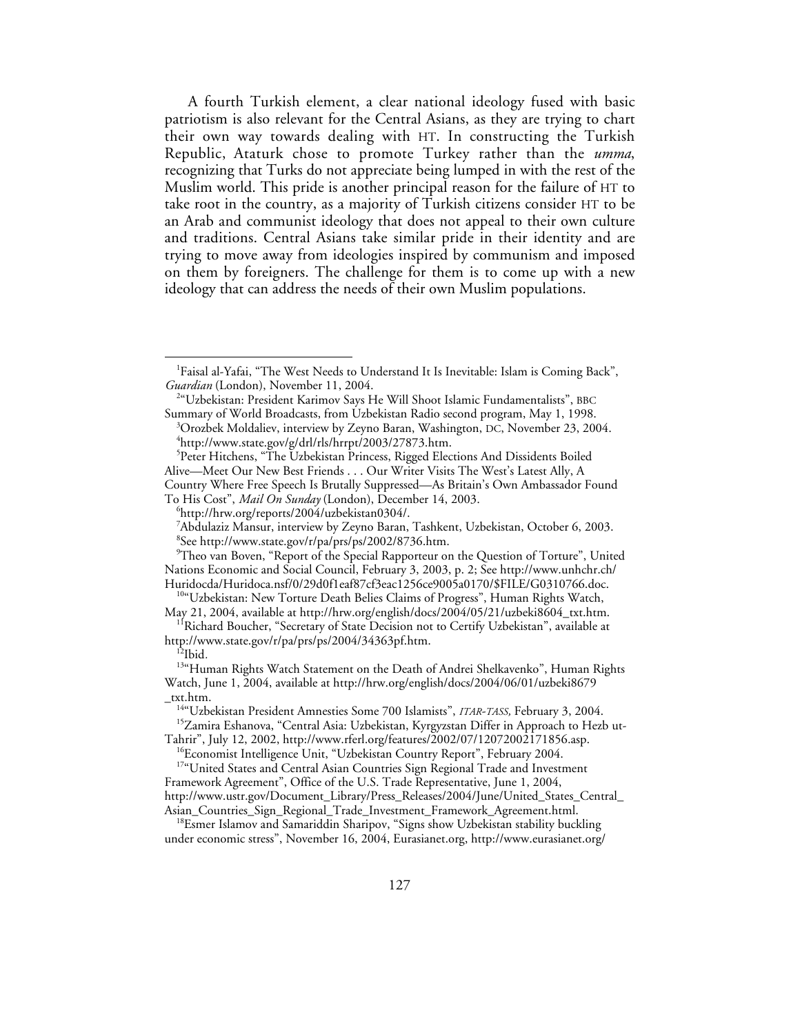A fourth Turkish element, a clear national ideology fused with basic patriotism is also relevant for the Central Asians, as they are trying to chart their own way towards dealing with HT. In constructing the Turkish Republic, Ataturk chose to promote Turkey rather than the *umma*, recognizing that Turks do not appreciate being lumped in with the rest of the Muslim world. This pride is another principal reason for the failure of HT to take root in the country, as a majority of Turkish citizens consider HT to be an Arab and communist ideology that does not appeal to their own culture and traditions. Central Asians take similar pride in their identity and are trying to move away from ideologies inspired by communism and imposed on them by foreigners. The challenge for them is to come up with a new ideology that can address the needs of their own Muslim populations.

---

[1] Faisal al-Yafai, "The West Needs to Understand It Is Inevitable: Islam is Coming Back", *Guardian* (London), November 11, 2004.

[2] "Uzbekistan: President Karimov Says He Will Shoot Islamic Fundamentalists", BBC Summary of World Broadcasts, from Uzbekistan Radio second program, May 1, 1998.

[3] Orozbek Moldaliev, interview by Zeyno Baran, Washington, DC, November 23, 2004.

[4] http://www.state.gov/g/drl/rls/hrrpt/2003/27873.htm.

[5] Peter Hitchens, "The Uzbekistan Princess, Rigged Elections And Dissidents Boiled Alive—Meet Our New Best Friends . . . Our Writer Visits The West's Latest Ally, A Country Where Free Speech Is Brutally Suppressed—As Britain's Own Ambassador Found To His Cost", *Mail On Sunday* (London), December 14, 2003.

[6] http://hrw.org/reports/2004/uzbekistan0304/.

[7] Abdulaziz Mansur, interview by Zeyno Baran, Tashkent, Uzbekistan, October 6, 2003.

[8] See http://www.state.gov/r/pa/prs/ps/2002/8736.htm.

[9] Theo van Boven, "Report of the Special Rapporteur on the Question of Torture", United Nations Economic and Social Council, February 3, 2003, p. 2; See http://www.unhchr.ch/Huridocda/Huridoca.nsf/0/29d0f1eaf87cf3eac1256ce9005a0170/$FILE/G0310766.doc.

[10] "Uzbekistan: New Torture Death Belies Claims of Progress", Human Rights Watch, May 21, 2004, available at http://hrw.org/english/docs/2004/05/21/uzbeki8604_txt.htm.

[11] Richard Boucher, "Secretary of State Decision not to Certify Uzbekistan", available at http://www.state.gov/r/pa/prs/ps/2004/34363pf.htm.

[12] Ibid.

[13] "Human Rights Watch Statement on the Death of Andrei Shelkavenko", Human Rights Watch, June 1, 2004, available at http://hrw.org/english/docs/2004/06/01/uzbeki8679_txt.htm.

[14] "Uzbekistan President Amnesties Some 700 Islamists", *ITAR-TASS*, February 3, 2004.

[15] Zamira Eshanova, "Central Asia: Uzbekistan, Kyrgyzstan Differ in Approach to Hezb ut-Tahrir", July 12, 2002, http://www.rferl.org/features/2002/07/12072002171856.asp.

[16] Economist Intelligence Unit, "Uzbekistan Country Report", February 2004.

[17] "United States and Central Asian Countries Sign Regional Trade and Investment Framework Agreement", Office of the U.S. Trade Representative, June 1, 2004, http://www.ustr.gov/Document_Library/Press_Releases/2004/June/United_States_Central_Asian_Countries_Sign_Regional_Trade_Investment_Framework_Agreement.html.

[18] Esmer Islamov and Samariddin Sharipov, "Signs show Uzbekistan stability buckling under economic stress", November 16, 2004, Eurasianet.org, http://www.eurasianet.org/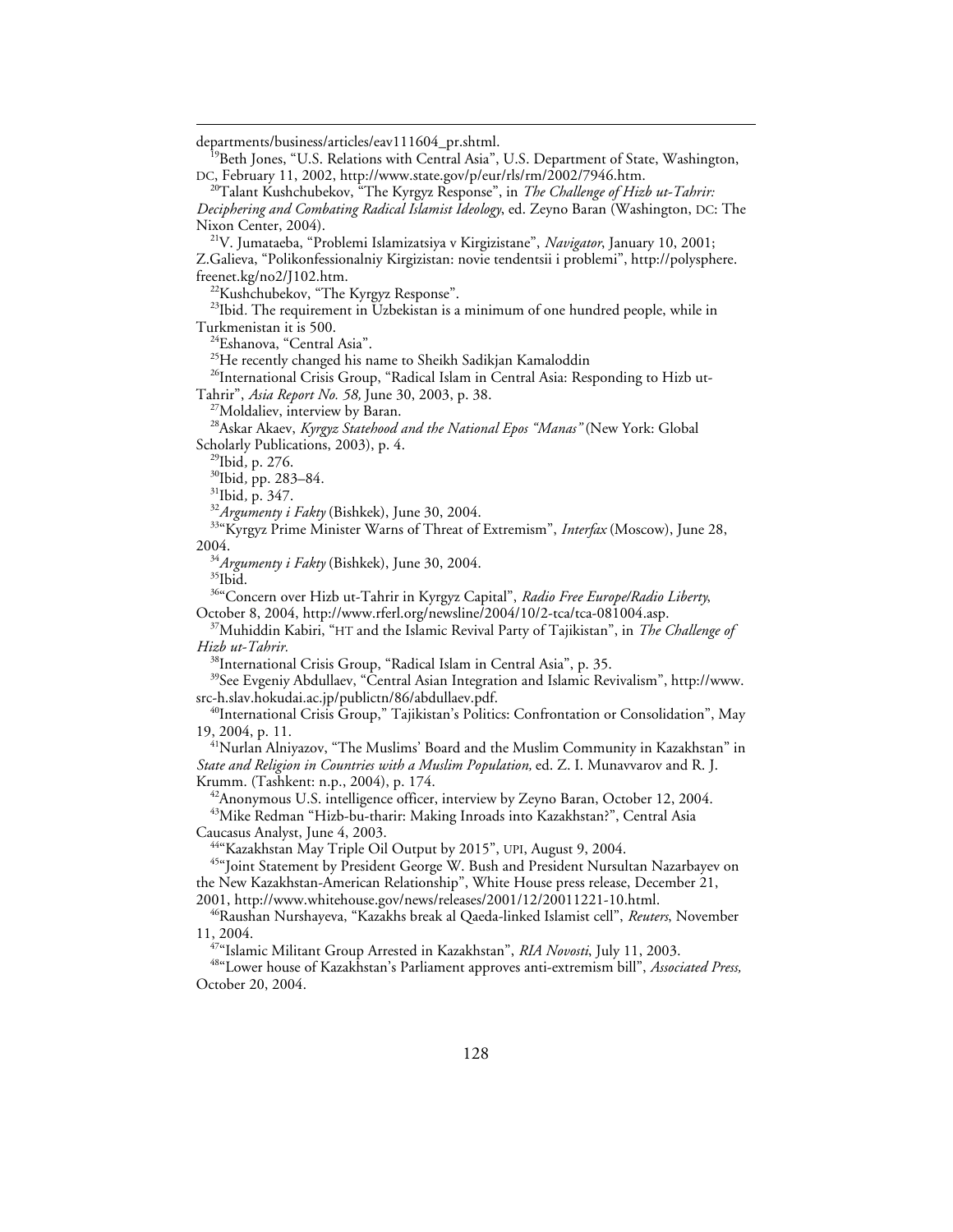departments/business/articles/eav111604_pr.shtml.

[19]Beth Jones, "U.S. Relations with Central Asia", U.S. Department of State, Washington, DC, February 11, 2002, http://www.state.gov/p/eur/rls/rm/2002/7946.htm.

[20]Talant Kushchubekov, "The Kyrgyz Response", in *The Challenge of Hizb ut-Tahrir: Deciphering and Combating Radical Islamist Ideology*, ed. Zeyno Baran (Washington, DC: The Nixon Center, 2004).

[21]V. Jumataeba, "Problemi Islamizatsiya v Kirgizistane", *Navigator*, January 10, 2001; Z.Galieva, "Polikonfessionalniy Kirgizistan: novie tendentsii i problemi", http://polysphere.freenet.kg/no2/J102.htm.

[22]Kushchubekov, "The Kyrgyz Response".

[23]Ibid. The requirement in Uzbekistan is a minimum of one hundred people, while in Turkmenistan it is 500.

[24]Eshanova, "Central Asia".

[25]He recently changed his name to Sheikh Sadikjan Kamaloddin

[26]International Crisis Group, "Radical Islam in Central Asia: Responding to Hizb ut-Tahrir", *Asia Report No. 58,* June 30, 2003, p. 38.

[27]Moldaliev, interview by Baran.

[28]Askar Akaev, *Kyrgyz Statehood and the National Epos "Manas"* (New York: Global Scholarly Publications, 2003), p. 4.

[29]Ibid*,* p. 276.

[30]Ibid*,* pp. 283–84.

[31]Ibid*,* p. 347.

[32]*Argumenty i Fakty* (Bishkek), June 30, 2004.

[33]"Kyrgyz Prime Minister Warns of Threat of Extremism", *Interfax* (Moscow), June 28, 2004.

[34]*Argumenty i Fakty* (Bishkek), June 30, 2004.

[35]Ibid.

[36]"Concern over Hizb ut-Tahrir in Kyrgyz Capital", *Radio Free Europe/Radio Liberty*, October 8, 2004, http://www.rferl.org/newsline/2004/10/2-tca/tca-081004.asp.

[37]Muhiddin Kabiri, "HT and the Islamic Revival Party of Tajikistan", in *The Challenge of Hizb ut-Tahrir.*

[38]International Crisis Group, "Radical Islam in Central Asia", p. 35.

[39]See Evgeniy Abdullaev, "Central Asian Integration and Islamic Revivalism", http://www.src-h.slav.hokudai.ac.jp/publictn/86/abdullaev.pdf.

[40]International Crisis Group," Tajikistan's Politics: Confrontation or Consolidation", May 19, 2004, p. 11.

[41]Nurlan Alniyazov, "The Muslims' Board and the Muslim Community in Kazakhstan" in *State and Religion in Countries with a Muslim Population,* ed. Z. I. Munavvarov and R. J. Krumm. (Tashkent: n.p., 2004), p. 174.

[42]Anonymous U.S. intelligence officer, interview by Zeyno Baran, October 12, 2004.

[43]Mike Redman "Hizb-bu-tharir: Making Inroads into Kazakhstan?", Central Asia Caucasus Analyst, June 4, 2003.

[44]"Kazakhstan May Triple Oil Output by 2015", UPI, August 9, 2004.

[45]"Joint Statement by President George W. Bush and President Nursultan Nazarbayev on the New Kazakhstan-American Relationship", White House press release, December 21, 2001, http://www.whitehouse.gov/news/releases/2001/12/20011221-10.html.

[46]Raushan Nurshayeva, "Kazakhs break al Qaeda-linked Islamist cell", *Reuters*, November 11, 2004.

[47]"Islamic Militant Group Arrested in Kazakhstan", *RIA Novosti*, July 11, 2003.

[48]"Lower house of Kazakhstan's Parliament approves anti-extremism bill", *Associated Press,* October 20, 2004.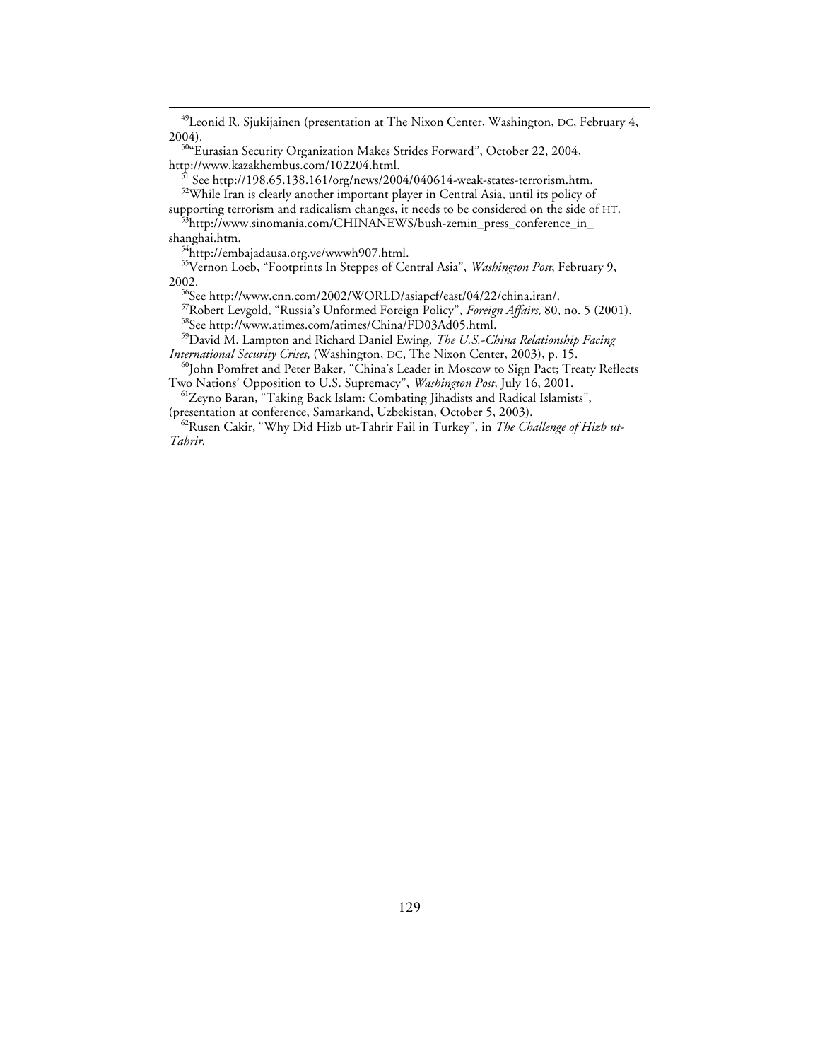[49]Leonid R. Sjukijainen (presentation at The Nixon Center, Washington, DC, February 4, 2004).

[50]"Eurasian Security Organization Makes Strides Forward", October 22, 2004, http://www.kazakhembus.com/102204.html.

[51] See http://198.65.138.161/org/news/2004/040614-weak-states-terrorism.htm.

[52]While Iran is clearly another important player in Central Asia, until its policy of supporting terrorism and radicalism changes, it needs to be considered on the side of HT.

[53]http://www.sinomania.com/CHINANEWS/bush-zemin_press_conference_in_shanghai.htm.

[54]http://embajadausa.org.ve/wwwh907.html.

[55]Vernon Loeb, "Footprints In Steppes of Central Asia", *Washington Post*, February 9, 2002.

[56]See http://www.cnn.com/2002/WORLD/asiapcf/east/04/22/china.iran/.

[57]Robert Levgold, "Russia's Unformed Foreign Policy", *Foreign Affairs,* 80, no. 5 (2001).

[58]See http://www.atimes.com/atimes/China/FD03Ad05.html.

[59]David M. Lampton and Richard Daniel Ewing, *The U.S.-China Relationship Facing International Security Crises,* (Washington, DC, The Nixon Center, 2003), p. 15.

[60]John Pomfret and Peter Baker, "China's Leader in Moscow to Sign Pact; Treaty Reflects Two Nations' Opposition to U.S. Supremacy", *Washington Post,* July 16, 2001.

[61]Zeyno Baran, "Taking Back Islam: Combating Jihadists and Radical Islamists", (presentation at conference, Samarkand, Uzbekistan, October 5, 2003).

[62]Rusen Cakir, "Why Did Hizb ut-Tahrir Fail in Turkey", in *The Challenge of Hizb ut-Tahrir.*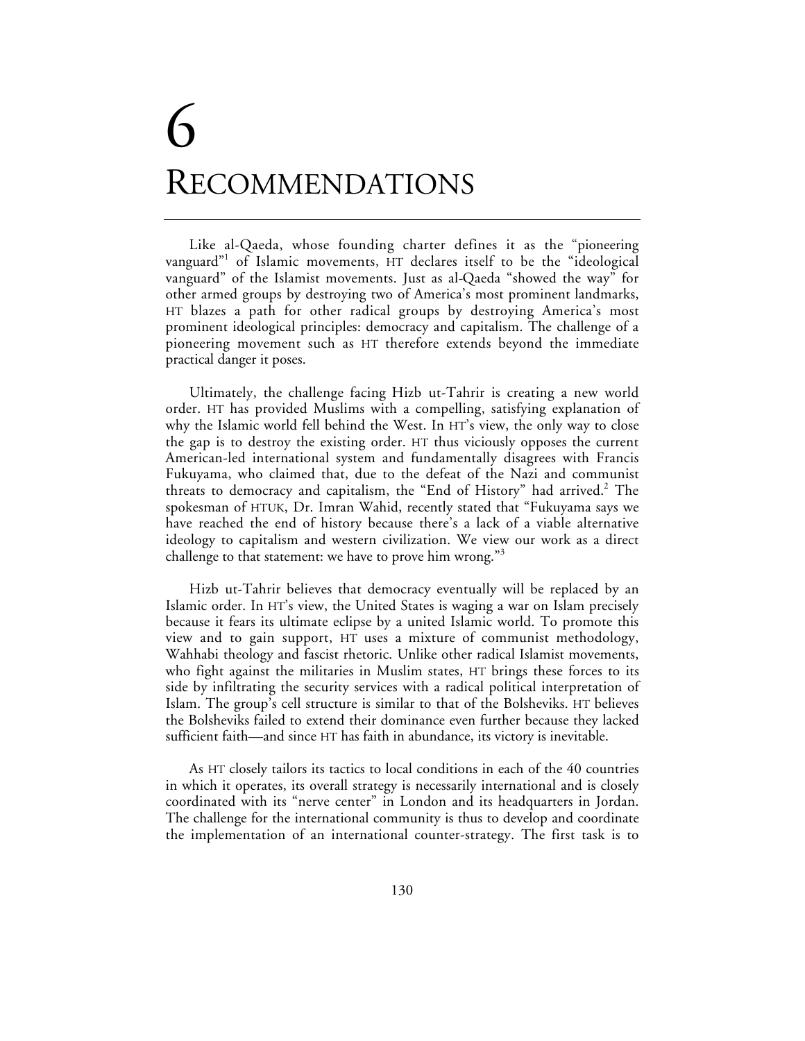# 6 RECOMMENDATIONS

Like al-Qaeda, whose founding charter defines it as the "pioneering vanguard"[1] of Islamic movements, HT declares itself to be the "ideological vanguard" of the Islamist movements. Just as al-Qaeda "showed the way" for other armed groups by destroying two of America's most prominent landmarks, HT blazes a path for other radical groups by destroying America's most prominent ideological principles: democracy and capitalism. The challenge of a pioneering movement such as HT therefore extends beyond the immediate practical danger it poses.

Ultimately, the challenge facing Hizb ut-Tahrir is creating a new world order. HT has provided Muslims with a compelling, satisfying explanation of why the Islamic world fell behind the West. In HT's view, the only way to close the gap is to destroy the existing order. HT thus viciously opposes the current American-led international system and fundamentally disagrees with Francis Fukuyama, who claimed that, due to the defeat of the Nazi and communist threats to democracy and capitalism, the "End of History" had arrived.[2] The spokesman of HTUK, Dr. Imran Wahid, recently stated that "Fukuyama says we have reached the end of history because there's a lack of a viable alternative ideology to capitalism and western civilization. We view our work as a direct challenge to that statement: we have to prove him wrong."[3]

Hizb ut-Tahrir believes that democracy eventually will be replaced by an Islamic order. In HT's view, the United States is waging a war on Islam precisely because it fears its ultimate eclipse by a united Islamic world. To promote this view and to gain support, HT uses a mixture of communist methodology, Wahhabi theology and fascist rhetoric. Unlike other radical Islamist movements, who fight against the militaries in Muslim states, HT brings these forces to its side by infiltrating the security services with a radical political interpretation of Islam. The group's cell structure is similar to that of the Bolsheviks. HT believes the Bolsheviks failed to extend their dominance even further because they lacked sufficient faith—and since HT has faith in abundance, its victory is inevitable.

As HT closely tailors its tactics to local conditions in each of the 40 countries in which it operates, its overall strategy is necessarily international and is closely coordinated with its "nerve center" in London and its headquarters in Jordan. The challenge for the international community is thus to develop and coordinate the implementation of an international counter-strategy. The first task is to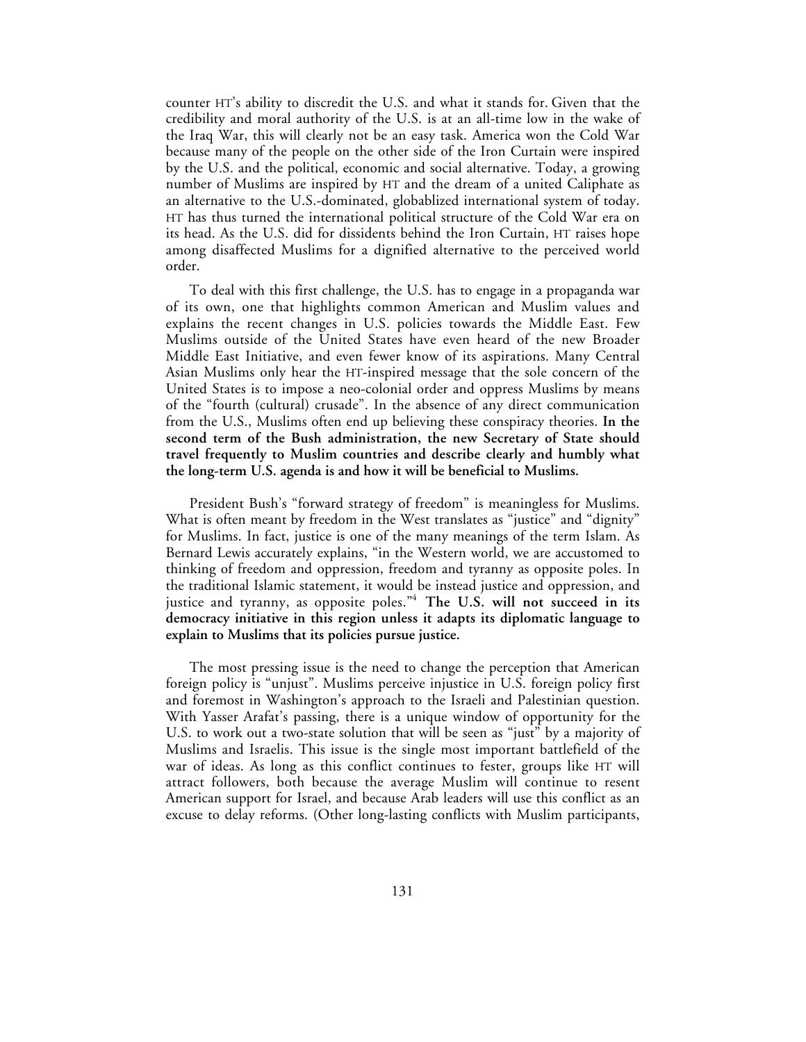counter HT's ability to discredit the U.S. and what it stands for. Given that the credibility and moral authority of the U.S. is at an all-time low in the wake of the Iraq War, this will clearly not be an easy task. America won the Cold War because many of the people on the other side of the Iron Curtain were inspired by the U.S. and the political, economic and social alternative. Today, a growing number of Muslims are inspired by HT and the dream of a united Caliphate as an alternative to the U.S.-dominated, globablized international system of today. HT has thus turned the international political structure of the Cold War era on its head. As the U.S. did for dissidents behind the Iron Curtain, HT raises hope among disaffected Muslims for a dignified alternative to the perceived world order.

To deal with this first challenge, the U.S. has to engage in a propaganda war of its own, one that highlights common American and Muslim values and explains the recent changes in U.S. policies towards the Middle East. Few Muslims outside of the United States have even heard of the new Broader Middle East Initiative, and even fewer know of its aspirations. Many Central Asian Muslims only hear the HT-inspired message that the sole concern of the United States is to impose a neo-colonial order and oppress Muslims by means of the "fourth (cultural) crusade". In the absence of any direct communication from the U.S., Muslims often end up believing these conspiracy theories. **In the second term of the Bush administration, the new Secretary of State should travel frequently to Muslim countries and describe clearly and humbly what the long-term U.S. agenda is and how it will be beneficial to Muslims.**

President Bush's "forward strategy of freedom" is meaningless for Muslims. What is often meant by freedom in the West translates as "justice" and "dignity" for Muslims. In fact, justice is one of the many meanings of the term Islam. As Bernard Lewis accurately explains, "in the Western world, we are accustomed to thinking of freedom and oppression, freedom and tyranny as opposite poles. In the traditional Islamic statement, it would be instead justice and oppression, and justice and tyranny, as opposite poles."[4] **The U.S. will not succeed in its democracy initiative in this region unless it adapts its diplomatic language to explain to Muslims that its policies pursue justice.**

The most pressing issue is the need to change the perception that American foreign policy is "unjust". Muslims perceive injustice in U.S. foreign policy first and foremost in Washington's approach to the Israeli and Palestinian question. With Yasser Arafat's passing, there is a unique window of opportunity for the U.S. to work out a two-state solution that will be seen as "just" by a majority of Muslims and Israelis. This issue is the single most important battlefield of the war of ideas. As long as this conflict continues to fester, groups like HT will attract followers, both because the average Muslim will continue to resent American support for Israel, and because Arab leaders will use this conflict as an excuse to delay reforms. (Other long-lasting conflicts with Muslim participants,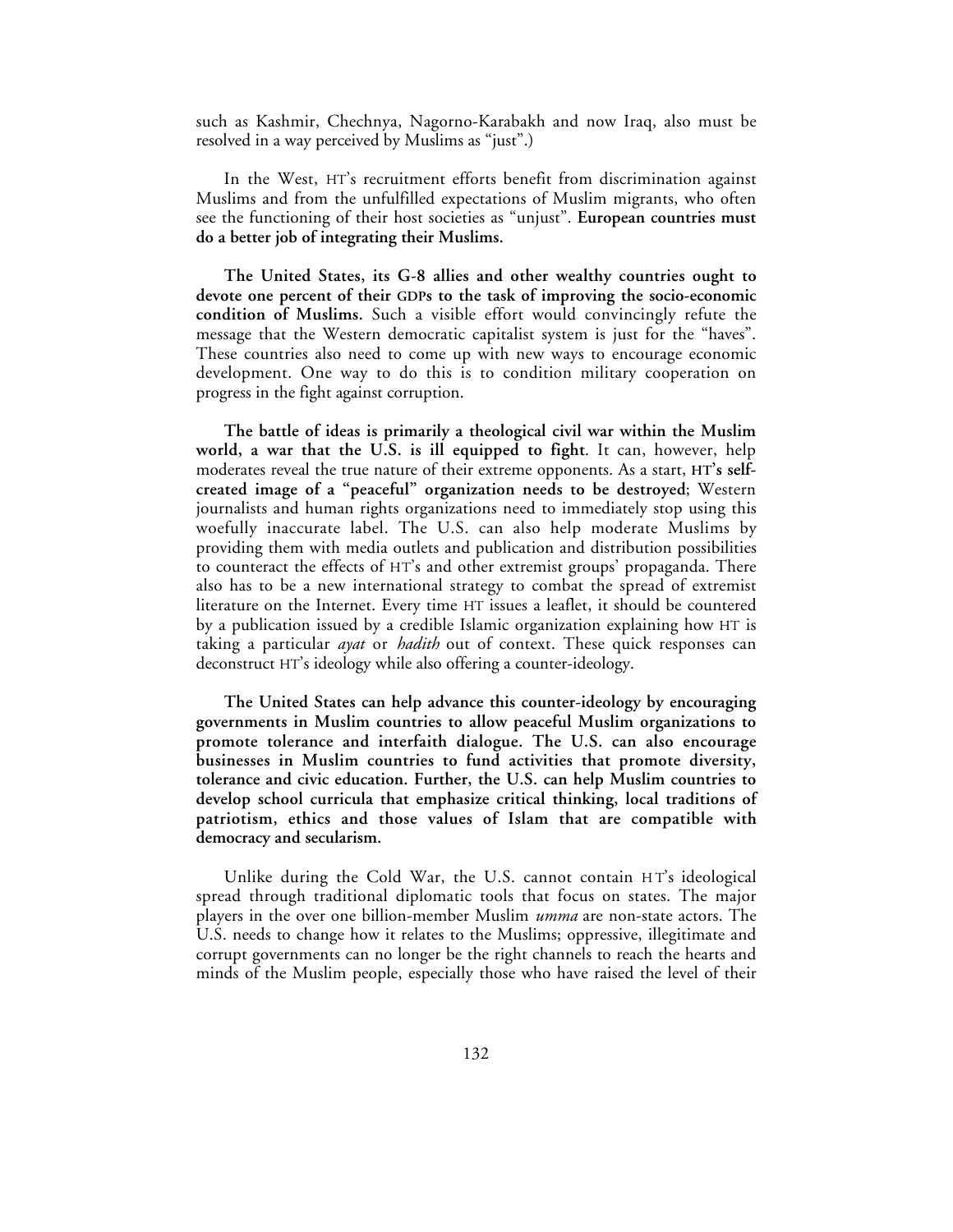such as Kashmir, Chechnya, Nagorno-Karabakh and now Iraq, also must be resolved in a way perceived by Muslims as "just".)

In the West, HT's recruitment efforts benefit from discrimination against Muslims and from the unfulfilled expectations of Muslim migrants, who often see the functioning of their host societies as "unjust". **European countries must do a better job of integrating their Muslims.**

**The United States, its G-8 allies and other wealthy countries ought to devote one percent of their GDPs to the task of improving the socio-economic condition of Muslims.** Such a visible effort would convincingly refute the message that the Western democratic capitalist system is just for the "haves". These countries also need to come up with new ways to encourage economic development. One way to do this is to condition military cooperation on progress in the fight against corruption.

**The battle of ideas is primarily a theological civil war within the Muslim world, a war that the U.S. is ill equipped to fight**. It can, however, help moderates reveal the true nature of their extreme opponents. As a start, **HT's self-created image of a "peaceful" organization needs to be destroyed**; Western journalists and human rights organizations need to immediately stop using this woefully inaccurate label. The U.S. can also help moderate Muslims by providing them with media outlets and publication and distribution possibilities to counteract the effects of HT's and other extremist groups' propaganda. There also has to be a new international strategy to combat the spread of extremist literature on the Internet. Every time HT issues a leaflet, it should be countered by a publication issued by a credible Islamic organization explaining how HT is taking a particular *ayat* or *hadith* out of context. These quick responses can deconstruct HT's ideology while also offering a counter-ideology.

**The United States can help advance this counter-ideology by encouraging governments in Muslim countries to allow peaceful Muslim organizations to promote tolerance and interfaith dialogue. The U.S. can also encourage businesses in Muslim countries to fund activities that promote diversity, tolerance and civic education. Further, the U.S. can help Muslim countries to develop school curricula that emphasize critical thinking, local traditions of patriotism, ethics and those values of Islam that are compatible with democracy and secularism.**

Unlike during the Cold War, the U.S. cannot contain HT's ideological spread through traditional diplomatic tools that focus on states. The major players in the over one billion-member Muslim *umma* are non-state actors. The U.S. needs to change how it relates to the Muslims; oppressive, illegitimate and corrupt governments can no longer be the right channels to reach the hearts and minds of the Muslim people, especially those who have raised the level of their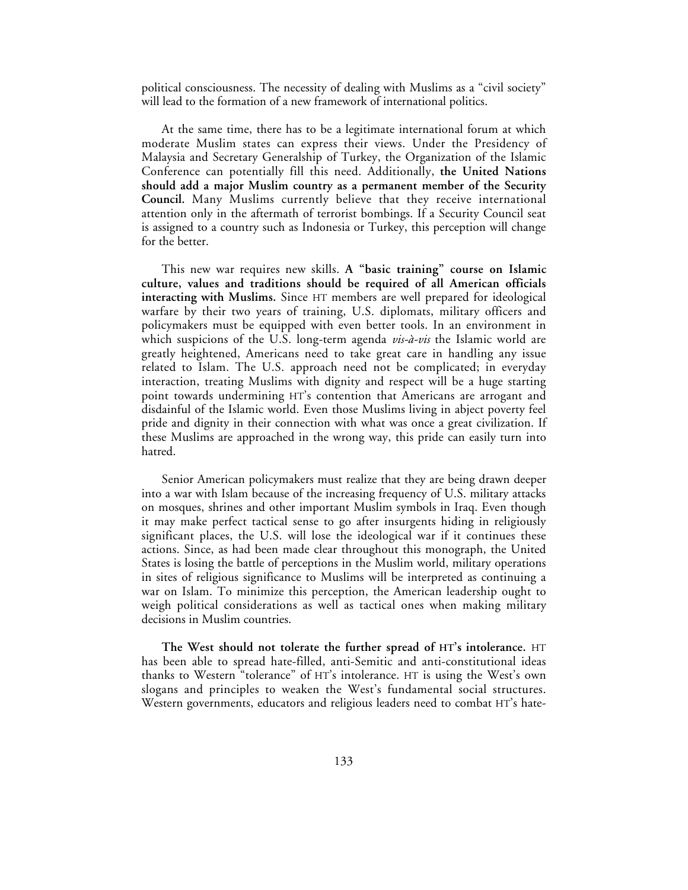political consciousness. The necessity of dealing with Muslims as a "civil society" will lead to the formation of a new framework of international politics.

At the same time, there has to be a legitimate international forum at which moderate Muslim states can express their views. Under the Presidency of Malaysia and Secretary Generalship of Turkey, the Organization of the Islamic Conference can potentially fill this need. Additionally, **the United Nations should add a major Muslim country as a permanent member of the Security Council.** Many Muslims currently believe that they receive international attention only in the aftermath of terrorist bombings. If a Security Council seat is assigned to a country such as Indonesia or Turkey, this perception will change for the better.

This new war requires new skills. **A "basic training" course on Islamic culture, values and traditions should be required of all American officials interacting with Muslims.** Since HT members are well prepared for ideological warfare by their two years of training, U.S. diplomats, military officers and policymakers must be equipped with even better tools. In an environment in which suspicions of the U.S. long-term agenda *vis-à-vis* the Islamic world are greatly heightened, Americans need to take great care in handling any issue related to Islam. The U.S. approach need not be complicated; in everyday interaction, treating Muslims with dignity and respect will be a huge starting point towards undermining HT's contention that Americans are arrogant and disdainful of the Islamic world. Even those Muslims living in abject poverty feel pride and dignity in their connection with what was once a great civilization. If these Muslims are approached in the wrong way, this pride can easily turn into hatred.

Senior American policymakers must realize that they are being drawn deeper into a war with Islam because of the increasing frequency of U.S. military attacks on mosques, shrines and other important Muslim symbols in Iraq. Even though it may make perfect tactical sense to go after insurgents hiding in religiously significant places, the U.S. will lose the ideological war if it continues these actions. Since, as had been made clear throughout this monograph, the United States is losing the battle of perceptions in the Muslim world, military operations in sites of religious significance to Muslims will be interpreted as continuing a war on Islam. To minimize this perception, the American leadership ought to weigh political considerations as well as tactical ones when making military decisions in Muslim countries.

**The West should not tolerate the further spread of HT's intolerance.** HT has been able to spread hate-filled, anti-Semitic and anti-constitutional ideas thanks to Western "tolerance" of HT's intolerance. HT is using the West's own slogans and principles to weaken the West's fundamental social structures. Western governments, educators and religious leaders need to combat HT's hate-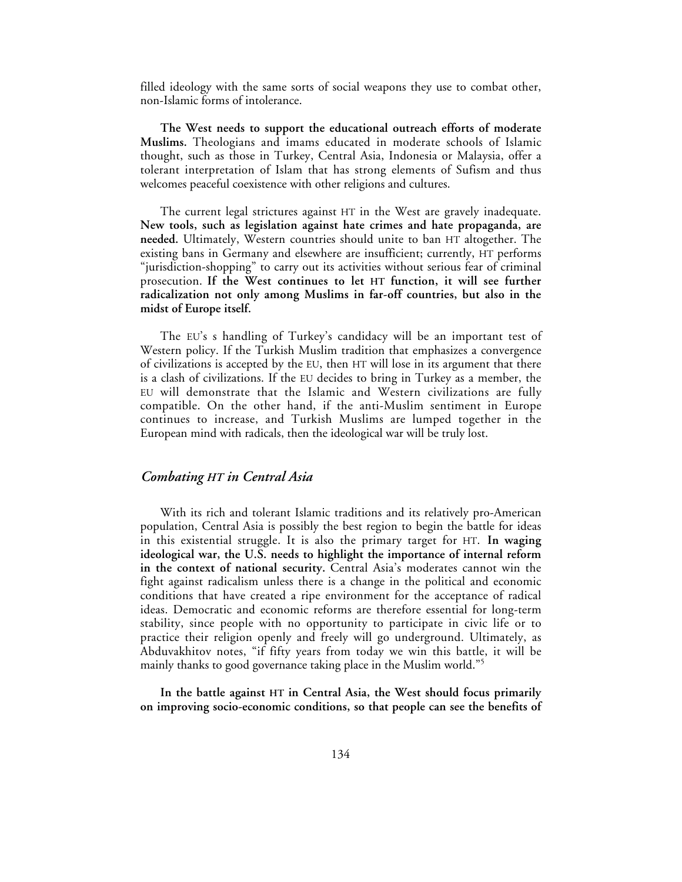filled ideology with the same sorts of social weapons they use to combat other, non-Islamic forms of intolerance.

**The West needs to support the educational outreach efforts of moderate Muslims.** Theologians and imams educated in moderate schools of Islamic thought, such as those in Turkey, Central Asia, Indonesia or Malaysia, offer a tolerant interpretation of Islam that has strong elements of Sufism and thus welcomes peaceful coexistence with other religions and cultures.

The current legal strictures against HT in the West are gravely inadequate. **New tools, such as legislation against hate crimes and hate propaganda, are needed.** Ultimately, Western countries should unite to ban HT altogether. The existing bans in Germany and elsewhere are insufficient; currently, HT performs "jurisdiction-shopping" to carry out its activities without serious fear of criminal prosecution. **If the West continues to let HT function, it will see further radicalization not only among Muslims in far-off countries, but also in the midst of Europe itself.**

The EU's s handling of Turkey's candidacy will be an important test of Western policy. If the Turkish Muslim tradition that emphasizes a convergence of civilizations is accepted by the EU, then HT will lose in its argument that there is a clash of civilizations. If the EU decides to bring in Turkey as a member, the EU will demonstrate that the Islamic and Western civilizations are fully compatible. On the other hand, if the anti-Muslim sentiment in Europe continues to increase, and Turkish Muslims are lumped together in the European mind with radicals, then the ideological war will be truly lost.

## *Combating HT in Central Asia*

With its rich and tolerant Islamic traditions and its relatively pro-American population, Central Asia is possibly the best region to begin the battle for ideas in this existential struggle. It is also the primary target for HT. **In waging ideological war, the U.S. needs to highlight the importance of internal reform in the context of national security.** Central Asia's moderates cannot win the fight against radicalism unless there is a change in the political and economic conditions that have created a ripe environment for the acceptance of radical ideas. Democratic and economic reforms are therefore essential for long-term stability, since people with no opportunity to participate in civic life or to practice their religion openly and freely will go underground. Ultimately, as Abduvakhitov notes, "if fifty years from today we win this battle, it will be mainly thanks to good governance taking place in the Muslim world."[5]

**In the battle against HT in Central Asia, the West should focus primarily on improving socio-economic conditions, so that people can see the benefits of**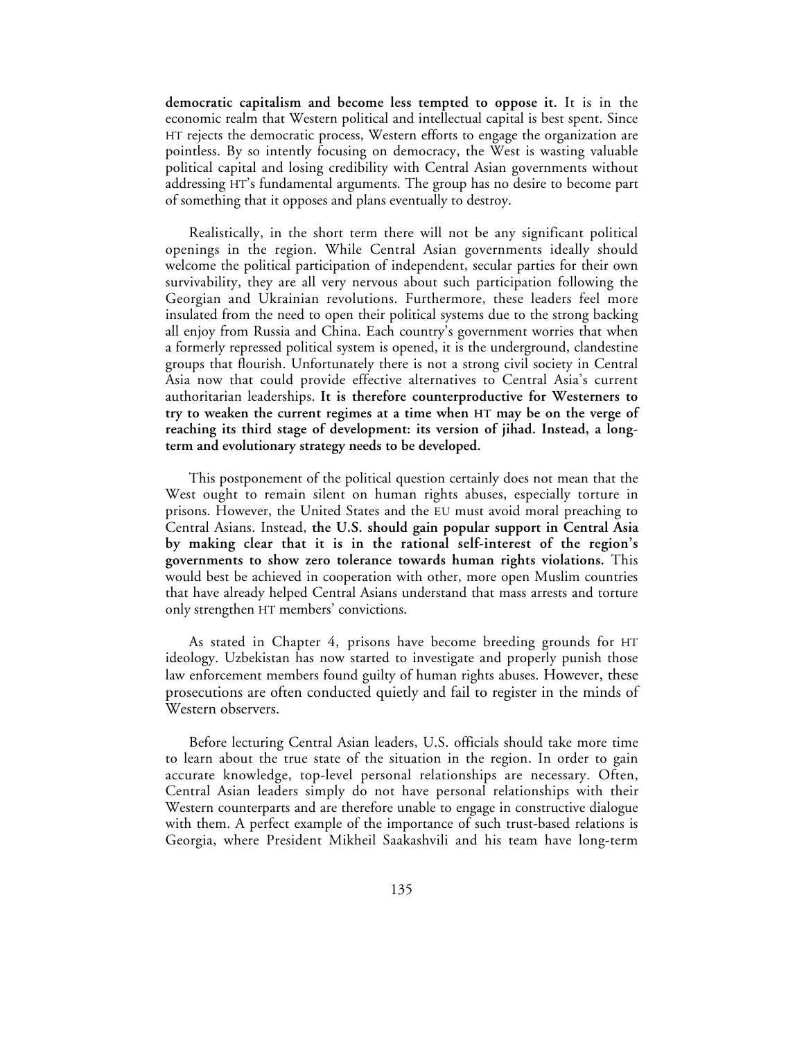**democratic capitalism and become less tempted to oppose it.** It is in the economic realm that Western political and intellectual capital is best spent. Since HT rejects the democratic process, Western efforts to engage the organization are pointless. By so intently focusing on democracy, the West is wasting valuable political capital and losing credibility with Central Asian governments without addressing HT's fundamental arguments. The group has no desire to become part of something that it opposes and plans eventually to destroy.

Realistically, in the short term there will not be any significant political openings in the region. While Central Asian governments ideally should welcome the political participation of independent, secular parties for their own survivability, they are all very nervous about such participation following the Georgian and Ukrainian revolutions. Furthermore, these leaders feel more insulated from the need to open their political systems due to the strong backing all enjoy from Russia and China. Each country's government worries that when a formerly repressed political system is opened, it is the underground, clandestine groups that flourish. Unfortunately there is not a strong civil society in Central Asia now that could provide effective alternatives to Central Asia's current authoritarian leaderships. **It is therefore counterproductive for Westerners to try to weaken the current regimes at a time when HT may be on the verge of reaching its third stage of development: its version of jihad. Instead, a long-term and evolutionary strategy needs to be developed.**

This postponement of the political question certainly does not mean that the West ought to remain silent on human rights abuses, especially torture in prisons. However, the United States and the EU must avoid moral preaching to Central Asians. Instead, **the U.S. should gain popular support in Central Asia by making clear that it is in the rational self-interest of the region's governments to show zero tolerance towards human rights violations.** This would best be achieved in cooperation with other, more open Muslim countries that have already helped Central Asians understand that mass arrests and torture only strengthen HT members' convictions.

As stated in Chapter 4, prisons have become breeding grounds for HT ideology. Uzbekistan has now started to investigate and properly punish those law enforcement members found guilty of human rights abuses. However, these prosecutions are often conducted quietly and fail to register in the minds of Western observers.

Before lecturing Central Asian leaders, U.S. officials should take more time to learn about the true state of the situation in the region. In order to gain accurate knowledge, top-level personal relationships are necessary. Often, Central Asian leaders simply do not have personal relationships with their Western counterparts and are therefore unable to engage in constructive dialogue with them. A perfect example of the importance of such trust-based relations is Georgia, where President Mikheil Saakashvili and his team have long-term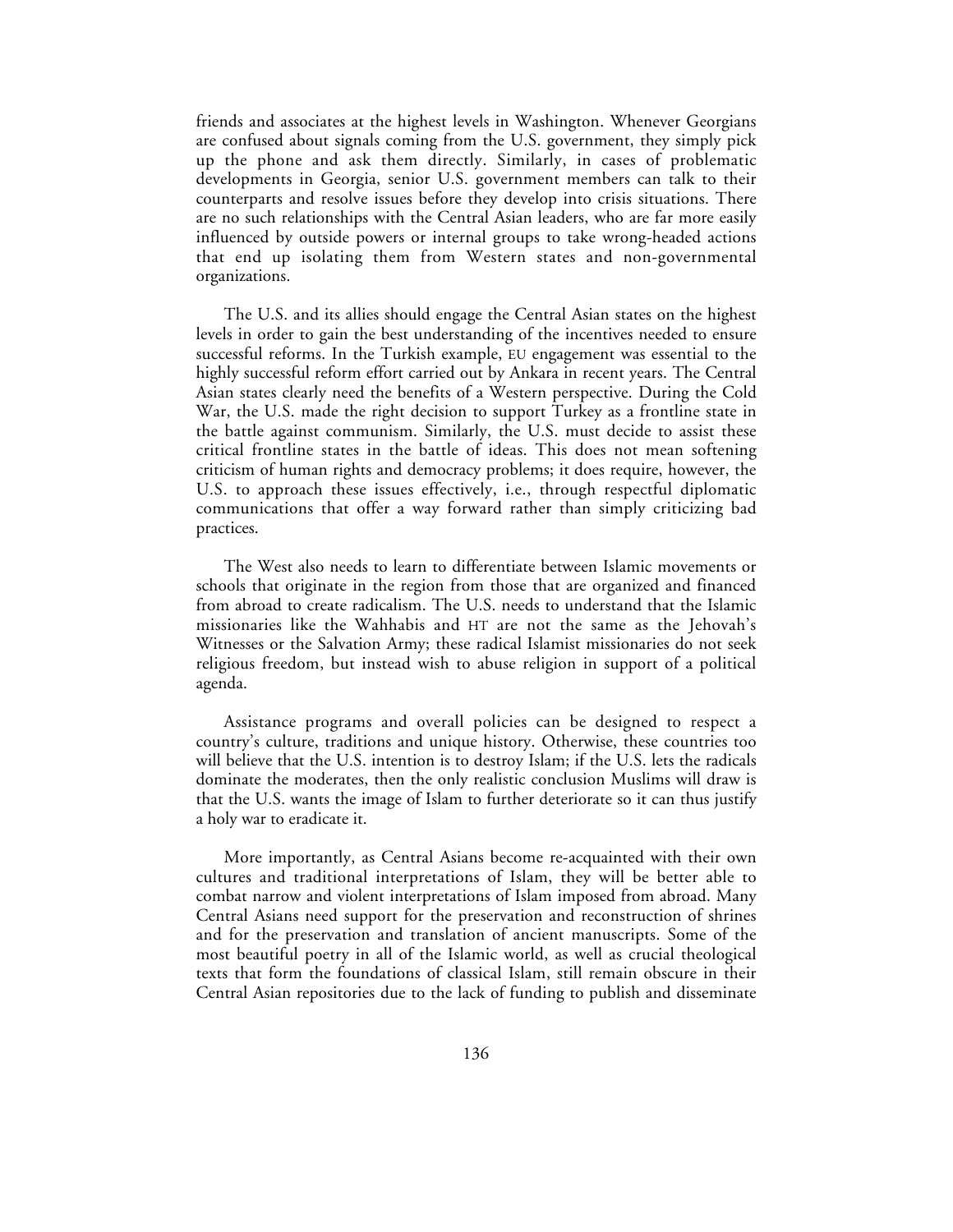friends and associates at the highest levels in Washington. Whenever Georgians are confused about signals coming from the U.S. government, they simply pick up the phone and ask them directly. Similarly, in cases of problematic developments in Georgia, senior U.S. government members can talk to their counterparts and resolve issues before they develop into crisis situations. There are no such relationships with the Central Asian leaders, who are far more easily influenced by outside powers or internal groups to take wrong-headed actions that end up isolating them from Western states and non-governmental organizations.

The U.S. and its allies should engage the Central Asian states on the highest levels in order to gain the best understanding of the incentives needed to ensure successful reforms. In the Turkish example, EU engagement was essential to the highly successful reform effort carried out by Ankara in recent years. The Central Asian states clearly need the benefits of a Western perspective. During the Cold War, the U.S. made the right decision to support Turkey as a frontline state in the battle against communism. Similarly, the U.S. must decide to assist these critical frontline states in the battle of ideas. This does not mean softening criticism of human rights and democracy problems; it does require, however, the U.S. to approach these issues effectively, i.e., through respectful diplomatic communications that offer a way forward rather than simply criticizing bad practices.

The West also needs to learn to differentiate between Islamic movements or schools that originate in the region from those that are organized and financed from abroad to create radicalism. The U.S. needs to understand that the Islamic missionaries like the Wahhabis and HT are not the same as the Jehovah's Witnesses or the Salvation Army; these radical Islamist missionaries do not seek religious freedom, but instead wish to abuse religion in support of a political agenda.

Assistance programs and overall policies can be designed to respect a country's culture, traditions and unique history. Otherwise, these countries too will believe that the U.S. intention is to destroy Islam; if the U.S. lets the radicals dominate the moderates, then the only realistic conclusion Muslims will draw is that the U.S. wants the image of Islam to further deteriorate so it can thus justify a holy war to eradicate it.

More importantly, as Central Asians become re-acquainted with their own cultures and traditional interpretations of Islam, they will be better able to combat narrow and violent interpretations of Islam imposed from abroad. Many Central Asians need support for the preservation and reconstruction of shrines and for the preservation and translation of ancient manuscripts. Some of the most beautiful poetry in all of the Islamic world, as well as crucial theological texts that form the foundations of classical Islam, still remain obscure in their Central Asian repositories due to the lack of funding to publish and disseminate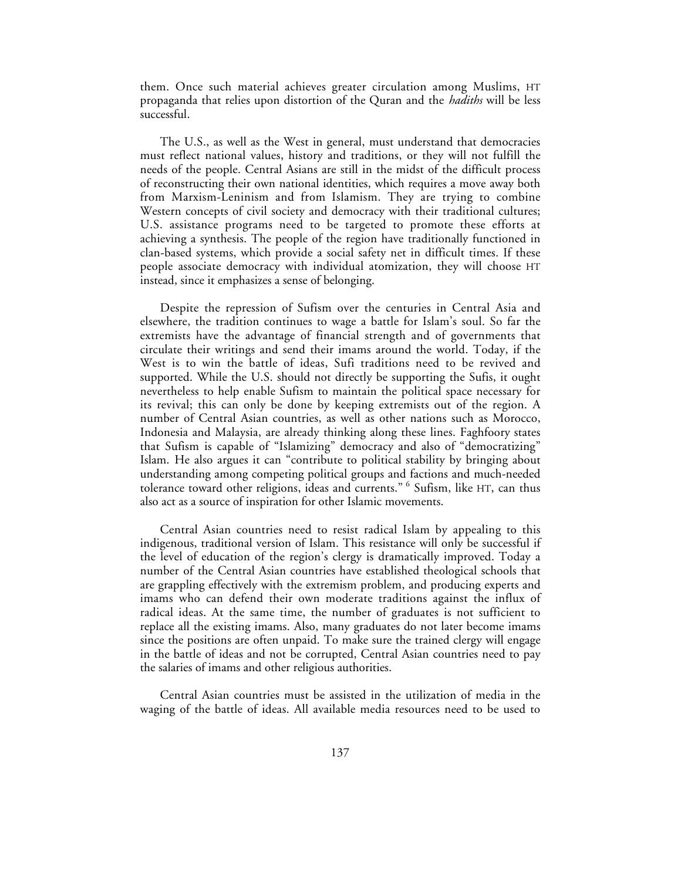them. Once such material achieves greater circulation among Muslims, HT propaganda that relies upon distortion of the Quran and the *hadiths* will be less successful.

The U.S., as well as the West in general, must understand that democracies must reflect national values, history and traditions, or they will not fulfill the needs of the people. Central Asians are still in the midst of the difficult process of reconstructing their own national identities, which requires a move away both from Marxism-Leninism and from Islamism. They are trying to combine Western concepts of civil society and democracy with their traditional cultures; U.S. assistance programs need to be targeted to promote these efforts at achieving a synthesis. The people of the region have traditionally functioned in clan-based systems, which provide a social safety net in difficult times. If these people associate democracy with individual atomization, they will choose HT instead, since it emphasizes a sense of belonging.

Despite the repression of Sufism over the centuries in Central Asia and elsewhere, the tradition continues to wage a battle for Islam's soul. So far the extremists have the advantage of financial strength and of governments that circulate their writings and send their imams around the world. Today, if the West is to win the battle of ideas, Sufi traditions need to be revived and supported. While the U.S. should not directly be supporting the Sufis, it ought nevertheless to help enable Sufism to maintain the political space necessary for its revival; this can only be done by keeping extremists out of the region. A number of Central Asian countries, as well as other nations such as Morocco, Indonesia and Malaysia, are already thinking along these lines. Faghfoory states that Sufism is capable of "Islamizing" democracy and also of "democratizing" Islam. He also argues it can "contribute to political stability by bringing about understanding among competing political groups and factions and much-needed tolerance toward other religions, ideas and currents." [6] Sufism, like HT, can thus also act as a source of inspiration for other Islamic movements.

Central Asian countries need to resist radical Islam by appealing to this indigenous, traditional version of Islam. This resistance will only be successful if the level of education of the region's clergy is dramatically improved. Today a number of the Central Asian countries have established theological schools that are grappling effectively with the extremism problem, and producing experts and imams who can defend their own moderate traditions against the influx of radical ideas. At the same time, the number of graduates is not sufficient to replace all the existing imams. Also, many graduates do not later become imams since the positions are often unpaid. To make sure the trained clergy will engage in the battle of ideas and not be corrupted, Central Asian countries need to pay the salaries of imams and other religious authorities.

Central Asian countries must be assisted in the utilization of media in the waging of the battle of ideas. All available media resources need to be used to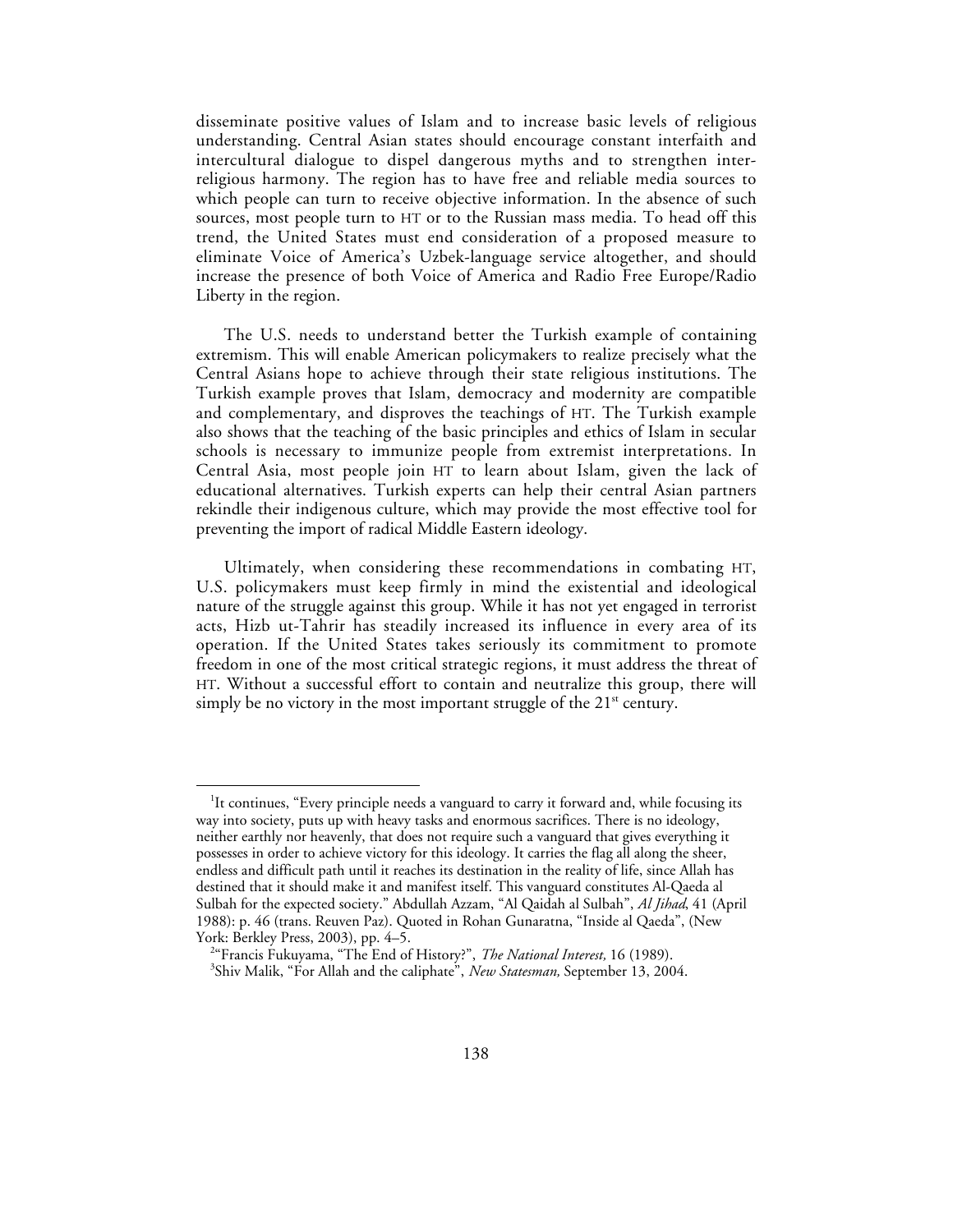disseminate positive values of Islam and to increase basic levels of religious understanding. Central Asian states should encourage constant interfaith and intercultural dialogue to dispel dangerous myths and to strengthen inter-religious harmony. The region has to have free and reliable media sources to which people can turn to receive objective information. In the absence of such sources, most people turn to HT or to the Russian mass media. To head off this trend, the United States must end consideration of a proposed measure to eliminate Voice of America's Uzbek-language service altogether, and should increase the presence of both Voice of America and Radio Free Europe/Radio Liberty in the region.

The U.S. needs to understand better the Turkish example of containing extremism. This will enable American policymakers to realize precisely what the Central Asians hope to achieve through their state religious institutions. The Turkish example proves that Islam, democracy and modernity are compatible and complementary, and disproves the teachings of HT. The Turkish example also shows that the teaching of the basic principles and ethics of Islam in secular schools is necessary to immunize people from extremist interpretations. In Central Asia, most people join HT to learn about Islam, given the lack of educational alternatives. Turkish experts can help their central Asian partners rekindle their indigenous culture, which may provide the most effective tool for preventing the import of radical Middle Eastern ideology.

Ultimately, when considering these recommendations in combating HT, U.S. policymakers must keep firmly in mind the existential and ideological nature of the struggle against this group. While it has not yet engaged in terrorist acts, Hizb ut-Tahrir has steadily increased its influence in every area of its operation. If the United States takes seriously its commitment to promote freedom in one of the most critical strategic regions, it must address the threat of HT. Without a successful effort to contain and neutralize this group, there will simply be no victory in the most important struggle of the 21st century.

---

[1] It continues, "Every principle needs a vanguard to carry it forward and, while focusing its way into society, puts up with heavy tasks and enormous sacrifices. There is no ideology, neither earthly nor heavenly, that does not require such a vanguard that gives everything it possesses in order to achieve victory for this ideology. It carries the flag all along the sheer, endless and difficult path until it reaches its destination in the reality of life, since Allah has destined that it should make it and manifest itself. This vanguard constitutes Al-Qaeda al Sulbah for the expected society." Abdullah Azzam, "Al Qaidah al Sulbah", *Al Jihad*, 41 (April 1988): p. 46 (trans. Reuven Paz). Quoted in Rohan Gunaratna, "Inside al Qaeda", (New York: Berkley Press, 2003), pp. 4–5.

[2] "Francis Fukuyama, "The End of History?", *The National Interest,* 16 (1989).

[3] Shiv Malik, "For Allah and the caliphate", *New Statesman,* September 13, 2004.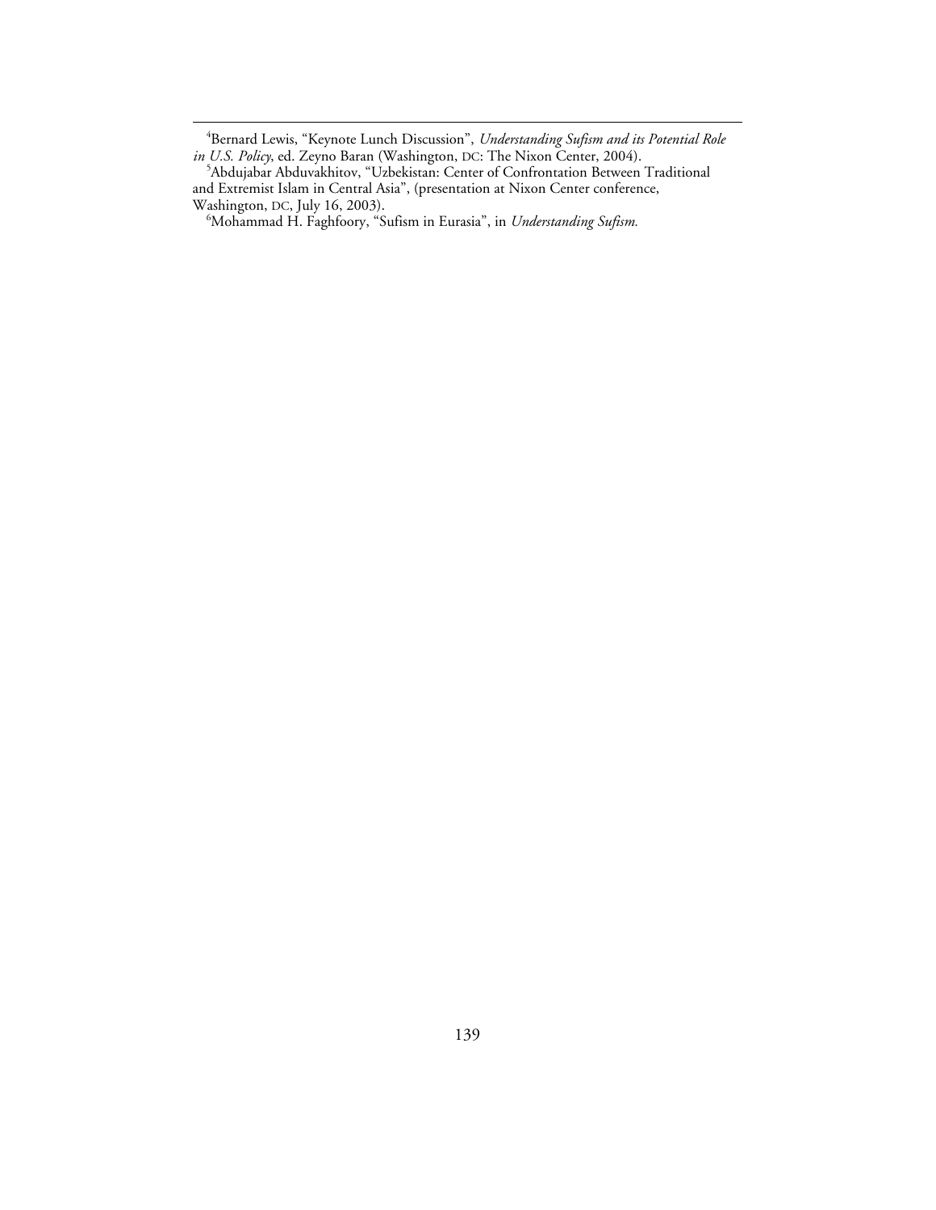[4] Bernard Lewis, "Keynote Lunch Discussion", *Understanding Sufism and its Potential Role in U.S. Policy*, ed. Zeyno Baran (Washington, DC: The Nixon Center, 2004).

[5] Abdujabar Abduvakhitov, "Uzbekistan: Center of Confrontation Between Traditional and Extremist Islam in Central Asia", (presentation at Nixon Center conference, Washington, DC, July 16, 2003).

[6] Mohammad H. Faghfoory, "Sufism in Eurasia", in *Understanding Sufism.*